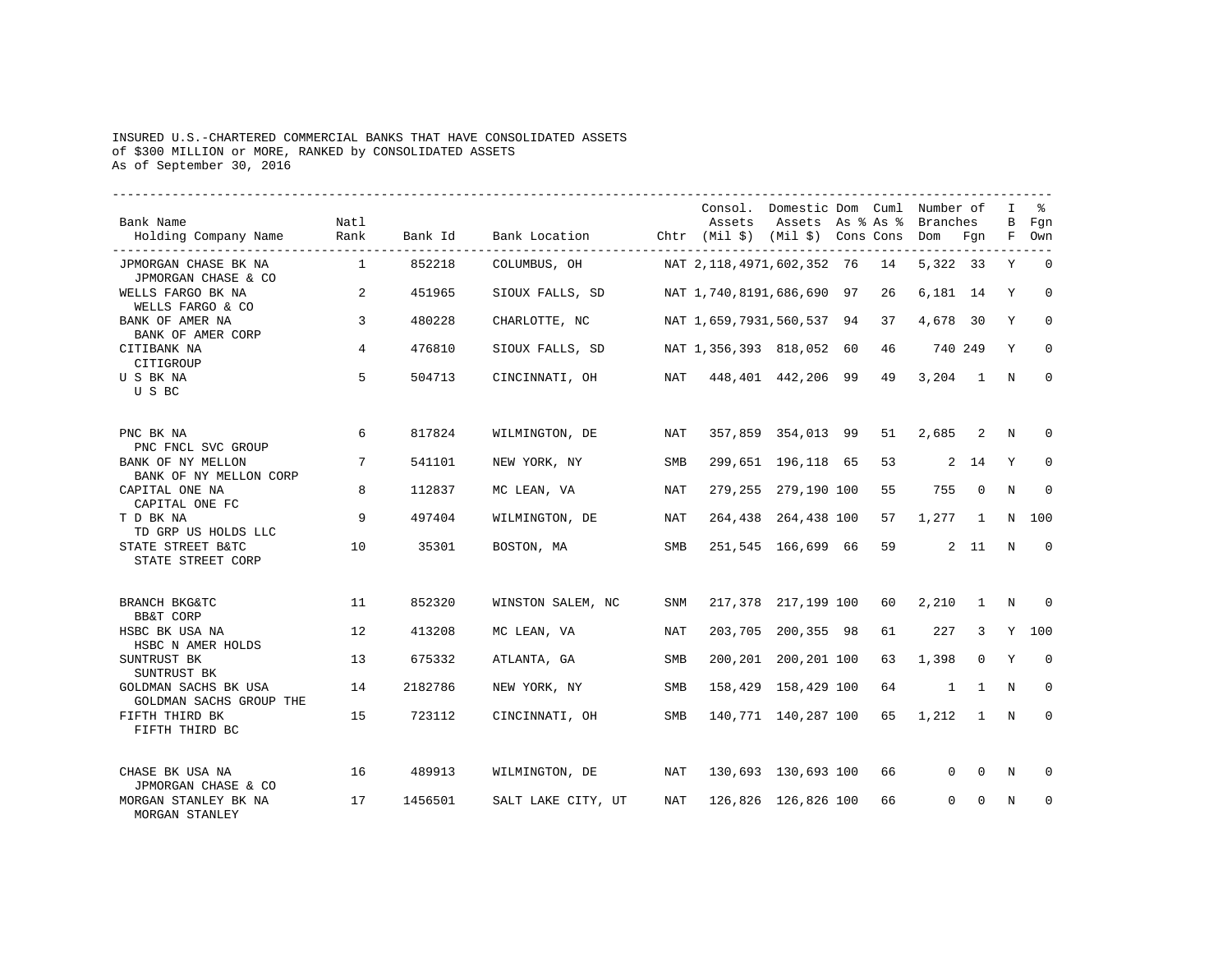INSURED U.S.-CHARTERED COMMERCIAL BANKS THAT HAVE CONSOLIDATED ASSETS
of $300 MILLION or MORE, RANKED by CONSOLIDATED ASSETS
As of September 30, 2016

| Bank Name / Holding Company Name | Natl Rank | Bank Id | Bank Location | Chtr | Consol. Assets (Mil $) | Domestic Assets (Mil $) | Dom As % Cons | Cuml As % Cons | Number of Branches Dom | Number of Branches Fgn | IBF | % Fgn Own |
|---|---|---|---|---|---|---|---|---|---|---|---|---|
| JPMORGAN CHASE BK NA / JPMORGAN CHASE & CO | 1 | 852218 | COLUMBUS, OH | NAT | 2,118,497 | 1,602,352 | 76 | 14 | 5,322 | 33 | Y | 0 |
| WELLS FARGO BK NA / WELLS FARGO & CO | 2 | 451965 | SIOUX FALLS, SD | NAT | 1,740,819 | 1,686,690 | 97 | 26 | 6,181 | 14 | Y | 0 |
| BANK OF AMER NA / BANK OF AMER CORP | 3 | 480228 | CHARLOTTE, NC | NAT | 1,659,793 | 1,560,537 | 94 | 37 | 4,678 | 30 | Y | 0 |
| CITIBANK NA / CITIGROUP | 4 | 476810 | SIOUX FALLS, SD | NAT | 1,356,393 | 818,052 | 60 | 46 | 740 | 249 | Y | 0 |
| U S BK NA / U S BC | 5 | 504713 | CINCINNATI, OH | NAT | 448,401 | 442,206 | 99 | 49 | 3,204 | 1 | N | 0 |
| PNC BK NA / PNC FNCL SVC GROUP | 6 | 817824 | WILMINGTON, DE | NAT | 357,859 | 354,013 | 99 | 51 | 2,685 | 2 | N | 0 |
| BANK OF NY MELLON / BANK OF NY MELLON CORP | 7 | 541101 | NEW YORK, NY | SMB | 299,651 | 196,118 | 65 | 53 | 2 | 14 | Y | 0 |
| CAPITAL ONE NA / CAPITAL ONE FC | 8 | 112837 | MC LEAN, VA | NAT | 279,255 | 279,190 | 100 | 55 | 755 | 0 | N | 0 |
| T D BK NA / TD GRP US HOLDS LLC | 9 | 497404 | WILMINGTON, DE | NAT | 264,438 | 264,438 | 100 | 57 | 1,277 | 1 | N | 100 |
| STATE STREET B&TC / STATE STREET CORP | 10 | 35301 | BOSTON, MA | SMB | 251,545 | 166,699 | 66 | 59 | 2 | 11 | N | 0 |
| BRANCH BKG&TC / BB&T CORP | 11 | 852320 | WINSTON SALEM, NC | SNM | 217,378 | 217,199 | 100 | 60 | 2,210 | 1 | N | 0 |
| HSBC BK USA NA / HSBC N AMER HOLDS | 12 | 413208 | MC LEAN, VA | NAT | 203,705 | 200,355 | 98 | 61 | 227 | 3 | Y | 100 |
| SUNTRUST BK / SUNTRUST BK | 13 | 675332 | ATLANTA, GA | SMB | 200,201 | 200,201 | 100 | 63 | 1,398 | 0 | Y | 0 |
| GOLDMAN SACHS BK USA / GOLDMAN SACHS GROUP THE | 14 | 2182786 | NEW YORK, NY | SMB | 158,429 | 158,429 | 100 | 64 | 1 | 1 | N | 0 |
| FIFTH THIRD BK / FIFTH THIRD BC | 15 | 723112 | CINCINNATI, OH | SMB | 140,771 | 140,287 | 100 | 65 | 1,212 | 1 | N | 0 |
| CHASE BK USA NA / JPMORGAN CHASE & CO | 16 | 489913 | WILMINGTON, DE | NAT | 130,693 | 130,693 | 100 | 66 | 0 | 0 | N | 0 |
| MORGAN STANLEY BK NA / MORGAN STANLEY | 17 | 1456501 | SALT LAKE CITY, UT | NAT | 126,826 | 126,826 | 100 | 66 | 0 | 0 | N | 0 |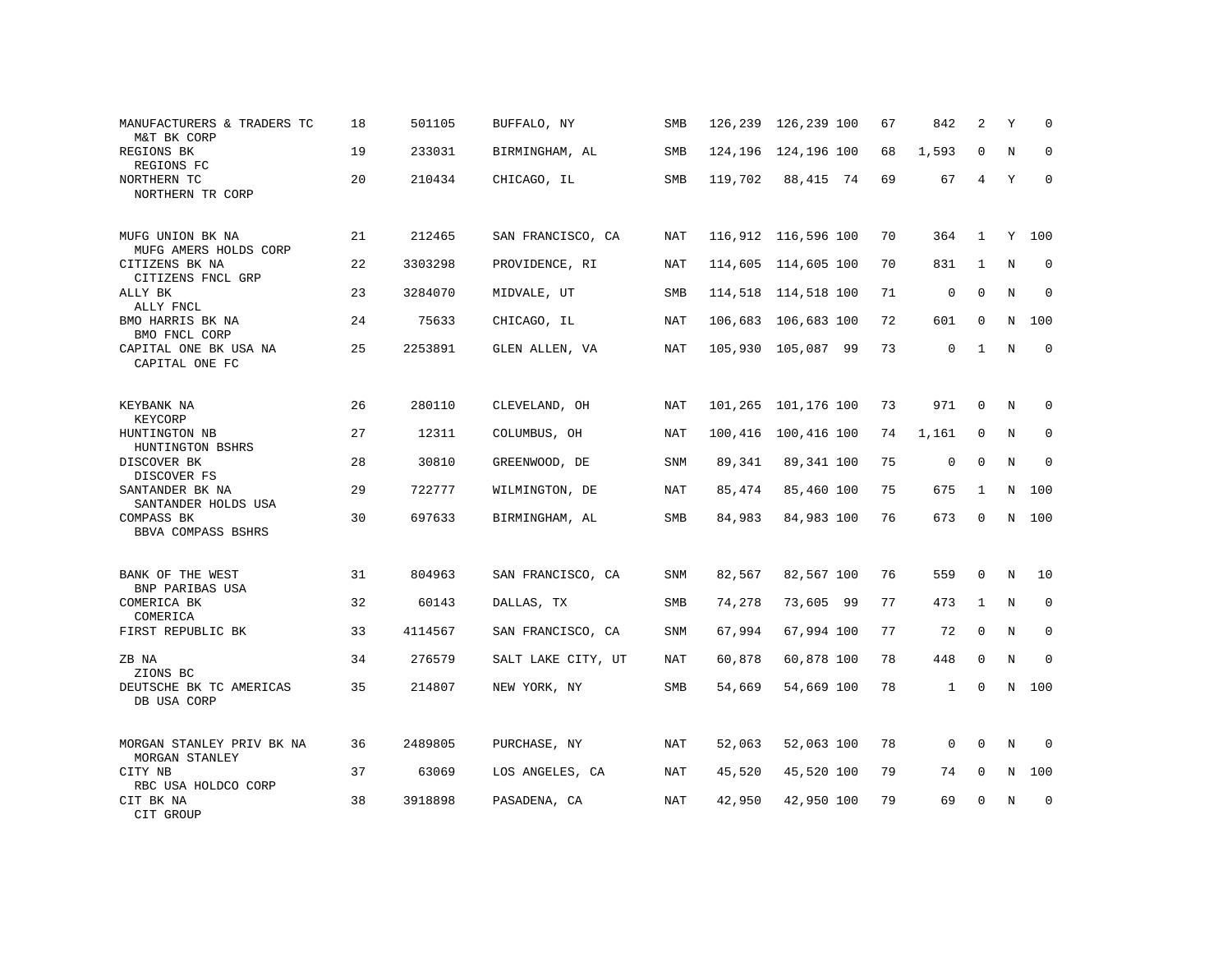| | | | | | | | | | | | | |
|---|---|---|---|---|---|---|---|---|---|---|---|---|
| MANUFACTURERS & TRADERS TC<br>M&T BK CORP | 18 | 501105 | BUFFALO, NY | SMB | 126,239 | 126,239 | 100 | 67 | 842 | 2 | Y | 0 |
| REGIONS BK<br>REGIONS FC | 19 | 233031 | BIRMINGHAM, AL | SMB | 124,196 | 124,196 | 100 | 68 | 1,593 | 0 | N | 0 |
| NORTHERN TC<br>NORTHERN TR CORP | 20 | 210434 | CHICAGO, IL | SMB | 119,702 | 88,415 | 74 | 69 | 67 | 4 | Y | 0 |
| MUFG UNION BK NA<br>MUFG AMERS HOLDS CORP | 21 | 212465 | SAN FRANCISCO, CA | NAT | 116,912 | 116,596 | 100 | 70 | 364 | 1 | Y | 100 |
| CITIZENS BK NA<br>CITIZENS FNCL GRP | 22 | 3303298 | PROVIDENCE, RI | NAT | 114,605 | 114,605 | 100 | 70 | 831 | 1 | N | 0 |
| ALLY BK<br>ALLY FNCL | 23 | 3284070 | MIDVALE, UT | SMB | 114,518 | 114,518 | 100 | 71 | 0 | 0 | N | 0 |
| BMO HARRIS BK NA<br>BMO FNCL CORP | 24 | 75633 | CHICAGO, IL | NAT | 106,683 | 106,683 | 100 | 72 | 601 | 0 | N | 100 |
| CAPITAL ONE BK USA NA<br>CAPITAL ONE FC | 25 | 2253891 | GLEN ALLEN, VA | NAT | 105,930 | 105,087 | 99 | 73 | 0 | 1 | N | 0 |
| KEYBANK NA<br>KEYCORP | 26 | 280110 | CLEVELAND, OH | NAT | 101,265 | 101,176 | 100 | 73 | 971 | 0 | N | 0 |
| HUNTINGTON NB<br>HUNTINGTON BSHRS | 27 | 12311 | COLUMBUS, OH | NAT | 100,416 | 100,416 | 100 | 74 | 1,161 | 0 | N | 0 |
| DISCOVER BK<br>DISCOVER FS | 28 | 30810 | GREENWOOD, DE | SNM | 89,341 | 89,341 | 100 | 75 | 0 | 0 | N | 0 |
| SANTANDER BK NA<br>SANTANDER HOLDS USA | 29 | 722777 | WILMINGTON, DE | NAT | 85,474 | 85,460 | 100 | 75 | 675 | 1 | N | 100 |
| COMPASS BK<br>BBVA COMPASS BSHRS | 30 | 697633 | BIRMINGHAM, AL | SMB | 84,983 | 84,983 | 100 | 76 | 673 | 0 | N | 100 |
| BANK OF THE WEST<br>BNP PARIBAS USA | 31 | 804963 | SAN FRANCISCO, CA | SNM | 82,567 | 82,567 | 100 | 76 | 559 | 0 | N | 10 |
| COMERICA BK<br>COMERICA | 32 | 60143 | DALLAS, TX | SMB | 74,278 | 73,605 | 99 | 77 | 473 | 1 | N | 0 |
| FIRST REPUBLIC BK | 33 | 4114567 | SAN FRANCISCO, CA | SNM | 67,994 | 67,994 | 100 | 77 | 72 | 0 | N | 0 |
| ZB NA<br>ZIONS BC | 34 | 276579 | SALT LAKE CITY, UT | NAT | 60,878 | 60,878 | 100 | 78 | 448 | 0 | N | 0 |
| DEUTSCHE BK TC AMERICAS<br>DB USA CORP | 35 | 214807 | NEW YORK, NY | SMB | 54,669 | 54,669 | 100 | 78 | 1 | 0 | N | 100 |
| MORGAN STANLEY PRIV BK NA<br>MORGAN STANLEY | 36 | 2489805 | PURCHASE, NY | NAT | 52,063 | 52,063 | 100 | 78 | 0 | 0 | N | 0 |
| CITY NB<br>RBC USA HOLDCO CORP | 37 | 63069 | LOS ANGELES, CA | NAT | 45,520 | 45,520 | 100 | 79 | 74 | 0 | N | 100 |
| CIT BK NA<br>CIT GROUP | 38 | 3918898 | PASADENA, CA | NAT | 42,950 | 42,950 | 100 | 79 | 69 | 0 | N | 0 |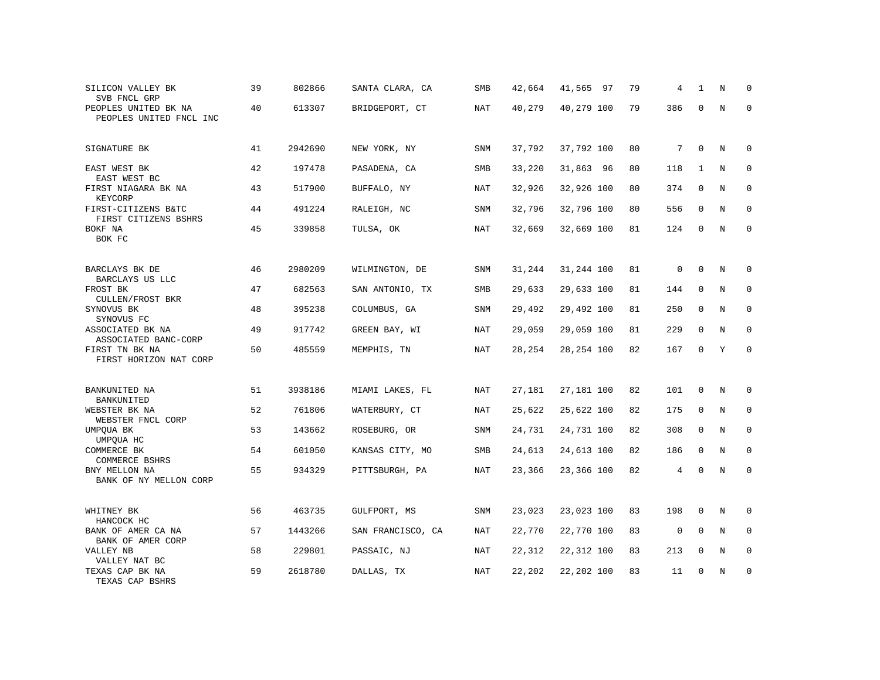| | | | | | | | | | | | | |
|---|---|---|---|---|---|---|---|---|---|---|---|---|
| SILICON VALLEY BK<br>SVB FNCL GRP | 39 | 802866 | SANTA CLARA, CA | SMB | 42,664 | 41,565 | 97 | 79 | 4 | 1 | N | 0 |
| PEOPLES UNITED BK NA<br>PEOPLES UNITED FNCL INC | 40 | 613307 | BRIDGEPORT, CT | NAT | 40,279 | 40,279 | 100 | 79 | 386 | 0 | N | 0 |
| SIGNATURE BK | 41 | 2942690 | NEW YORK, NY | SNM | 37,792 | 37,792 | 100 | 80 | 7 | 0 | N | 0 |
| EAST WEST BK<br>EAST WEST BC | 42 | 197478 | PASADENA, CA | SMB | 33,220 | 31,863 | 96 | 80 | 118 | 1 | N | 0 |
| FIRST NIAGARA BK NA<br>KEYCORP | 43 | 517900 | BUFFALO, NY | NAT | 32,926 | 32,926 | 100 | 80 | 374 | 0 | N | 0 |
| FIRST-CITIZENS B&TC<br>FIRST CITIZENS BSHRS | 44 | 491224 | RALEIGH, NC | SNM | 32,796 | 32,796 | 100 | 80 | 556 | 0 | N | 0 |
| BOKF NA<br>BOK FC | 45 | 339858 | TULSA, OK | NAT | 32,669 | 32,669 | 100 | 81 | 124 | 0 | N | 0 |
| BARCLAYS BK DE<br>BARCLAYS US LLC | 46 | 2980209 | WILMINGTON, DE | SNM | 31,244 | 31,244 | 100 | 81 | 0 | 0 | N | 0 |
| FROST BK<br>CULLEN/FROST BKR | 47 | 682563 | SAN ANTONIO, TX | SMB | 29,633 | 29,633 | 100 | 81 | 144 | 0 | N | 0 |
| SYNOVUS BK<br>SYNOVUS FC | 48 | 395238 | COLUMBUS, GA | SNM | 29,492 | 29,492 | 100 | 81 | 250 | 0 | N | 0 |
| ASSOCIATED BK NA<br>ASSOCIATED BANC-CORP | 49 | 917742 | GREEN BAY, WI | NAT | 29,059 | 29,059 | 100 | 81 | 229 | 0 | N | 0 |
| FIRST TN BK NA<br>FIRST HORIZON NAT CORP | 50 | 485559 | MEMPHIS, TN | NAT | 28,254 | 28,254 | 100 | 82 | 167 | 0 | Y | 0 |
| BANKUNITED NA<br>BANKUNITED | 51 | 3938186 | MIAMI LAKES, FL | NAT | 27,181 | 27,181 | 100 | 82 | 101 | 0 | N | 0 |
| WEBSTER BK NA<br>WEBSTER FNCL CORP | 52 | 761806 | WATERBURY, CT | NAT | 25,622 | 25,622 | 100 | 82 | 175 | 0 | N | 0 |
| UMPQUA BK<br>UMPQUA HC | 53 | 143662 | ROSEBURG, OR | SNM | 24,731 | 24,731 | 100 | 82 | 308 | 0 | N | 0 |
| COMMERCE BK<br>COMMERCE BSHRS | 54 | 601050 | KANSAS CITY, MO | SMB | 24,613 | 24,613 | 100 | 82 | 186 | 0 | N | 0 |
| BNY MELLON NA<br>BANK OF NY MELLON CORP | 55 | 934329 | PITTSBURGH, PA | NAT | 23,366 | 23,366 | 100 | 82 | 4 | 0 | N | 0 |
| WHITNEY BK<br>HANCOCK HC | 56 | 463735 | GULFPORT, MS | SNM | 23,023 | 23,023 | 100 | 83 | 198 | 0 | N | 0 |
| BANK OF AMER CA NA<br>BANK OF AMER CORP | 57 | 1443266 | SAN FRANCISCO, CA | NAT | 22,770 | 22,770 | 100 | 83 | 0 | 0 | N | 0 |
| VALLEY NB<br>VALLEY NAT BC | 58 | 229801 | PASSAIC, NJ | NAT | 22,312 | 22,312 | 100 | 83 | 213 | 0 | N | 0 |
| TEXAS CAP BK NA<br>TEXAS CAP BSHRS | 59 | 2618780 | DALLAS, TX | NAT | 22,202 | 22,202 | 100 | 83 | 11 | 0 | N | 0 |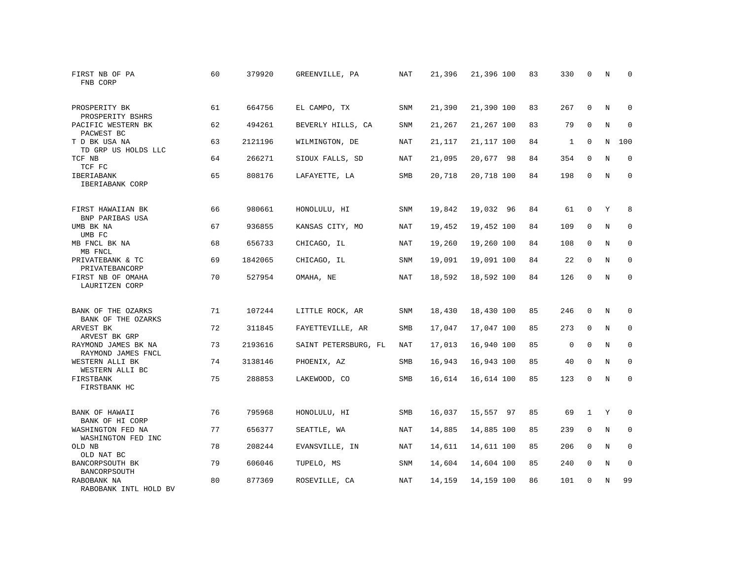| | | | | | | | | | | | | |
|---|---|---|---|---|---|---|---|---|---|---|---|---|
| FIRST NB OF PA<br>FNB CORP | 60 | 379920 | GREENVILLE, PA | NAT | 21,396 | 21,396 | 100 | 83 | 330 | 0 | N | 0 |
| PROSPERITY BK<br>PROSPERITY BSHRS | 61 | 664756 | EL CAMPO, TX | SNM | 21,390 | 21,390 | 100 | 83 | 267 | 0 | N | 0 |
| PACIFIC WESTERN BK<br>PACWEST BC | 62 | 494261 | BEVERLY HILLS, CA | SNM | 21,267 | 21,267 | 100 | 83 | 79 | 0 | N | 0 |
| T D BK USA NA<br>TD GRP US HOLDS LLC | 63 | 2121196 | WILMINGTON, DE | NAT | 21,117 | 21,117 | 100 | 84 | 1 | 0 | N | 100 |
| TCF NB<br>TCF FC | 64 | 266271 | SIOUX FALLS, SD | NAT | 21,095 | 20,677 | 98 | 84 | 354 | 0 | N | 0 |
| IBERIABANK<br>IBERIABANK CORP | 65 | 808176 | LAFAYETTE, LA | SMB | 20,718 | 20,718 | 100 | 84 | 198 | 0 | N | 0 |
| FIRST HAWAIIAN BK<br>BNP PARIBAS USA | 66 | 980661 | HONOLULU, HI | SNM | 19,842 | 19,032 | 96 | 84 | 61 | 0 | Y | 8 |
| UMB BK NA<br>UMB FC | 67 | 936855 | KANSAS CITY, MO | NAT | 19,452 | 19,452 | 100 | 84 | 109 | 0 | N | 0 |
| MB FNCL BK NA<br>MB FNCL | 68 | 656733 | CHICAGO, IL | NAT | 19,260 | 19,260 | 100 | 84 | 108 | 0 | N | 0 |
| PRIVATEBANK & TC<br>PRIVATEBANCORP | 69 | 1842065 | CHICAGO, IL | SNM | 19,091 | 19,091 | 100 | 84 | 22 | 0 | N | 0 |
| FIRST NB OF OMAHA<br>LAURITZEN CORP | 70 | 527954 | OMAHA, NE | NAT | 18,592 | 18,592 | 100 | 84 | 126 | 0 | N | 0 |
| BANK OF THE OZARKS<br>BANK OF THE OZARKS | 71 | 107244 | LITTLE ROCK, AR | SNM | 18,430 | 18,430 | 100 | 85 | 246 | 0 | N | 0 |
| ARVEST BK<br>ARVEST BK GRP | 72 | 311845 | FAYETTEVILLE, AR | SMB | 17,047 | 17,047 | 100 | 85 | 273 | 0 | N | 0 |
| RAYMOND JAMES BK NA<br>RAYMOND JAMES FNCL | 73 | 2193616 | SAINT PETERSBURG, FL | NAT | 17,013 | 16,940 | 100 | 85 | 0 | 0 | N | 0 |
| WESTERN ALLI BK<br>WESTERN ALLI BC | 74 | 3138146 | PHOENIX, AZ | SMB | 16,943 | 16,943 | 100 | 85 | 40 | 0 | N | 0 |
| FIRSTBANK<br>FIRSTBANK HC | 75 | 288853 | LAKEWOOD, CO | SMB | 16,614 | 16,614 | 100 | 85 | 123 | 0 | N | 0 |
| BANK OF HAWAII<br>BANK OF HI CORP | 76 | 795968 | HONOLULU, HI | SMB | 16,037 | 15,557 | 97 | 85 | 69 | 1 | Y | 0 |
| WASHINGTON FED NA<br>WASHINGTON FED INC | 77 | 656377 | SEATTLE, WA | NAT | 14,885 | 14,885 | 100 | 85 | 239 | 0 | N | 0 |
| OLD NB<br>OLD NAT BC | 78 | 208244 | EVANSVILLE, IN | NAT | 14,611 | 14,611 | 100 | 85 | 206 | 0 | N | 0 |
| BANCORPSOUTH BK<br>BANCORPSOUTH | 79 | 606046 | TUPELO, MS | SNM | 14,604 | 14,604 | 100 | 85 | 240 | 0 | N | 0 |
| RABOBANK NA<br>RABOBANK INTL HOLD BV | 80 | 877369 | ROSEVILLE, CA | NAT | 14,159 | 14,159 | 100 | 86 | 101 | 0 | N | 99 |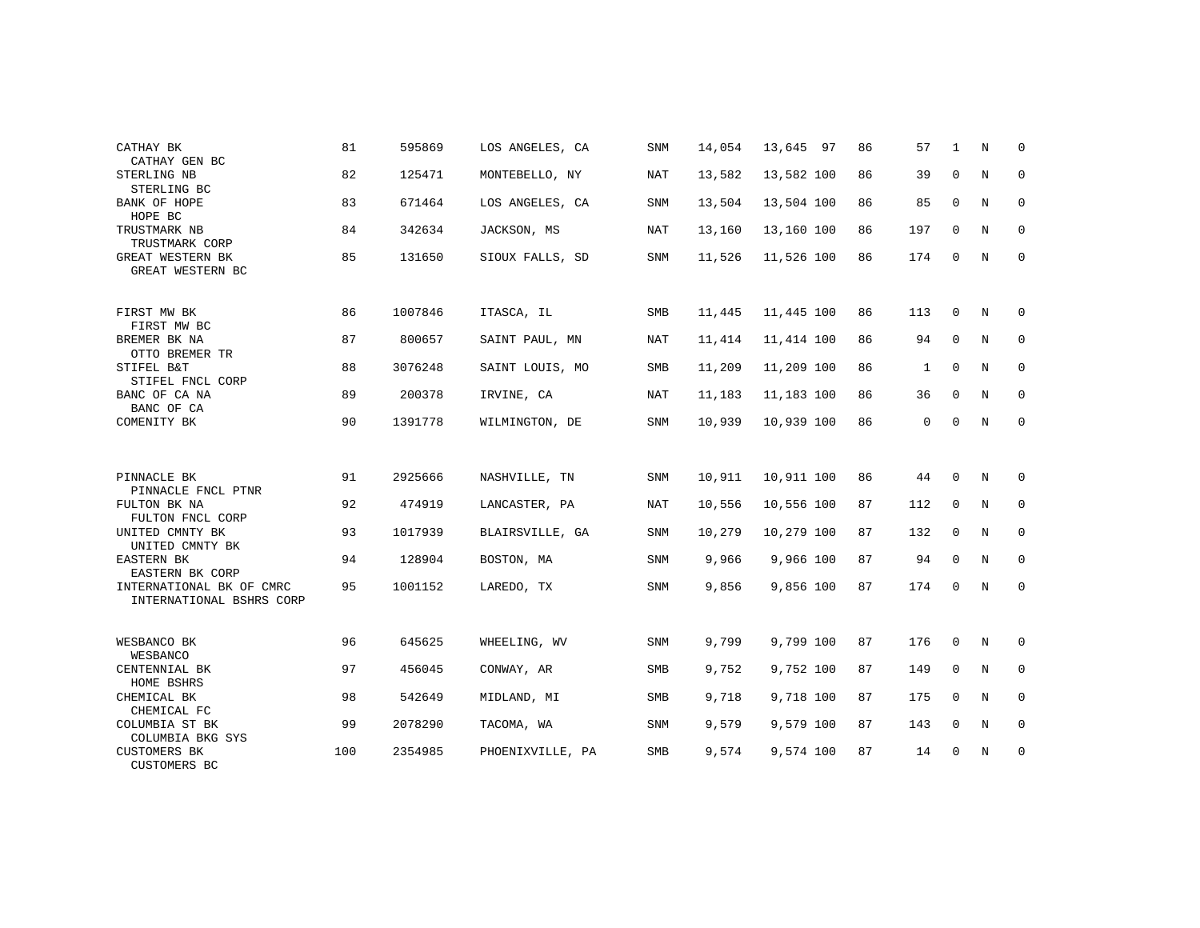| | | | | | | | | | | | | |
|---|---|---|---|---|---|---|---|---|---|---|---|---|
| CATHAY BK<br>CATHAY GEN BC | 81 | 595869 | LOS ANGELES, CA | SNM | 14,054 | 13,645 | 97 | 86 | 57 | 1 | N | 0 |
| STERLING NB<br>STERLING BC | 82 | 125471 | MONTEBELLO, NY | NAT | 13,582 | 13,582 | 100 | 86 | 39 | 0 | N | 0 |
| BANK OF HOPE<br>HOPE BC | 83 | 671464 | LOS ANGELES, CA | SNM | 13,504 | 13,504 | 100 | 86 | 85 | 0 | N | 0 |
| TRUSTMARK NB<br>TRUSTMARK CORP | 84 | 342634 | JACKSON, MS | NAT | 13,160 | 13,160 | 100 | 86 | 197 | 0 | N | 0 |
| GREAT WESTERN BK<br>GREAT WESTERN BC | 85 | 131650 | SIOUX FALLS, SD | SNM | 11,526 | 11,526 | 100 | 86 | 174 | 0 | N | 0 |
| FIRST MW BK<br>FIRST MW BC | 86 | 1007846 | ITASCA, IL | SMB | 11,445 | 11,445 | 100 | 86 | 113 | 0 | N | 0 |
| BREMER BK NA<br>OTTO BREMER TR | 87 | 800657 | SAINT PAUL, MN | NAT | 11,414 | 11,414 | 100 | 86 | 94 | 0 | N | 0 |
| STIFEL B&T<br>STIFEL FNCL CORP | 88 | 3076248 | SAINT LOUIS, MO | SMB | 11,209 | 11,209 | 100 | 86 | 1 | 0 | N | 0 |
| BANC OF CA NA<br>BANC OF CA | 89 | 200378 | IRVINE, CA | NAT | 11,183 | 11,183 | 100 | 86 | 36 | 0 | N | 0 |
| COMENITY BK | 90 | 1391778 | WILMINGTON, DE | SNM | 10,939 | 10,939 | 100 | 86 | 0 | 0 | N | 0 |
| PINNACLE BK<br>PINNACLE FNCL PTNR | 91 | 2925666 | NASHVILLE, TN | SNM | 10,911 | 10,911 | 100 | 86 | 44 | 0 | N | 0 |
| FULTON BK NA<br>FULTON FNCL CORP | 92 | 474919 | LANCASTER, PA | NAT | 10,556 | 10,556 | 100 | 87 | 112 | 0 | N | 0 |
| UNITED CMNTY BK<br>UNITED CMNTY BK | 93 | 1017939 | BLAIRSVILLE, GA | SNM | 10,279 | 10,279 | 100 | 87 | 132 | 0 | N | 0 |
| EASTERN BK<br>EASTERN BK CORP | 94 | 128904 | BOSTON, MA | SNM | 9,966 | 9,966 | 100 | 87 | 94 | 0 | N | 0 |
| INTERNATIONAL BK OF CMRC<br>INTERNATIONAL BSHRS CORP | 95 | 1001152 | LAREDO, TX | SNM | 9,856 | 9,856 | 100 | 87 | 174 | 0 | N | 0 |
| WESBANCO BK<br>WESBANCO | 96 | 645625 | WHEELING, WV | SNM | 9,799 | 9,799 | 100 | 87 | 176 | 0 | N | 0 |
| CENTENNIAL BK<br>HOME BSHRS | 97 | 456045 | CONWAY, AR | SMB | 9,752 | 9,752 | 100 | 87 | 149 | 0 | N | 0 |
| CHEMICAL BK<br>CHEMICAL FC | 98 | 542649 | MIDLAND, MI | SMB | 9,718 | 9,718 | 100 | 87 | 175 | 0 | N | 0 |
| COLUMBIA ST BK<br>COLUMBIA BKG SYS | 99 | 2078290 | TACOMA, WA | SNM | 9,579 | 9,579 | 100 | 87 | 143 | 0 | N | 0 |
| CUSTOMERS BK<br>CUSTOMERS BC | 100 | 2354985 | PHOENIXVILLE, PA | SMB | 9,574 | 9,574 | 100 | 87 | 14 | 0 | N | 0 |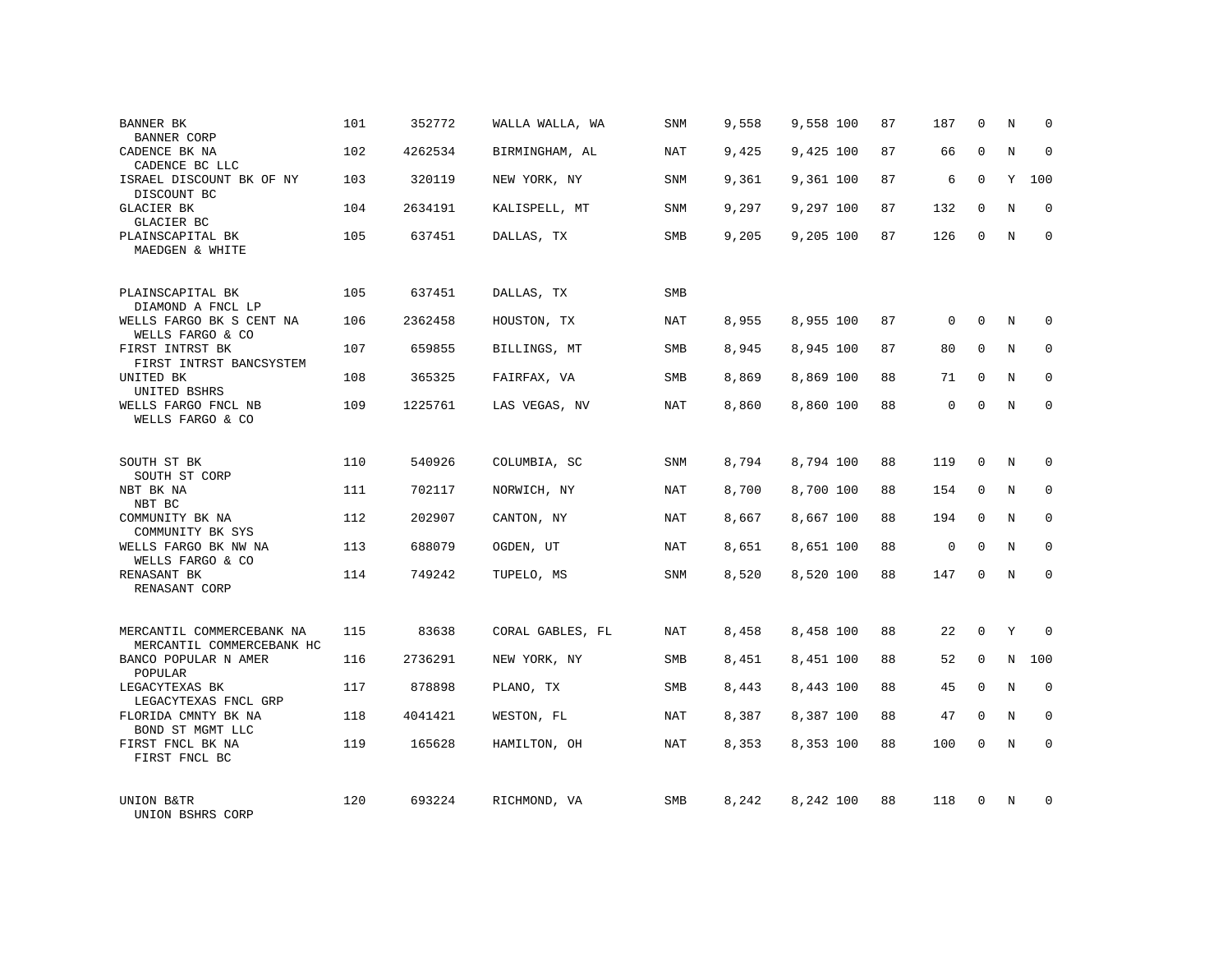| | | | | | | | | | | | |
|---|---|---|---|---|---|---|---|---|---|---|---|
| BANNER BK<br>BANNER CORP | 101 | 352772 | WALLA WALLA, WA | SNM | 9,558 | 9,558 100 | 87 | 187 | 0 | N | 0 |
| CADENCE BK NA<br>CADENCE BC LLC | 102 | 4262534 | BIRMINGHAM, AL | NAT | 9,425 | 9,425 100 | 87 | 66 | 0 | N | 0 |
| ISRAEL DISCOUNT BK OF NY<br>DISCOUNT BC | 103 | 320119 | NEW YORK, NY | SNM | 9,361 | 9,361 100 | 87 | 6 | 0 | Y | 100 |
| GLACIER BK<br>GLACIER BC | 104 | 2634191 | KALISPELL, MT | SNM | 9,297 | 9,297 100 | 87 | 132 | 0 | N | 0 |
| PLAINSCAPITAL BK<br>MAEDGEN & WHITE | 105 | 637451 | DALLAS, TX | SMB | 9,205 | 9,205 100 | 87 | 126 | 0 | N | 0 |
| PLAINSCAPITAL BK<br>DIAMOND A FNCL LP | 105 | 637451 | DALLAS, TX | SMB | | | | | | | |
| WELLS FARGO BK S CENT NA<br>WELLS FARGO & CO | 106 | 2362458 | HOUSTON, TX | NAT | 8,955 | 8,955 100 | 87 | 0 | 0 | N | 0 |
| FIRST INTRST BK<br>FIRST INTRST BANCSYSTEM | 107 | 659855 | BILLINGS, MT | SMB | 8,945 | 8,945 100 | 87 | 80 | 0 | N | 0 |
| UNITED BK<br>UNITED BSHRS | 108 | 365325 | FAIRFAX, VA | SMB | 8,869 | 8,869 100 | 88 | 71 | 0 | N | 0 |
| WELLS FARGO FNCL NB<br>WELLS FARGO & CO | 109 | 1225761 | LAS VEGAS, NV | NAT | 8,860 | 8,860 100 | 88 | 0 | 0 | N | 0 |
| SOUTH ST BK<br>SOUTH ST CORP | 110 | 540926 | COLUMBIA, SC | SNM | 8,794 | 8,794 100 | 88 | 119 | 0 | N | 0 |
| NBT BK NA<br>NBT BC | 111 | 702117 | NORWICH, NY | NAT | 8,700 | 8,700 100 | 88 | 154 | 0 | N | 0 |
| COMMUNITY BK NA<br>COMMUNITY BK SYS | 112 | 202907 | CANTON, NY | NAT | 8,667 | 8,667 100 | 88 | 194 | 0 | N | 0 |
| WELLS FARGO BK NW NA<br>WELLS FARGO & CO | 113 | 688079 | OGDEN, UT | NAT | 8,651 | 8,651 100 | 88 | 0 | 0 | N | 0 |
| RENASANT BK<br>RENASANT CORP | 114 | 749242 | TUPELO, MS | SNM | 8,520 | 8,520 100 | 88 | 147 | 0 | N | 0 |
| MERCANTIL COMMERCEBANK NA<br>MERCANTIL COMMERCEBANK HC | 115 | 83638 | CORAL GABLES, FL | NAT | 8,458 | 8,458 100 | 88 | 22 | 0 | Y | 0 |
| BANCO POPULAR N AMER<br>POPULAR | 116 | 2736291 | NEW YORK, NY | SMB | 8,451 | 8,451 100 | 88 | 52 | 0 | N | 100 |
| LEGACYTEXAS BK<br>LEGACYTEXAS FNCL GRP | 117 | 878898 | PLANO, TX | SMB | 8,443 | 8,443 100 | 88 | 45 | 0 | N | 0 |
| FLORIDA CMNTY BK NA<br>BOND ST MGMT LLC | 118 | 4041421 | WESTON, FL | NAT | 8,387 | 8,387 100 | 88 | 47 | 0 | N | 0 |
| FIRST FNCL BK NA<br>FIRST FNCL BC | 119 | 165628 | HAMILTON, OH | NAT | 8,353 | 8,353 100 | 88 | 100 | 0 | N | 0 |
| UNION B&TR<br>UNION BSHRS CORP | 120 | 693224 | RICHMOND, VA | SMB | 8,242 | 8,242 100 | 88 | 118 | 0 | N | 0 |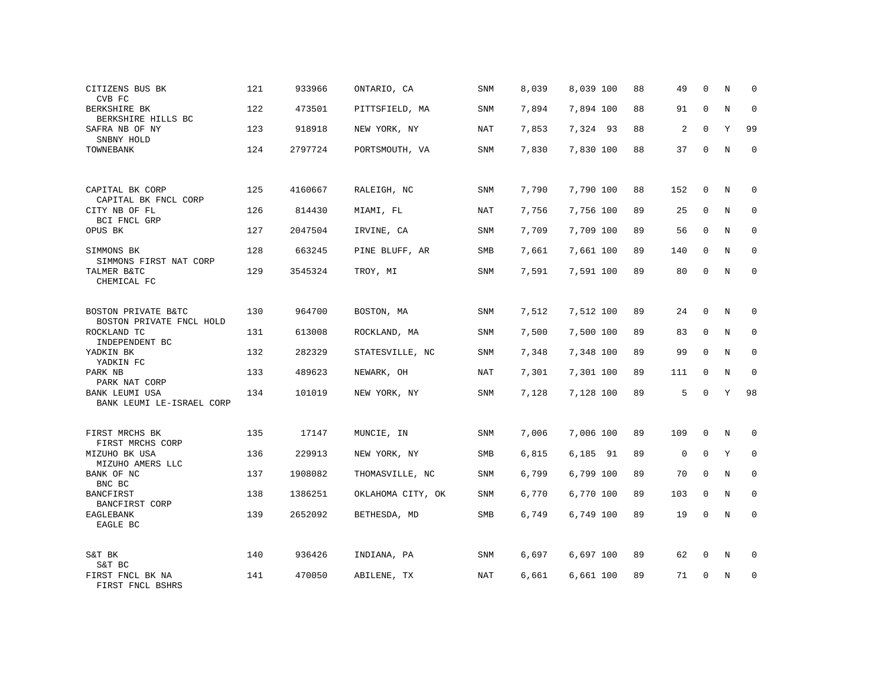| | | | | | | | | | | | | |
|---|---|---|---|---|---|---|---|---|---|---|---|---|
| CITIZENS BUS BK<br>CVB FC | 121 | 933966 | ONTARIO, CA | SNM | 8,039 | 8,039 | 100 | 88 | 49 | 0 | N | 0 |
| BERKSHIRE BK<br>BERKSHIRE HILLS BC | 122 | 473501 | PITTSFIELD, MA | SNM | 7,894 | 7,894 | 100 | 88 | 91 | 0 | N | 0 |
| SAFRA NB OF NY<br>SNBNY HOLD | 123 | 918918 | NEW YORK, NY | NAT | 7,853 | 7,324 | 93 | 88 | 2 | 0 | Y | 99 |
| TOWNEBANK | 124 | 2797724 | PORTSMOUTH, VA | SNM | 7,830 | 7,830 | 100 | 88 | 37 | 0 | N | 0 |
| CAPITAL BK CORP<br>CAPITAL BK FNCL CORP | 125 | 4160667 | RALEIGH, NC | SNM | 7,790 | 7,790 | 100 | 88 | 152 | 0 | N | 0 |
| CITY NB OF FL<br>BCI FNCL GRP | 126 | 814430 | MIAMI, FL | NAT | 7,756 | 7,756 | 100 | 89 | 25 | 0 | N | 0 |
| OPUS BK | 127 | 2047504 | IRVINE, CA | SNM | 7,709 | 7,709 | 100 | 89 | 56 | 0 | N | 0 |
| SIMMONS BK<br>SIMMONS FIRST NAT CORP | 128 | 663245 | PINE BLUFF, AR | SMB | 7,661 | 7,661 | 100 | 89 | 140 | 0 | N | 0 |
| TALMER B&TC<br>CHEMICAL FC | 129 | 3545324 | TROY, MI | SNM | 7,591 | 7,591 | 100 | 89 | 80 | 0 | N | 0 |
| BOSTON PRIVATE B&TC<br>BOSTON PRIVATE FNCL HOLD | 130 | 964700 | BOSTON, MA | SNM | 7,512 | 7,512 | 100 | 89 | 24 | 0 | N | 0 |
| ROCKLAND TC<br>INDEPENDENT BC | 131 | 613008 | ROCKLAND, MA | SNM | 7,500 | 7,500 | 100 | 89 | 83 | 0 | N | 0 |
| YADKIN BK<br>YADKIN FC | 132 | 282329 | STATESVILLE, NC | SNM | 7,348 | 7,348 | 100 | 89 | 99 | 0 | N | 0 |
| PARK NB<br>PARK NAT CORP | 133 | 489623 | NEWARK, OH | NAT | 7,301 | 7,301 | 100 | 89 | 111 | 0 | N | 0 |
| BANK LEUMI USA<br>BANK LEUMI LE-ISRAEL CORP | 134 | 101019 | NEW YORK, NY | SNM | 7,128 | 7,128 | 100 | 89 | 5 | 0 | Y | 98 |
| FIRST MRCHS BK<br>FIRST MRCHS CORP | 135 | 17147 | MUNCIE, IN | SNM | 7,006 | 7,006 | 100 | 89 | 109 | 0 | N | 0 |
| MIZUHO BK USA<br>MIZUHO AMERS LLC | 136 | 229913 | NEW YORK, NY | SMB | 6,815 | 6,185 | 91 | 89 | 0 | 0 | Y | 0 |
| BANK OF NC<br>BNC BC | 137 | 1908082 | THOMASVILLE, NC | SNM | 6,799 | 6,799 | 100 | 89 | 70 | 0 | N | 0 |
| BANCFIRST<br>BANCFIRST CORP | 138 | 1386251 | OKLAHOMA CITY, OK | SNM | 6,770 | 6,770 | 100 | 89 | 103 | 0 | N | 0 |
| EAGLEBANK<br>EAGLE BC | 139 | 2652092 | BETHESDA, MD | SMB | 6,749 | 6,749 | 100 | 89 | 19 | 0 | N | 0 |
| S&T BK<br>S&T BC | 140 | 936426 | INDIANA, PA | SNM | 6,697 | 6,697 | 100 | 89 | 62 | 0 | N | 0 |
| FIRST FNCL BK NA<br>FIRST FNCL BSHRS | 141 | 470050 | ABILENE, TX | NAT | 6,661 | 6,661 | 100 | 89 | 71 | 0 | N | 0 |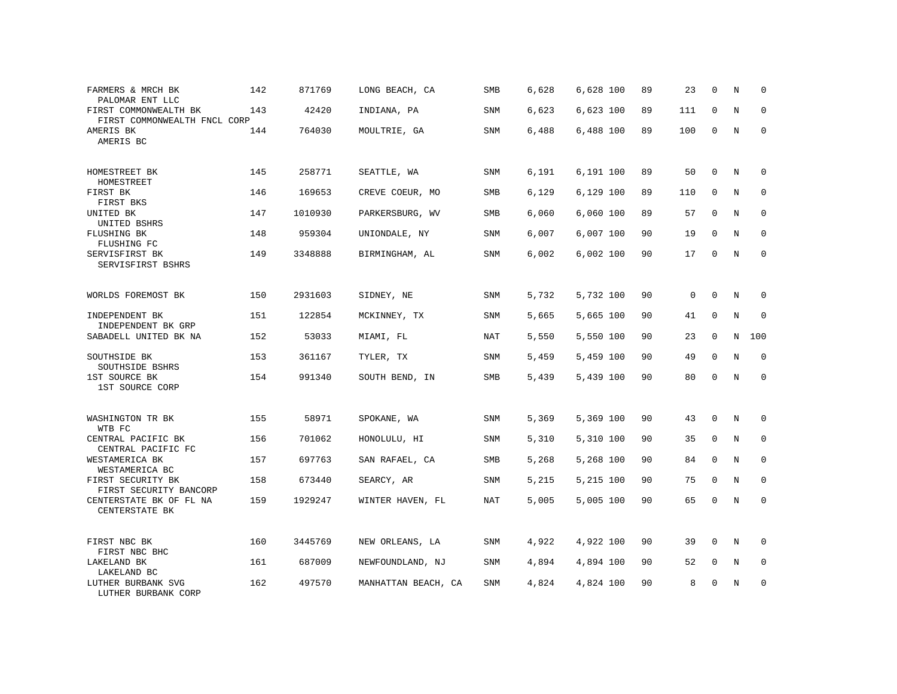| | | | | | | | | | | | | |
|---|---|---|---|---|---|---|---|---|---|---|---|---|
| FARMERS & MRCH BK<br>PALOMAR ENT LLC | 142 | 871769 | LONG BEACH, CA | SMB | 6,628 | 6,628 | 100 | 89 | 23 | 0 | N | 0 |
| FIRST COMMONWEALTH BK<br>FIRST COMMONWEALTH FNCL CORP | 143 | 42420 | INDIANA, PA | SNM | 6,623 | 6,623 | 100 | 89 | 111 | 0 | N | 0 |
| AMERIS BK<br>AMERIS BC | 144 | 764030 | MOULTRIE, GA | SNM | 6,488 | 6,488 | 100 | 89 | 100 | 0 | N | 0 |
| HOMESTREET BK<br>HOMESTREET | 145 | 258771 | SEATTLE, WA | SNM | 6,191 | 6,191 | 100 | 89 | 50 | 0 | N | 0 |
| FIRST BK<br>FIRST BKS | 146 | 169653 | CREVE COEUR, MO | SMB | 6,129 | 6,129 | 100 | 89 | 110 | 0 | N | 0 |
| UNITED BK<br>UNITED BSHRS | 147 | 1010930 | PARKERSBURG, WV | SMB | 6,060 | 6,060 | 100 | 89 | 57 | 0 | N | 0 |
| FLUSHING BK<br>FLUSHING FC | 148 | 959304 | UNIONDALE, NY | SNM | 6,007 | 6,007 | 100 | 90 | 19 | 0 | N | 0 |
| SERVISFIRST BK<br>SERVISFIRST BSHRS | 149 | 3348888 | BIRMINGHAM, AL | SNM | 6,002 | 6,002 | 100 | 90 | 17 | 0 | N | 0 |
| WORLDS FOREMOST BK | 150 | 2931603 | SIDNEY, NE | SNM | 5,732 | 5,732 | 100 | 90 | 0 | 0 | N | 0 |
| INDEPENDENT BK<br>INDEPENDENT BK GRP | 151 | 122854 | MCKINNEY, TX | SNM | 5,665 | 5,665 | 100 | 90 | 41 | 0 | N | 0 |
| SABADELL UNITED BK NA | 152 | 53033 | MIAMI, FL | NAT | 5,550 | 5,550 | 100 | 90 | 23 | 0 | N | 100 |
| SOUTHSIDE BK<br>SOUTHSIDE BSHRS | 153 | 361167 | TYLER, TX | SNM | 5,459 | 5,459 | 100 | 90 | 49 | 0 | N | 0 |
| 1ST SOURCE BK<br>1ST SOURCE CORP | 154 | 991340 | SOUTH BEND, IN | SMB | 5,439 | 5,439 | 100 | 90 | 80 | 0 | N | 0 |
| WASHINGTON TR BK<br>WTB FC | 155 | 58971 | SPOKANE, WA | SNM | 5,369 | 5,369 | 100 | 90 | 43 | 0 | N | 0 |
| CENTRAL PACIFIC BK<br>CENTRAL PACIFIC FC | 156 | 701062 | HONOLULU, HI | SNM | 5,310 | 5,310 | 100 | 90 | 35 | 0 | N | 0 |
| WESTAMERICA BK<br>WESTAMERICA BC | 157 | 697763 | SAN RAFAEL, CA | SMB | 5,268 | 5,268 | 100 | 90 | 84 | 0 | N | 0 |
| FIRST SECURITY BK<br>FIRST SECURITY BANCORP | 158 | 673440 | SEARCY, AR | SNM | 5,215 | 5,215 | 100 | 90 | 75 | 0 | N | 0 |
| CENTERSTATE BK OF FL NA<br>CENTERSTATE BK | 159 | 1929247 | WINTER HAVEN, FL | NAT | 5,005 | 5,005 | 100 | 90 | 65 | 0 | N | 0 |
| FIRST NBC BK<br>FIRST NBC BHC | 160 | 3445769 | NEW ORLEANS, LA | SNM | 4,922 | 4,922 | 100 | 90 | 39 | 0 | N | 0 |
| LAKELAND BK<br>LAKELAND BC | 161 | 687009 | NEWFOUNDLAND, NJ | SNM | 4,894 | 4,894 | 100 | 90 | 52 | 0 | N | 0 |
| LUTHER BURBANK SVG<br>LUTHER BURBANK CORP | 162 | 497570 | MANHATTAN BEACH, CA | SNM | 4,824 | 4,824 | 100 | 90 | 8 | 0 | N | 0 |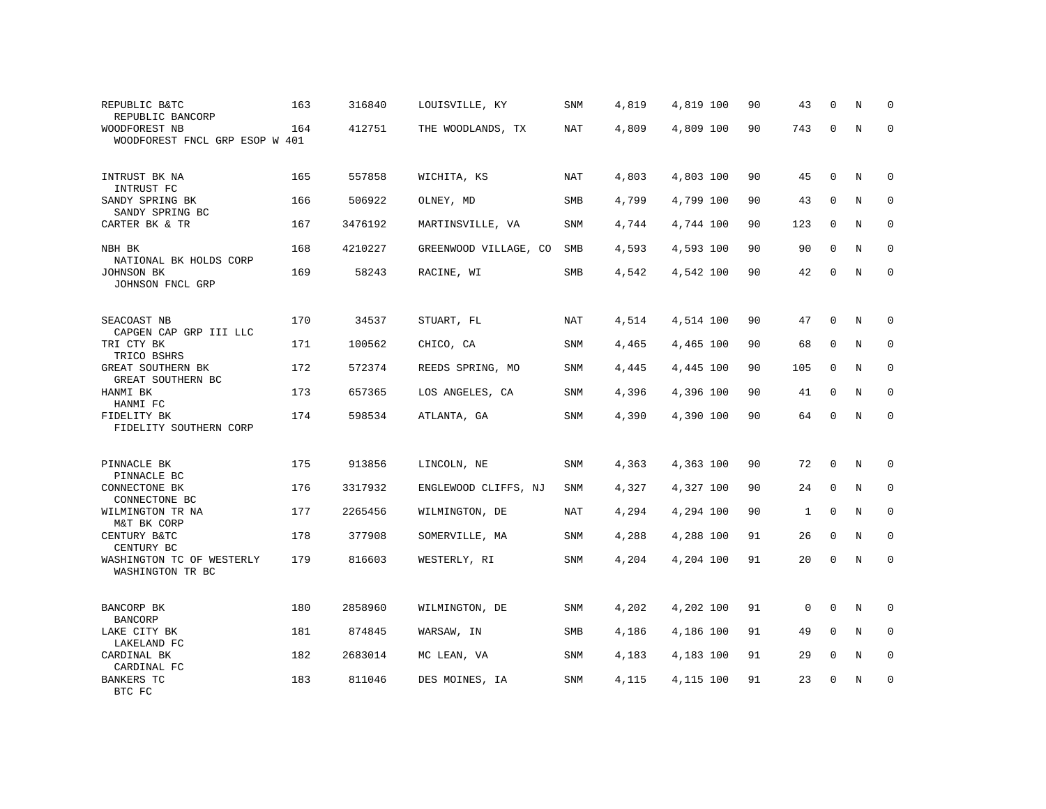| | | | | | | | | | | | | |
|---|---|---|---|---|---|---|---|---|---|---|---|---|
| REPUBLIC B&TC<br>REPUBLIC BANCORP | 163 | 316840 | LOUISVILLE, KY | SNM | 4,819 | 4,819 | 100 | 90 | 43 | 0 | N | 0 |
| WOODFOREST NB<br>WOODFOREST FNCL GRP ESOP W 401 | 164 | 412751 | THE WOODLANDS, TX | NAT | 4,809 | 4,809 | 100 | 90 | 743 | 0 | N | 0 |
| INTRUST BK NA<br>INTRUST FC | 165 | 557858 | WICHITA, KS | NAT | 4,803 | 4,803 | 100 | 90 | 45 | 0 | N | 0 |
| SANDY SPRING BK<br>SANDY SPRING BC | 166 | 506922 | OLNEY, MD | SMB | 4,799 | 4,799 | 100 | 90 | 43 | 0 | N | 0 |
| CARTER BK & TR | 167 | 3476192 | MARTINSVILLE, VA | SNM | 4,744 | 4,744 | 100 | 90 | 123 | 0 | N | 0 |
| NBH BK<br>NATIONAL BK HOLDS CORP | 168 | 4210227 | GREENWOOD VILLAGE, CO | SMB | 4,593 | 4,593 | 100 | 90 | 90 | 0 | N | 0 |
| JOHNSON BK<br>JOHNSON FNCL GRP | 169 | 58243 | RACINE, WI | SMB | 4,542 | 4,542 | 100 | 90 | 42 | 0 | N | 0 |
| SEACOAST NB<br>CAPGEN CAP GRP III LLC | 170 | 34537 | STUART, FL | NAT | 4,514 | 4,514 | 100 | 90 | 47 | 0 | N | 0 |
| TRI CTY BK<br>TRICO BSHRS | 171 | 100562 | CHICO, CA | SNM | 4,465 | 4,465 | 100 | 90 | 68 | 0 | N | 0 |
| GREAT SOUTHERN BK<br>GREAT SOUTHERN BC | 172 | 572374 | REEDS SPRING, MO | SNM | 4,445 | 4,445 | 100 | 90 | 105 | 0 | N | 0 |
| HANMI BK<br>HANMI FC | 173 | 657365 | LOS ANGELES, CA | SNM | 4,396 | 4,396 | 100 | 90 | 41 | 0 | N | 0 |
| FIDELITY BK<br>FIDELITY SOUTHERN CORP | 174 | 598534 | ATLANTA, GA | SNM | 4,390 | 4,390 | 100 | 90 | 64 | 0 | N | 0 |
| PINNACLE BK<br>PINNACLE BC | 175 | 913856 | LINCOLN, NE | SNM | 4,363 | 4,363 | 100 | 90 | 72 | 0 | N | 0 |
| CONNECTONE BK<br>CONNECTONE BC | 176 | 3317932 | ENGLEWOOD CLIFFS, NJ | SNM | 4,327 | 4,327 | 100 | 90 | 24 | 0 | N | 0 |
| WILMINGTON TR NA<br>M&T BK CORP | 177 | 2265456 | WILMINGTON, DE | NAT | 4,294 | 4,294 | 100 | 90 | 1 | 0 | N | 0 |
| CENTURY B&TC<br>CENTURY BC | 178 | 377908 | SOMERVILLE, MA | SNM | 4,288 | 4,288 | 100 | 91 | 26 | 0 | N | 0 |
| WASHINGTON TC OF WESTERLY<br>WASHINGTON TR BC | 179 | 816603 | WESTERLY, RI | SNM | 4,204 | 4,204 | 100 | 91 | 20 | 0 | N | 0 |
| BANCORP BK<br>BANCORP | 180 | 2858960 | WILMINGTON, DE | SNM | 4,202 | 4,202 | 100 | 91 | 0 | 0 | N | 0 |
| LAKE CITY BK<br>LAKELAND FC | 181 | 874845 | WARSAW, IN | SMB | 4,186 | 4,186 | 100 | 91 | 49 | 0 | N | 0 |
| CARDINAL BK<br>CARDINAL FC | 182 | 2683014 | MC LEAN, VA | SNM | 4,183 | 4,183 | 100 | 91 | 29 | 0 | N | 0 |
| BANKERS TC<br>BTC FC | 183 | 811046 | DES MOINES, IA | SNM | 4,115 | 4,115 | 100 | 91 | 23 | 0 | N | 0 |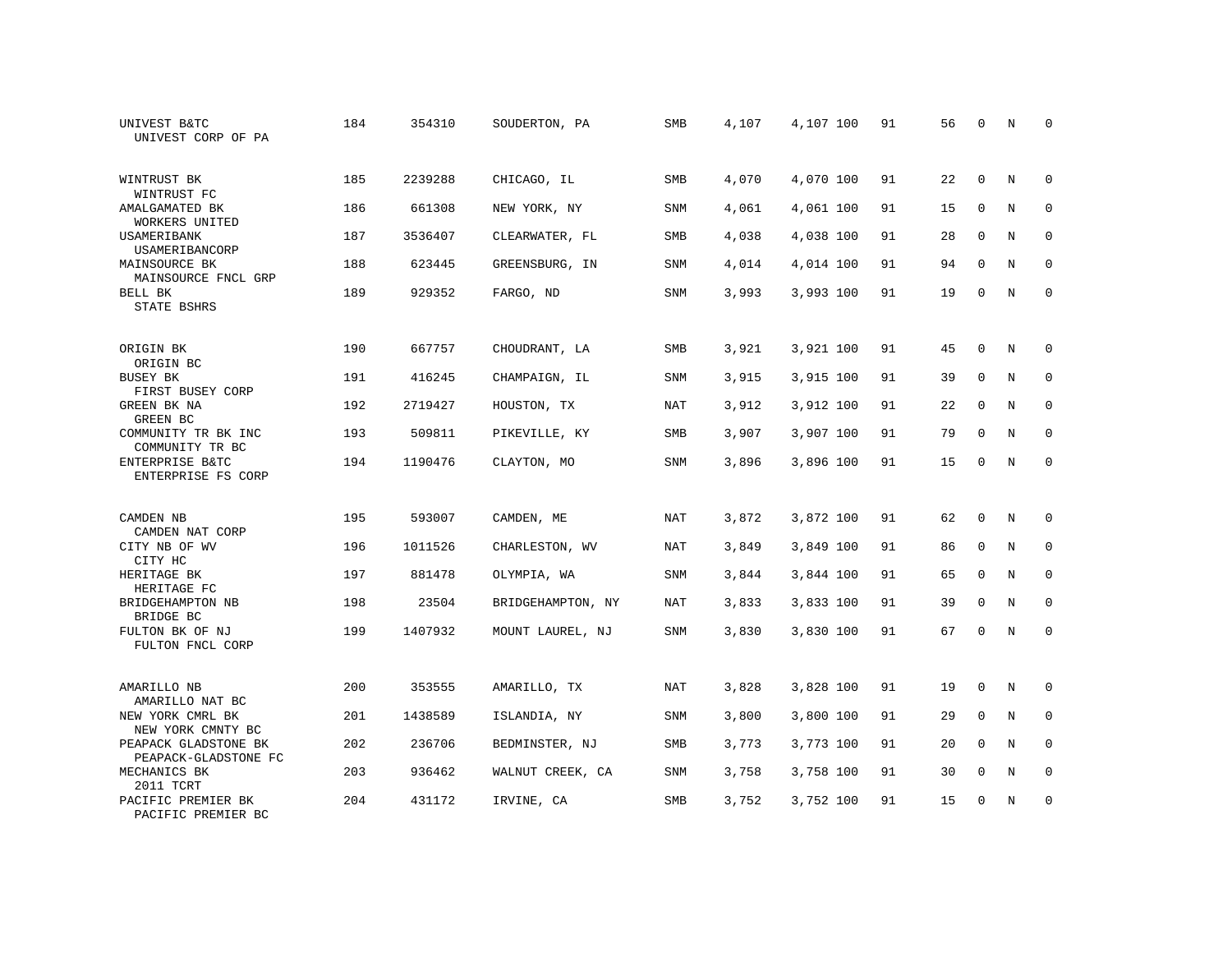| | | | | | | | | | | | |
|---|---|---|---|---|---|---|---|---|---|---|---|
| UNIVEST B&TC<br>UNIVEST CORP OF PA | 184 | 354310 | SOUDERTON, PA | SMB | 4,107 | 4,107 | 100 | 91 | 56 | 0 | N | 0 |
| WINTRUST BK<br>WINTRUST FC | 185 | 2239288 | CHICAGO, IL | SMB | 4,070 | 4,070 | 100 | 91 | 22 | 0 | N | 0 |
| AMALGAMATED BK<br>WORKERS UNITED | 186 | 661308 | NEW YORK, NY | SNM | 4,061 | 4,061 | 100 | 91 | 15 | 0 | N | 0 |
| USAMERIBANK<br>USAMERIBANCORP | 187 | 3536407 | CLEARWATER, FL | SMB | 4,038 | 4,038 | 100 | 91 | 28 | 0 | N | 0 |
| MAINSOURCE BK<br>MAINSOURCE FNCL GRP | 188 | 623445 | GREENSBURG, IN | SNM | 4,014 | 4,014 | 100 | 91 | 94 | 0 | N | 0 |
| BELL BK<br>STATE BSHRS | 189 | 929352 | FARGO, ND | SNM | 3,993 | 3,993 | 100 | 91 | 19 | 0 | N | 0 |
| ORIGIN BK<br>ORIGIN BC | 190 | 667757 | CHOUDRANT, LA | SMB | 3,921 | 3,921 | 100 | 91 | 45 | 0 | N | 0 |
| BUSEY BK<br>FIRST BUSEY CORP | 191 | 416245 | CHAMPAIGN, IL | SNM | 3,915 | 3,915 | 100 | 91 | 39 | 0 | N | 0 |
| GREEN BK NA<br>GREEN BC | 192 | 2719427 | HOUSTON, TX | NAT | 3,912 | 3,912 | 100 | 91 | 22 | 0 | N | 0 |
| COMMUNITY TR BK INC<br>COMMUNITY TR BC | 193 | 509811 | PIKEVILLE, KY | SMB | 3,907 | 3,907 | 100 | 91 | 79 | 0 | N | 0 |
| ENTERPRISE B&TC<br>ENTERPRISE FS CORP | 194 | 1190476 | CLAYTON, MO | SNM | 3,896 | 3,896 | 100 | 91 | 15 | 0 | N | 0 |
| CAMDEN NB<br>CAMDEN NAT CORP | 195 | 593007 | CAMDEN, ME | NAT | 3,872 | 3,872 | 100 | 91 | 62 | 0 | N | 0 |
| CITY NB OF WV<br>CITY HC | 196 | 1011526 | CHARLESTON, WV | NAT | 3,849 | 3,849 | 100 | 91 | 86 | 0 | N | 0 |
| HERITAGE BK<br>HERITAGE FC | 197 | 881478 | OLYMPIA, WA | SNM | 3,844 | 3,844 | 100 | 91 | 65 | 0 | N | 0 |
| BRIDGEHAMPTON NB<br>BRIDGE BC | 198 | 23504 | BRIDGEHAMPTON, NY | NAT | 3,833 | 3,833 | 100 | 91 | 39 | 0 | N | 0 |
| FULTON BK OF NJ<br>FULTON FNCL CORP | 199 | 1407932 | MOUNT LAUREL, NJ | SNM | 3,830 | 3,830 | 100 | 91 | 67 | 0 | N | 0 |
| AMARILLO NB<br>AMARILLO NAT BC | 200 | 353555 | AMARILLO, TX | NAT | 3,828 | 3,828 | 100 | 91 | 19 | 0 | N | 0 |
| NEW YORK CMRL BK<br>NEW YORK CMNTY BC | 201 | 1438589 | ISLANDIA, NY | SNM | 3,800 | 3,800 | 100 | 91 | 29 | 0 | N | 0 |
| PEAPACK GLADSTONE BK<br>PEAPACK-GLADSTONE FC | 202 | 236706 | BEDMINSTER, NJ | SMB | 3,773 | 3,773 | 100 | 91 | 20 | 0 | N | 0 |
| MECHANICS BK<br>2011 TCRT | 203 | 936462 | WALNUT CREEK, CA | SNM | 3,758 | 3,758 | 100 | 91 | 30 | 0 | N | 0 |
| PACIFIC PREMIER BK<br>PACIFIC PREMIER BC | 204 | 431172 | IRVINE, CA | SMB | 3,752 | 3,752 | 100 | 91 | 15 | 0 | N | 0 |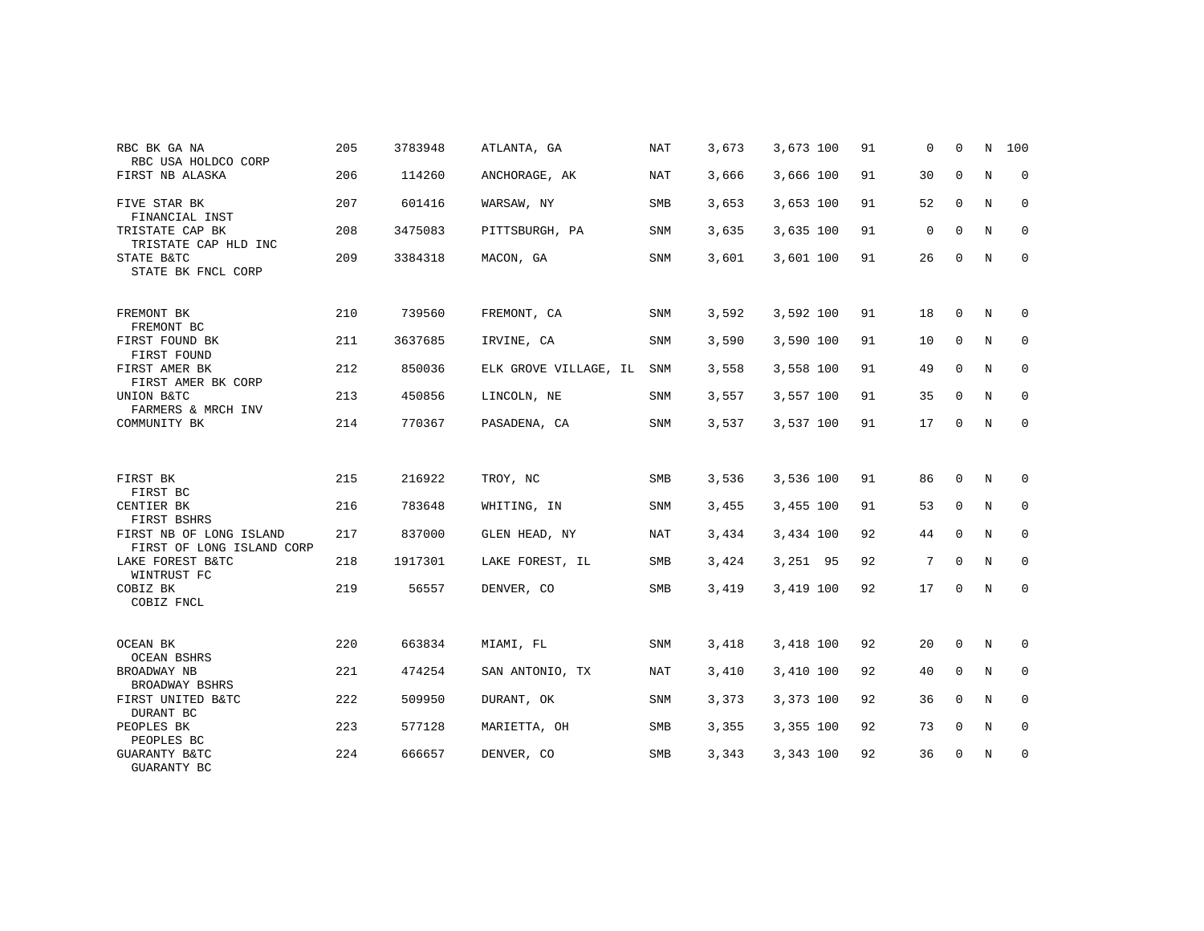| | | | | | | | | | | | | |
|---|---|---|---|---|---|---|---|---|---|---|---|---|
| RBC BK GA NA<br>RBC USA HOLDCO CORP | 205 | 3783948 | ATLANTA, GA | NAT | 3,673 | 3,673 | 100 | 91 | 0 | 0 | N | 100 |
| FIRST NB ALASKA | 206 | 114260 | ANCHORAGE, AK | NAT | 3,666 | 3,666 | 100 | 91 | 30 | 0 | N | 0 |
| FIVE STAR BK<br>FINANCIAL INST | 207 | 601416 | WARSAW, NY | SMB | 3,653 | 3,653 | 100 | 91 | 52 | 0 | N | 0 |
| TRISTATE CAP BK<br>TRISTATE CAP HLD INC | 208 | 3475083 | PITTSBURGH, PA | SNM | 3,635 | 3,635 | 100 | 91 | 0 | 0 | N | 0 |
| STATE B&TC<br>STATE BK FNCL CORP | 209 | 3384318 | MACON, GA | SNM | 3,601 | 3,601 | 100 | 91 | 26 | 0 | N | 0 |
| FREMONT BK<br>FREMONT BC | 210 | 739560 | FREMONT, CA | SNM | 3,592 | 3,592 | 100 | 91 | 18 | 0 | N | 0 |
| FIRST FOUND BK<br>FIRST FOUND | 211 | 3637685 | IRVINE, CA | SNM | 3,590 | 3,590 | 100 | 91 | 10 | 0 | N | 0 |
| FIRST AMER BK<br>FIRST AMER BK CORP | 212 | 850036 | ELK GROVE VILLAGE, IL | SNM | 3,558 | 3,558 | 100 | 91 | 49 | 0 | N | 0 |
| UNION B&TC<br>FARMERS & MRCH INV | 213 | 450856 | LINCOLN, NE | SNM | 3,557 | 3,557 | 100 | 91 | 35 | 0 | N | 0 |
| COMMUNITY BK | 214 | 770367 | PASADENA, CA | SNM | 3,537 | 3,537 | 100 | 91 | 17 | 0 | N | 0 |
| FIRST BK<br>FIRST BC | 215 | 216922 | TROY, NC | SMB | 3,536 | 3,536 | 100 | 91 | 86 | 0 | N | 0 |
| CENTIER BK<br>FIRST BSHRS | 216 | 783648 | WHITING, IN | SNM | 3,455 | 3,455 | 100 | 91 | 53 | 0 | N | 0 |
| FIRST NB OF LONG ISLAND<br>FIRST OF LONG ISLAND CORP | 217 | 837000 | GLEN HEAD, NY | NAT | 3,434 | 3,434 | 100 | 92 | 44 | 0 | N | 0 |
| LAKE FOREST B&TC<br>WINTRUST FC | 218 | 1917301 | LAKE FOREST, IL | SMB | 3,424 | 3,251 | 95 | 92 | 7 | 0 | N | 0 |
| COBIZ BK<br>COBIZ FNCL | 219 | 56557 | DENVER, CO | SMB | 3,419 | 3,419 | 100 | 92 | 17 | 0 | N | 0 |
| OCEAN BK<br>OCEAN BSHRS | 220 | 663834 | MIAMI, FL | SNM | 3,418 | 3,418 | 100 | 92 | 20 | 0 | N | 0 |
| BROADWAY NB<br>BROADWAY BSHRS | 221 | 474254 | SAN ANTONIO, TX | NAT | 3,410 | 3,410 | 100 | 92 | 40 | 0 | N | 0 |
| FIRST UNITED B&TC<br>DURANT BC | 222 | 509950 | DURANT, OK | SNM | 3,373 | 3,373 | 100 | 92 | 36 | 0 | N | 0 |
| PEOPLES BK<br>PEOPLES BC | 223 | 577128 | MARIETTA, OH | SMB | 3,355 | 3,355 | 100 | 92 | 73 | 0 | N | 0 |
| GUARANTY B&TC<br>GUARANTY BC | 224 | 666657 | DENVER, CO | SMB | 3,343 | 3,343 | 100 | 92 | 36 | 0 | N | 0 |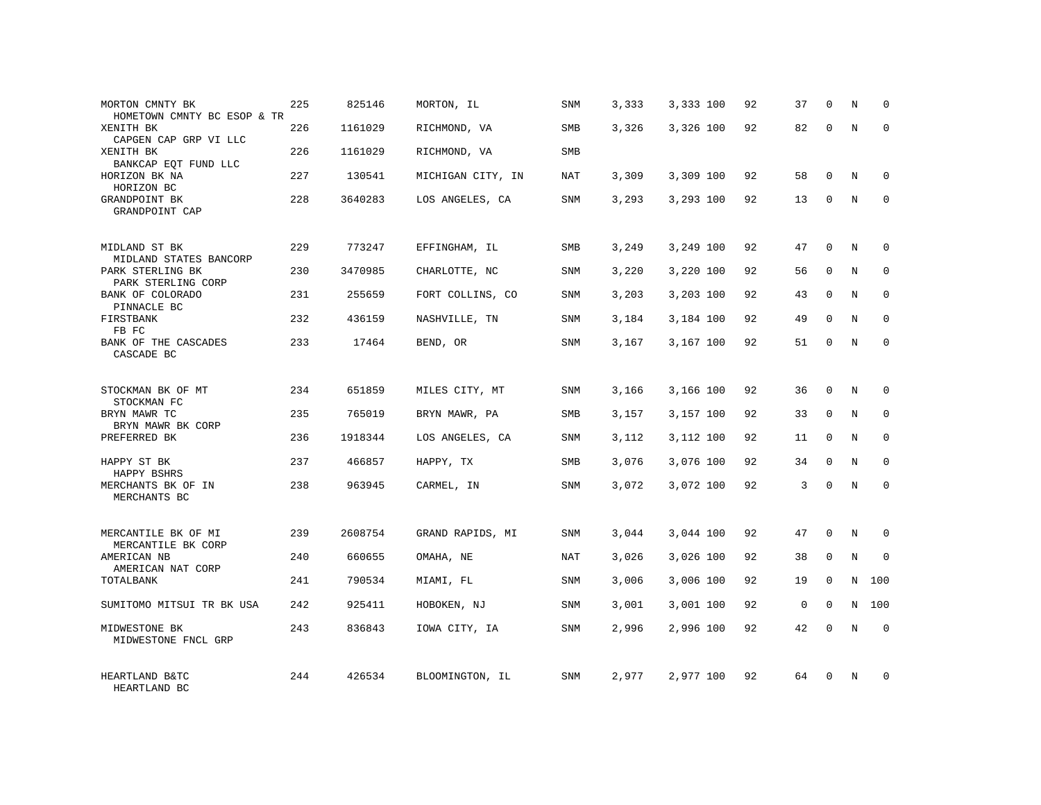| | | | | | | | | | | | |
|---|---|---|---|---|---|---|---|---|---|---|---|
| MORTON CMNTY BK<br>HOMETOWN CMNTY BC ESOP & TR | 225 | 825146 | MORTON, IL | SNM | 3,333 | 3,333 100 | 92 | 37 | 0 | N | 0 |
| XENITH BK<br>CAPGEN CAP GRP VI LLC | 226 | 1161029 | RICHMOND, VA | SMB | 3,326 | 3,326 100 | 92 | 82 | 0 | N | 0 |
| XENITH BK<br>BANKCAP EQT FUND LLC | 226 | 1161029 | RICHMOND, VA | SMB | | | | | | | |
| HORIZON BK NA<br>HORIZON BC | 227 | 130541 | MICHIGAN CITY, IN | NAT | 3,309 | 3,309 100 | 92 | 58 | 0 | N | 0 |
| GRANDPOINT BK<br>GRANDPOINT CAP | 228 | 3640283 | LOS ANGELES, CA | SNM | 3,293 | 3,293 100 | 92 | 13 | 0 | N | 0 |
| MIDLAND ST BK<br>MIDLAND STATES BANCORP | 229 | 773247 | EFFINGHAM, IL | SMB | 3,249 | 3,249 100 | 92 | 47 | 0 | N | 0 |
| PARK STERLING BK<br>PARK STERLING CORP | 230 | 3470985 | CHARLOTTE, NC | SNM | 3,220 | 3,220 100 | 92 | 56 | 0 | N | 0 |
| BANK OF COLORADO<br>PINNACLE BC | 231 | 255659 | FORT COLLINS, CO | SNM | 3,203 | 3,203 100 | 92 | 43 | 0 | N | 0 |
| FIRSTBANK<br>FB FC | 232 | 436159 | NASHVILLE, TN | SNM | 3,184 | 3,184 100 | 92 | 49 | 0 | N | 0 |
| BANK OF THE CASCADES<br>CASCADE BC | 233 | 17464 | BEND, OR | SNM | 3,167 | 3,167 100 | 92 | 51 | 0 | N | 0 |
| STOCKMAN BK OF MT<br>STOCKMAN FC | 234 | 651859 | MILES CITY, MT | SNM | 3,166 | 3,166 100 | 92 | 36 | 0 | N | 0 |
| BRYN MAWR TC<br>BRYN MAWR BK CORP | 235 | 765019 | BRYN MAWR, PA | SMB | 3,157 | 3,157 100 | 92 | 33 | 0 | N | 0 |
| PREFERRED BK | 236 | 1918344 | LOS ANGELES, CA | SNM | 3,112 | 3,112 100 | 92 | 11 | 0 | N | 0 |
| HAPPY ST BK<br>HAPPY BSHRS | 237 | 466857 | HAPPY, TX | SMB | 3,076 | 3,076 100 | 92 | 34 | 0 | N | 0 |
| MERCHANTS BK OF IN<br>MERCHANTS BC | 238 | 963945 | CARMEL, IN | SNM | 3,072 | 3,072 100 | 92 | 3 | 0 | N | 0 |
| MERCANTILE BK OF MI<br>MERCANTILE BK CORP | 239 | 2608754 | GRAND RAPIDS, MI | SNM | 3,044 | 3,044 100 | 92 | 47 | 0 | N | 0 |
| AMERICAN NB<br>AMERICAN NAT CORP | 240 | 660655 | OMAHA, NE | NAT | 3,026 | 3,026 100 | 92 | 38 | 0 | N | 0 |
| TOTALBANK | 241 | 790534 | MIAMI, FL | SNM | 3,006 | 3,006 100 | 92 | 19 | 0 | N | 100 |
| SUMITOMO MITSUI TR BK USA | 242 | 925411 | HOBOKEN, NJ | SNM | 3,001 | 3,001 100 | 92 | 0 | 0 | N | 100 |
| MIDWESTONE BK<br>MIDWESTONE FNCL GRP | 243 | 836843 | IOWA CITY, IA | SNM | 2,996 | 2,996 100 | 92 | 42 | 0 | N | 0 |
| HEARTLAND B&TC<br>HEARTLAND BC | 244 | 426534 | BLOOMINGTON, IL | SNM | 2,977 | 2,977 100 | 92 | 64 | 0 | N | 0 |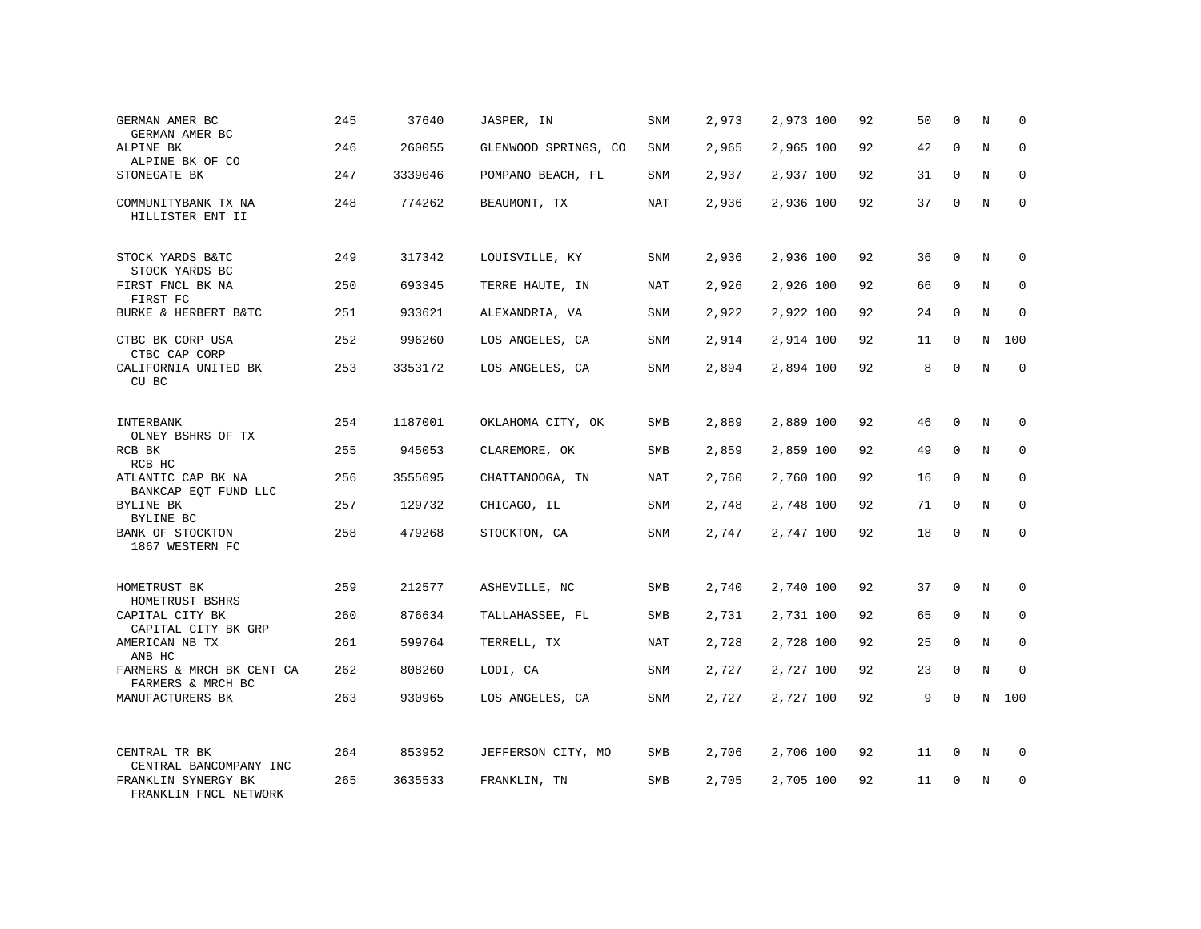| | | | | | | | | | | | | |
|---|---|---|---|---|---|---|---|---|---|---|---|---|
| GERMAN AMER BC<br>GERMAN AMER BC | 245 | 37640 | JASPER, IN | SNM | 2,973 | 2,973 | 100 | 92 | 50 | 0 | N | 0 |
| ALPINE BK<br>ALPINE BK OF CO | 246 | 260055 | GLENWOOD SPRINGS, CO | SNM | 2,965 | 2,965 | 100 | 92 | 42 | 0 | N | 0 |
| STONEGATE BK | 247 | 3339046 | POMPANO BEACH, FL | SNM | 2,937 | 2,937 | 100 | 92 | 31 | 0 | N | 0 |
| COMMUNITYBANK TX NA<br>HILLISTER ENT II | 248 | 774262 | BEAUMONT, TX | NAT | 2,936 | 2,936 | 100 | 92 | 37 | 0 | N | 0 |
| STOCK YARDS B&TC<br>STOCK YARDS BC | 249 | 317342 | LOUISVILLE, KY | SNM | 2,936 | 2,936 | 100 | 92 | 36 | 0 | N | 0 |
| FIRST FNCL BK NA<br>FIRST FC | 250 | 693345 | TERRE HAUTE, IN | NAT | 2,926 | 2,926 | 100 | 92 | 66 | 0 | N | 0 |
| BURKE & HERBERT B&TC | 251 | 933621 | ALEXANDRIA, VA | SNM | 2,922 | 2,922 | 100 | 92 | 24 | 0 | N | 0 |
| CTBC BK CORP USA<br>CTBC CAP CORP | 252 | 996260 | LOS ANGELES, CA | SNM | 2,914 | 2,914 | 100 | 92 | 11 | 0 | N | 100 |
| CALIFORNIA UNITED BK<br>CU BC | 253 | 3353172 | LOS ANGELES, CA | SNM | 2,894 | 2,894 | 100 | 92 | 8 | 0 | N | 0 |
| INTERBANK<br>OLNEY BSHRS OF TX | 254 | 1187001 | OKLAHOMA CITY, OK | SMB | 2,889 | 2,889 | 100 | 92 | 46 | 0 | N | 0 |
| RCB BK<br>RCB HC | 255 | 945053 | CLAREMORE, OK | SMB | 2,859 | 2,859 | 100 | 92 | 49 | 0 | N | 0 |
| ATLANTIC CAP BK NA<br>BANKCAP EQT FUND LLC | 256 | 3555695 | CHATTANOOGA, TN | NAT | 2,760 | 2,760 | 100 | 92 | 16 | 0 | N | 0 |
| BYLINE BK<br>BYLINE BC | 257 | 129732 | CHICAGO, IL | SNM | 2,748 | 2,748 | 100 | 92 | 71 | 0 | N | 0 |
| BANK OF STOCKTON<br>1867 WESTERN FC | 258 | 479268 | STOCKTON, CA | SNM | 2,747 | 2,747 | 100 | 92 | 18 | 0 | N | 0 |
| HOMETRUST BK<br>HOMETRUST BSHRS | 259 | 212577 | ASHEVILLE, NC | SMB | 2,740 | 2,740 | 100 | 92 | 37 | 0 | N | 0 |
| CAPITAL CITY BK<br>CAPITAL CITY BK GRP | 260 | 876634 | TALLAHASSEE, FL | SMB | 2,731 | 2,731 | 100 | 92 | 65 | 0 | N | 0 |
| AMERICAN NB TX<br>ANB HC | 261 | 599764 | TERRELL, TX | NAT | 2,728 | 2,728 | 100 | 92 | 25 | 0 | N | 0 |
| FARMERS & MRCH BK CENT CA<br>FARMERS & MRCH BC | 262 | 808260 | LODI, CA | SNM | 2,727 | 2,727 | 100 | 92 | 23 | 0 | N | 0 |
| MANUFACTURERS BK | 263 | 930965 | LOS ANGELES, CA | SNM | 2,727 | 2,727 | 100 | 92 | 9 | 0 | N | 100 |
| CENTRAL TR BK<br>CENTRAL BANCOMPANY INC | 264 | 853952 | JEFFERSON CITY, MO | SMB | 2,706 | 2,706 | 100 | 92 | 11 | 0 | N | 0 |
| FRANKLIN SYNERGY BK<br>FRANKLIN FNCL NETWORK | 265 | 3635533 | FRANKLIN, TN | SMB | 2,705 | 2,705 | 100 | 92 | 11 | 0 | N | 0 |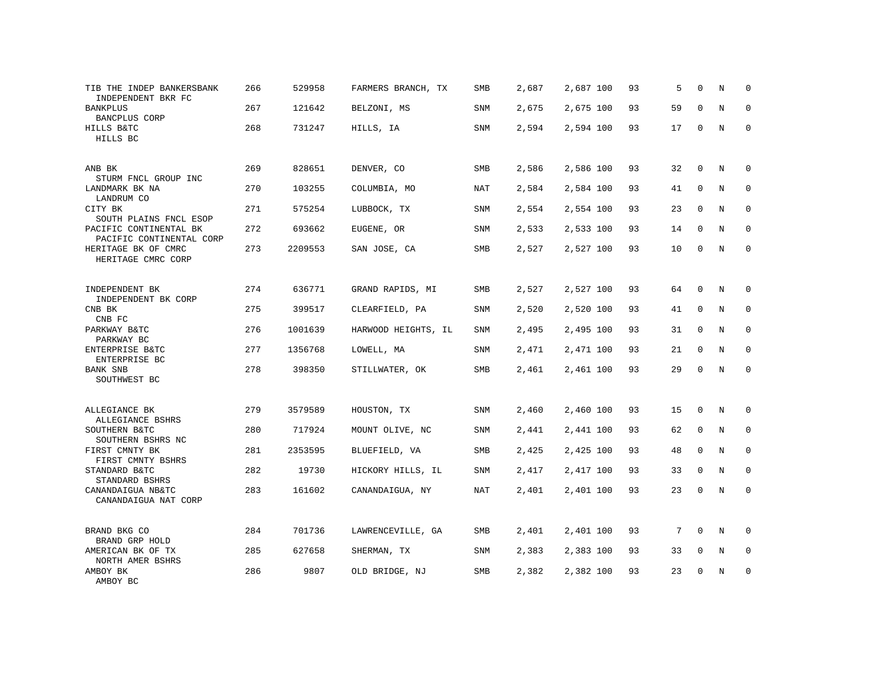| | | | | | | | | | | | |
|---|---|---|---|---|---|---|---|---|---|---|---|
| TIB THE INDEP BANKERSBANK<br>INDEPENDENT BKR FC | 266 | 529958 | FARMERS BRANCH, TX | SMB | 2,687 | 2,687 100 | 93 | 5 | 0 | N | 0 |
| BANKPLUS<br>BANCPLUS CORP | 267 | 121642 | BELZONI, MS | SNM | 2,675 | 2,675 100 | 93 | 59 | 0 | N | 0 |
| HILLS B&TC<br>HILLS BC | 268 | 731247 | HILLS, IA | SNM | 2,594 | 2,594 100 | 93 | 17 | 0 | N | 0 |
| ANB BK<br>STURM FNCL GROUP INC | 269 | 828651 | DENVER, CO | SMB | 2,586 | 2,586 100 | 93 | 32 | 0 | N | 0 |
| LANDMARK BK NA<br>LANDRUM CO | 270 | 103255 | COLUMBIA, MO | NAT | 2,584 | 2,584 100 | 93 | 41 | 0 | N | 0 |
| CITY BK<br>SOUTH PLAINS FNCL ESOP | 271 | 575254 | LUBBOCK, TX | SNM | 2,554 | 2,554 100 | 93 | 23 | 0 | N | 0 |
| PACIFIC CONTINENTAL BK<br>PACIFIC CONTINENTAL CORP | 272 | 693662 | EUGENE, OR | SNM | 2,533 | 2,533 100 | 93 | 14 | 0 | N | 0 |
| HERITAGE BK OF CMRC<br>HERITAGE CMRC CORP | 273 | 2209553 | SAN JOSE, CA | SMB | 2,527 | 2,527 100 | 93 | 10 | 0 | N | 0 |
| INDEPENDENT BK<br>INDEPENDENT BK CORP | 274 | 636771 | GRAND RAPIDS, MI | SMB | 2,527 | 2,527 100 | 93 | 64 | 0 | N | 0 |
| CNB BK<br>CNB FC | 275 | 399517 | CLEARFIELD, PA | SNM | 2,520 | 2,520 100 | 93 | 41 | 0 | N | 0 |
| PARKWAY B&TC<br>PARKWAY BC | 276 | 1001639 | HARWOOD HEIGHTS, IL | SNM | 2,495 | 2,495 100 | 93 | 31 | 0 | N | 0 |
| ENTERPRISE B&TC<br>ENTERPRISE BC | 277 | 1356768 | LOWELL, MA | SNM | 2,471 | 2,471 100 | 93 | 21 | 0 | N | 0 |
| BANK SNB<br>SOUTHWEST BC | 278 | 398350 | STILLWATER, OK | SMB | 2,461 | 2,461 100 | 93 | 29 | 0 | N | 0 |
| ALLEGIANCE BK<br>ALLEGIANCE BSHRS | 279 | 3579589 | HOUSTON, TX | SNM | 2,460 | 2,460 100 | 93 | 15 | 0 | N | 0 |
| SOUTHERN B&TC<br>SOUTHERN BSHRS NC | 280 | 717924 | MOUNT OLIVE, NC | SNM | 2,441 | 2,441 100 | 93 | 62 | 0 | N | 0 |
| FIRST CMNTY BK<br>FIRST CMNTY BSHRS | 281 | 2353595 | BLUEFIELD, VA | SMB | 2,425 | 2,425 100 | 93 | 48 | 0 | N | 0 |
| STANDARD B&TC<br>STANDARD BSHRS | 282 | 19730 | HICKORY HILLS, IL | SNM | 2,417 | 2,417 100 | 93 | 33 | 0 | N | 0 |
| CANANDAIGUA NB&TC<br>CANANDAIGUA NAT CORP | 283 | 161602 | CANANDAIGUA, NY | NAT | 2,401 | 2,401 100 | 93 | 23 | 0 | N | 0 |
| BRAND BKG CO<br>BRAND GRP HOLD | 284 | 701736 | LAWRENCEVILLE, GA | SMB | 2,401 | 2,401 100 | 93 | 7 | 0 | N | 0 |
| AMERICAN BK OF TX<br>NORTH AMER BSHRS | 285 | 627658 | SHERMAN, TX | SNM | 2,383 | 2,383 100 | 93 | 33 | 0 | N | 0 |
| AMBOY BK<br>AMBOY BC | 286 | 9807 | OLD BRIDGE, NJ | SMB | 2,382 | 2,382 100 | 93 | 23 | 0 | N | 0 |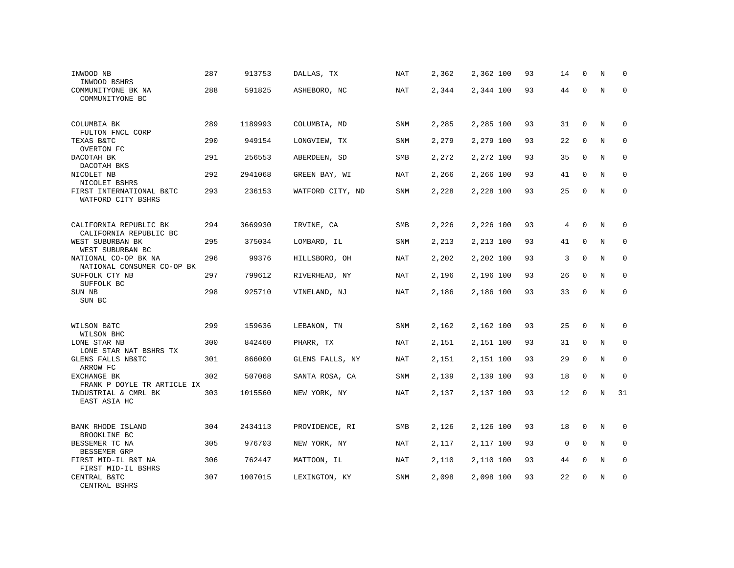| | | | | | | | | | | | | |
|---|---|---|---|---|---|---|---|---|---|---|---|---|
| INWOOD NB<br>INWOOD BSHRS | 287 | 913753 | DALLAS, TX | NAT | 2,362 | 2,362 | 100 | 93 | 14 | 0 | N | 0 |
| COMMUNITYONE BK NA<br>COMMUNITYONE BC | 288 | 591825 | ASHEBORO, NC | NAT | 2,344 | 2,344 | 100 | 93 | 44 | 0 | N | 0 |
| COLUMBIA BK<br>FULTON FNCL CORP | 289 | 1189993 | COLUMBIA, MD | SNM | 2,285 | 2,285 | 100 | 93 | 31 | 0 | N | 0 |
| TEXAS B&TC<br>OVERTON FC | 290 | 949154 | LONGVIEW, TX | SNM | 2,279 | 2,279 | 100 | 93 | 22 | 0 | N | 0 |
| DACOTAH BK<br>DACOTAH BKS | 291 | 256553 | ABERDEEN, SD | SMB | 2,272 | 2,272 | 100 | 93 | 35 | 0 | N | 0 |
| NICOLET NB<br>NICOLET BSHRS | 292 | 2941068 | GREEN BAY, WI | NAT | 2,266 | 2,266 | 100 | 93 | 41 | 0 | N | 0 |
| FIRST INTERNATIONAL B&TC<br>WATFORD CITY BSHRS | 293 | 236153 | WATFORD CITY, ND | SNM | 2,228 | 2,228 | 100 | 93 | 25 | 0 | N | 0 |
| CALIFORNIA REPUBLIC BK<br>CALIFORNIA REPUBLIC BC | 294 | 3669930 | IRVINE, CA | SMB | 2,226 | 2,226 | 100 | 93 | 4 | 0 | N | 0 |
| WEST SUBURBAN BK<br>WEST SUBURBAN BC | 295 | 375034 | LOMBARD, IL | SNM | 2,213 | 2,213 | 100 | 93 | 41 | 0 | N | 0 |
| NATIONAL CO-OP BK NA<br>NATIONAL CONSUMER CO-OP BK | 296 | 99376 | HILLSBORO, OH | NAT | 2,202 | 2,202 | 100 | 93 | 3 | 0 | N | 0 |
| SUFFOLK CTY NB<br>SUFFOLK BC | 297 | 799612 | RIVERHEAD, NY | NAT | 2,196 | 2,196 | 100 | 93 | 26 | 0 | N | 0 |
| SUN NB<br>SUN BC | 298 | 925710 | VINELAND, NJ | NAT | 2,186 | 2,186 | 100 | 93 | 33 | 0 | N | 0 |
| WILSON B&TC<br>WILSON BHC | 299 | 159636 | LEBANON, TN | SNM | 2,162 | 2,162 | 100 | 93 | 25 | 0 | N | 0 |
| LONE STAR NB<br>LONE STAR NAT BSHRS TX | 300 | 842460 | PHARR, TX | NAT | 2,151 | 2,151 | 100 | 93 | 31 | 0 | N | 0 |
| GLENS FALLS NB&TC<br>ARROW FC | 301 | 866000 | GLENS FALLS, NY | NAT | 2,151 | 2,151 | 100 | 93 | 29 | 0 | N | 0 |
| EXCHANGE BK<br>FRANK P DOYLE TR ARTICLE IX | 302 | 507068 | SANTA ROSA, CA | SNM | 2,139 | 2,139 | 100 | 93 | 18 | 0 | N | 0 |
| INDUSTRIAL & CMRL BK<br>EAST ASIA HC | 303 | 1015560 | NEW YORK, NY | NAT | 2,137 | 2,137 | 100 | 93 | 12 | 0 | N | 31 |
| BANK RHODE ISLAND<br>BROOKLINE BC | 304 | 2434113 | PROVIDENCE, RI | SMB | 2,126 | 2,126 | 100 | 93 | 18 | 0 | N | 0 |
| BESSEMER TC NA<br>BESSEMER GRP | 305 | 976703 | NEW YORK, NY | NAT | 2,117 | 2,117 | 100 | 93 | 0 | 0 | N | 0 |
| FIRST MID-IL B&T NA<br>FIRST MID-IL BSHRS | 306 | 762447 | MATTOON, IL | NAT | 2,110 | 2,110 | 100 | 93 | 44 | 0 | N | 0 |
| CENTRAL B&TC<br>CENTRAL BSHRS | 307 | 1007015 | LEXINGTON, KY | SNM | 2,098 | 2,098 | 100 | 93 | 22 | 0 | N | 0 |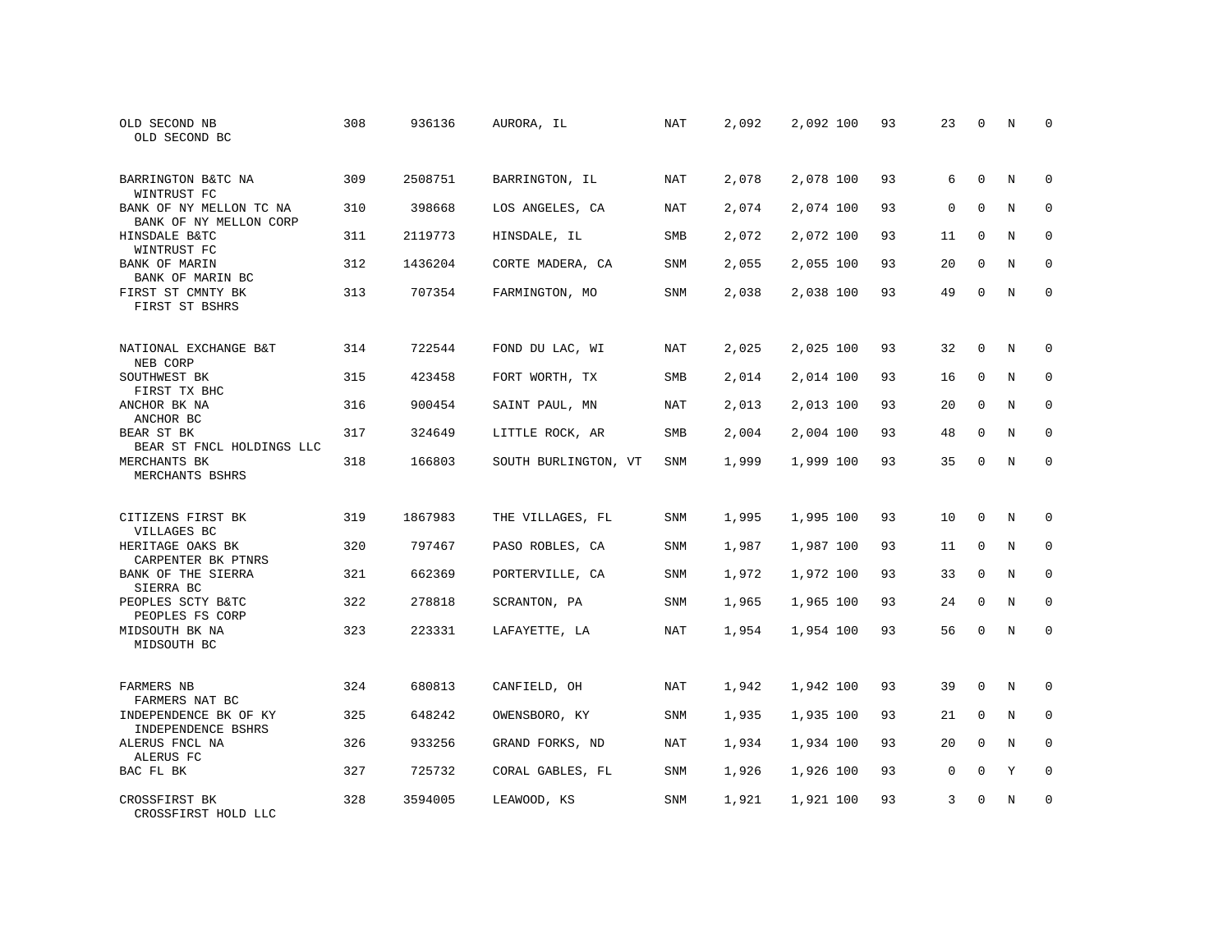| | | | | | | | | | | | |
|---|---|---|---|---|---|---|---|---|---|---|---|
| OLD SECOND NB<br>OLD SECOND BC | 308 | 936136 | AURORA, IL | NAT | 2,092 | 2,092 | 100 | 93 | 23 | 0 | N | 0 |
| BARRINGTON B&TC NA<br>WINTRUST FC | 309 | 2508751 | BARRINGTON, IL | NAT | 2,078 | 2,078 | 100 | 93 | 6 | 0 | N | 0 |
| BANK OF NY MELLON TC NA<br>BANK OF NY MELLON CORP | 310 | 398668 | LOS ANGELES, CA | NAT | 2,074 | 2,074 | 100 | 93 | 0 | 0 | N | 0 |
| HINSDALE B&TC<br>WINTRUST FC | 311 | 2119773 | HINSDALE, IL | SMB | 2,072 | 2,072 | 100 | 93 | 11 | 0 | N | 0 |
| BANK OF MARIN<br>BANK OF MARIN BC | 312 | 1436204 | CORTE MADERA, CA | SNM | 2,055 | 2,055 | 100 | 93 | 20 | 0 | N | 0 |
| FIRST ST CMNTY BK<br>FIRST ST BSHRS | 313 | 707354 | FARMINGTON, MO | SNM | 2,038 | 2,038 | 100 | 93 | 49 | 0 | N | 0 |
| NATIONAL EXCHANGE B&T<br>NEB CORP | 314 | 722544 | FOND DU LAC, WI | NAT | 2,025 | 2,025 | 100 | 93 | 32 | 0 | N | 0 |
| SOUTHWEST BK<br>FIRST TX BHC | 315 | 423458 | FORT WORTH, TX | SMB | 2,014 | 2,014 | 100 | 93 | 16 | 0 | N | 0 |
| ANCHOR BK NA<br>ANCHOR BC | 316 | 900454 | SAINT PAUL, MN | NAT | 2,013 | 2,013 | 100 | 93 | 20 | 0 | N | 0 |
| BEAR ST BK<br>BEAR ST FNCL HOLDINGS LLC | 317 | 324649 | LITTLE ROCK, AR | SMB | 2,004 | 2,004 | 100 | 93 | 48 | 0 | N | 0 |
| MERCHANTS BK<br>MERCHANTS BSHRS | 318 | 166803 | SOUTH BURLINGTON, VT | SNM | 1,999 | 1,999 | 100 | 93 | 35 | 0 | N | 0 |
| CITIZENS FIRST BK<br>VILLAGES BC | 319 | 1867983 | THE VILLAGES, FL | SNM | 1,995 | 1,995 | 100 | 93 | 10 | 0 | N | 0 |
| HERITAGE OAKS BK<br>CARPENTER BK PTNRS | 320 | 797467 | PASO ROBLES, CA | SNM | 1,987 | 1,987 | 100 | 93 | 11 | 0 | N | 0 |
| BANK OF THE SIERRA<br>SIERRA BC | 321 | 662369 | PORTERVILLE, CA | SNM | 1,972 | 1,972 | 100 | 93 | 33 | 0 | N | 0 |
| PEOPLES SCTY B&TC<br>PEOPLES FS CORP | 322 | 278818 | SCRANTON, PA | SNM | 1,965 | 1,965 | 100 | 93 | 24 | 0 | N | 0 |
| MIDSOUTH BK NA<br>MIDSOUTH BC | 323 | 223331 | LAFAYETTE, LA | NAT | 1,954 | 1,954 | 100 | 93 | 56 | 0 | N | 0 |
| FARMERS NB<br>FARMERS NAT BC | 324 | 680813 | CANFIELD, OH | NAT | 1,942 | 1,942 | 100 | 93 | 39 | 0 | N | 0 |
| INDEPENDENCE BK OF KY<br>INDEPENDENCE BSHRS | 325 | 648242 | OWENSBORO, KY | SNM | 1,935 | 1,935 | 100 | 93 | 21 | 0 | N | 0 |
| ALERUS FNCL NA<br>ALERUS FC | 326 | 933256 | GRAND FORKS, ND | NAT | 1,934 | 1,934 | 100 | 93 | 20 | 0 | N | 0 |
| BAC FL BK | 327 | 725732 | CORAL GABLES, FL | SNM | 1,926 | 1,926 | 100 | 93 | 0 | 0 | Y | 0 |
| CROSSFIRST BK<br>CROSSFIRST HOLD LLC | 328 | 3594005 | LEAWOOD, KS | SNM | 1,921 | 1,921 | 100 | 93 | 3 | 0 | N | 0 |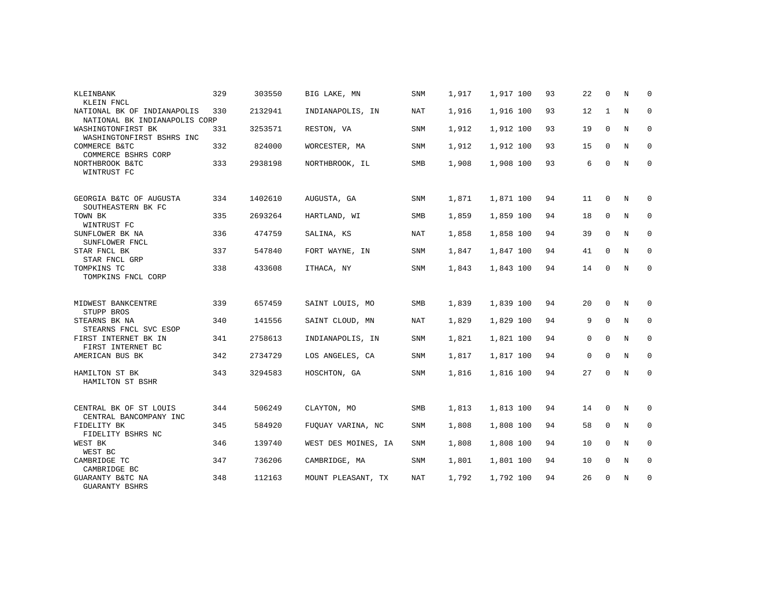| | | | | | | | | | | | |
|---|---|---|---|---|---|---|---|---|---|---|---|
| KLEINBANK<br>KLEIN FNCL | 329 | 303550 | BIG LAKE, MN | SNM | 1,917 | 1,917 100 | 93 | 22 | 0 | N | 0 |
| NATIONAL BK OF INDIANAPOLIS<br>NATIONAL BK INDIANAPOLIS CORP | 330 | 2132941 | INDIANAPOLIS, IN | NAT | 1,916 | 1,916 100 | 93 | 12 | 1 | N | 0 |
| WASHINGTONFIRST BK<br>WASHINGTONFIRST BSHRS INC | 331 | 3253571 | RESTON, VA | SNM | 1,912 | 1,912 100 | 93 | 19 | 0 | N | 0 |
| COMMERCE B&TC<br>COMMERCE BSHRS CORP | 332 | 824000 | WORCESTER, MA | SNM | 1,912 | 1,912 100 | 93 | 15 | 0 | N | 0 |
| NORTHBROOK B&TC<br>WINTRUST FC | 333 | 2938198 | NORTHBROOK, IL | SMB | 1,908 | 1,908 100 | 93 | 6 | 0 | N | 0 |
| GEORGIA B&TC OF AUGUSTA<br>SOUTHEASTERN BK FC | 334 | 1402610 | AUGUSTA, GA | SNM | 1,871 | 1,871 100 | 94 | 11 | 0 | N | 0 |
| TOWN BK<br>WINTRUST FC | 335 | 2693264 | HARTLAND, WI | SMB | 1,859 | 1,859 100 | 94 | 18 | 0 | N | 0 |
| SUNFLOWER BK NA<br>SUNFLOWER FNCL | 336 | 474759 | SALINA, KS | NAT | 1,858 | 1,858 100 | 94 | 39 | 0 | N | 0 |
| STAR FNCL BK<br>STAR FNCL GRP | 337 | 547840 | FORT WAYNE, IN | SNM | 1,847 | 1,847 100 | 94 | 41 | 0 | N | 0 |
| TOMPKINS TC<br>TOMPKINS FNCL CORP | 338 | 433608 | ITHACA, NY | SNM | 1,843 | 1,843 100 | 94 | 14 | 0 | N | 0 |
| MIDWEST BANKCENTRE<br>STUPP BROS | 339 | 657459 | SAINT LOUIS, MO | SMB | 1,839 | 1,839 100 | 94 | 20 | 0 | N | 0 |
| STEARNS BK NA<br>STEARNS FNCL SVC ESOP | 340 | 141556 | SAINT CLOUD, MN | NAT | 1,829 | 1,829 100 | 94 | 9 | 0 | N | 0 |
| FIRST INTERNET BK IN<br>FIRST INTERNET BC | 341 | 2758613 | INDIANAPOLIS, IN | SNM | 1,821 | 1,821 100 | 94 | 0 | 0 | N | 0 |
| AMERICAN BUS BK | 342 | 2734729 | LOS ANGELES, CA | SNM | 1,817 | 1,817 100 | 94 | 0 | 0 | N | 0 |
| HAMILTON ST BK<br>HAMILTON ST BSHR | 343 | 3294583 | HOSCHTON, GA | SNM | 1,816 | 1,816 100 | 94 | 27 | 0 | N | 0 |
| CENTRAL BK OF ST LOUIS<br>CENTRAL BANCOMPANY INC | 344 | 506249 | CLAYTON, MO | SMB | 1,813 | 1,813 100 | 94 | 14 | 0 | N | 0 |
| FIDELITY BK<br>FIDELITY BSHRS NC | 345 | 584920 | FUQUAY VARINA, NC | SNM | 1,808 | 1,808 100 | 94 | 58 | 0 | N | 0 |
| WEST BK<br>WEST BC | 346 | 139740 | WEST DES MOINES, IA | SNM | 1,808 | 1,808 100 | 94 | 10 | 0 | N | 0 |
| CAMBRIDGE TC<br>CAMBRIDGE BC | 347 | 736206 | CAMBRIDGE, MA | SNM | 1,801 | 1,801 100 | 94 | 10 | 0 | N | 0 |
| GUARANTY B&TC NA<br>GUARANTY BSHRS | 348 | 112163 | MOUNT PLEASANT, TX | NAT | 1,792 | 1,792 100 | 94 | 26 | 0 | N | 0 |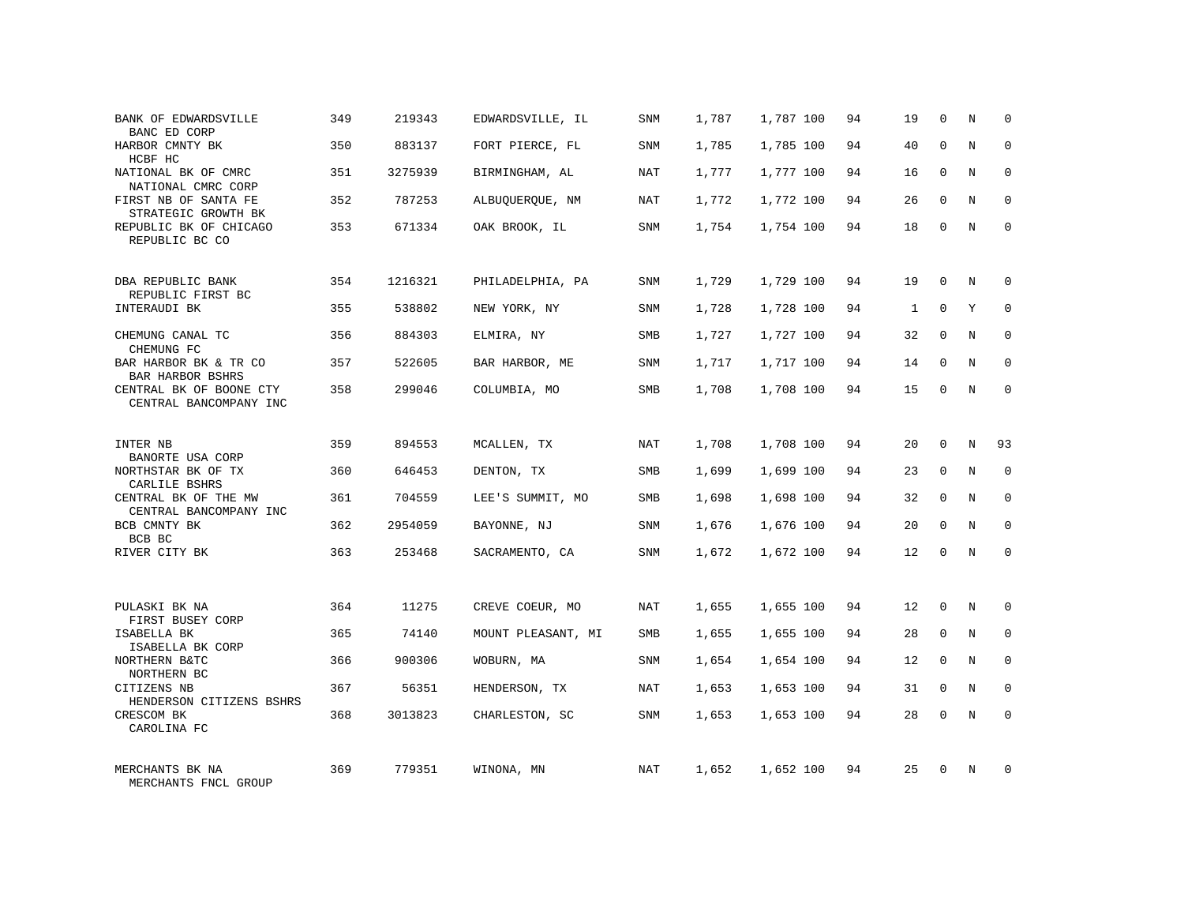| | | | | | | | | | | | |
|---|---|---|---|---|---|---|---|---|---|---|---|
| BANK OF EDWARDSVILLE<br>BANC ED CORP | 349 | 219343 | EDWARDSVILLE, IL | SNM | 1,787 | 1,787 100 | 94 | 19 | 0 | N | 0 |
| HARBOR CMNTY BK<br>HCBF HC | 350 | 883137 | FORT PIERCE, FL | SNM | 1,785 | 1,785 100 | 94 | 40 | 0 | N | 0 |
| NATIONAL BK OF CMRC<br>NATIONAL CMRC CORP | 351 | 3275939 | BIRMINGHAM, AL | NAT | 1,777 | 1,777 100 | 94 | 16 | 0 | N | 0 |
| FIRST NB OF SANTA FE<br>STRATEGIC GROWTH BK | 352 | 787253 | ALBUQUERQUE, NM | NAT | 1,772 | 1,772 100 | 94 | 26 | 0 | N | 0 |
| REPUBLIC BK OF CHICAGO<br>REPUBLIC BC CO | 353 | 671334 | OAK BROOK, IL | SNM | 1,754 | 1,754 100 | 94 | 18 | 0 | N | 0 |
| DBA REPUBLIC BANK<br>REPUBLIC FIRST BC | 354 | 1216321 | PHILADELPHIA, PA | SNM | 1,729 | 1,729 100 | 94 | 19 | 0 | N | 0 |
| INTERAUDI BK | 355 | 538802 | NEW YORK, NY | SNM | 1,728 | 1,728 100 | 94 | 1 | 0 | Y | 0 |
| CHEMUNG CANAL TC<br>CHEMUNG FC | 356 | 884303 | ELMIRA, NY | SMB | 1,727 | 1,727 100 | 94 | 32 | 0 | N | 0 |
| BAR HARBOR BK & TR CO<br>BAR HARBOR BSHRS | 357 | 522605 | BAR HARBOR, ME | SNM | 1,717 | 1,717 100 | 94 | 14 | 0 | N | 0 |
| CENTRAL BK OF BOONE CTY<br>CENTRAL BANCOMPANY INC | 358 | 299046 | COLUMBIA, MO | SMB | 1,708 | 1,708 100 | 94 | 15 | 0 | N | 0 |
| INTER NB<br>BANORTE USA CORP | 359 | 894553 | MCALLEN, TX | NAT | 1,708 | 1,708 100 | 94 | 20 | 0 | N | 93 |
| NORTHSTAR BK OF TX<br>CARLILE BSHRS | 360 | 646453 | DENTON, TX | SMB | 1,699 | 1,699 100 | 94 | 23 | 0 | N | 0 |
| CENTRAL BK OF THE MW<br>CENTRAL BANCOMPANY INC | 361 | 704559 | LEE'S SUMMIT, MO | SMB | 1,698 | 1,698 100 | 94 | 32 | 0 | N | 0 |
| BCB CMNTY BK<br>BCB BC | 362 | 2954059 | BAYONNE, NJ | SNM | 1,676 | 1,676 100 | 94 | 20 | 0 | N | 0 |
| RIVER CITY BK | 363 | 253468 | SACRAMENTO, CA | SNM | 1,672 | 1,672 100 | 94 | 12 | 0 | N | 0 |
| PULASKI BK NA<br>FIRST BUSEY CORP | 364 | 11275 | CREVE COEUR, MO | NAT | 1,655 | 1,655 100 | 94 | 12 | 0 | N | 0 |
| ISABELLA BK<br>ISABELLA BK CORP | 365 | 74140 | MOUNT PLEASANT, MI | SMB | 1,655 | 1,655 100 | 94 | 28 | 0 | N | 0 |
| NORTHERN B&TC<br>NORTHERN BC | 366 | 900306 | WOBURN, MA | SNM | 1,654 | 1,654 100 | 94 | 12 | 0 | N | 0 |
| CITIZENS NB<br>HENDERSON CITIZENS BSHRS | 367 | 56351 | HENDERSON, TX | NAT | 1,653 | 1,653 100 | 94 | 31 | 0 | N | 0 |
| CRESCOM BK<br>CAROLINA FC | 368 | 3013823 | CHARLESTON, SC | SNM | 1,653 | 1,653 100 | 94 | 28 | 0 | N | 0 |
| MERCHANTS BK NA<br>MERCHANTS FNCL GROUP | 369 | 779351 | WINONA, MN | NAT | 1,652 | 1,652 100 | 94 | 25 | 0 | N | 0 |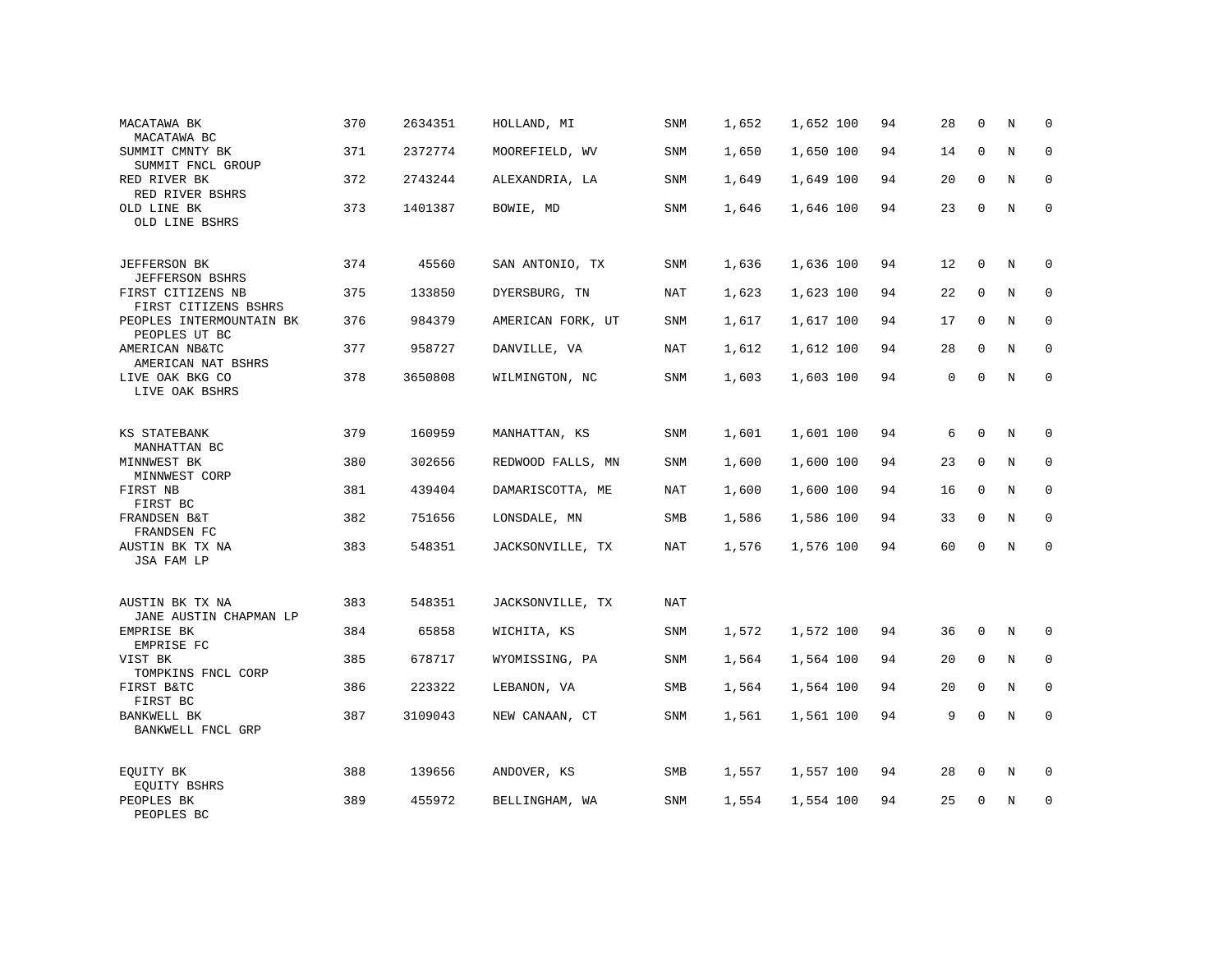| | | | | | | | | | | | | |
|---|---|---|---|---|---|---|---|---|---|---|---|---|
| MACATAWA BK<br>MACATAWA BC | 370 | 2634351 | HOLLAND, MI | SNM | 1,652 | 1,652 | 100 | 94 | 28 | 0 | N | 0 |
| SUMMIT CMNTY BK<br>SUMMIT FNCL GROUP | 371 | 2372774 | MOOREFIELD, WV | SNM | 1,650 | 1,650 | 100 | 94 | 14 | 0 | N | 0 |
| RED RIVER BK<br>RED RIVER BSHRS | 372 | 2743244 | ALEXANDRIA, LA | SNM | 1,649 | 1,649 | 100 | 94 | 20 | 0 | N | 0 |
| OLD LINE BK<br>OLD LINE BSHRS | 373 | 1401387 | BOWIE, MD | SNM | 1,646 | 1,646 | 100 | 94 | 23 | 0 | N | 0 |
| JEFFERSON BK<br>JEFFERSON BSHRS | 374 | 45560 | SAN ANTONIO, TX | SNM | 1,636 | 1,636 | 100 | 94 | 12 | 0 | N | 0 |
| FIRST CITIZENS NB<br>FIRST CITIZENS BSHRS | 375 | 133850 | DYERSBURG, TN | NAT | 1,623 | 1,623 | 100 | 94 | 22 | 0 | N | 0 |
| PEOPLES INTERMOUNTAIN BK<br>PEOPLES UT BC | 376 | 984379 | AMERICAN FORK, UT | SNM | 1,617 | 1,617 | 100 | 94 | 17 | 0 | N | 0 |
| AMERICAN NB&TC<br>AMERICAN NAT BSHRS | 377 | 958727 | DANVILLE, VA | NAT | 1,612 | 1,612 | 100 | 94 | 28 | 0 | N | 0 |
| LIVE OAK BKG CO<br>LIVE OAK BSHRS | 378 | 3650808 | WILMINGTON, NC | SNM | 1,603 | 1,603 | 100 | 94 | 0 | 0 | N | 0 |
| KS STATEBANK<br>MANHATTAN BC | 379 | 160959 | MANHATTAN, KS | SNM | 1,601 | 1,601 | 100 | 94 | 6 | 0 | N | 0 |
| MINNWEST BK<br>MINNWEST CORP | 380 | 302656 | REDWOOD FALLS, MN | SNM | 1,600 | 1,600 | 100 | 94 | 23 | 0 | N | 0 |
| FIRST NB<br>FIRST BC | 381 | 439404 | DAMARISCOTTA, ME | NAT | 1,600 | 1,600 | 100 | 94 | 16 | 0 | N | 0 |
| FRANDSEN B&T<br>FRANDSEN FC | 382 | 751656 | LONSDALE, MN | SMB | 1,586 | 1,586 | 100 | 94 | 33 | 0 | N | 0 |
| AUSTIN BK TX NA<br>JSA FAM LP | 383 | 548351 | JACKSONVILLE, TX | NAT | 1,576 | 1,576 | 100 | 94 | 60 | 0 | N | 0 |
| AUSTIN BK TX NA<br>JANE AUSTIN CHAPMAN LP | 383 | 548351 | JACKSONVILLE, TX | NAT | | | | | | | | |
| EMPRISE BK<br>EMPRISE FC | 384 | 65858 | WICHITA, KS | SNM | 1,572 | 1,572 | 100 | 94 | 36 | 0 | N | 0 |
| VIST BK<br>TOMPKINS FNCL CORP | 385 | 678717 | WYOMISSING, PA | SNM | 1,564 | 1,564 | 100 | 94 | 20 | 0 | N | 0 |
| FIRST B&TC<br>FIRST BC | 386 | 223322 | LEBANON, VA | SMB | 1,564 | 1,564 | 100 | 94 | 20 | 0 | N | 0 |
| BANKWELL BK<br>BANKWELL FNCL GRP | 387 | 3109043 | NEW CANAAN, CT | SNM | 1,561 | 1,561 | 100 | 94 | 9 | 0 | N | 0 |
| EQUITY BK<br>EQUITY BSHRS | 388 | 139656 | ANDOVER, KS | SMB | 1,557 | 1,557 | 100 | 94 | 28 | 0 | N | 0 |
| PEOPLES BK<br>PEOPLES BC | 389 | 455972 | BELLINGHAM, WA | SNM | 1,554 | 1,554 | 100 | 94 | 25 | 0 | N | 0 |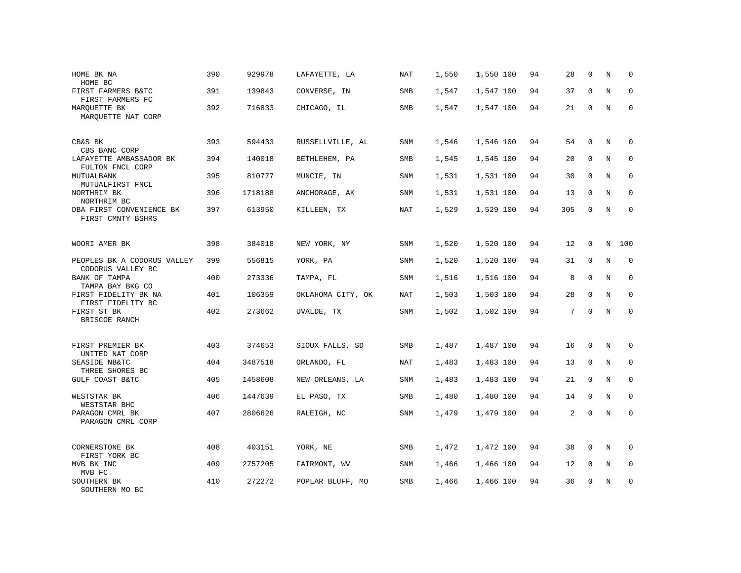| | | | | | | | | | | | | |
|---|---|---|---|---|---|---|---|---|---|---|---|---|
| HOME BK NA<br>HOME BC | 390 | 929978 | LAFAYETTE, LA | NAT | 1,550 | 1,550 | 100 | 94 | 28 | 0 | N | 0 |
| FIRST FARMERS B&TC<br>FIRST FARMERS FC | 391 | 139843 | CONVERSE, IN | SMB | 1,547 | 1,547 | 100 | 94 | 37 | 0 | N | 0 |
| MARQUETTE BK<br>MARQUETTE NAT CORP | 392 | 716833 | CHICAGO, IL | SMB | 1,547 | 1,547 | 100 | 94 | 21 | 0 | N | 0 |
| CB&S BK<br>CBS BANC CORP | 393 | 594433 | RUSSELLVILLE, AL | SNM | 1,546 | 1,546 | 100 | 94 | 54 | 0 | N | 0 |
| LAFAYETTE AMBASSADOR BK<br>FULTON FNCL CORP | 394 | 140018 | BETHLEHEM, PA | SMB | 1,545 | 1,545 | 100 | 94 | 20 | 0 | N | 0 |
| MUTUALBANK<br>MUTUALFIRST FNCL | 395 | 810777 | MUNCIE, IN | SNM | 1,531 | 1,531 | 100 | 94 | 30 | 0 | N | 0 |
| NORTHRIM BK<br>NORTHRIM BC | 396 | 1718188 | ANCHORAGE, AK | SNM | 1,531 | 1,531 | 100 | 94 | 13 | 0 | N | 0 |
| DBA FIRST CONVENIENCE BK<br>FIRST CMNTY BSHRS | 397 | 613950 | KILLEEN, TX | NAT | 1,529 | 1,529 | 100 | 94 | 305 | 0 | N | 0 |
| WOORI AMER BK | 398 | 384018 | NEW YORK, NY | SNM | 1,520 | 1,520 | 100 | 94 | 12 | 0 | N | 100 |
| PEOPLES BK A CODORUS VALLEY<br>CODORUS VALLEY BC | 399 | 556815 | YORK, PA | SNM | 1,520 | 1,520 | 100 | 94 | 31 | 0 | N | 0 |
| BANK OF TAMPA<br>TAMPA BAY BKG CO | 400 | 273336 | TAMPA, FL | SNM | 1,516 | 1,516 | 100 | 94 | 8 | 0 | N | 0 |
| FIRST FIDELITY BK NA<br>FIRST FIDELITY BC | 401 | 106359 | OKLAHOMA CITY, OK | NAT | 1,503 | 1,503 | 100 | 94 | 28 | 0 | N | 0 |
| FIRST ST BK<br>BRISCOE RANCH | 402 | 273662 | UVALDE, TX | SNM | 1,502 | 1,502 | 100 | 94 | 7 | 0 | N | 0 |
| FIRST PREMIER BK<br>UNITED NAT CORP | 403 | 374653 | SIOUX FALLS, SD | SMB | 1,487 | 1,487 | 100 | 94 | 16 | 0 | N | 0 |
| SEASIDE NB&TC<br>THREE SHORES BC | 404 | 3487518 | ORLANDO, FL | NAT | 1,483 | 1,483 | 100 | 94 | 13 | 0 | N | 0 |
| GULF COAST B&TC | 405 | 1458608 | NEW ORLEANS, LA | SNM | 1,483 | 1,483 | 100 | 94 | 21 | 0 | N | 0 |
| WESTSTAR BK<br>WESTSTAR BHC | 406 | 1447639 | EL PASO, TX | SMB | 1,480 | 1,480 | 100 | 94 | 14 | 0 | N | 0 |
| PARAGON CMRL BK<br>PARAGON CMRL CORP | 407 | 2806626 | RALEIGH, NC | SNM | 1,479 | 1,479 | 100 | 94 | 2 | 0 | N | 0 |
| CORNERSTONE BK<br>FIRST YORK BC | 408 | 403151 | YORK, NE | SMB | 1,472 | 1,472 | 100 | 94 | 38 | 0 | N | 0 |
| MVB BK INC<br>MVB FC | 409 | 2757205 | FAIRMONT, WV | SNM | 1,466 | 1,466 | 100 | 94 | 12 | 0 | N | 0 |
| SOUTHERN BK<br>SOUTHERN MO BC | 410 | 272272 | POPLAR BLUFF, MO | SMB | 1,466 | 1,466 | 100 | 94 | 36 | 0 | N | 0 |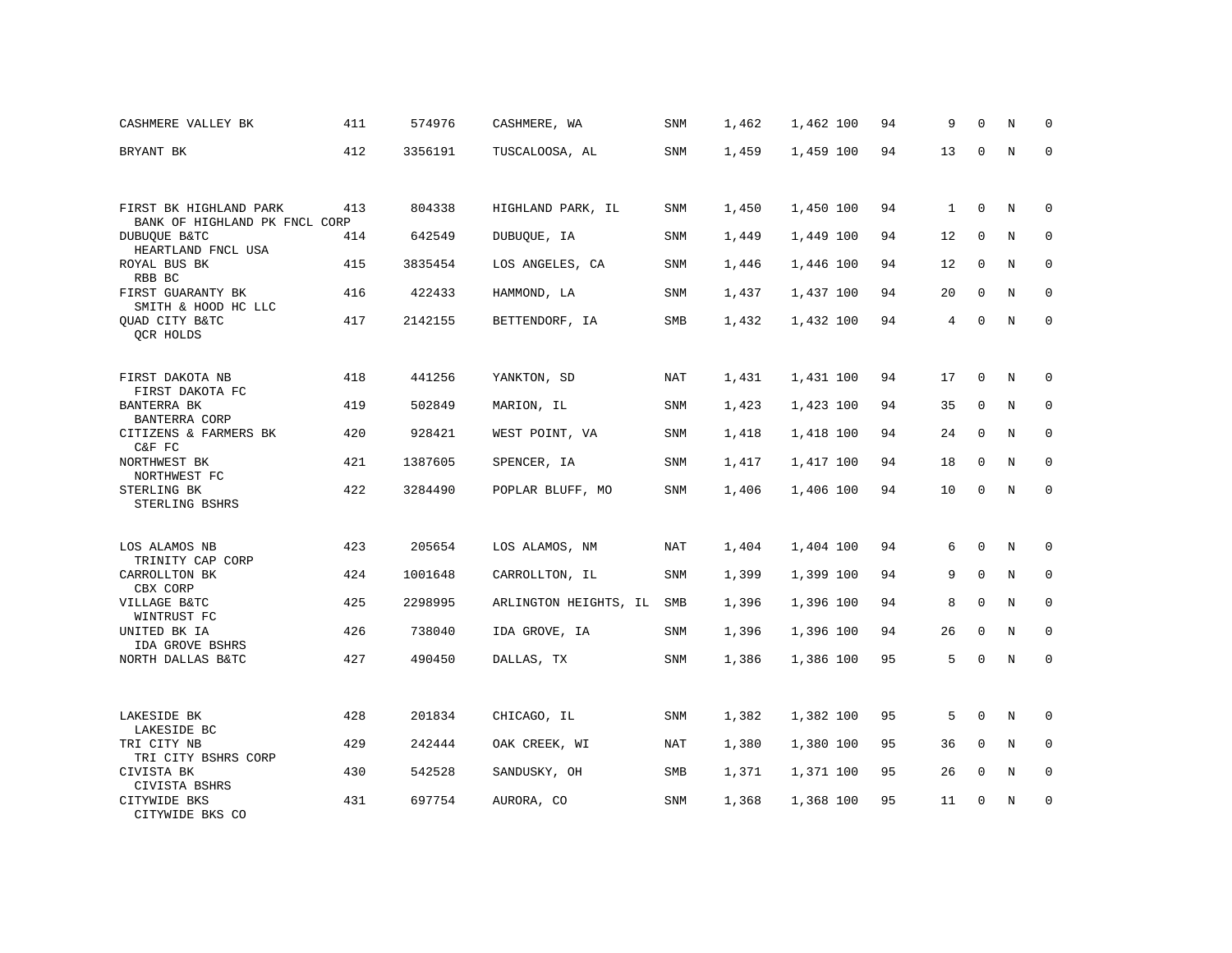| | | | | | | | | | | | | |
|---|---|---|---|---|---|---|---|---|---|---|---|---|
| CASHMERE VALLEY BK | 411 | 574976 | CASHMERE, WA | SNM | 1,462 | 1,462 | 100 | 94 | 9 | 0 | N | 0 |
| BRYANT BK | 412 | 3356191 | TUSCALOOSA, AL | SNM | 1,459 | 1,459 | 100 | 94 | 13 | 0 | N | 0 |
| FIRST BK HIGHLAND PARK<br>BANK OF HIGHLAND PK FNCL CORP | 413 | 804338 | HIGHLAND PARK, IL | SNM | 1,450 | 1,450 | 100 | 94 | 1 | 0 | N | 0 |
| DUBUQUE B&TC<br>HEARTLAND FNCL USA | 414 | 642549 | DUBUQUE, IA | SNM | 1,449 | 1,449 | 100 | 94 | 12 | 0 | N | 0 |
| ROYAL BUS BK<br>RBB BC | 415 | 3835454 | LOS ANGELES, CA | SNM | 1,446 | 1,446 | 100 | 94 | 12 | 0 | N | 0 |
| FIRST GUARANTY BK<br>SMITH & HOOD HC LLC | 416 | 422433 | HAMMOND, LA | SNM | 1,437 | 1,437 | 100 | 94 | 20 | 0 | N | 0 |
| QUAD CITY B&TC<br>QCR HOLDS | 417 | 2142155 | BETTENDORF, IA | SMB | 1,432 | 1,432 | 100 | 94 | 4 | 0 | N | 0 |
| FIRST DAKOTA NB<br>FIRST DAKOTA FC | 418 | 441256 | YANKTON, SD | NAT | 1,431 | 1,431 | 100 | 94 | 17 | 0 | N | 0 |
| BANTERRA BK<br>BANTERRA CORP | 419 | 502849 | MARION, IL | SNM | 1,423 | 1,423 | 100 | 94 | 35 | 0 | N | 0 |
| CITIZENS & FARMERS BK<br>C&F FC | 420 | 928421 | WEST POINT, VA | SNM | 1,418 | 1,418 | 100 | 94 | 24 | 0 | N | 0 |
| NORTHWEST BK<br>NORTHWEST FC | 421 | 1387605 | SPENCER, IA | SNM | 1,417 | 1,417 | 100 | 94 | 18 | 0 | N | 0 |
| STERLING BK<br>STERLING BSHRS | 422 | 3284490 | POPLAR BLUFF, MO | SNM | 1,406 | 1,406 | 100 | 94 | 10 | 0 | N | 0 |
| LOS ALAMOS NB<br>TRINITY CAP CORP | 423 | 205654 | LOS ALAMOS, NM | NAT | 1,404 | 1,404 | 100 | 94 | 6 | 0 | N | 0 |
| CARROLLTON BK<br>CBX CORP | 424 | 1001648 | CARROLLTON, IL | SNM | 1,399 | 1,399 | 100 | 94 | 9 | 0 | N | 0 |
| VILLAGE B&TC<br>WINTRUST FC | 425 | 2298995 | ARLINGTON HEIGHTS, IL | SMB | 1,396 | 1,396 | 100 | 94 | 8 | 0 | N | 0 |
| UNITED BK IA<br>IDA GROVE BSHRS | 426 | 738040 | IDA GROVE, IA | SNM | 1,396 | 1,396 | 100 | 94 | 26 | 0 | N | 0 |
| NORTH DALLAS B&TC | 427 | 490450 | DALLAS, TX | SNM | 1,386 | 1,386 | 100 | 95 | 5 | 0 | N | 0 |
| LAKESIDE BK<br>LAKESIDE BC | 428 | 201834 | CHICAGO, IL | SNM | 1,382 | 1,382 | 100 | 95 | 5 | 0 | N | 0 |
| TRI CITY NB<br>TRI CITY BSHRS CORP | 429 | 242444 | OAK CREEK, WI | NAT | 1,380 | 1,380 | 100 | 95 | 36 | 0 | N | 0 |
| CIVISTA BK<br>CIVISTA BSHRS | 430 | 542528 | SANDUSKY, OH | SMB | 1,371 | 1,371 | 100 | 95 | 26 | 0 | N | 0 |
| CITYWIDE BKS<br>CITYWIDE BKS CO | 431 | 697754 | AURORA, CO | SNM | 1,368 | 1,368 | 100 | 95 | 11 | 0 | N | 0 |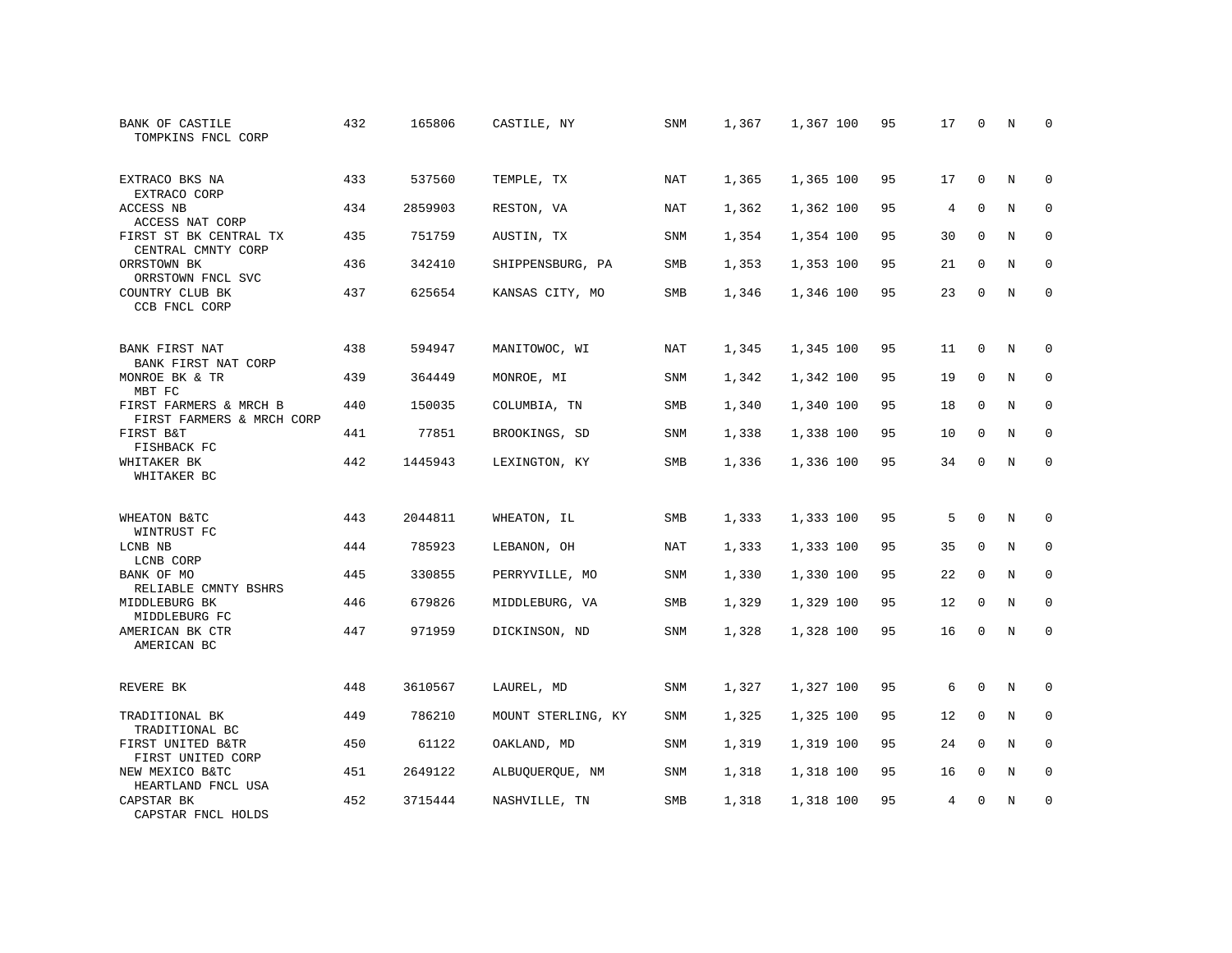| | | | | | | | | | | | |
|---|---|---|---|---|---|---|---|---|---|---|---|
| BANK OF CASTILE<br>TOMPKINS FNCL CORP | 432 | 165806 | CASTILE, NY | SNM | 1,367 | 1,367 100 | 95 | 17 | 0 | N | 0 |
| EXTRACO BKS NA<br>EXTRACO CORP | 433 | 537560 | TEMPLE, TX | NAT | 1,365 | 1,365 100 | 95 | 17 | 0 | N | 0 |
| ACCESS NB<br>ACCESS NAT CORP | 434 | 2859903 | RESTON, VA | NAT | 1,362 | 1,362 100 | 95 | 4 | 0 | N | 0 |
| FIRST ST BK CENTRAL TX<br>CENTRAL CMNTY CORP | 435 | 751759 | AUSTIN, TX | SNM | 1,354 | 1,354 100 | 95 | 30 | 0 | N | 0 |
| ORRSTOWN BK<br>ORRSTOWN FNCL SVC | 436 | 342410 | SHIPPENSBURG, PA | SMB | 1,353 | 1,353 100 | 95 | 21 | 0 | N | 0 |
| COUNTRY CLUB BK<br>CCB FNCL CORP | 437 | 625654 | KANSAS CITY, MO | SMB | 1,346 | 1,346 100 | 95 | 23 | 0 | N | 0 |
| BANK FIRST NAT<br>BANK FIRST NAT CORP | 438 | 594947 | MANITOWOC, WI | NAT | 1,345 | 1,345 100 | 95 | 11 | 0 | N | 0 |
| MONROE BK & TR<br>MBT FC | 439 | 364449 | MONROE, MI | SNM | 1,342 | 1,342 100 | 95 | 19 | 0 | N | 0 |
| FIRST FARMERS & MRCH B<br>FIRST FARMERS & MRCH CORP | 440 | 150035 | COLUMBIA, TN | SMB | 1,340 | 1,340 100 | 95 | 18 | 0 | N | 0 |
| FIRST B&T<br>FISHBACK FC | 441 | 77851 | BROOKINGS, SD | SNM | 1,338 | 1,338 100 | 95 | 10 | 0 | N | 0 |
| WHITAKER BK<br>WHITAKER BC | 442 | 1445943 | LEXINGTON, KY | SMB | 1,336 | 1,336 100 | 95 | 34 | 0 | N | 0 |
| WHEATON B&TC<br>WINTRUST FC | 443 | 2044811 | WHEATON, IL | SMB | 1,333 | 1,333 100 | 95 | 5 | 0 | N | 0 |
| LCNB NB<br>LCNB CORP | 444 | 785923 | LEBANON, OH | NAT | 1,333 | 1,333 100 | 95 | 35 | 0 | N | 0 |
| BANK OF MO<br>RELIABLE CMNTY BSHRS | 445 | 330855 | PERRYVILLE, MO | SNM | 1,330 | 1,330 100 | 95 | 22 | 0 | N | 0 |
| MIDDLEBURG BK<br>MIDDLEBURG FC | 446 | 679826 | MIDDLEBURG, VA | SMB | 1,329 | 1,329 100 | 95 | 12 | 0 | N | 0 |
| AMERICAN BK CTR<br>AMERICAN BC | 447 | 971959 | DICKINSON, ND | SNM | 1,328 | 1,328 100 | 95 | 16 | 0 | N | 0 |
| REVERE BK | 448 | 3610567 | LAUREL, MD | SNM | 1,327 | 1,327 100 | 95 | 6 | 0 | N | 0 |
| TRADITIONAL BK<br>TRADITIONAL BC | 449 | 786210 | MOUNT STERLING, KY | SNM | 1,325 | 1,325 100 | 95 | 12 | 0 | N | 0 |
| FIRST UNITED B&TR<br>FIRST UNITED CORP | 450 | 61122 | OAKLAND, MD | SNM | 1,319 | 1,319 100 | 95 | 24 | 0 | N | 0 |
| NEW MEXICO B&TC<br>HEARTLAND FNCL USA | 451 | 2649122 | ALBUQUERQUE, NM | SNM | 1,318 | 1,318 100 | 95 | 16 | 0 | N | 0 |
| CAPSTAR BK<br>CAPSTAR FNCL HOLDS | 452 | 3715444 | NASHVILLE, TN | SMB | 1,318 | 1,318 100 | 95 | 4 | 0 | N | 0 |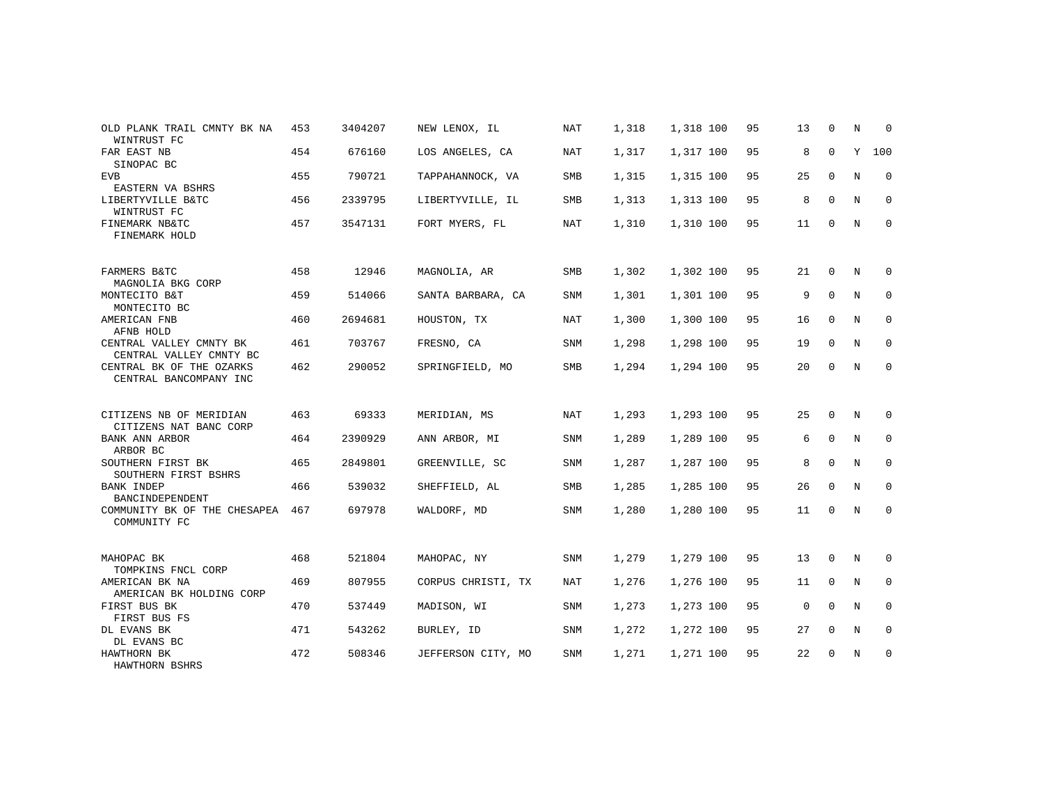| | | | | | | | | | | | | |
|---|---|---|---|---|---|---|---|---|---|---|---|---|
| OLD PLANK TRAIL CMNTY BK NA<br>WINTRUST FC | 453 | 3404207 | NEW LENOX, IL | NAT | 1,318 | 1,318 | 100 | 95 | 13 | 0 | N | 0 |
| FAR EAST NB<br>SINOPAC BC | 454 | 676160 | LOS ANGELES, CA | NAT | 1,317 | 1,317 | 100 | 95 | 8 | 0 | Y | 100 |
| EVB<br>EASTERN VA BSHRS | 455 | 790721 | TAPPAHANNOCK, VA | SMB | 1,315 | 1,315 | 100 | 95 | 25 | 0 | N | 0 |
| LIBERTYVILLE B&TC<br>WINTRUST FC | 456 | 2339795 | LIBERTYVILLE, IL | SMB | 1,313 | 1,313 | 100 | 95 | 8 | 0 | N | 0 |
| FINEMARK NB&TC<br>FINEMARK HOLD | 457 | 3547131 | FORT MYERS, FL | NAT | 1,310 | 1,310 | 100 | 95 | 11 | 0 | N | 0 |
| FARMERS B&TC<br>MAGNOLIA BKG CORP | 458 | 12946 | MAGNOLIA, AR | SMB | 1,302 | 1,302 | 100 | 95 | 21 | 0 | N | 0 |
| MONTECITO B&T<br>MONTECITO BC | 459 | 514066 | SANTA BARBARA, CA | SNM | 1,301 | 1,301 | 100 | 95 | 9 | 0 | N | 0 |
| AMERICAN FNB<br>AFNB HOLD | 460 | 2694681 | HOUSTON, TX | NAT | 1,300 | 1,300 | 100 | 95 | 16 | 0 | N | 0 |
| CENTRAL VALLEY CMNTY BK<br>CENTRAL VALLEY CMNTY BC | 461 | 703767 | FRESNO, CA | SNM | 1,298 | 1,298 | 100 | 95 | 19 | 0 | N | 0 |
| CENTRAL BK OF THE OZARKS<br>CENTRAL BANCOMPANY INC | 462 | 290052 | SPRINGFIELD, MO | SMB | 1,294 | 1,294 | 100 | 95 | 20 | 0 | N | 0 |
| CITIZENS NB OF MERIDIAN<br>CITIZENS NAT BANC CORP | 463 | 69333 | MERIDIAN, MS | NAT | 1,293 | 1,293 | 100 | 95 | 25 | 0 | N | 0 |
| BANK ANN ARBOR<br>ARBOR BC | 464 | 2390929 | ANN ARBOR, MI | SNM | 1,289 | 1,289 | 100 | 95 | 6 | 0 | N | 0 |
| SOUTHERN FIRST BK<br>SOUTHERN FIRST BSHRS | 465 | 2849801 | GREENVILLE, SC | SNM | 1,287 | 1,287 | 100 | 95 | 8 | 0 | N | 0 |
| BANK INDEP<br>BANCINDEPENDENT | 466 | 539032 | SHEFFIELD, AL | SMB | 1,285 | 1,285 | 100 | 95 | 26 | 0 | N | 0 |
| COMMUNITY BK OF THE CHESAPEA<br>COMMUNITY FC | 467 | 697978 | WALDORF, MD | SNM | 1,280 | 1,280 | 100 | 95 | 11 | 0 | N | 0 |
| MAHOPAC BK<br>TOMPKINS FNCL CORP | 468 | 521804 | MAHOPAC, NY | SNM | 1,279 | 1,279 | 100 | 95 | 13 | 0 | N | 0 |
| AMERICAN BK NA<br>AMERICAN BK HOLDING CORP | 469 | 807955 | CORPUS CHRISTI, TX | NAT | 1,276 | 1,276 | 100 | 95 | 11 | 0 | N | 0 |
| FIRST BUS BK<br>FIRST BUS FS | 470 | 537449 | MADISON, WI | SNM | 1,273 | 1,273 | 100 | 95 | 0 | 0 | N | 0 |
| DL EVANS BK<br>DL EVANS BC | 471 | 543262 | BURLEY, ID | SNM | 1,272 | 1,272 | 100 | 95 | 27 | 0 | N | 0 |
| HAWTHORN BK<br>HAWTHORN BSHRS | 472 | 508346 | JEFFERSON CITY, MO | SNM | 1,271 | 1,271 | 100 | 95 | 22 | 0 | N | 0 |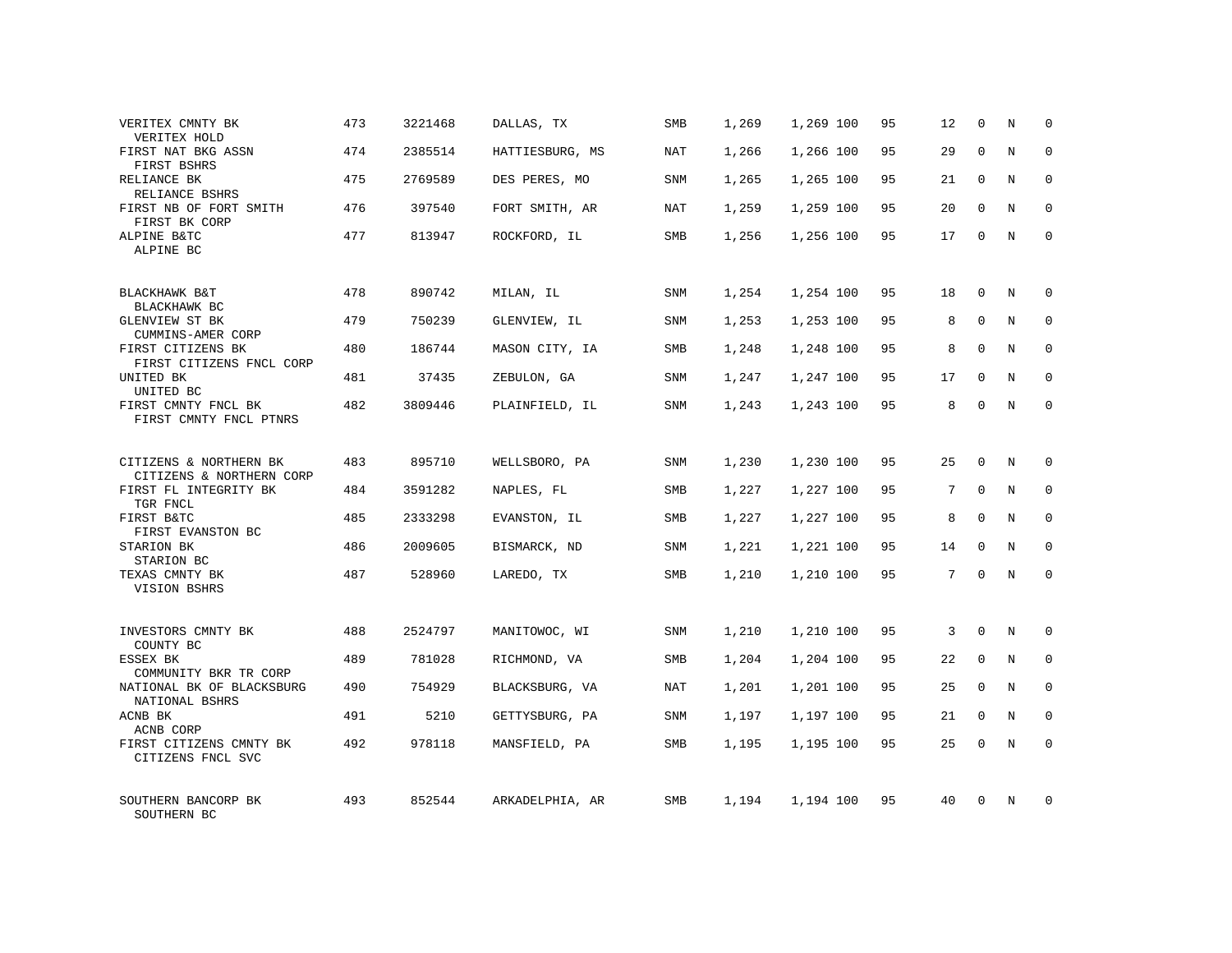| | | | | | | | | | | | | |
|---|---|---|---|---|---|---|---|---|---|---|---|---|
| VERITEX CMNTY BK<br>VERITEX HOLD | 473 | 3221468 | DALLAS, TX | SMB | 1,269 | 1,269 | 100 | 95 | 12 | 0 | N | 0 |
| FIRST NAT BKG ASSN<br>FIRST BSHRS | 474 | 2385514 | HATTIESBURG, MS | NAT | 1,266 | 1,266 | 100 | 95 | 29 | 0 | N | 0 |
| RELIANCE BK<br>RELIANCE BSHRS | 475 | 2769589 | DES PERES, MO | SNM | 1,265 | 1,265 | 100 | 95 | 21 | 0 | N | 0 |
| FIRST NB OF FORT SMITH<br>FIRST BK CORP | 476 | 397540 | FORT SMITH, AR | NAT | 1,259 | 1,259 | 100 | 95 | 20 | 0 | N | 0 |
| ALPINE B&TC<br>ALPINE BC | 477 | 813947 | ROCKFORD, IL | SMB | 1,256 | 1,256 | 100 | 95 | 17 | 0 | N | 0 |
| BLACKHAWK B&T<br>BLACKHAWK BC | 478 | 890742 | MILAN, IL | SNM | 1,254 | 1,254 | 100 | 95 | 18 | 0 | N | 0 |
| GLENVIEW ST BK<br>CUMMINS-AMER CORP | 479 | 750239 | GLENVIEW, IL | SNM | 1,253 | 1,253 | 100 | 95 | 8 | 0 | N | 0 |
| FIRST CITIZENS BK<br>FIRST CITIZENS FNCL CORP | 480 | 186744 | MASON CITY, IA | SMB | 1,248 | 1,248 | 100 | 95 | 8 | 0 | N | 0 |
| UNITED BK<br>UNITED BC | 481 | 37435 | ZEBULON, GA | SNM | 1,247 | 1,247 | 100 | 95 | 17 | 0 | N | 0 |
| FIRST CMNTY FNCL BK<br>FIRST CMNTY FNCL PTNRS | 482 | 3809446 | PLAINFIELD, IL | SNM | 1,243 | 1,243 | 100 | 95 | 8 | 0 | N | 0 |
| CITIZENS & NORTHERN BK<br>CITIZENS & NORTHERN CORP | 483 | 895710 | WELLSBORO, PA | SNM | 1,230 | 1,230 | 100 | 95 | 25 | 0 | N | 0 |
| FIRST FL INTEGRITY BK<br>TGR FNCL | 484 | 3591282 | NAPLES, FL | SMB | 1,227 | 1,227 | 100 | 95 | 7 | 0 | N | 0 |
| FIRST B&TC<br>FIRST EVANSTON BC | 485 | 2333298 | EVANSTON, IL | SMB | 1,227 | 1,227 | 100 | 95 | 8 | 0 | N | 0 |
| STARION BK<br>STARION BC | 486 | 2009605 | BISMARCK, ND | SNM | 1,221 | 1,221 | 100 | 95 | 14 | 0 | N | 0 |
| TEXAS CMNTY BK<br>VISION BSHRS | 487 | 528960 | LAREDO, TX | SMB | 1,210 | 1,210 | 100 | 95 | 7 | 0 | N | 0 |
| INVESTORS CMNTY BK<br>COUNTY BC | 488 | 2524797 | MANITOWOC, WI | SNM | 1,210 | 1,210 | 100 | 95 | 3 | 0 | N | 0 |
| ESSEX BK<br>COMMUNITY BKR TR CORP | 489 | 781028 | RICHMOND, VA | SMB | 1,204 | 1,204 | 100 | 95 | 22 | 0 | N | 0 |
| NATIONAL BK OF BLACKSBURG<br>NATIONAL BSHRS | 490 | 754929 | BLACKSBURG, VA | NAT | 1,201 | 1,201 | 100 | 95 | 25 | 0 | N | 0 |
| ACNB BK<br>ACNB CORP | 491 | 5210 | GETTYSBURG, PA | SNM | 1,197 | 1,197 | 100 | 95 | 21 | 0 | N | 0 |
| FIRST CITIZENS CMNTY BK<br>CITIZENS FNCL SVC | 492 | 978118 | MANSFIELD, PA | SMB | 1,195 | 1,195 | 100 | 95 | 25 | 0 | N | 0 |
| SOUTHERN BANCORP BK<br>SOUTHERN BC | 493 | 852544 | ARKADELPHIA, AR | SMB | 1,194 | 1,194 | 100 | 95 | 40 | 0 | N | 0 |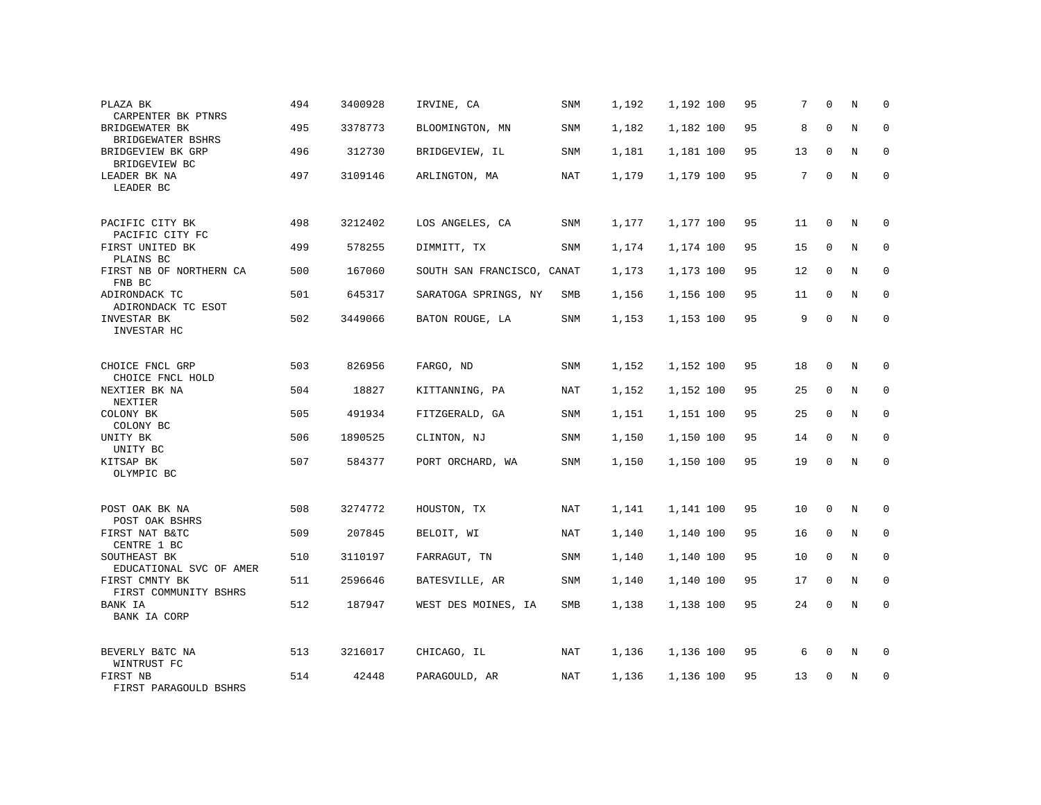| | | | | | | | | | | | | |
|---|---|---|---|---|---|---|---|---|---|---|---|---|
| PLAZA BK<br>CARPENTER BK PTNRS | 494 | 3400928 | IRVINE, CA | SNM | 1,192 | 1,192 | 100 | 95 | 7 | 0 | N | 0 |
| BRIDGEWATER BK<br>BRIDGEWATER BSHRS | 495 | 3378773 | BLOOMINGTON, MN | SNM | 1,182 | 1,182 | 100 | 95 | 8 | 0 | N | 0 |
| BRIDGEVIEW BK GRP<br>BRIDGEVIEW BC | 496 | 312730 | BRIDGEVIEW, IL | SNM | 1,181 | 1,181 | 100 | 95 | 13 | 0 | N | 0 |
| LEADER BK NA<br>LEADER BC | 497 | 3109146 | ARLINGTON, MA | NAT | 1,179 | 1,179 | 100 | 95 | 7 | 0 | N | 0 |
| PACIFIC CITY BK<br>PACIFIC CITY FC | 498 | 3212402 | LOS ANGELES, CA | SNM | 1,177 | 1,177 | 100 | 95 | 11 | 0 | N | 0 |
| FIRST UNITED BK<br>PLAINS BC | 499 | 578255 | DIMMITT, TX | SNM | 1,174 | 1,174 | 100 | 95 | 15 | 0 | N | 0 |
| FIRST NB OF NORTHERN CA<br>FNB BC | 500 | 167060 | SOUTH SAN FRANCISCO, CA | NAT | 1,173 | 1,173 | 100 | 95 | 12 | 0 | N | 0 |
| ADIRONDACK TC<br>ADIRONDACK TC ESOT | 501 | 645317 | SARATOGA SPRINGS, NY | SMB | 1,156 | 1,156 | 100 | 95 | 11 | 0 | N | 0 |
| INVESTAR BK<br>INVESTAR HC | 502 | 3449066 | BATON ROUGE, LA | SNM | 1,153 | 1,153 | 100 | 95 | 9 | 0 | N | 0 |
| CHOICE FNCL GRP<br>CHOICE FNCL HOLD | 503 | 826956 | FARGO, ND | SNM | 1,152 | 1,152 | 100 | 95 | 18 | 0 | N | 0 |
| NEXTIER BK NA<br>NEXTIER | 504 | 18827 | KITTANNING, PA | NAT | 1,152 | 1,152 | 100 | 95 | 25 | 0 | N | 0 |
| COLONY BK<br>COLONY BC | 505 | 491934 | FITZGERALD, GA | SNM | 1,151 | 1,151 | 100 | 95 | 25 | 0 | N | 0 |
| UNITY BK<br>UNITY BC | 506 | 1890525 | CLINTON, NJ | SNM | 1,150 | 1,150 | 100 | 95 | 14 | 0 | N | 0 |
| KITSAP BK<br>OLYMPIC BC | 507 | 584377 | PORT ORCHARD, WA | SNM | 1,150 | 1,150 | 100 | 95 | 19 | 0 | N | 0 |
| POST OAK BK NA<br>POST OAK BSHRS | 508 | 3274772 | HOUSTON, TX | NAT | 1,141 | 1,141 | 100 | 95 | 10 | 0 | N | 0 |
| FIRST NAT B&TC<br>CENTRE 1 BC | 509 | 207845 | BELOIT, WI | NAT | 1,140 | 1,140 | 100 | 95 | 16 | 0 | N | 0 |
| SOUTHEAST BK<br>EDUCATIONAL SVC OF AMER | 510 | 3110197 | FARRAGUT, TN | SNM | 1,140 | 1,140 | 100 | 95 | 10 | 0 | N | 0 |
| FIRST CMNTY BK<br>FIRST COMMUNITY BSHRS | 511 | 2596646 | BATESVILLE, AR | SNM | 1,140 | 1,140 | 100 | 95 | 17 | 0 | N | 0 |
| BANK IA<br>BANK IA CORP | 512 | 187947 | WEST DES MOINES, IA | SMB | 1,138 | 1,138 | 100 | 95 | 24 | 0 | N | 0 |
| BEVERLY B&TC NA<br>WINTRUST FC | 513 | 3216017 | CHICAGO, IL | NAT | 1,136 | 1,136 | 100 | 95 | 6 | 0 | N | 0 |
| FIRST NB<br>FIRST PARAGOULD BSHRS | 514 | 42448 | PARAGOULD, AR | NAT | 1,136 | 1,136 | 100 | 95 | 13 | 0 | N | 0 |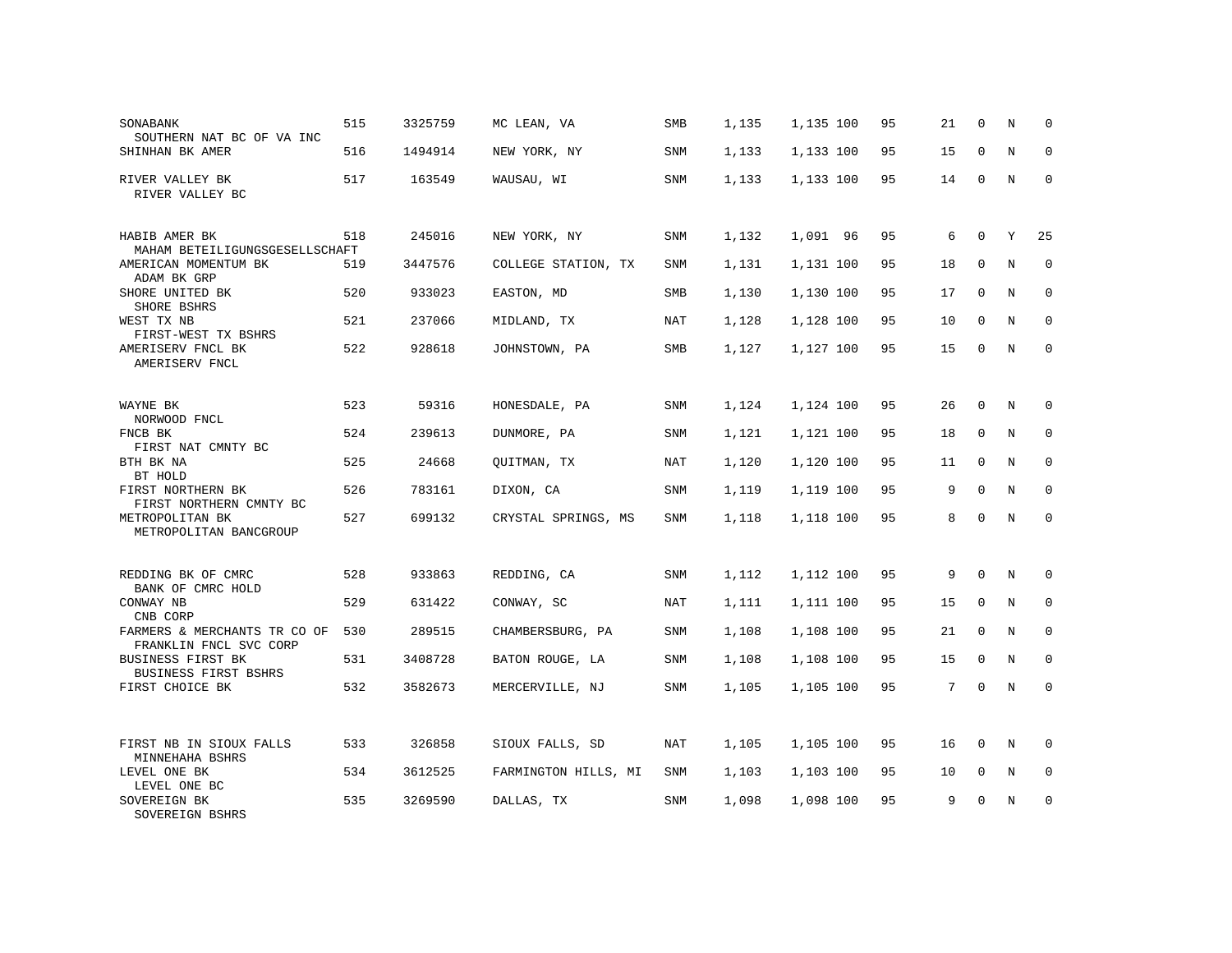| | | | | | | | | | | | | |
|---|---|---|---|---|---|---|---|---|---|---|---|---|
| SONABANK<br>SOUTHERN NAT BC OF VA INC | 515 | 3325759 | MC LEAN, VA | SMB | 1,135 | 1,135 | 100 | 95 | 21 | 0 | N | 0 |
| SHINHAN BK AMER | 516 | 1494914 | NEW YORK, NY | SNM | 1,133 | 1,133 | 100 | 95 | 15 | 0 | N | 0 |
| RIVER VALLEY BK<br>RIVER VALLEY BC | 517 | 163549 | WAUSAU, WI | SNM | 1,133 | 1,133 | 100 | 95 | 14 | 0 | N | 0 |
| HABIB AMER BK<br>MAHAM BETEILIGUNGSGESELLSCHAFT | 518 | 245016 | NEW YORK, NY | SNM | 1,132 | 1,091 | 96 | 95 | 6 | 0 | Y | 25 |
| AMERICAN MOMENTUM BK<br>ADAM BK GRP | 519 | 3447576 | COLLEGE STATION, TX | SNM | 1,131 | 1,131 | 100 | 95 | 18 | 0 | N | 0 |
| SHORE UNITED BK<br>SHORE BSHRS | 520 | 933023 | EASTON, MD | SMB | 1,130 | 1,130 | 100 | 95 | 17 | 0 | N | 0 |
| WEST TX NB<br>FIRST-WEST TX BSHRS | 521 | 237066 | MIDLAND, TX | NAT | 1,128 | 1,128 | 100 | 95 | 10 | 0 | N | 0 |
| AMERISERV FNCL BK<br>AMERISERV FNCL | 522 | 928618 | JOHNSTOWN, PA | SMB | 1,127 | 1,127 | 100 | 95 | 15 | 0 | N | 0 |
| WAYNE BK<br>NORWOOD FNCL | 523 | 59316 | HONESDALE, PA | SNM | 1,124 | 1,124 | 100 | 95 | 26 | 0 | N | 0 |
| FNCB BK<br>FIRST NAT CMNTY BC | 524 | 239613 | DUNMORE, PA | SNM | 1,121 | 1,121 | 100 | 95 | 18 | 0 | N | 0 |
| BTH BK NA<br>BT HOLD | 525 | 24668 | QUITMAN, TX | NAT | 1,120 | 1,120 | 100 | 95 | 11 | 0 | N | 0 |
| FIRST NORTHERN BK<br>FIRST NORTHERN CMNTY BC | 526 | 783161 | DIXON, CA | SNM | 1,119 | 1,119 | 100 | 95 | 9 | 0 | N | 0 |
| METROPOLITAN BK<br>METROPOLITAN BANCGROUP | 527 | 699132 | CRYSTAL SPRINGS, MS | SNM | 1,118 | 1,118 | 100 | 95 | 8 | 0 | N | 0 |
| REDDING BK OF CMRC<br>BANK OF CMRC HOLD | 528 | 933863 | REDDING, CA | SNM | 1,112 | 1,112 | 100 | 95 | 9 | 0 | N | 0 |
| CONWAY NB<br>CNB CORP | 529 | 631422 | CONWAY, SC | NAT | 1,111 | 1,111 | 100 | 95 | 15 | 0 | N | 0 |
| FARMERS & MERCHANTS TR CO OF<br>FRANKLIN FNCL SVC CORP | 530 | 289515 | CHAMBERSBURG, PA | SNM | 1,108 | 1,108 | 100 | 95 | 21 | 0 | N | 0 |
| BUSINESS FIRST BK<br>BUSINESS FIRST BSHRS | 531 | 3408728 | BATON ROUGE, LA | SNM | 1,108 | 1,108 | 100 | 95 | 15 | 0 | N | 0 |
| FIRST CHOICE BK | 532 | 3582673 | MERCERVILLE, NJ | SNM | 1,105 | 1,105 | 100 | 95 | 7 | 0 | N | 0 |
| FIRST NB IN SIOUX FALLS<br>MINNEHAHA BSHRS | 533 | 326858 | SIOUX FALLS, SD | NAT | 1,105 | 1,105 | 100 | 95 | 16 | 0 | N | 0 |
| LEVEL ONE BK<br>LEVEL ONE BC | 534 | 3612525 | FARMINGTON HILLS, MI | SNM | 1,103 | 1,103 | 100 | 95 | 10 | 0 | N | 0 |
| SOVEREIGN BK<br>SOVEREIGN BSHRS | 535 | 3269590 | DALLAS, TX | SNM | 1,098 | 1,098 | 100 | 95 | 9 | 0 | N | 0 |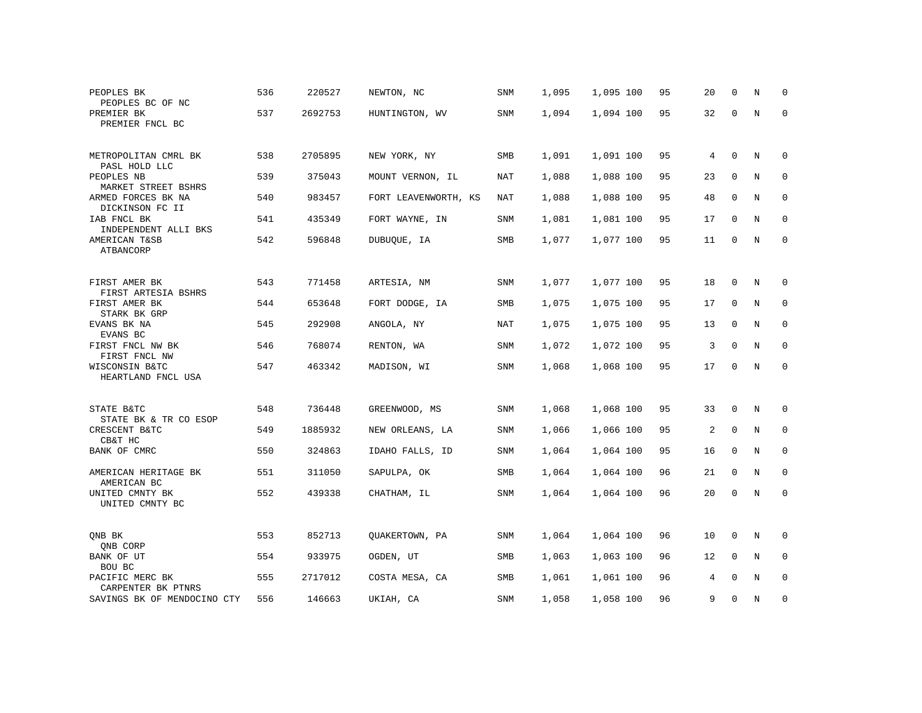| | | | | | | | | | | | | |
|---|---|---|---|---|---|---|---|---|---|---|---|---|
| PEOPLES BK<br>PEOPLES BC OF NC | 536 | 220527 | NEWTON, NC | SNM | 1,095 | 1,095 | 100 | 95 | 20 | 0 | N | 0 |
| PREMIER BK<br>PREMIER FNCL BC | 537 | 2692753 | HUNTINGTON, WV | SNM | 1,094 | 1,094 | 100 | 95 | 32 | 0 | N | 0 |
| METROPOLITAN CMRL BK<br>PASL HOLD LLC | 538 | 2705895 | NEW YORK, NY | SMB | 1,091 | 1,091 | 100 | 95 | 4 | 0 | N | 0 |
| PEOPLES NB<br>MARKET STREET BSHRS | 539 | 375043 | MOUNT VERNON, IL | NAT | 1,088 | 1,088 | 100 | 95 | 23 | 0 | N | 0 |
| ARMED FORCES BK NA<br>DICKINSON FC II | 540 | 983457 | FORT LEAVENWORTH, KS | NAT | 1,088 | 1,088 | 100 | 95 | 48 | 0 | N | 0 |
| IAB FNCL BK<br>INDEPENDENT ALLI BKS | 541 | 435349 | FORT WAYNE, IN | SNM | 1,081 | 1,081 | 100 | 95 | 17 | 0 | N | 0 |
| AMERICAN T&SB<br>ATBANCORP | 542 | 596848 | DUBUQUE, IA | SMB | 1,077 | 1,077 | 100 | 95 | 11 | 0 | N | 0 |
| FIRST AMER BK<br>FIRST ARTESIA BSHRS | 543 | 771458 | ARTESIA, NM | SNM | 1,077 | 1,077 | 100 | 95 | 18 | 0 | N | 0 |
| FIRST AMER BK<br>STARK BK GRP | 544 | 653648 | FORT DODGE, IA | SMB | 1,075 | 1,075 | 100 | 95 | 17 | 0 | N | 0 |
| EVANS BK NA<br>EVANS BC | 545 | 292908 | ANGOLA, NY | NAT | 1,075 | 1,075 | 100 | 95 | 13 | 0 | N | 0 |
| FIRST FNCL NW BK<br>FIRST FNCL NW | 546 | 768074 | RENTON, WA | SNM | 1,072 | 1,072 | 100 | 95 | 3 | 0 | N | 0 |
| WISCONSIN B&TC<br>HEARTLAND FNCL USA | 547 | 463342 | MADISON, WI | SNM | 1,068 | 1,068 | 100 | 95 | 17 | 0 | N | 0 |
| STATE B&TC<br>STATE BK & TR CO ESOP | 548 | 736448 | GREENWOOD, MS | SNM | 1,068 | 1,068 | 100 | 95 | 33 | 0 | N | 0 |
| CRESCENT B&TC<br>CB&T HC | 549 | 1885932 | NEW ORLEANS, LA | SNM | 1,066 | 1,066 | 100 | 95 | 2 | 0 | N | 0 |
| BANK OF CMRC | 550 | 324863 | IDAHO FALLS, ID | SNM | 1,064 | 1,064 | 100 | 95 | 16 | 0 | N | 0 |
| AMERICAN HERITAGE BK<br>AMERICAN BC | 551 | 311050 | SAPULPA, OK | SMB | 1,064 | 1,064 | 100 | 96 | 21 | 0 | N | 0 |
| UNITED CMNTY BK<br>UNITED CMNTY BC | 552 | 439338 | CHATHAM, IL | SNM | 1,064 | 1,064 | 100 | 96 | 20 | 0 | N | 0 |
| QNB BK<br>QNB CORP | 553 | 852713 | QUAKERTOWN, PA | SNM | 1,064 | 1,064 | 100 | 96 | 10 | 0 | N | 0 |
| BANK OF UT<br>BOU BC | 554 | 933975 | OGDEN, UT | SMB | 1,063 | 1,063 | 100 | 96 | 12 | 0 | N | 0 |
| PACIFIC MERC BK<br>CARPENTER BK PTNRS | 555 | 2717012 | COSTA MESA, CA | SMB | 1,061 | 1,061 | 100 | 96 | 4 | 0 | N | 0 |
| SAVINGS BK OF MENDOCINO CTY | 556 | 146663 | UKIAH, CA | SNM | 1,058 | 1,058 | 100 | 96 | 9 | 0 | N | 0 |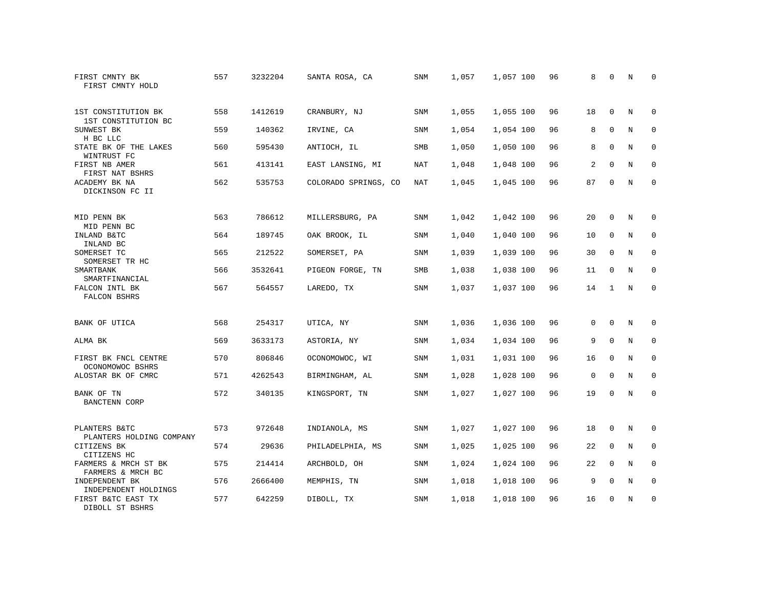| | | | | | | | | | | | | |
|---|---|---|---|---|---|---|---|---|---|---|---|---|
| FIRST CMNTY BK<br>FIRST CMNTY HOLD | 557 | 3232204 | SANTA ROSA, CA | SNM | 1,057 | 1,057 | 100 | 96 | 8 | 0 | N | 0 |
| 1ST CONSTITUTION BK<br>1ST CONSTITUTION BC | 558 | 1412619 | CRANBURY, NJ | SNM | 1,055 | 1,055 | 100 | 96 | 18 | 0 | N | 0 |
| SUNWEST BK<br>H BC LLC | 559 | 140362 | IRVINE, CA | SNM | 1,054 | 1,054 | 100 | 96 | 8 | 0 | N | 0 |
| STATE BK OF THE LAKES<br>WINTRUST FC | 560 | 595430 | ANTIOCH, IL | SMB | 1,050 | 1,050 | 100 | 96 | 8 | 0 | N | 0 |
| FIRST NB AMER<br>FIRST NAT BSHRS | 561 | 413141 | EAST LANSING, MI | NAT | 1,048 | 1,048 | 100 | 96 | 2 | 0 | N | 0 |
| ACADEMY BK NA<br>DICKINSON FC II | 562 | 535753 | COLORADO SPRINGS, CO | NAT | 1,045 | 1,045 | 100 | 96 | 87 | 0 | N | 0 |
| MID PENN BK<br>MID PENN BC | 563 | 786612 | MILLERSBURG, PA | SNM | 1,042 | 1,042 | 100 | 96 | 20 | 0 | N | 0 |
| INLAND B&TC<br>INLAND BC | 564 | 189745 | OAK BROOK, IL | SNM | 1,040 | 1,040 | 100 | 96 | 10 | 0 | N | 0 |
| SOMERSET TC<br>SOMERSET TR HC | 565 | 212522 | SOMERSET, PA | SNM | 1,039 | 1,039 | 100 | 96 | 30 | 0 | N | 0 |
| SMARTBANK<br>SMARTFINANCIAL | 566 | 3532641 | PIGEON FORGE, TN | SMB | 1,038 | 1,038 | 100 | 96 | 11 | 0 | N | 0 |
| FALCON INTL BK<br>FALCON BSHRS | 567 | 564557 | LAREDO, TX | SNM | 1,037 | 1,037 | 100 | 96 | 14 | 1 | N | 0 |
| BANK OF UTICA | 568 | 254317 | UTICA, NY | SNM | 1,036 | 1,036 | 100 | 96 | 0 | 0 | N | 0 |
| ALMA BK | 569 | 3633173 | ASTORIA, NY | SNM | 1,034 | 1,034 | 100 | 96 | 9 | 0 | N | 0 |
| FIRST BK FNCL CENTRE<br>OCONOMOWOC BSHRS | 570 | 806846 | OCONOMOWOC, WI | SNM | 1,031 | 1,031 | 100 | 96 | 16 | 0 | N | 0 |
| ALOSTAR BK OF CMRC | 571 | 4262543 | BIRMINGHAM, AL | SNM | 1,028 | 1,028 | 100 | 96 | 0 | 0 | N | 0 |
| BANK OF TN<br>BANCTENN CORP | 572 | 340135 | KINGSPORT, TN | SNM | 1,027 | 1,027 | 100 | 96 | 19 | 0 | N | 0 |
| PLANTERS B&TC<br>PLANTERS HOLDING COMPANY | 573 | 972648 | INDIANOLA, MS | SNM | 1,027 | 1,027 | 100 | 96 | 18 | 0 | N | 0 |
| CITIZENS BK<br>CITIZENS HC | 574 | 29636 | PHILADELPHIA, MS | SNM | 1,025 | 1,025 | 100 | 96 | 22 | 0 | N | 0 |
| FARMERS & MRCH ST BK<br>FARMERS & MRCH BC | 575 | 214414 | ARCHBOLD, OH | SNM | 1,024 | 1,024 | 100 | 96 | 22 | 0 | N | 0 |
| INDEPENDENT BK<br>INDEPENDENT HOLDINGS | 576 | 2666400 | MEMPHIS, TN | SNM | 1,018 | 1,018 | 100 | 96 | 9 | 0 | N | 0 |
| FIRST B&TC EAST TX<br>DIBOLL ST BSHRS | 577 | 642259 | DIBOLL, TX | SNM | 1,018 | 1,018 | 100 | 96 | 16 | 0 | N | 0 |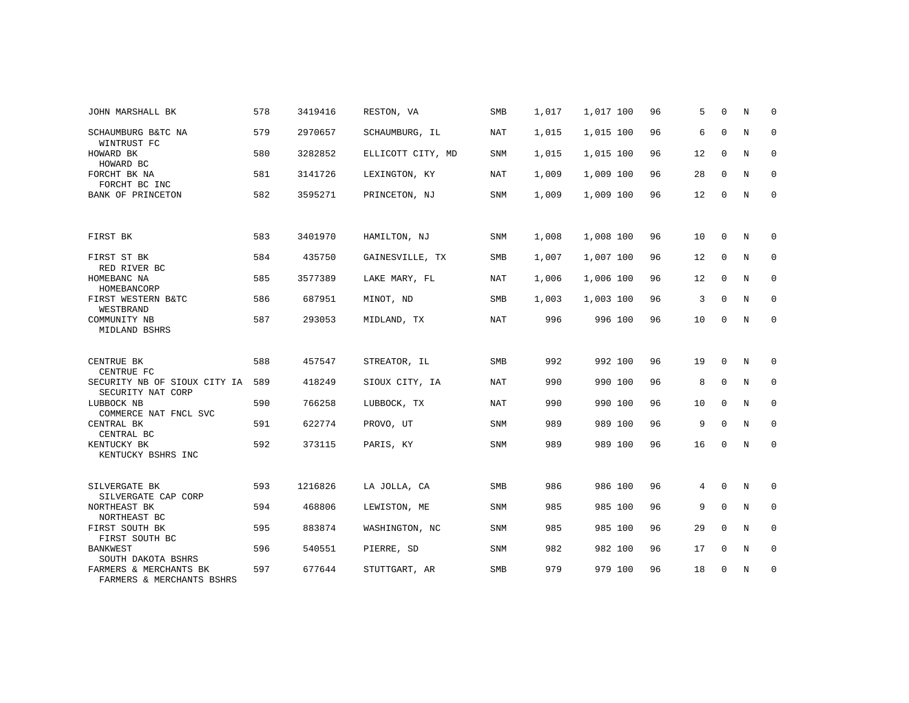| | | | | | | | | | | | | |
|---|---|---|---|---|---|---|---|---|---|---|---|---|
| JOHN MARSHALL BK | 578 | 3419416 | RESTON, VA | SMB | 1,017 | 1,017 | 100 | 96 | 5 | 0 | N | 0 |
| SCHAUMBURG B&TC NA<br>WINTRUST FC | 579 | 2970657 | SCHAUMBURG, IL | NAT | 1,015 | 1,015 | 100 | 96 | 6 | 0 | N | 0 |
| HOWARD BK<br>HOWARD BC | 580 | 3282852 | ELLICOTT CITY, MD | SNM | 1,015 | 1,015 | 100 | 96 | 12 | 0 | N | 0 |
| FORCHT BK NA<br>FORCHT BC INC | 581 | 3141726 | LEXINGTON, KY | NAT | 1,009 | 1,009 | 100 | 96 | 28 | 0 | N | 0 |
| BANK OF PRINCETON | 582 | 3595271 | PRINCETON, NJ | SNM | 1,009 | 1,009 | 100 | 96 | 12 | 0 | N | 0 |
| FIRST BK | 583 | 3401970 | HAMILTON, NJ | SNM | 1,008 | 1,008 | 100 | 96 | 10 | 0 | N | 0 |
| FIRST ST BK<br>RED RIVER BC | 584 | 435750 | GAINESVILLE, TX | SMB | 1,007 | 1,007 | 100 | 96 | 12 | 0 | N | 0 |
| HOMEBANC NA<br>HOMEBANCORP | 585 | 3577389 | LAKE MARY, FL | NAT | 1,006 | 1,006 | 100 | 96 | 12 | 0 | N | 0 |
| FIRST WESTERN B&TC<br>WESTBRAND | 586 | 687951 | MINOT, ND | SMB | 1,003 | 1,003 | 100 | 96 | 3 | 0 | N | 0 |
| COMMUNITY NB<br>MIDLAND BSHRS | 587 | 293053 | MIDLAND, TX | NAT | 996 | 996 | 100 | 96 | 10 | 0 | N | 0 |
| CENTRUE BK<br>CENTRUE FC | 588 | 457547 | STREATOR, IL | SMB | 992 | 992 | 100 | 96 | 19 | 0 | N | 0 |
| SECURITY NB OF SIOUX CITY IA<br>SECURITY NAT CORP | 589 | 418249 | SIOUX CITY, IA | NAT | 990 | 990 | 100 | 96 | 8 | 0 | N | 0 |
| LUBBOCK NB<br>COMMERCE NAT FNCL SVC | 590 | 766258 | LUBBOCK, TX | NAT | 990 | 990 | 100 | 96 | 10 | 0 | N | 0 |
| CENTRAL BK<br>CENTRAL BC | 591 | 622774 | PROVO, UT | SNM | 989 | 989 | 100 | 96 | 9 | 0 | N | 0 |
| KENTUCKY BK<br>KENTUCKY BSHRS INC | 592 | 373115 | PARIS, KY | SNM | 989 | 989 | 100 | 96 | 16 | 0 | N | 0 |
| SILVERGATE BK<br>SILVERGATE CAP CORP | 593 | 1216826 | LA JOLLA, CA | SMB | 986 | 986 | 100 | 96 | 4 | 0 | N | 0 |
| NORTHEAST BK<br>NORTHEAST BC | 594 | 468806 | LEWISTON, ME | SNM | 985 | 985 | 100 | 96 | 9 | 0 | N | 0 |
| FIRST SOUTH BK<br>FIRST SOUTH BC | 595 | 883874 | WASHINGTON, NC | SNM | 985 | 985 | 100 | 96 | 29 | 0 | N | 0 |
| BANKWEST<br>SOUTH DAKOTA BSHRS | 596 | 540551 | PIERRE, SD | SNM | 982 | 982 | 100 | 96 | 17 | 0 | N | 0 |
| FARMERS & MERCHANTS BK<br>FARMERS & MERCHANTS BSHRS | 597 | 677644 | STUTTGART, AR | SMB | 979 | 979 | 100 | 96 | 18 | 0 | N | 0 |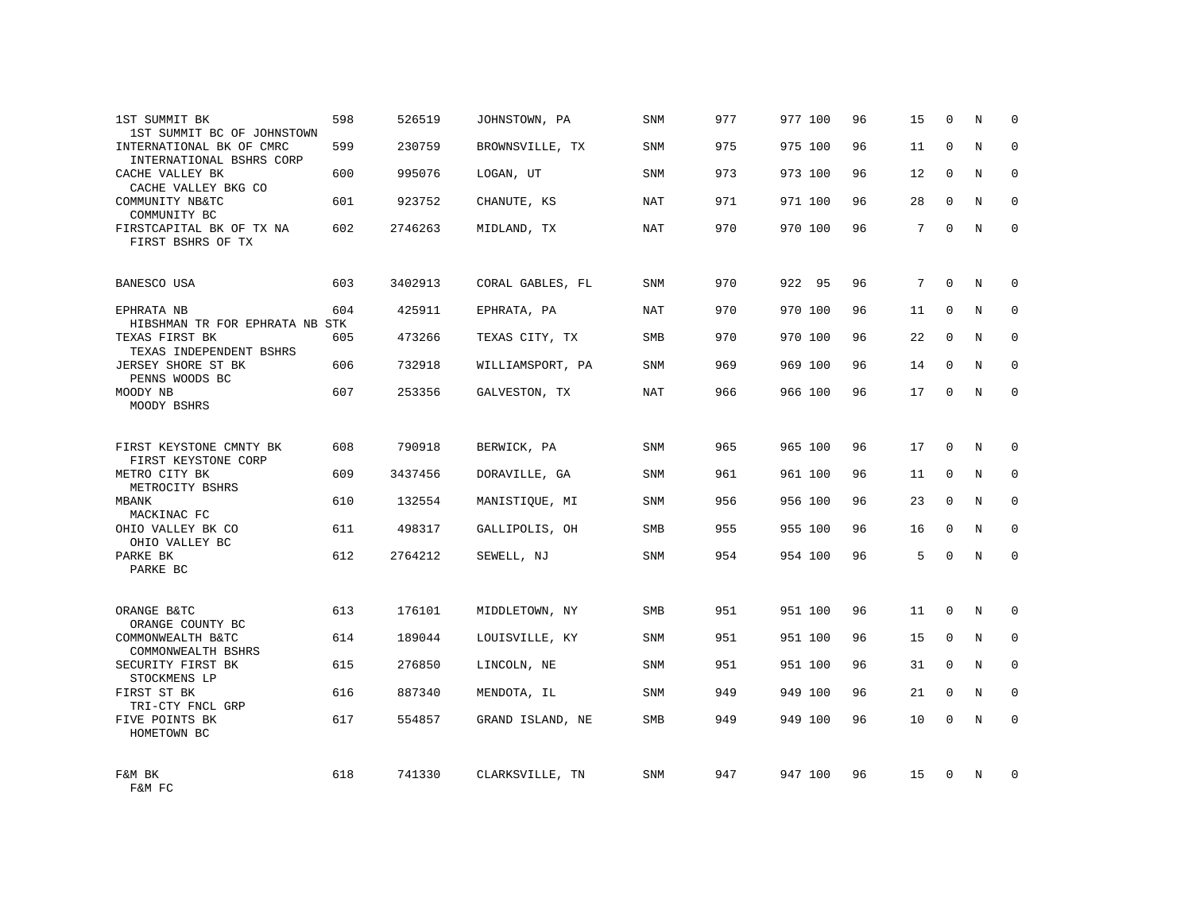| | | | | | | | | | | | |
|---|---|---|---|---|---|---|---|---|---|---|---|
| 1ST SUMMIT BK<br>1ST SUMMIT BC OF JOHNSTOWN | 598 | 526519 | JOHNSTOWN, PA | SNM | 977 | 977 | 100 | 96 | 15 | 0 | N | 0 |
| INTERNATIONAL BK OF CMRC<br>INTERNATIONAL BSHRS CORP | 599 | 230759 | BROWNSVILLE, TX | SNM | 975 | 975 | 100 | 96 | 11 | 0 | N | 0 |
| CACHE VALLEY BK<br>CACHE VALLEY BKG CO | 600 | 995076 | LOGAN, UT | SNM | 973 | 973 | 100 | 96 | 12 | 0 | N | 0 |
| COMMUNITY NB&TC<br>COMMUNITY BC | 601 | 923752 | CHANUTE, KS | NAT | 971 | 971 | 100 | 96 | 28 | 0 | N | 0 |
| FIRSTCAPITAL BK OF TX NA<br>FIRST BSHRS OF TX | 602 | 2746263 | MIDLAND, TX | NAT | 970 | 970 | 100 | 96 | 7 | 0 | N | 0 |
| BANESCO USA | 603 | 3402913 | CORAL GABLES, FL | SNM | 970 | 922 | 95 | 96 | 7 | 0 | N | 0 |
| EPHRATA NB<br>HIBSHMAN TR FOR EPHRATA NB STK | 604 | 425911 | EPHRATA, PA | NAT | 970 | 970 | 100 | 96 | 11 | 0 | N | 0 |
| TEXAS FIRST BK<br>TEXAS INDEPENDENT BSHRS | 605 | 473266 | TEXAS CITY, TX | SMB | 970 | 970 | 100 | 96 | 22 | 0 | N | 0 |
| JERSEY SHORE ST BK<br>PENNS WOODS BC | 606 | 732918 | WILLIAMSPORT, PA | SNM | 969 | 969 | 100 | 96 | 14 | 0 | N | 0 |
| MOODY NB<br>MOODY BSHRS | 607 | 253356 | GALVESTON, TX | NAT | 966 | 966 | 100 | 96 | 17 | 0 | N | 0 |
| FIRST KEYSTONE CMNTY BK<br>FIRST KEYSTONE CORP | 608 | 790918 | BERWICK, PA | SNM | 965 | 965 | 100 | 96 | 17 | 0 | N | 0 |
| METRO CITY BK<br>METROCITY BSHRS | 609 | 3437456 | DORAVILLE, GA | SNM | 961 | 961 | 100 | 96 | 11 | 0 | N | 0 |
| MBANK<br>MACKINAC FC | 610 | 132554 | MANISTIQUE, MI | SNM | 956 | 956 | 100 | 96 | 23 | 0 | N | 0 |
| OHIO VALLEY BK CO<br>OHIO VALLEY BC | 611 | 498317 | GALLIPOLIS, OH | SMB | 955 | 955 | 100 | 96 | 16 | 0 | N | 0 |
| PARKE BK<br>PARKE BC | 612 | 2764212 | SEWELL, NJ | SNM | 954 | 954 | 100 | 96 | 5 | 0 | N | 0 |
| ORANGE B&TC<br>ORANGE COUNTY BC | 613 | 176101 | MIDDLETOWN, NY | SMB | 951 | 951 | 100 | 96 | 11 | 0 | N | 0 |
| COMMONWEALTH B&TC<br>COMMONWEALTH BSHRS | 614 | 189044 | LOUISVILLE, KY | SNM | 951 | 951 | 100 | 96 | 15 | 0 | N | 0 |
| SECURITY FIRST BK<br>STOCKMENS LP | 615 | 276850 | LINCOLN, NE | SNM | 951 | 951 | 100 | 96 | 31 | 0 | N | 0 |
| FIRST ST BK<br>TRI-CTY FNCL GRP | 616 | 887340 | MENDOTA, IL | SNM | 949 | 949 | 100 | 96 | 21 | 0 | N | 0 |
| FIVE POINTS BK<br>HOMETOWN BC | 617 | 554857 | GRAND ISLAND, NE | SMB | 949 | 949 | 100 | 96 | 10 | 0 | N | 0 |
| F&M BK<br>F&M FC | 618 | 741330 | CLARKSVILLE, TN | SNM | 947 | 947 | 100 | 96 | 15 | 0 | N | 0 |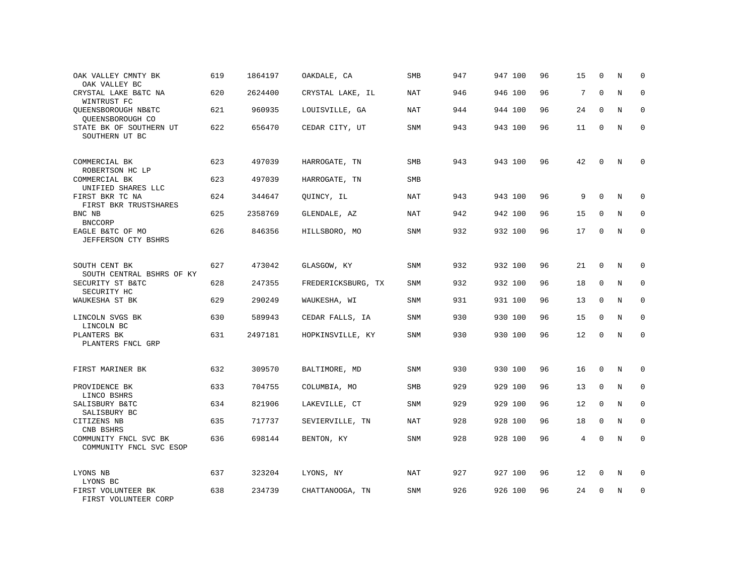| | | | | | | | | | | | | |
|---|---|---|---|---|---|---|---|---|---|---|---|---|
| OAK VALLEY CMNTY BK<br>OAK VALLEY BC | 619 | 1864197 | OAKDALE, CA | SMB | 947 | 947 | 100 | 96 | 15 | 0 | N | 0 |
| CRYSTAL LAKE B&TC NA<br>WINTRUST FC | 620 | 2624400 | CRYSTAL LAKE, IL | NAT | 946 | 946 | 100 | 96 | 7 | 0 | N | 0 |
| QUEENSBOROUGH NB&TC<br>QUEENSBOROUGH CO | 621 | 960935 | LOUISVILLE, GA | NAT | 944 | 944 | 100 | 96 | 24 | 0 | N | 0 |
| STATE BK OF SOUTHERN UT<br>SOUTHERN UT BC | 622 | 656470 | CEDAR CITY, UT | SNM | 943 | 943 | 100 | 96 | 11 | 0 | N | 0 |
| COMMERCIAL BK<br>ROBERTSON HC LP | 623 | 497039 | HARROGATE, TN | SMB | 943 | 943 | 100 | 96 | 42 | 0 | N | 0 |
| COMMERCIAL BK<br>UNIFIED SHARES LLC | 623 | 497039 | HARROGATE, TN | SMB | | | | | | | | |
| FIRST BKR TC NA<br>FIRST BKR TRUSTSHARES | 624 | 344647 | QUINCY, IL | NAT | 943 | 943 | 100 | 96 | 9 | 0 | N | 0 |
| BNC NB<br>BNCCORP | 625 | 2358769 | GLENDALE, AZ | NAT | 942 | 942 | 100 | 96 | 15 | 0 | N | 0 |
| EAGLE B&TC OF MO<br>JEFFERSON CTY BSHRS | 626 | 846356 | HILLSBORO, MO | SNM | 932 | 932 | 100 | 96 | 17 | 0 | N | 0 |
| SOUTH CENT BK<br>SOUTH CENTRAL BSHRS OF KY | 627 | 473042 | GLASGOW, KY | SNM | 932 | 932 | 100 | 96 | 21 | 0 | N | 0 |
| SECURITY ST B&TC<br>SECURITY HC | 628 | 247355 | FREDERICKSBURG, TX | SNM | 932 | 932 | 100 | 96 | 18 | 0 | N | 0 |
| WAUKESHA ST BK | 629 | 290249 | WAUKESHA, WI | SNM | 931 | 931 | 100 | 96 | 13 | 0 | N | 0 |
| LINCOLN SVGS BK<br>LINCOLN BC | 630 | 589943 | CEDAR FALLS, IA | SNM | 930 | 930 | 100 | 96 | 15 | 0 | N | 0 |
| PLANTERS BK<br>PLANTERS FNCL GRP | 631 | 2497181 | HOPKINSVILLE, KY | SNM | 930 | 930 | 100 | 96 | 12 | 0 | N | 0 |
| FIRST MARINER BK | 632 | 309570 | BALTIMORE, MD | SNM | 930 | 930 | 100 | 96 | 16 | 0 | N | 0 |
| PROVIDENCE BK<br>LINCO BSHRS | 633 | 704755 | COLUMBIA, MO | SMB | 929 | 929 | 100 | 96 | 13 | 0 | N | 0 |
| SALISBURY B&TC<br>SALISBURY BC | 634 | 821906 | LAKEVILLE, CT | SNM | 929 | 929 | 100 | 96 | 12 | 0 | N | 0 |
| CITIZENS NB<br>CNB BSHRS | 635 | 717737 | SEVIERVILLE, TN | NAT | 928 | 928 | 100 | 96 | 18 | 0 | N | 0 |
| COMMUNITY FNCL SVC BK<br>COMMUNITY FNCL SVC ESOP | 636 | 698144 | BENTON, KY | SNM | 928 | 928 | 100 | 96 | 4 | 0 | N | 0 |
| LYONS NB<br>LYONS BC | 637 | 323204 | LYONS, NY | NAT | 927 | 927 | 100 | 96 | 12 | 0 | N | 0 |
| FIRST VOLUNTEER BK<br>FIRST VOLUNTEER CORP | 638 | 234739 | CHATTANOOGA, TN | SNM | 926 | 926 | 100 | 96 | 24 | 0 | N | 0 |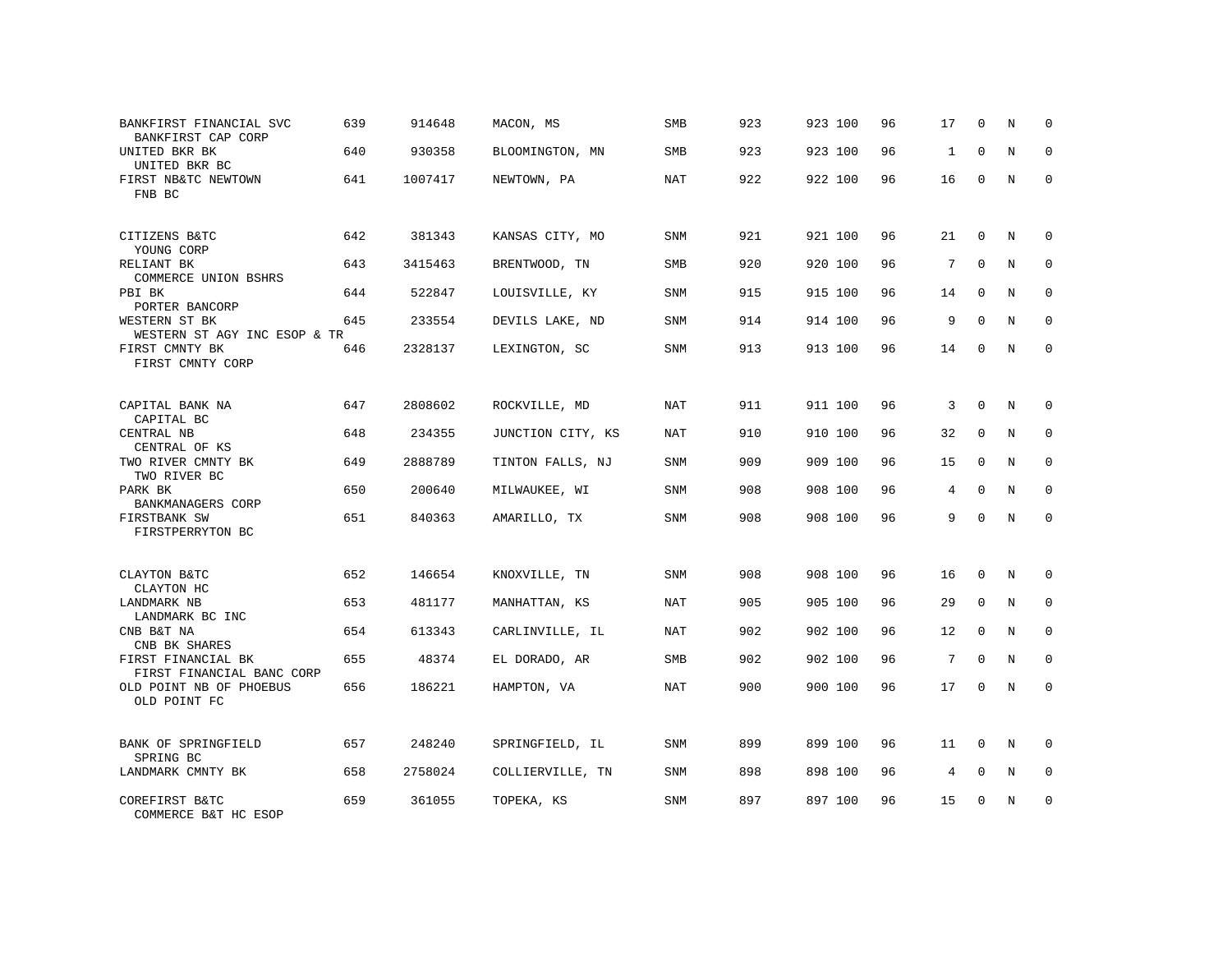| | | | | | | | | | | | | |
|---|---|---|---|---|---|---|---|---|---|---|---|---|
| BANKFIRST FINANCIAL SVC<br>BANKFIRST CAP CORP | 639 | 914648 | MACON, MS | SMB | 923 | 923 | 100 | 96 | 17 | 0 | N | 0 |
| UNITED BKR BK<br>UNITED BKR BC | 640 | 930358 | BLOOMINGTON, MN | SMB | 923 | 923 | 100 | 96 | 1 | 0 | N | 0 |
| FIRST NB&TC NEWTOWN<br>FNB BC | 641 | 1007417 | NEWTOWN, PA | NAT | 922 | 922 | 100 | 96 | 16 | 0 | N | 0 |
| CITIZENS B&TC<br>YOUNG CORP | 642 | 381343 | KANSAS CITY, MO | SNM | 921 | 921 | 100 | 96 | 21 | 0 | N | 0 |
| RELIANT BK<br>COMMERCE UNION BSHRS | 643 | 3415463 | BRENTWOOD, TN | SMB | 920 | 920 | 100 | 96 | 7 | 0 | N | 0 |
| PBI BK<br>PORTER BANCORP | 644 | 522847 | LOUISVILLE, KY | SNM | 915 | 915 | 100 | 96 | 14 | 0 | N | 0 |
| WESTERN ST BK<br>WESTERN ST AGY INC ESOP & TR | 645 | 233554 | DEVILS LAKE, ND | SNM | 914 | 914 | 100 | 96 | 9 | 0 | N | 0 |
| FIRST CMNTY BK<br>FIRST CMNTY CORP | 646 | 2328137 | LEXINGTON, SC | SNM | 913 | 913 | 100 | 96 | 14 | 0 | N | 0 |
| CAPITAL BANK NA<br>CAPITAL BC | 647 | 2808602 | ROCKVILLE, MD | NAT | 911 | 911 | 100 | 96 | 3 | 0 | N | 0 |
| CENTRAL NB<br>CENTRAL OF KS | 648 | 234355 | JUNCTION CITY, KS | NAT | 910 | 910 | 100 | 96 | 32 | 0 | N | 0 |
| TWO RIVER CMNTY BK<br>TWO RIVER BC | 649 | 2888789 | TINTON FALLS, NJ | SNM | 909 | 909 | 100 | 96 | 15 | 0 | N | 0 |
| PARK BK<br>BANKMANAGERS CORP | 650 | 200640 | MILWAUKEE, WI | SNM | 908 | 908 | 100 | 96 | 4 | 0 | N | 0 |
| FIRSTBANK SW<br>FIRSTPERRYTON BC | 651 | 840363 | AMARILLO, TX | SNM | 908 | 908 | 100 | 96 | 9 | 0 | N | 0 |
| CLAYTON B&TC<br>CLAYTON HC | 652 | 146654 | KNOXVILLE, TN | SNM | 908 | 908 | 100 | 96 | 16 | 0 | N | 0 |
| LANDMARK NB<br>LANDMARK BC INC | 653 | 481177 | MANHATTAN, KS | NAT | 905 | 905 | 100 | 96 | 29 | 0 | N | 0 |
| CNB B&T NA<br>CNB BK SHARES | 654 | 613343 | CARLINVILLE, IL | NAT | 902 | 902 | 100 | 96 | 12 | 0 | N | 0 |
| FIRST FINANCIAL BK<br>FIRST FINANCIAL BANC CORP | 655 | 48374 | EL DORADO, AR | SMB | 902 | 902 | 100 | 96 | 7 | 0 | N | 0 |
| OLD POINT NB OF PHOEBUS<br>OLD POINT FC | 656 | 186221 | HAMPTON, VA | NAT | 900 | 900 | 100 | 96 | 17 | 0 | N | 0 |
| BANK OF SPRINGFIELD<br>SPRING BC | 657 | 248240 | SPRINGFIELD, IL | SNM | 899 | 899 | 100 | 96 | 11 | 0 | N | 0 |
| LANDMARK CMNTY BK | 658 | 2758024 | COLLIERVILLE, TN | SNM | 898 | 898 | 100 | 96 | 4 | 0 | N | 0 |
| COREFIRST B&TC<br>COMMERCE B&T HC ESOP | 659 | 361055 | TOPEKA, KS | SNM | 897 | 897 | 100 | 96 | 15 | 0 | N | 0 |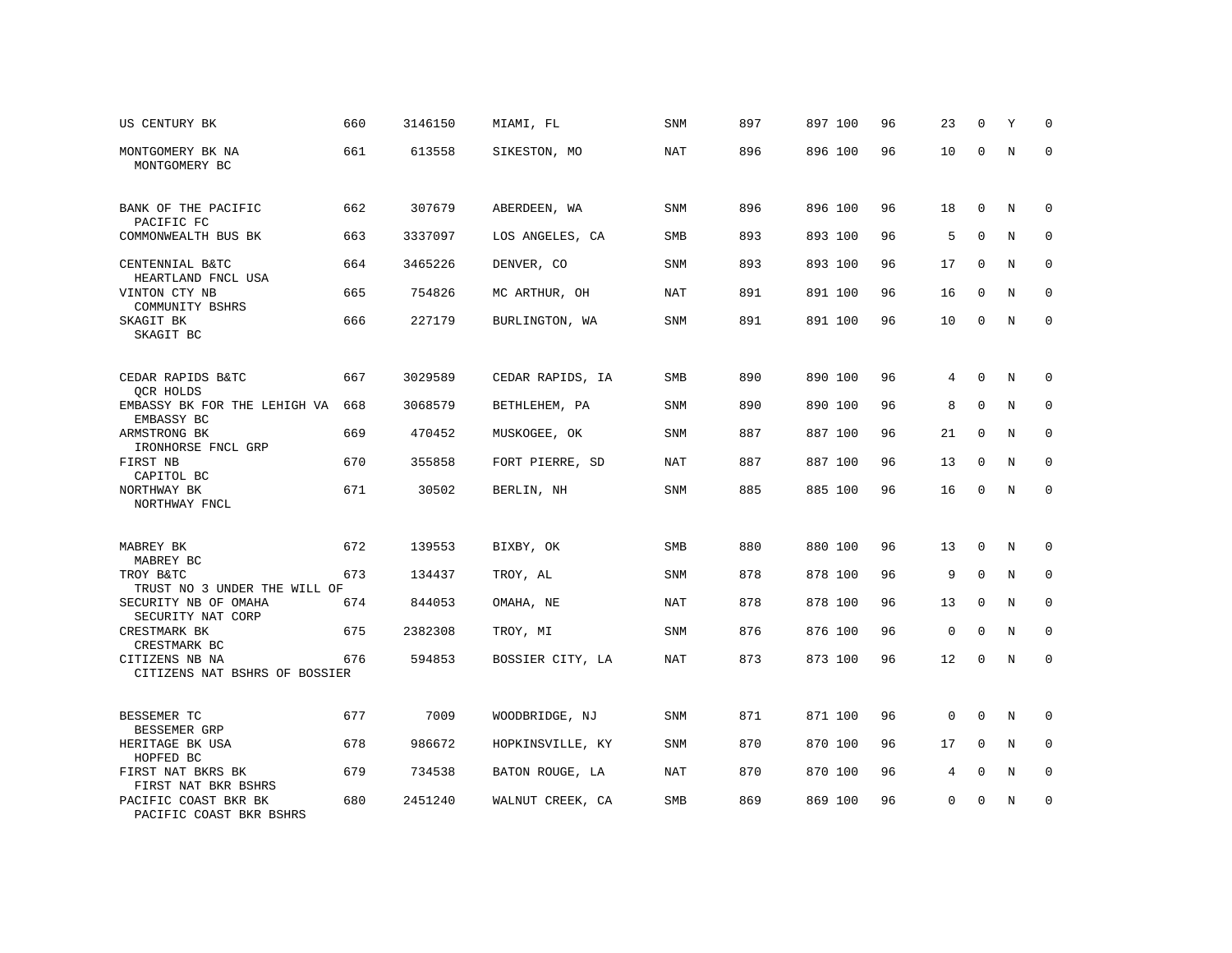| | | | | | | | | | | | | |
|---|---|---|---|---|---|---|---|---|---|---|---|---|
| US CENTURY BK | 660 | 3146150 | MIAMI, FL | SNM | 897 | 897 | 100 | 96 | 23 | 0 | Y | 0 |
| MONTGOMERY BK NA<br>MONTGOMERY BC | 661 | 613558 | SIKESTON, MO | NAT | 896 | 896 | 100 | 96 | 10 | 0 | N | 0 |
| BANK OF THE PACIFIC<br>PACIFIC FC | 662 | 307679 | ABERDEEN, WA | SNM | 896 | 896 | 100 | 96 | 18 | 0 | N | 0 |
| COMMONWEALTH BUS BK | 663 | 3337097 | LOS ANGELES, CA | SMB | 893 | 893 | 100 | 96 | 5 | 0 | N | 0 |
| CENTENNIAL B&TC<br>HEARTLAND FNCL USA | 664 | 3465226 | DENVER, CO | SNM | 893 | 893 | 100 | 96 | 17 | 0 | N | 0 |
| VINTON CTY NB<br>COMMUNITY BSHRS | 665 | 754826 | MC ARTHUR, OH | NAT | 891 | 891 | 100 | 96 | 16 | 0 | N | 0 |
| SKAGIT BK<br>SKAGIT BC | 666 | 227179 | BURLINGTON, WA | SNM | 891 | 891 | 100 | 96 | 10 | 0 | N | 0 |
| CEDAR RAPIDS B&TC<br>QCR HOLDS | 667 | 3029589 | CEDAR RAPIDS, IA | SMB | 890 | 890 | 100 | 96 | 4 | 0 | N | 0 |
| EMBASSY BK FOR THE LEHIGH VA<br>EMBASSY BC | 668 | 3068579 | BETHLEHEM, PA | SNM | 890 | 890 | 100 | 96 | 8 | 0 | N | 0 |
| ARMSTRONG BK<br>IRONHORSE FNCL GRP | 669 | 470452 | MUSKOGEE, OK | SNM | 887 | 887 | 100 | 96 | 21 | 0 | N | 0 |
| FIRST NB<br>CAPITOL BC | 670 | 355858 | FORT PIERRE, SD | NAT | 887 | 887 | 100 | 96 | 13 | 0 | N | 0 |
| NORTHWAY BK<br>NORTHWAY FNCL | 671 | 30502 | BERLIN, NH | SNM | 885 | 885 | 100 | 96 | 16 | 0 | N | 0 |
| MABREY BK<br>MABREY BC | 672 | 139553 | BIXBY, OK | SMB | 880 | 880 | 100 | 96 | 13 | 0 | N | 0 |
| TROY B&TC<br>TRUST NO 3 UNDER THE WILL OF | 673 | 134437 | TROY, AL | SNM | 878 | 878 | 100 | 96 | 9 | 0 | N | 0 |
| SECURITY NB OF OMAHA<br>SECURITY NAT CORP | 674 | 844053 | OMAHA, NE | NAT | 878 | 878 | 100 | 96 | 13 | 0 | N | 0 |
| CRESTMARK BK<br>CRESTMARK BC | 675 | 2382308 | TROY, MI | SNM | 876 | 876 | 100 | 96 | 0 | 0 | N | 0 |
| CITIZENS NB NA<br>CITIZENS NAT BSHRS OF BOSSIER | 676 | 594853 | BOSSIER CITY, LA | NAT | 873 | 873 | 100 | 96 | 12 | 0 | N | 0 |
| BESSEMER TC<br>BESSEMER GRP | 677 | 7009 | WOODBRIDGE, NJ | SNM | 871 | 871 | 100 | 96 | 0 | 0 | N | 0 |
| HERITAGE BK USA<br>HOPFED BC | 678 | 986672 | HOPKINSVILLE, KY | SNM | 870 | 870 | 100 | 96 | 17 | 0 | N | 0 |
| FIRST NAT BKRS BK<br>FIRST NAT BKR BSHRS | 679 | 734538 | BATON ROUGE, LA | NAT | 870 | 870 | 100 | 96 | 4 | 0 | N | 0 |
| PACIFIC COAST BKR BK<br>PACIFIC COAST BKR BSHRS | 680 | 2451240 | WALNUT CREEK, CA | SMB | 869 | 869 | 100 | 96 | 0 | 0 | N | 0 |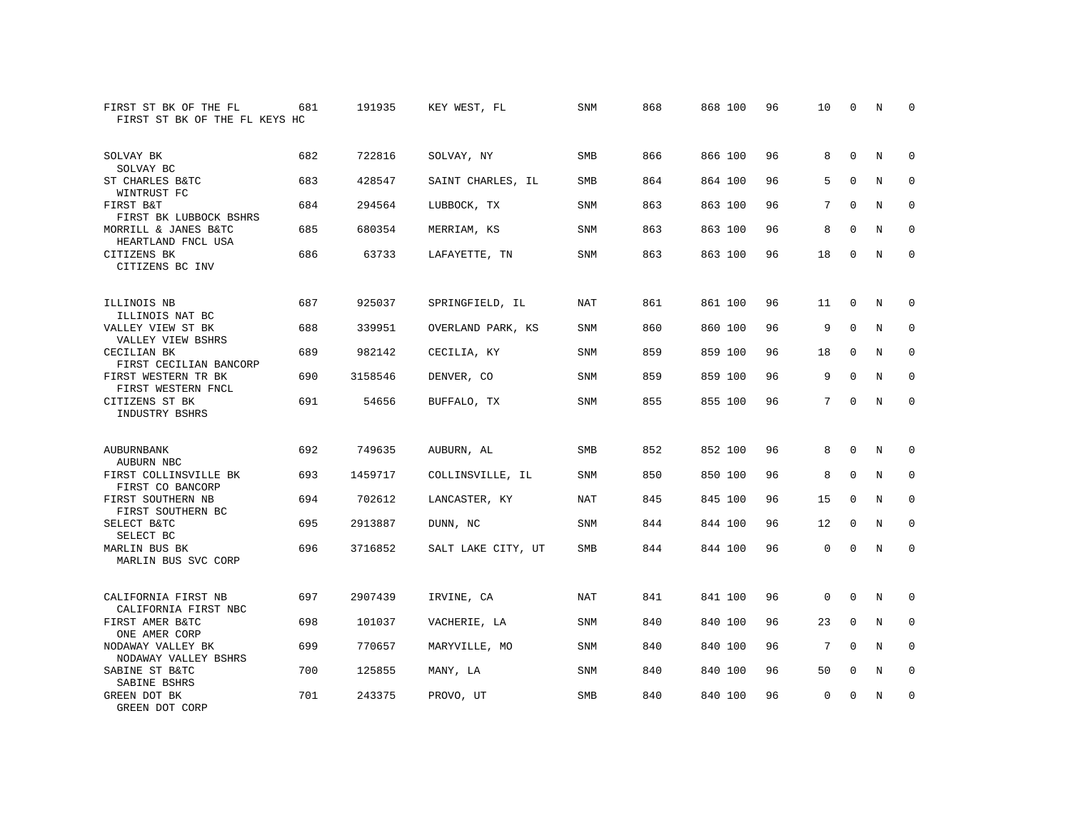| | | | | | | | | | | | | |
|---|---|---|---|---|---|---|---|---|---|---|---|---|
| FIRST ST BK OF THE FL<br>FIRST ST BK OF THE FL KEYS HC | 681 | 191935 | KEY WEST, FL | SNM | 868 | 868 | 100 | 96 | 10 | 0 | N | 0 |
| SOLVAY BK<br>SOLVAY BC | 682 | 722816 | SOLVAY, NY | SMB | 866 | 866 | 100 | 96 | 8 | 0 | N | 0 |
| ST CHARLES B&TC<br>WINTRUST FC | 683 | 428547 | SAINT CHARLES, IL | SMB | 864 | 864 | 100 | 96 | 5 | 0 | N | 0 |
| FIRST B&T<br>FIRST BK LUBBOCK BSHRS | 684 | 294564 | LUBBOCK, TX | SNM | 863 | 863 | 100 | 96 | 7 | 0 | N | 0 |
| MORRILL & JANES B&TC<br>HEARTLAND FNCL USA | 685 | 680354 | MERRIAM, KS | SNM | 863 | 863 | 100 | 96 | 8 | 0 | N | 0 |
| CITIZENS BK<br>CITIZENS BC INV | 686 | 63733 | LAFAYETTE, TN | SNM | 863 | 863 | 100 | 96 | 18 | 0 | N | 0 |
| ILLINOIS NB<br>ILLINOIS NAT BC | 687 | 925037 | SPRINGFIELD, IL | NAT | 861 | 861 | 100 | 96 | 11 | 0 | N | 0 |
| VALLEY VIEW ST BK<br>VALLEY VIEW BSHRS | 688 | 339951 | OVERLAND PARK, KS | SNM | 860 | 860 | 100 | 96 | 9 | 0 | N | 0 |
| CECILIAN BK<br>FIRST CECILIAN BANCORP | 689 | 982142 | CECILIA, KY | SNM | 859 | 859 | 100 | 96 | 18 | 0 | N | 0 |
| FIRST WESTERN TR BK<br>FIRST WESTERN FNCL | 690 | 3158546 | DENVER, CO | SNM | 859 | 859 | 100 | 96 | 9 | 0 | N | 0 |
| CITIZENS ST BK<br>INDUSTRY BSHRS | 691 | 54656 | BUFFALO, TX | SNM | 855 | 855 | 100 | 96 | 7 | 0 | N | 0 |
| AUBURNBANK<br>AUBURN NBC | 692 | 749635 | AUBURN, AL | SMB | 852 | 852 | 100 | 96 | 8 | 0 | N | 0 |
| FIRST COLLINSVILLE BK<br>FIRST CO BANCORP | 693 | 1459717 | COLLINSVILLE, IL | SNM | 850 | 850 | 100 | 96 | 8 | 0 | N | 0 |
| FIRST SOUTHERN NB<br>FIRST SOUTHERN BC | 694 | 702612 | LANCASTER, KY | NAT | 845 | 845 | 100 | 96 | 15 | 0 | N | 0 |
| SELECT B&TC<br>SELECT BC | 695 | 2913887 | DUNN, NC | SNM | 844 | 844 | 100 | 96 | 12 | 0 | N | 0 |
| MARLIN BUS BK<br>MARLIN BUS SVC CORP | 696 | 3716852 | SALT LAKE CITY, UT | SMB | 844 | 844 | 100 | 96 | 0 | 0 | N | 0 |
| CALIFORNIA FIRST NB<br>CALIFORNIA FIRST NBC | 697 | 2907439 | IRVINE, CA | NAT | 841 | 841 | 100 | 96 | 0 | 0 | N | 0 |
| FIRST AMER B&TC<br>ONE AMER CORP | 698 | 101037 | VACHERIE, LA | SNM | 840 | 840 | 100 | 96 | 23 | 0 | N | 0 |
| NODAWAY VALLEY BK<br>NODAWAY VALLEY BSHRS | 699 | 770657 | MARYVILLE, MO | SNM | 840 | 840 | 100 | 96 | 7 | 0 | N | 0 |
| SABINE ST B&TC<br>SABINE BSHRS | 700 | 125855 | MANY, LA | SNM | 840 | 840 | 100 | 96 | 50 | 0 | N | 0 |
| GREEN DOT BK<br>GREEN DOT CORP | 701 | 243375 | PROVO, UT | SMB | 840 | 840 | 100 | 96 | 0 | 0 | N | 0 |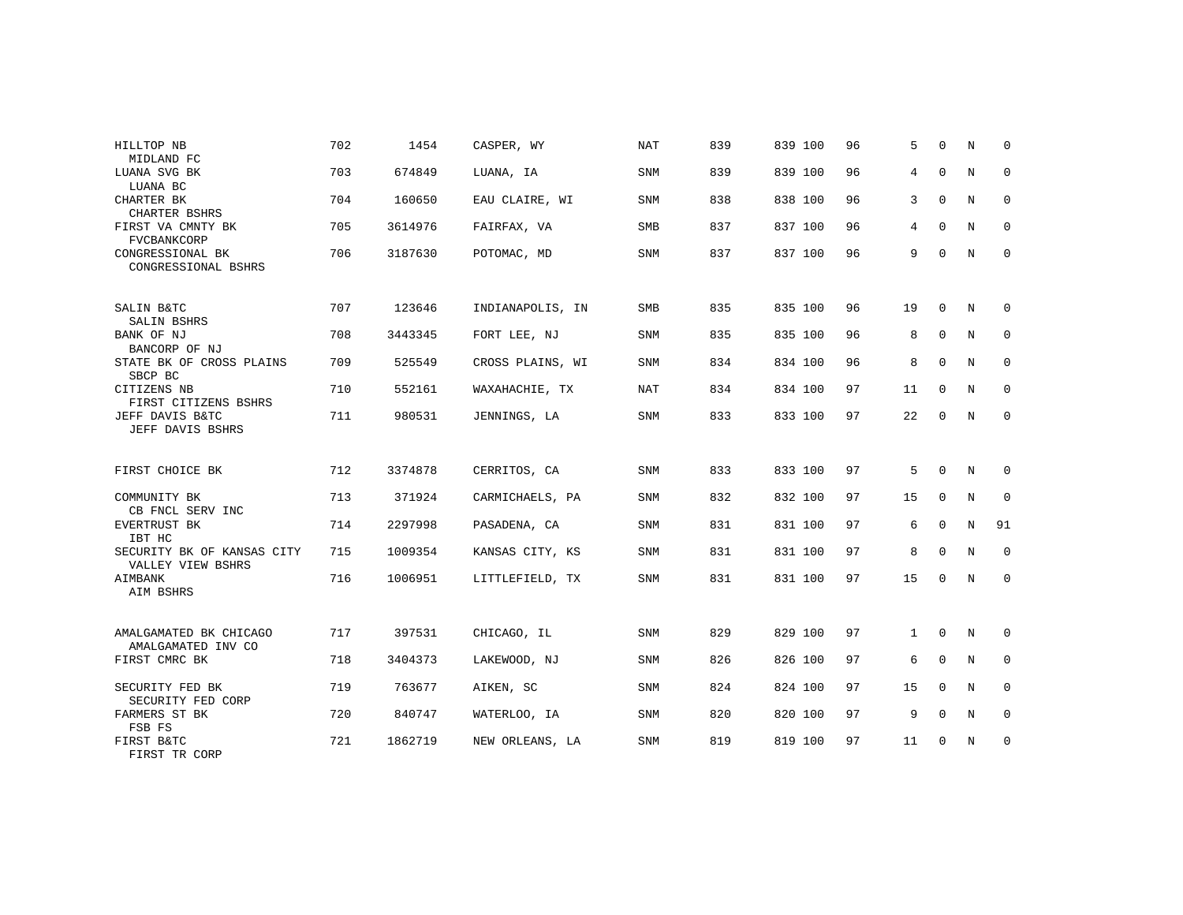| | | | | | | | | | | | | |
|---|---|---|---|---|---|---|---|---|---|---|---|---|
| HILLTOP NB<br>MIDLAND FC | 702 | 1454 | CASPER, WY | NAT | 839 | 839 | 100 | 96 | 5 | 0 | N | 0 |
| LUANA SVG BK<br>LUANA BC | 703 | 674849 | LUANA, IA | SNM | 839 | 839 | 100 | 96 | 4 | 0 | N | 0 |
| CHARTER BK<br>CHARTER BSHRS | 704 | 160650 | EAU CLAIRE, WI | SNM | 838 | 838 | 100 | 96 | 3 | 0 | N | 0 |
| FIRST VA CMNTY BK<br>FVCBANKCORP | 705 | 3614976 | FAIRFAX, VA | SMB | 837 | 837 | 100 | 96 | 4 | 0 | N | 0 |
| CONGRESSIONAL BK<br>CONGRESSIONAL BSHRS | 706 | 3187630 | POTOMAC, MD | SNM | 837 | 837 | 100 | 96 | 9 | 0 | N | 0 |
| SALIN B&TC<br>SALIN BSHRS | 707 | 123646 | INDIANAPOLIS, IN | SMB | 835 | 835 | 100 | 96 | 19 | 0 | N | 0 |
| BANK OF NJ<br>BANCORP OF NJ | 708 | 3443345 | FORT LEE, NJ | SNM | 835 | 835 | 100 | 96 | 8 | 0 | N | 0 |
| STATE BK OF CROSS PLAINS<br>SBCP BC | 709 | 525549 | CROSS PLAINS, WI | SNM | 834 | 834 | 100 | 96 | 8 | 0 | N | 0 |
| CITIZENS NB<br>FIRST CITIZENS BSHRS | 710 | 552161 | WAXAHACHIE, TX | NAT | 834 | 834 | 100 | 97 | 11 | 0 | N | 0 |
| JEFF DAVIS B&TC<br>JEFF DAVIS BSHRS | 711 | 980531 | JENNINGS, LA | SNM | 833 | 833 | 100 | 97 | 22 | 0 | N | 0 |
| FIRST CHOICE BK | 712 | 3374878 | CERRITOS, CA | SNM | 833 | 833 | 100 | 97 | 5 | 0 | N | 0 |
| COMMUNITY BK<br>CB FNCL SERV INC | 713 | 371924 | CARMICHAELS, PA | SNM | 832 | 832 | 100 | 97 | 15 | 0 | N | 0 |
| EVERTRUST BK<br>IBT HC | 714 | 2297998 | PASADENA, CA | SNM | 831 | 831 | 100 | 97 | 6 | 0 | N | 91 |
| SECURITY BK OF KANSAS CITY<br>VALLEY VIEW BSHRS | 715 | 1009354 | KANSAS CITY, KS | SNM | 831 | 831 | 100 | 97 | 8 | 0 | N | 0 |
| AIMBANK<br>AIM BSHRS | 716 | 1006951 | LITTLEFIELD, TX | SNM | 831 | 831 | 100 | 97 | 15 | 0 | N | 0 |
| AMALGAMATED BK CHICAGO<br>AMALGAMATED INV CO | 717 | 397531 | CHICAGO, IL | SNM | 829 | 829 | 100 | 97 | 1 | 0 | N | 0 |
| FIRST CMRC BK | 718 | 3404373 | LAKEWOOD, NJ | SNM | 826 | 826 | 100 | 97 | 6 | 0 | N | 0 |
| SECURITY FED BK<br>SECURITY FED CORP | 719 | 763677 | AIKEN, SC | SNM | 824 | 824 | 100 | 97 | 15 | 0 | N | 0 |
| FARMERS ST BK<br>FSB FS | 720 | 840747 | WATERLOO, IA | SNM | 820 | 820 | 100 | 97 | 9 | 0 | N | 0 |
| FIRST B&TC<br>FIRST TR CORP | 721 | 1862719 | NEW ORLEANS, LA | SNM | 819 | 819 | 100 | 97 | 11 | 0 | N | 0 |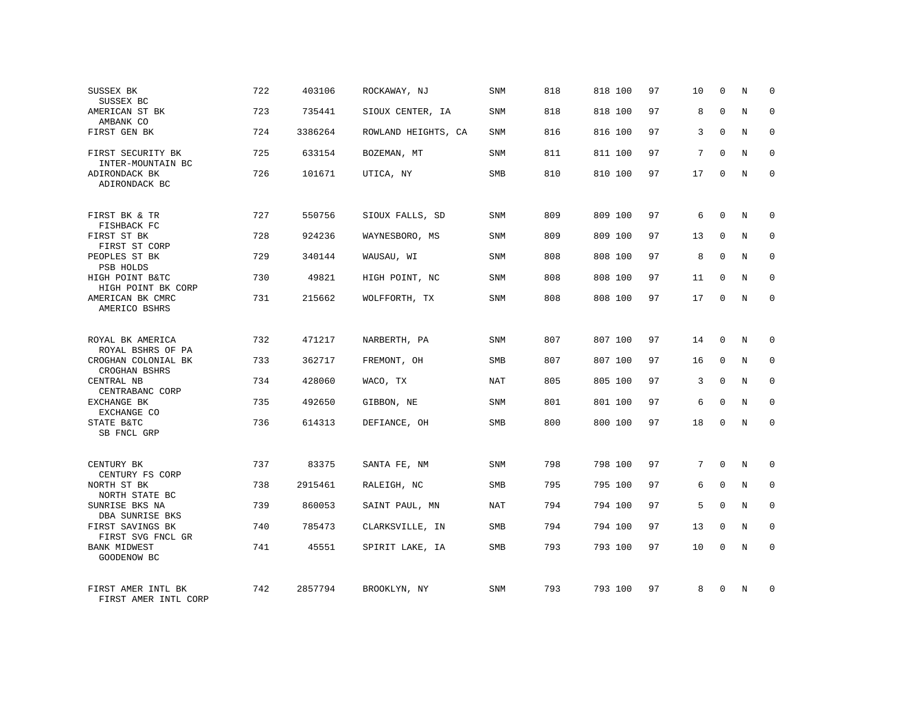| | | | | | | | | | | | | |
|---|---|---|---|---|---|---|---|---|---|---|---|---|
| SUSSEX BK<br>SUSSEX BC | 722 | 403106 | ROCKAWAY, NJ | SNM | 818 | 818 | 100 | 97 | 10 | 0 | N | 0 |
| AMERICAN ST BK<br>AMBANK CO | 723 | 735441 | SIOUX CENTER, IA | SNM | 818 | 818 | 100 | 97 | 8 | 0 | N | 0 |
| FIRST GEN BK | 724 | 3386264 | ROWLAND HEIGHTS, CA | SNM | 816 | 816 | 100 | 97 | 3 | 0 | N | 0 |
| FIRST SECURITY BK<br>INTER-MOUNTAIN BC | 725 | 633154 | BOZEMAN, MT | SNM | 811 | 811 | 100 | 97 | 7 | 0 | N | 0 |
| ADIRONDACK BK<br>ADIRONDACK BC | 726 | 101671 | UTICA, NY | SMB | 810 | 810 | 100 | 97 | 17 | 0 | N | 0 |
| FIRST BK & TR<br>FISHBACK FC | 727 | 550756 | SIOUX FALLS, SD | SNM | 809 | 809 | 100 | 97 | 6 | 0 | N | 0 |
| FIRST ST BK<br>FIRST ST CORP | 728 | 924236 | WAYNESBORO, MS | SNM | 809 | 809 | 100 | 97 | 13 | 0 | N | 0 |
| PEOPLES ST BK<br>PSB HOLDS | 729 | 340144 | WAUSAU, WI | SNM | 808 | 808 | 100 | 97 | 8 | 0 | N | 0 |
| HIGH POINT B&TC<br>HIGH POINT BK CORP | 730 | 49821 | HIGH POINT, NC | SNM | 808 | 808 | 100 | 97 | 11 | 0 | N | 0 |
| AMERICAN BK CMRC<br>AMERICO BSHRS | 731 | 215662 | WOLFFORTH, TX | SNM | 808 | 808 | 100 | 97 | 17 | 0 | N | 0 |
| ROYAL BK AMERICA<br>ROYAL BSHRS OF PA | 732 | 471217 | NARBERTH, PA | SNM | 807 | 807 | 100 | 97 | 14 | 0 | N | 0 |
| CROGHAN COLONIAL BK<br>CROGHAN BSHRS | 733 | 362717 | FREMONT, OH | SMB | 807 | 807 | 100 | 97 | 16 | 0 | N | 0 |
| CENTRAL NB<br>CENTRABANC CORP | 734 | 428060 | WACO, TX | NAT | 805 | 805 | 100 | 97 | 3 | 0 | N | 0 |
| EXCHANGE BK<br>EXCHANGE CO | 735 | 492650 | GIBBON, NE | SNM | 801 | 801 | 100 | 97 | 6 | 0 | N | 0 |
| STATE B&TC<br>SB FNCL GRP | 736 | 614313 | DEFIANCE, OH | SMB | 800 | 800 | 100 | 97 | 18 | 0 | N | 0 |
| CENTURY BK<br>CENTURY FS CORP | 737 | 83375 | SANTA FE, NM | SNM | 798 | 798 | 100 | 97 | 7 | 0 | N | 0 |
| NORTH ST BK<br>NORTH STATE BC | 738 | 2915461 | RALEIGH, NC | SMB | 795 | 795 | 100 | 97 | 6 | 0 | N | 0 |
| SUNRISE BKS NA<br>DBA SUNRISE BKS | 739 | 860053 | SAINT PAUL, MN | NAT | 794 | 794 | 100 | 97 | 5 | 0 | N | 0 |
| FIRST SAVINGS BK<br>FIRST SVG FNCL GR | 740 | 785473 | CLARKSVILLE, IN | SMB | 794 | 794 | 100 | 97 | 13 | 0 | N | 0 |
| BANK MIDWEST<br>GOODENOW BC | 741 | 45551 | SPIRIT LAKE, IA | SMB | 793 | 793 | 100 | 97 | 10 | 0 | N | 0 |
| FIRST AMER INTL BK<br>FIRST AMER INTL CORP | 742 | 2857794 | BROOKLYN, NY | SNM | 793 | 793 | 100 | 97 | 8 | 0 | N | 0 |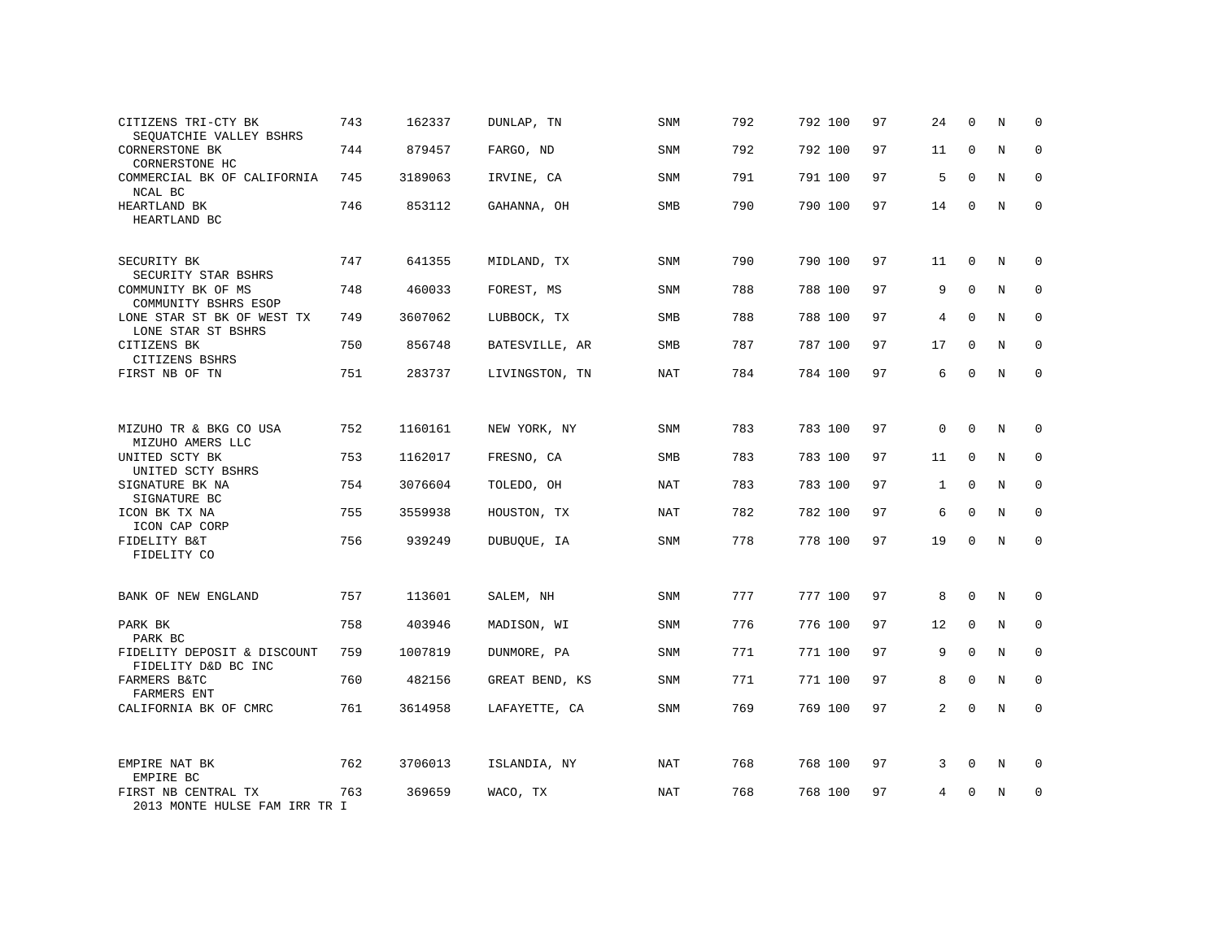| | | | | | | | | | | | | |
|---|---|---|---|---|---|---|---|---|---|---|---|---|
| CITIZENS TRI-CTY BK<br>SEQUATCHIE VALLEY BSHRS | 743 | 162337 | DUNLAP, TN | SNM | 792 | 792 | 100 | 97 | 24 | 0 | N | 0 |
| CORNERSTONE BK<br>CORNERSTONE HC | 744 | 879457 | FARGO, ND | SNM | 792 | 792 | 100 | 97 | 11 | 0 | N | 0 |
| COMMERCIAL BK OF CALIFORNIA<br>NCAL BC | 745 | 3189063 | IRVINE, CA | SNM | 791 | 791 | 100 | 97 | 5 | 0 | N | 0 |
| HEARTLAND BK<br>HEARTLAND BC | 746 | 853112 | GAHANNA, OH | SMB | 790 | 790 | 100 | 97 | 14 | 0 | N | 0 |
| SECURITY BK<br>SECURITY STAR BSHRS | 747 | 641355 | MIDLAND, TX | SNM | 790 | 790 | 100 | 97 | 11 | 0 | N | 0 |
| COMMUNITY BK OF MS<br>COMMUNITY BSHRS ESOP | 748 | 460033 | FOREST, MS | SNM | 788 | 788 | 100 | 97 | 9 | 0 | N | 0 |
| LONE STAR ST BK OF WEST TX<br>LONE STAR ST BSHRS | 749 | 3607062 | LUBBOCK, TX | SMB | 788 | 788 | 100 | 97 | 4 | 0 | N | 0 |
| CITIZENS BK<br>CITIZENS BSHRS | 750 | 856748 | BATESVILLE, AR | SMB | 787 | 787 | 100 | 97 | 17 | 0 | N | 0 |
| FIRST NB OF TN | 751 | 283737 | LIVINGSTON, TN | NAT | 784 | 784 | 100 | 97 | 6 | 0 | N | 0 |
| MIZUHO TR & BKG CO USA<br>MIZUHO AMERS LLC | 752 | 1160161 | NEW YORK, NY | SNM | 783 | 783 | 100 | 97 | 0 | 0 | N | 0 |
| UNITED SCTY BK<br>UNITED SCTY BSHRS | 753 | 1162017 | FRESNO, CA | SMB | 783 | 783 | 100 | 97 | 11 | 0 | N | 0 |
| SIGNATURE BK NA<br>SIGNATURE BC | 754 | 3076604 | TOLEDO, OH | NAT | 783 | 783 | 100 | 97 | 1 | 0 | N | 0 |
| ICON BK TX NA<br>ICON CAP CORP | 755 | 3559938 | HOUSTON, TX | NAT | 782 | 782 | 100 | 97 | 6 | 0 | N | 0 |
| FIDELITY B&T<br>FIDELITY CO | 756 | 939249 | DUBUQUE, IA | SNM | 778 | 778 | 100 | 97 | 19 | 0 | N | 0 |
| BANK OF NEW ENGLAND | 757 | 113601 | SALEM, NH | SNM | 777 | 777 | 100 | 97 | 8 | 0 | N | 0 |
| PARK BK<br>PARK BC | 758 | 403946 | MADISON, WI | SNM | 776 | 776 | 100 | 97 | 12 | 0 | N | 0 |
| FIDELITY DEPOSIT & DISCOUNT<br>FIDELITY D&D BC INC | 759 | 1007819 | DUNMORE, PA | SNM | 771 | 771 | 100 | 97 | 9 | 0 | N | 0 |
| FARMERS B&TC<br>FARMERS ENT | 760 | 482156 | GREAT BEND, KS | SNM | 771 | 771 | 100 | 97 | 8 | 0 | N | 0 |
| CALIFORNIA BK OF CMRC | 761 | 3614958 | LAFAYETTE, CA | SNM | 769 | 769 | 100 | 97 | 2 | 0 | N | 0 |
| EMPIRE NAT BK<br>EMPIRE BC | 762 | 3706013 | ISLANDIA, NY | NAT | 768 | 768 | 100 | 97 | 3 | 0 | N | 0 |
| FIRST NB CENTRAL TX<br>2013 MONTE HULSE FAM IRR TR I | 763 | 369659 | WACO, TX | NAT | 768 | 768 | 100 | 97 | 4 | 0 | N | 0 |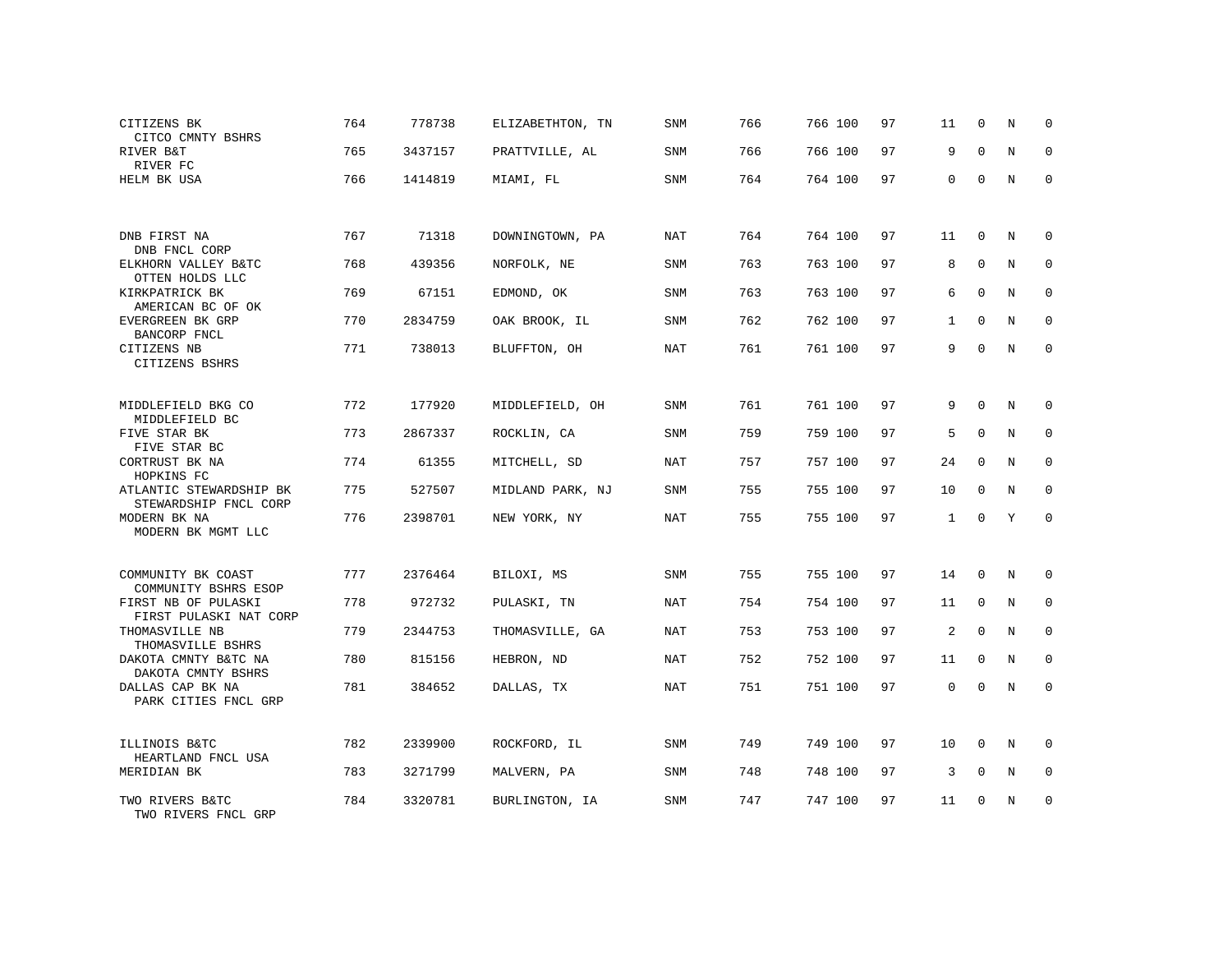| | | | | | | | | | | | | |
|---|---|---|---|---|---|---|---|---|---|---|---|---|
| CITIZENS BK<br>CITCO CMNTY BSHRS | 764 | 778738 | ELIZABETHTON, TN | SNM | 766 | 766 | 100 | 97 | 11 | 0 | N | 0 |
| RIVER B&T<br>RIVER FC | 765 | 3437157 | PRATTVILLE, AL | SNM | 766 | 766 | 100 | 97 | 9 | 0 | N | 0 |
| HELM BK USA | 766 | 1414819 | MIAMI, FL | SNM | 764 | 764 | 100 | 97 | 0 | 0 | N | 0 |
| DNB FIRST NA<br>DNB FNCL CORP | 767 | 71318 | DOWNINGTOWN, PA | NAT | 764 | 764 | 100 | 97 | 11 | 0 | N | 0 |
| ELKHORN VALLEY B&TC<br>OTTEN HOLDS LLC | 768 | 439356 | NORFOLK, NE | SNM | 763 | 763 | 100 | 97 | 8 | 0 | N | 0 |
| KIRKPATRICK BK<br>AMERICAN BC OF OK | 769 | 67151 | EDMOND, OK | SNM | 763 | 763 | 100 | 97 | 6 | 0 | N | 0 |
| EVERGREEN BK GRP<br>BANCORP FNCL | 770 | 2834759 | OAK BROOK, IL | SNM | 762 | 762 | 100 | 97 | 1 | 0 | N | 0 |
| CITIZENS NB<br>CITIZENS BSHRS | 771 | 738013 | BLUFFTON, OH | NAT | 761 | 761 | 100 | 97 | 9 | 0 | N | 0 |
| MIDDLEFIELD BKG CO<br>MIDDLEFIELD BC | 772 | 177920 | MIDDLEFIELD, OH | SNM | 761 | 761 | 100 | 97 | 9 | 0 | N | 0 |
| FIVE STAR BK<br>FIVE STAR BC | 773 | 2867337 | ROCKLIN, CA | SNM | 759 | 759 | 100 | 97 | 5 | 0 | N | 0 |
| CORTRUST BK NA<br>HOPKINS FC | 774 | 61355 | MITCHELL, SD | NAT | 757 | 757 | 100 | 97 | 24 | 0 | N | 0 |
| ATLANTIC STEWARDSHIP BK<br>STEWARDSHIP FNCL CORP | 775 | 527507 | MIDLAND PARK, NJ | SNM | 755 | 755 | 100 | 97 | 10 | 0 | N | 0 |
| MODERN BK NA<br>MODERN BK MGMT LLC | 776 | 2398701 | NEW YORK, NY | NAT | 755 | 755 | 100 | 97 | 1 | 0 | Y | 0 |
| COMMUNITY BK COAST<br>COMMUNITY BSHRS ESOP | 777 | 2376464 | BILOXI, MS | SNM | 755 | 755 | 100 | 97 | 14 | 0 | N | 0 |
| FIRST NB OF PULASKI<br>FIRST PULASKI NAT CORP | 778 | 972732 | PULASKI, TN | NAT | 754 | 754 | 100 | 97 | 11 | 0 | N | 0 |
| THOMASVILLE NB<br>THOMASVILLE BSHRS | 779 | 2344753 | THOMASVILLE, GA | NAT | 753 | 753 | 100 | 97 | 2 | 0 | N | 0 |
| DAKOTA CMNTY B&TC NA<br>DAKOTA CMNTY BSHRS | 780 | 815156 | HEBRON, ND | NAT | 752 | 752 | 100 | 97 | 11 | 0 | N | 0 |
| DALLAS CAP BK NA<br>PARK CITIES FNCL GRP | 781 | 384652 | DALLAS, TX | NAT | 751 | 751 | 100 | 97 | 0 | 0 | N | 0 |
| ILLINOIS B&TC<br>HEARTLAND FNCL USA | 782 | 2339900 | ROCKFORD, IL | SNM | 749 | 749 | 100 | 97 | 10 | 0 | N | 0 |
| MERIDIAN BK | 783 | 3271799 | MALVERN, PA | SNM | 748 | 748 | 100 | 97 | 3 | 0 | N | 0 |
| TWO RIVERS B&TC<br>TWO RIVERS FNCL GRP | 784 | 3320781 | BURLINGTON, IA | SNM | 747 | 747 | 100 | 97 | 11 | 0 | N | 0 |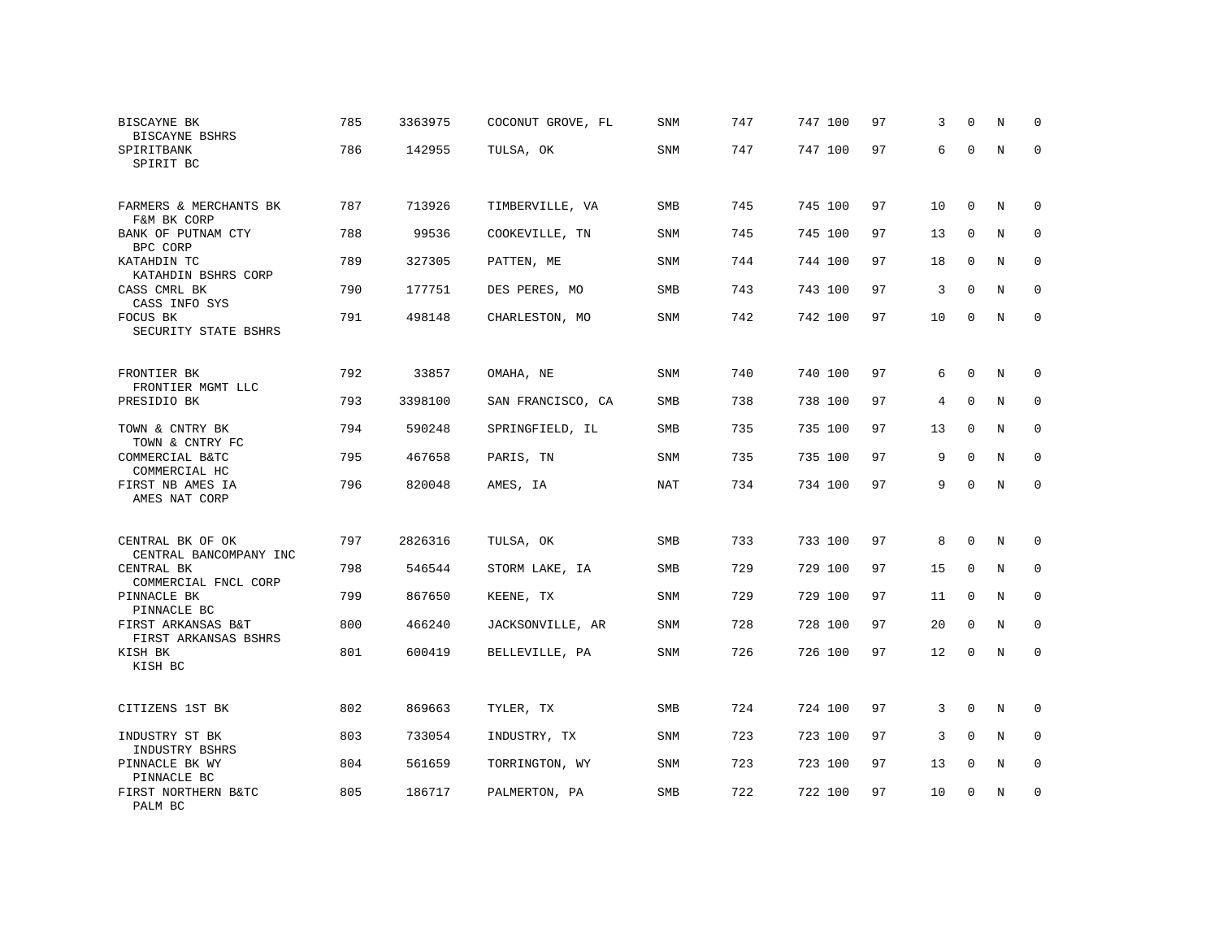| | | | | | | | | | | | | |
|---|---|---|---|---|---|---|---|---|---|---|---|---|
| BISCAYNE BK<br>BISCAYNE BSHRS | 785 | 3363975 | COCONUT GROVE, FL | SNM | 747 | 747 | 100 | 97 | 3 | 0 | N | 0 |
| SPIRITBANK<br>SPIRIT BC | 786 | 142955 | TULSA, OK | SNM | 747 | 747 | 100 | 97 | 6 | 0 | N | 0 |
| FARMERS & MERCHANTS BK<br>F&M BK CORP | 787 | 713926 | TIMBERVILLE, VA | SMB | 745 | 745 | 100 | 97 | 10 | 0 | N | 0 |
| BANK OF PUTNAM CTY<br>BPC CORP | 788 | 99536 | COOKEVILLE, TN | SNM | 745 | 745 | 100 | 97 | 13 | 0 | N | 0 |
| KATAHDIN TC<br>KATAHDIN BSHRS CORP | 789 | 327305 | PATTEN, ME | SNM | 744 | 744 | 100 | 97 | 18 | 0 | N | 0 |
| CASS CMRL BK<br>CASS INFO SYS | 790 | 177751 | DES PERES, MO | SMB | 743 | 743 | 100 | 97 | 3 | 0 | N | 0 |
| FOCUS BK<br>SECURITY STATE BSHRS | 791 | 498148 | CHARLESTON, MO | SNM | 742 | 742 | 100 | 97 | 10 | 0 | N | 0 |
| FRONTIER BK<br>FRONTIER MGMT LLC | 792 | 33857 | OMAHA, NE | SNM | 740 | 740 | 100 | 97 | 6 | 0 | N | 0 |
| PRESIDIO BK | 793 | 3398100 | SAN FRANCISCO, CA | SMB | 738 | 738 | 100 | 97 | 4 | 0 | N | 0 |
| TOWN & CNTRY BK<br>TOWN & CNTRY FC | 794 | 590248 | SPRINGFIELD, IL | SMB | 735 | 735 | 100 | 97 | 13 | 0 | N | 0 |
| COMMERCIAL B&TC<br>COMMERCIAL HC | 795 | 467658 | PARIS, TN | SNM | 735 | 735 | 100 | 97 | 9 | 0 | N | 0 |
| FIRST NB AMES IA<br>AMES NAT CORP | 796 | 820048 | AMES, IA | NAT | 734 | 734 | 100 | 97 | 9 | 0 | N | 0 |
| CENTRAL BK OF OK<br>CENTRAL BANCOMPANY INC | 797 | 2826316 | TULSA, OK | SMB | 733 | 733 | 100 | 97 | 8 | 0 | N | 0 |
| CENTRAL BK<br>COMMERCIAL FNCL CORP | 798 | 546544 | STORM LAKE, IA | SMB | 729 | 729 | 100 | 97 | 15 | 0 | N | 0 |
| PINNACLE BK<br>PINNACLE BC | 799 | 867650 | KEENE, TX | SNM | 729 | 729 | 100 | 97 | 11 | 0 | N | 0 |
| FIRST ARKANSAS B&T<br>FIRST ARKANSAS BSHRS | 800 | 466240 | JACKSONVILLE, AR | SNM | 728 | 728 | 100 | 97 | 20 | 0 | N | 0 |
| KISH BK<br>KISH BC | 801 | 600419 | BELLEVILLE, PA | SNM | 726 | 726 | 100 | 97 | 12 | 0 | N | 0 |
| CITIZENS 1ST BK | 802 | 869663 | TYLER, TX | SMB | 724 | 724 | 100 | 97 | 3 | 0 | N | 0 |
| INDUSTRY ST BK<br>INDUSTRY BSHRS | 803 | 733054 | INDUSTRY, TX | SNM | 723 | 723 | 100 | 97 | 3 | 0 | N | 0 |
| PINNACLE BK WY<br>PINNACLE BC | 804 | 561659 | TORRINGTON, WY | SNM | 723 | 723 | 100 | 97 | 13 | 0 | N | 0 |
| FIRST NORTHERN B&TC<br>PALM BC | 805 | 186717 | PALMERTON, PA | SMB | 722 | 722 | 100 | 97 | 10 | 0 | N | 0 |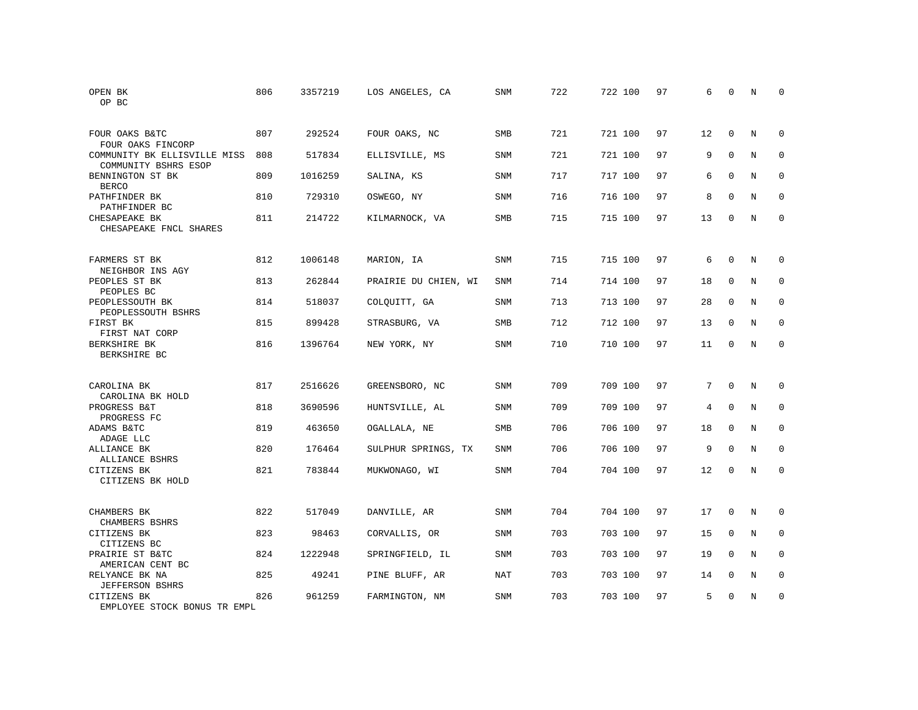| | | | | | | | | | | | | |
|---|---|---|---|---|---|---|---|---|---|---|---|---|
| OPEN BK<br>OP BC | 806 | 3357219 | LOS ANGELES, CA | SNM | 722 | 722 | 100 | 97 | 6 | 0 | N | 0 |
| FOUR OAKS B&TC<br>FOUR OAKS FINCORP | 807 | 292524 | FOUR OAKS, NC | SMB | 721 | 721 | 100 | 97 | 12 | 0 | N | 0 |
| COMMUNITY BK ELLISVILLE MISS<br>COMMUNITY BSHRS ESOP | 808 | 517834 | ELLISVILLE, MS | SNM | 721 | 721 | 100 | 97 | 9 | 0 | N | 0 |
| BENNINGTON ST BK<br>BERCO | 809 | 1016259 | SALINA, KS | SNM | 717 | 717 | 100 | 97 | 6 | 0 | N | 0 |
| PATHFINDER BK<br>PATHFINDER BC | 810 | 729310 | OSWEGO, NY | SNM | 716 | 716 | 100 | 97 | 8 | 0 | N | 0 |
| CHESAPEAKE BK<br>CHESAPEAKE FNCL SHARES | 811 | 214722 | KILMARNOCK, VA | SMB | 715 | 715 | 100 | 97 | 13 | 0 | N | 0 |
| FARMERS ST BK<br>NEIGHBOR INS AGY | 812 | 1006148 | MARION, IA | SNM | 715 | 715 | 100 | 97 | 6 | 0 | N | 0 |
| PEOPLES ST BK<br>PEOPLES BC | 813 | 262844 | PRAIRIE DU CHIEN, WI | SNM | 714 | 714 | 100 | 97 | 18 | 0 | N | 0 |
| PEOPLESSOUTH BK<br>PEOPLESSOUTH BSHRS | 814 | 518037 | COLQUITT, GA | SNM | 713 | 713 | 100 | 97 | 28 | 0 | N | 0 |
| FIRST BK<br>FIRST NAT CORP | 815 | 899428 | STRASBURG, VA | SMB | 712 | 712 | 100 | 97 | 13 | 0 | N | 0 |
| BERKSHIRE BK<br>BERKSHIRE BC | 816 | 1396764 | NEW YORK, NY | SNM | 710 | 710 | 100 | 97 | 11 | 0 | N | 0 |
| CAROLINA BK<br>CAROLINA BK HOLD | 817 | 2516626 | GREENSBORO, NC | SNM | 709 | 709 | 100 | 97 | 7 | 0 | N | 0 |
| PROGRESS B&T<br>PROGRESS FC | 818 | 3690596 | HUNTSVILLE, AL | SNM | 709 | 709 | 100 | 97 | 4 | 0 | N | 0 |
| ADAMS B&TC<br>ADAGE LLC | 819 | 463650 | OGALLALA, NE | SMB | 706 | 706 | 100 | 97 | 18 | 0 | N | 0 |
| ALLIANCE BK<br>ALLIANCE BSHRS | 820 | 176464 | SULPHUR SPRINGS, TX | SNM | 706 | 706 | 100 | 97 | 9 | 0 | N | 0 |
| CITIZENS BK<br>CITIZENS BK HOLD | 821 | 783844 | MUKWONAGO, WI | SNM | 704 | 704 | 100 | 97 | 12 | 0 | N | 0 |
| CHAMBERS BK<br>CHAMBERS BSHRS | 822 | 517049 | DANVILLE, AR | SNM | 704 | 704 | 100 | 97 | 17 | 0 | N | 0 |
| CITIZENS BK<br>CITIZENS BC | 823 | 98463 | CORVALLIS, OR | SNM | 703 | 703 | 100 | 97 | 15 | 0 | N | 0 |
| PRAIRIE ST B&TC<br>AMERICAN CENT BC | 824 | 1222948 | SPRINGFIELD, IL | SNM | 703 | 703 | 100 | 97 | 19 | 0 | N | 0 |
| RELYANCE BK NA<br>JEFFERSON BSHRS | 825 | 49241 | PINE BLUFF, AR | NAT | 703 | 703 | 100 | 97 | 14 | 0 | N | 0 |
| CITIZENS BK<br>EMPLOYEE STOCK BONUS TR EMPL | 826 | 961259 | FARMINGTON, NM | SNM | 703 | 703 | 100 | 97 | 5 | 0 | N | 0 |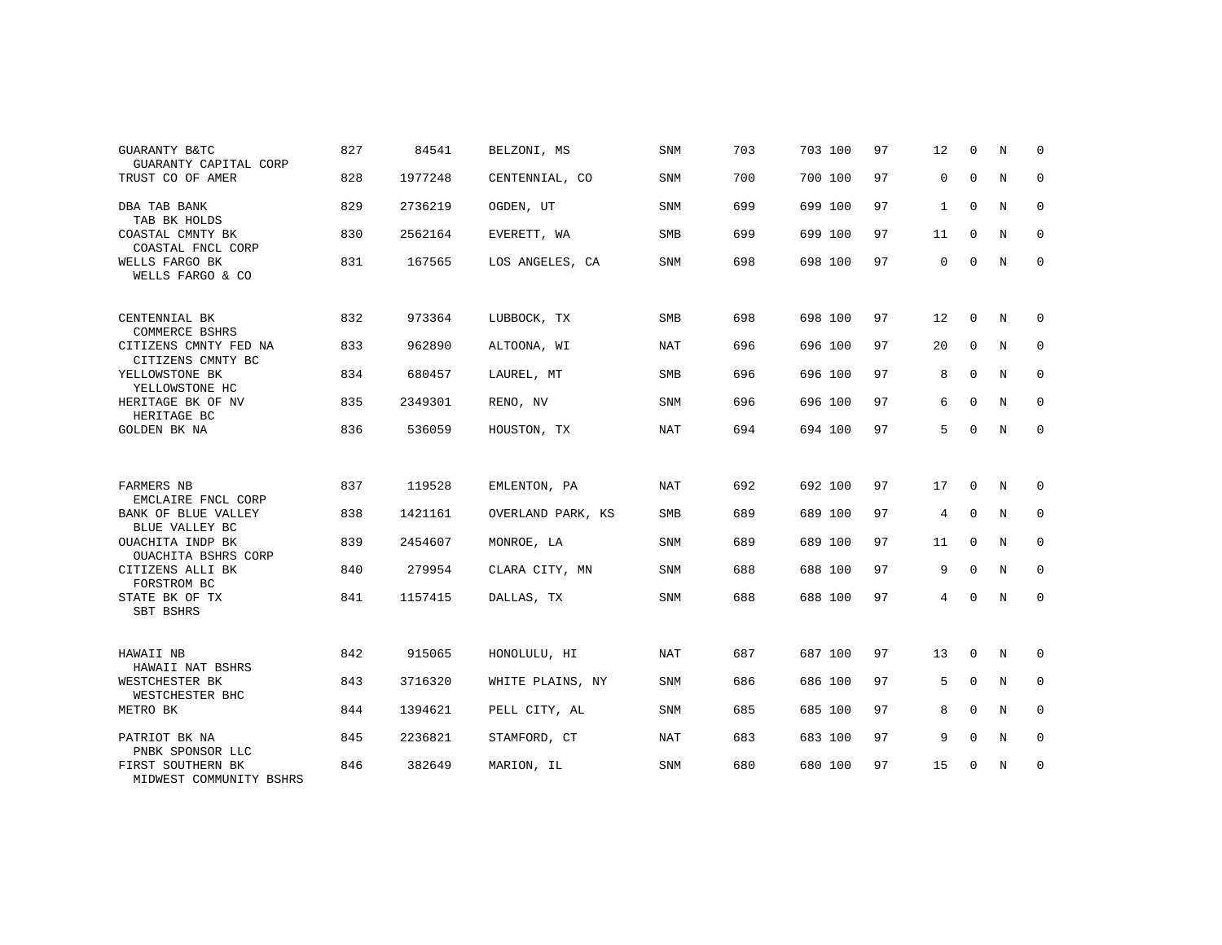| | | | | | | | | | | | | |
|---|---|---|---|---|---|---|---|---|---|---|---|---|
| GUARANTY B&TC<br>GUARANTY CAPITAL CORP | 827 | 84541 | BELZONI, MS | SNM | 703 | 703 | 100 | 97 | 12 | 0 | N | 0 |
| TRUST CO OF AMER | 828 | 1977248 | CENTENNIAL, CO | SNM | 700 | 700 | 100 | 97 | 0 | 0 | N | 0 |
| DBA TAB BANK<br>TAB BK HOLDS | 829 | 2736219 | OGDEN, UT | SNM | 699 | 699 | 100 | 97 | 1 | 0 | N | 0 |
| COASTAL CMNTY BK<br>COASTAL FNCL CORP | 830 | 2562164 | EVERETT, WA | SMB | 699 | 699 | 100 | 97 | 11 | 0 | N | 0 |
| WELLS FARGO BK<br>WELLS FARGO & CO | 831 | 167565 | LOS ANGELES, CA | SNM | 698 | 698 | 100 | 97 | 0 | 0 | N | 0 |
| CENTENNIAL BK<br>COMMERCE BSHRS | 832 | 973364 | LUBBOCK, TX | SMB | 698 | 698 | 100 | 97 | 12 | 0 | N | 0 |
| CITIZENS CMNTY FED NA<br>CITIZENS CMNTY BC | 833 | 962890 | ALTOONA, WI | NAT | 696 | 696 | 100 | 97 | 20 | 0 | N | 0 |
| YELLOWSTONE BK<br>YELLOWSTONE HC | 834 | 680457 | LAUREL, MT | SMB | 696 | 696 | 100 | 97 | 8 | 0 | N | 0 |
| HERITAGE BK OF NV<br>HERITAGE BC | 835 | 2349301 | RENO, NV | SNM | 696 | 696 | 100 | 97 | 6 | 0 | N | 0 |
| GOLDEN BK NA | 836 | 536059 | HOUSTON, TX | NAT | 694 | 694 | 100 | 97 | 5 | 0 | N | 0 |
| FARMERS NB<br>EMCLAIRE FNCL CORP | 837 | 119528 | EMLENTON, PA | NAT | 692 | 692 | 100 | 97 | 17 | 0 | N | 0 |
| BANK OF BLUE VALLEY<br>BLUE VALLEY BC | 838 | 1421161 | OVERLAND PARK, KS | SMB | 689 | 689 | 100 | 97 | 4 | 0 | N | 0 |
| OUACHITA INDP BK<br>OUACHITA BSHRS CORP | 839 | 2454607 | MONROE, LA | SNM | 689 | 689 | 100 | 97 | 11 | 0 | N | 0 |
| CITIZENS ALLI BK<br>FORSTROM BC | 840 | 279954 | CLARA CITY, MN | SNM | 688 | 688 | 100 | 97 | 9 | 0 | N | 0 |
| STATE BK OF TX<br>SBT BSHRS | 841 | 1157415 | DALLAS, TX | SNM | 688 | 688 | 100 | 97 | 4 | 0 | N | 0 |
| HAWAII NB<br>HAWAII NAT BSHRS | 842 | 915065 | HONOLULU, HI | NAT | 687 | 687 | 100 | 97 | 13 | 0 | N | 0 |
| WESTCHESTER BK<br>WESTCHESTER BHC | 843 | 3716320 | WHITE PLAINS, NY | SNM | 686 | 686 | 100 | 97 | 5 | 0 | N | 0 |
| METRO BK | 844 | 1394621 | PELL CITY, AL | SNM | 685 | 685 | 100 | 97 | 8 | 0 | N | 0 |
| PATRIOT BK NA<br>PNBK SPONSOR LLC | 845 | 2236821 | STAMFORD, CT | NAT | 683 | 683 | 100 | 97 | 9 | 0 | N | 0 |
| FIRST SOUTHERN BK<br>MIDWEST COMMUNITY BSHRS | 846 | 382649 | MARION, IL | SNM | 680 | 680 | 100 | 97 | 15 | 0 | N | 0 |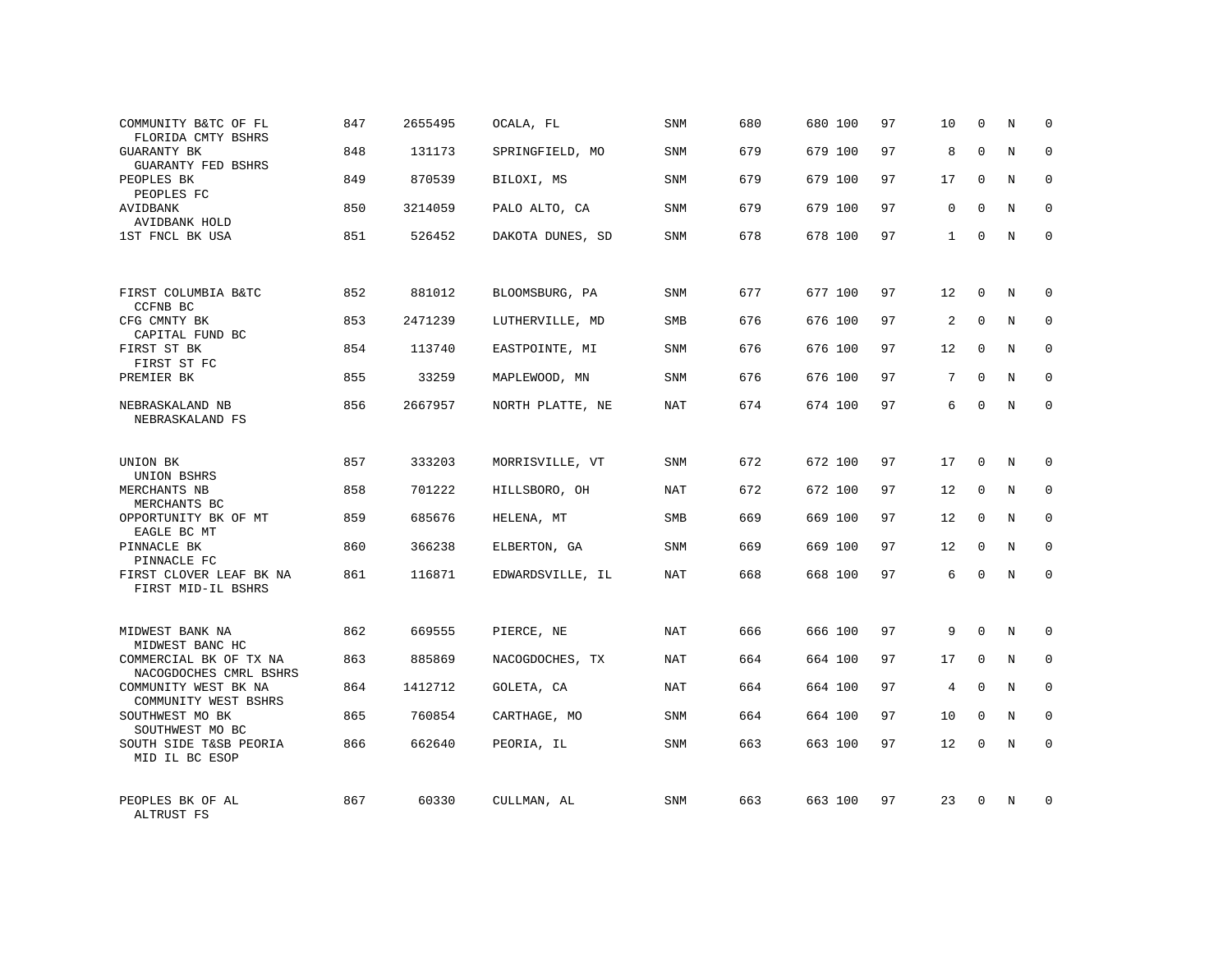| | | | | | | | | | | | | |
|---|---|---|---|---|---|---|---|---|---|---|---|---|
| COMMUNITY B&TC OF FL<br>FLORIDA CMTY BSHRS | 847 | 2655495 | OCALA, FL | SNM | 680 | 680 | 100 | 97 | 10 | 0 | N | 0 |
| GUARANTY BK<br>GUARANTY FED BSHRS | 848 | 131173 | SPRINGFIELD, MO | SNM | 679 | 679 | 100 | 97 | 8 | 0 | N | 0 |
| PEOPLES BK<br>PEOPLES FC | 849 | 870539 | BILOXI, MS | SNM | 679 | 679 | 100 | 97 | 17 | 0 | N | 0 |
| AVIDBANK<br>AVIDBANK HOLD | 850 | 3214059 | PALO ALTO, CA | SNM | 679 | 679 | 100 | 97 | 0 | 0 | N | 0 |
| 1ST FNCL BK USA | 851 | 526452 | DAKOTA DUNES, SD | SNM | 678 | 678 | 100 | 97 | 1 | 0 | N | 0 |
| FIRST COLUMBIA B&TC<br>CCFNB BC | 852 | 881012 | BLOOMSBURG, PA | SNM | 677 | 677 | 100 | 97 | 12 | 0 | N | 0 |
| CFG CMNTY BK<br>CAPITAL FUND BC | 853 | 2471239 | LUTHERVILLE, MD | SMB | 676 | 676 | 100 | 97 | 2 | 0 | N | 0 |
| FIRST ST BK<br>FIRST ST FC | 854 | 113740 | EASTPOINTE, MI | SNM | 676 | 676 | 100 | 97 | 12 | 0 | N | 0 |
| PREMIER BK | 855 | 33259 | MAPLEWOOD, MN | SNM | 676 | 676 | 100 | 97 | 7 | 0 | N | 0 |
| NEBRASKALAND NB<br>NEBRASKALAND FS | 856 | 2667957 | NORTH PLATTE, NE | NAT | 674 | 674 | 100 | 97 | 6 | 0 | N | 0 |
| UNION BK<br>UNION BSHRS | 857 | 333203 | MORRISVILLE, VT | SNM | 672 | 672 | 100 | 97 | 17 | 0 | N | 0 |
| MERCHANTS NB<br>MERCHANTS BC | 858 | 701222 | HILLSBORO, OH | NAT | 672 | 672 | 100 | 97 | 12 | 0 | N | 0 |
| OPPORTUNITY BK OF MT<br>EAGLE BC MT | 859 | 685676 | HELENA, MT | SMB | 669 | 669 | 100 | 97 | 12 | 0 | N | 0 |
| PINNACLE BK<br>PINNACLE FC | 860 | 366238 | ELBERTON, GA | SNM | 669 | 669 | 100 | 97 | 12 | 0 | N | 0 |
| FIRST CLOVER LEAF BK NA<br>FIRST MID-IL BSHRS | 861 | 116871 | EDWARDSVILLE, IL | NAT | 668 | 668 | 100 | 97 | 6 | 0 | N | 0 |
| MIDWEST BANK NA<br>MIDWEST BANC HC | 862 | 669555 | PIERCE, NE | NAT | 666 | 666 | 100 | 97 | 9 | 0 | N | 0 |
| COMMERCIAL BK OF TX NA<br>NACOGDOCHES CMRL BSHRS | 863 | 885869 | NACOGDOCHES, TX | NAT | 664 | 664 | 100 | 97 | 17 | 0 | N | 0 |
| COMMUNITY WEST BK NA<br>COMMUNITY WEST BSHRS | 864 | 1412712 | GOLETA, CA | NAT | 664 | 664 | 100 | 97 | 4 | 0 | N | 0 |
| SOUTHWEST MO BK<br>SOUTHWEST MO BC | 865 | 760854 | CARTHAGE, MO | SNM | 664 | 664 | 100 | 97 | 10 | 0 | N | 0 |
| SOUTH SIDE T&SB PEORIA<br>MID IL BC ESOP | 866 | 662640 | PEORIA, IL | SNM | 663 | 663 | 100 | 97 | 12 | 0 | N | 0 |
| PEOPLES BK OF AL<br>ALTRUST FS | 867 | 60330 | CULLMAN, AL | SNM | 663 | 663 | 100 | 97 | 23 | 0 | N | 0 |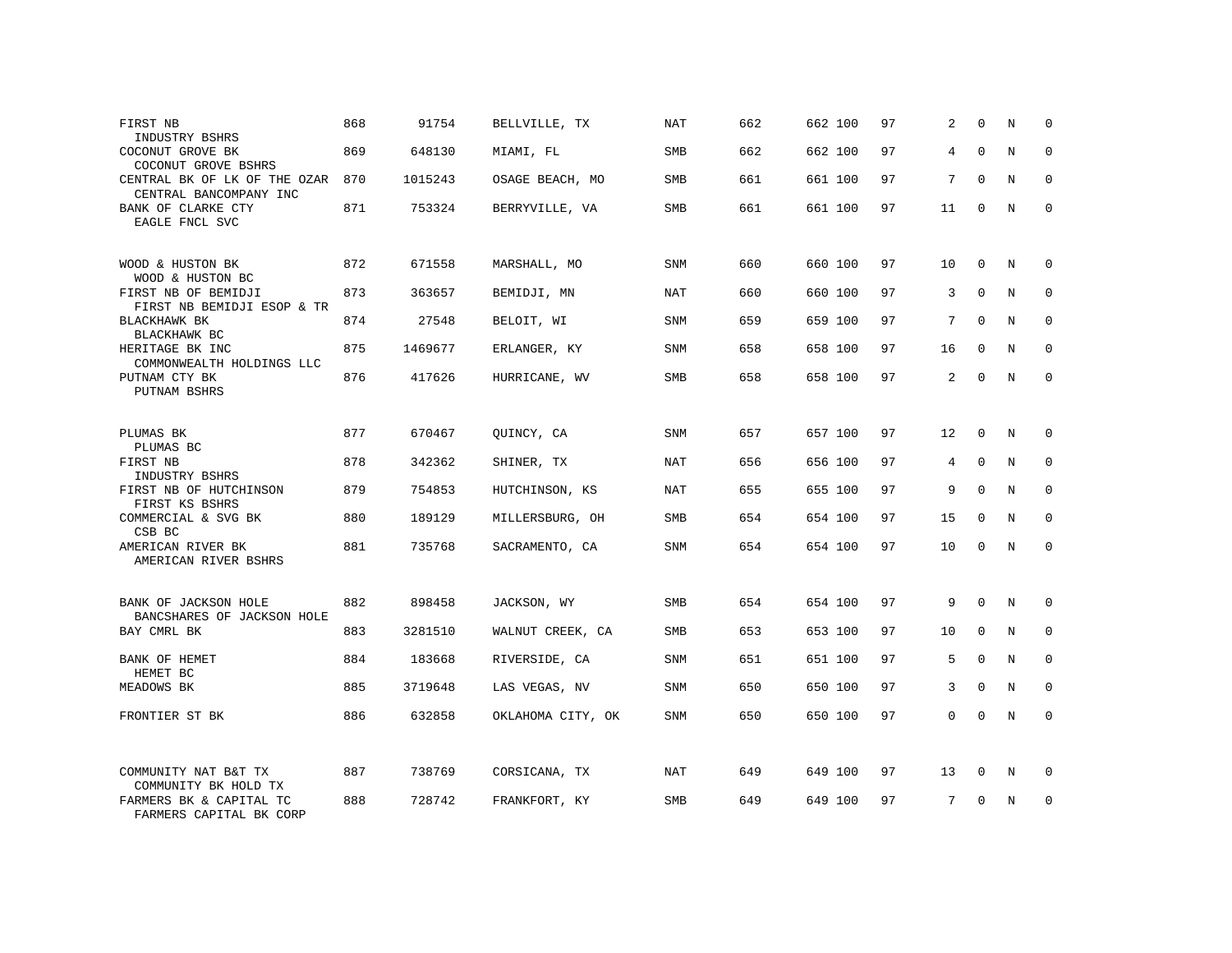| | | | | | | | | | | | | |
|---|---|---|---|---|---|---|---|---|---|---|---|---|
| FIRST NB<br>INDUSTRY BSHRS | 868 | 91754 | BELLVILLE, TX | NAT | 662 | 662 | 100 | 97 | 2 | 0 | N | 0 |
| COCONUT GROVE BK<br>COCONUT GROVE BSHRS | 869 | 648130 | MIAMI, FL | SMB | 662 | 662 | 100 | 97 | 4 | 0 | N | 0 |
| CENTRAL BK OF LK OF THE OZAR<br>CENTRAL BANCOMPANY INC | 870 | 1015243 | OSAGE BEACH, MO | SMB | 661 | 661 | 100 | 97 | 7 | 0 | N | 0 |
| BANK OF CLARKE CTY<br>EAGLE FNCL SVC | 871 | 753324 | BERRYVILLE, VA | SMB | 661 | 661 | 100 | 97 | 11 | 0 | N | 0 |
| WOOD & HUSTON BK<br>WOOD & HUSTON BC | 872 | 671558 | MARSHALL, MO | SNM | 660 | 660 | 100 | 97 | 10 | 0 | N | 0 |
| FIRST NB OF BEMIDJI<br>FIRST NB BEMIDJI ESOP & TR | 873 | 363657 | BEMIDJI, MN | NAT | 660 | 660 | 100 | 97 | 3 | 0 | N | 0 |
| BLACKHAWK BK<br>BLACKHAWK BC | 874 | 27548 | BELOIT, WI | SNM | 659 | 659 | 100 | 97 | 7 | 0 | N | 0 |
| HERITAGE BK INC<br>COMMONWEALTH HOLDINGS LLC | 875 | 1469677 | ERLANGER, KY | SNM | 658 | 658 | 100 | 97 | 16 | 0 | N | 0 |
| PUTNAM CTY BK<br>PUTNAM BSHRS | 876 | 417626 | HURRICANE, WV | SMB | 658 | 658 | 100 | 97 | 2 | 0 | N | 0 |
| PLUMAS BK<br>PLUMAS BC | 877 | 670467 | QUINCY, CA | SNM | 657 | 657 | 100 | 97 | 12 | 0 | N | 0 |
| FIRST NB<br>INDUSTRY BSHRS | 878 | 342362 | SHINER, TX | NAT | 656 | 656 | 100 | 97 | 4 | 0 | N | 0 |
| FIRST NB OF HUTCHINSON<br>FIRST KS BSHRS | 879 | 754853 | HUTCHINSON, KS | NAT | 655 | 655 | 100 | 97 | 9 | 0 | N | 0 |
| COMMERCIAL & SVG BK<br>CSB BC | 880 | 189129 | MILLERSBURG, OH | SMB | 654 | 654 | 100 | 97 | 15 | 0 | N | 0 |
| AMERICAN RIVER BK<br>AMERICAN RIVER BSHRS | 881 | 735768 | SACRAMENTO, CA | SNM | 654 | 654 | 100 | 97 | 10 | 0 | N | 0 |
| BANK OF JACKSON HOLE<br>BANCSHARES OF JACKSON HOLE | 882 | 898458 | JACKSON, WY | SMB | 654 | 654 | 100 | 97 | 9 | 0 | N | 0 |
| BAY CMRL BK | 883 | 3281510 | WALNUT CREEK, CA | SMB | 653 | 653 | 100 | 97 | 10 | 0 | N | 0 |
| BANK OF HEMET<br>HEMET BC | 884 | 183668 | RIVERSIDE, CA | SNM | 651 | 651 | 100 | 97 | 5 | 0 | N | 0 |
| MEADOWS BK | 885 | 3719648 | LAS VEGAS, NV | SNM | 650 | 650 | 100 | 97 | 3 | 0 | N | 0 |
| FRONTIER ST BK | 886 | 632858 | OKLAHOMA CITY, OK | SNM | 650 | 650 | 100 | 97 | 0 | 0 | N | 0 |
| COMMUNITY NAT B&T TX<br>COMMUNITY BK HOLD TX | 887 | 738769 | CORSICANA, TX | NAT | 649 | 649 | 100 | 97 | 13 | 0 | N | 0 |
| FARMERS BK & CAPITAL TC<br>FARMERS CAPITAL BK CORP | 888 | 728742 | FRANKFORT, KY | SMB | 649 | 649 | 100 | 97 | 7 | 0 | N | 0 |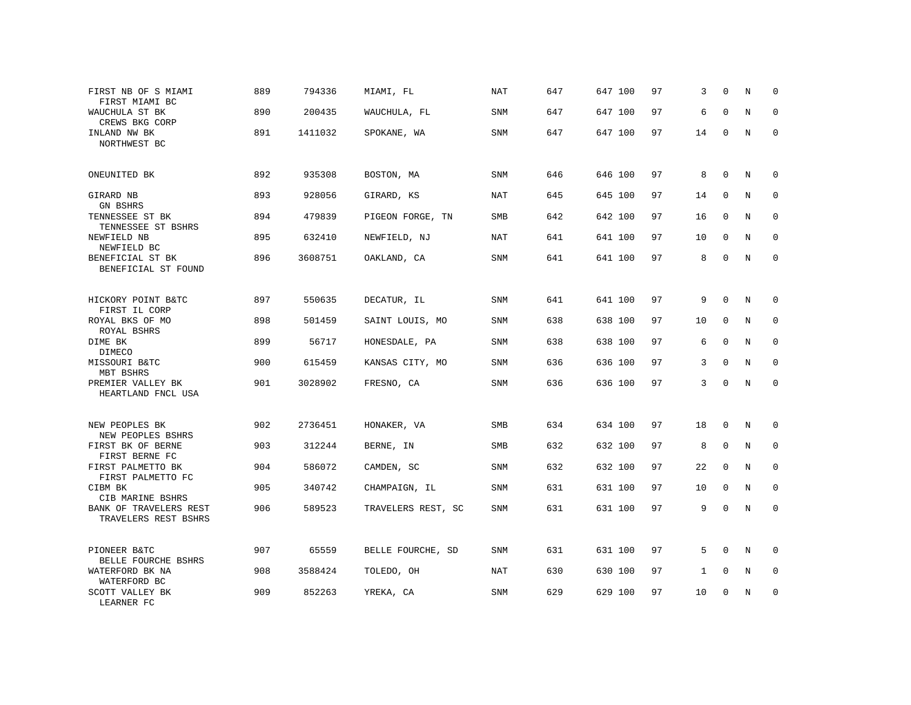| | | | | | | | | | | | | |
|---|---|---|---|---|---|---|---|---|---|---|---|---|
| FIRST NB OF S MIAMI<br>FIRST MIAMI BC | 889 | 794336 | MIAMI, FL | NAT | 647 | 647 | 100 | 97 | 3 | 0 | N | 0 |
| WAUCHULA ST BK<br>CREWS BKG CORP | 890 | 200435 | WAUCHULA, FL | SNM | 647 | 647 | 100 | 97 | 6 | 0 | N | 0 |
| INLAND NW BK<br>NORTHWEST BC | 891 | 1411032 | SPOKANE, WA | SNM | 647 | 647 | 100 | 97 | 14 | 0 | N | 0 |
| ONEUNITED BK | 892 | 935308 | BOSTON, MA | SNM | 646 | 646 | 100 | 97 | 8 | 0 | N | 0 |
| GIRARD NB<br>GN BSHRS | 893 | 928056 | GIRARD, KS | NAT | 645 | 645 | 100 | 97 | 14 | 0 | N | 0 |
| TENNESSEE ST BK<br>TENNESSEE ST BSHRS | 894 | 479839 | PIGEON FORGE, TN | SMB | 642 | 642 | 100 | 97 | 16 | 0 | N | 0 |
| NEWFIELD NB<br>NEWFIELD BC | 895 | 632410 | NEWFIELD, NJ | NAT | 641 | 641 | 100 | 97 | 10 | 0 | N | 0 |
| BENEFICIAL ST BK<br>BENEFICIAL ST FOUND | 896 | 3608751 | OAKLAND, CA | SNM | 641 | 641 | 100 | 97 | 8 | 0 | N | 0 |
| HICKORY POINT B&TC<br>FIRST IL CORP | 897 | 550635 | DECATUR, IL | SNM | 641 | 641 | 100 | 97 | 9 | 0 | N | 0 |
| ROYAL BKS OF MO<br>ROYAL BSHRS | 898 | 501459 | SAINT LOUIS, MO | SNM | 638 | 638 | 100 | 97 | 10 | 0 | N | 0 |
| DIME BK<br>DIMECO | 899 | 56717 | HONESDALE, PA | SNM | 638 | 638 | 100 | 97 | 6 | 0 | N | 0 |
| MISSOURI B&TC<br>MBT BSHRS | 900 | 615459 | KANSAS CITY, MO | SNM | 636 | 636 | 100 | 97 | 3 | 0 | N | 0 |
| PREMIER VALLEY BK<br>HEARTLAND FNCL USA | 901 | 3028902 | FRESNO, CA | SNM | 636 | 636 | 100 | 97 | 3 | 0 | N | 0 |
| NEW PEOPLES BK<br>NEW PEOPLES BSHRS | 902 | 2736451 | HONAKER, VA | SMB | 634 | 634 | 100 | 97 | 18 | 0 | N | 0 |
| FIRST BK OF BERNE<br>FIRST BERNE FC | 903 | 312244 | BERNE, IN | SMB | 632 | 632 | 100 | 97 | 8 | 0 | N | 0 |
| FIRST PALMETTO BK<br>FIRST PALMETTO FC | 904 | 586072 | CAMDEN, SC | SNM | 632 | 632 | 100 | 97 | 22 | 0 | N | 0 |
| CIBM BK<br>CIB MARINE BSHRS | 905 | 340742 | CHAMPAIGN, IL | SNM | 631 | 631 | 100 | 97 | 10 | 0 | N | 0 |
| BANK OF TRAVELERS REST<br>TRAVELERS REST BSHRS | 906 | 589523 | TRAVELERS REST, SC | SNM | 631 | 631 | 100 | 97 | 9 | 0 | N | 0 |
| PIONEER B&TC<br>BELLE FOURCHE BSHRS | 907 | 65559 | BELLE FOURCHE, SD | SNM | 631 | 631 | 100 | 97 | 5 | 0 | N | 0 |
| WATERFORD BK NA<br>WATERFORD BC | 908 | 3588424 | TOLEDO, OH | NAT | 630 | 630 | 100 | 97 | 1 | 0 | N | 0 |
| SCOTT VALLEY BK<br>LEARNER FC | 909 | 852263 | YREKA, CA | SNM | 629 | 629 | 100 | 97 | 10 | 0 | N | 0 |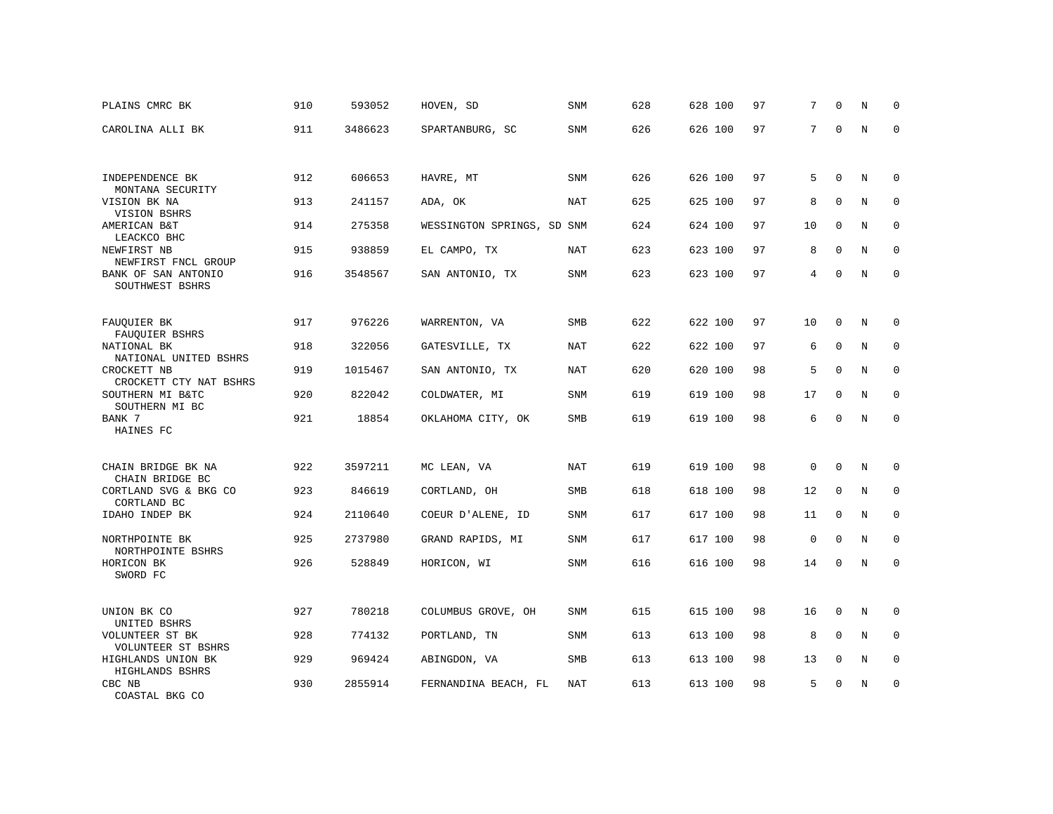| | | | | | | | | | | | | |
|---|---|---|---|---|---|---|---|---|---|---|---|---|
| PLAINS CMRC BK | 910 | 593052 | HOVEN, SD | SNM | 628 | 628 | 100 | 97 | 7 | 0 | N | 0 |
| CAROLINA ALLI BK | 911 | 3486623 | SPARTANBURG, SC | SNM | 626 | 626 | 100 | 97 | 7 | 0 | N | 0 |
| INDEPENDENCE BK<br>MONTANA SECURITY | 912 | 606653 | HAVRE, MT | SNM | 626 | 626 | 100 | 97 | 5 | 0 | N | 0 |
| VISION BK NA<br>VISION BSHRS | 913 | 241157 | ADA, OK | NAT | 625 | 625 | 100 | 97 | 8 | 0 | N | 0 |
| AMERICAN B&T<br>LEACKCO BHC | 914 | 275358 | WESSINGTON SPRINGS, SD | SNM | 624 | 624 | 100 | 97 | 10 | 0 | N | 0 |
| NEWFIRST NB<br>NEWFIRST FNCL GROUP | 915 | 938859 | EL CAMPO, TX | NAT | 623 | 623 | 100 | 97 | 8 | 0 | N | 0 |
| BANK OF SAN ANTONIO<br>SOUTHWEST BSHRS | 916 | 3548567 | SAN ANTONIO, TX | SNM | 623 | 623 | 100 | 97 | 4 | 0 | N | 0 |
| FAUQUIER BK<br>FAUQUIER BSHRS | 917 | 976226 | WARRENTON, VA | SMB | 622 | 622 | 100 | 97 | 10 | 0 | N | 0 |
| NATIONAL BK<br>NATIONAL UNITED BSHRS | 918 | 322056 | GATESVILLE, TX | NAT | 622 | 622 | 100 | 97 | 6 | 0 | N | 0 |
| CROCKETT NB<br>CROCKETT CTY NAT BSHRS | 919 | 1015467 | SAN ANTONIO, TX | NAT | 620 | 620 | 100 | 98 | 5 | 0 | N | 0 |
| SOUTHERN MI B&TC<br>SOUTHERN MI BC | 920 | 822042 | COLDWATER, MI | SNM | 619 | 619 | 100 | 98 | 17 | 0 | N | 0 |
| BANK 7<br>HAINES FC | 921 | 18854 | OKLAHOMA CITY, OK | SMB | 619 | 619 | 100 | 98 | 6 | 0 | N | 0 |
| CHAIN BRIDGE BK NA<br>CHAIN BRIDGE BC | 922 | 3597211 | MC LEAN, VA | NAT | 619 | 619 | 100 | 98 | 0 | 0 | N | 0 |
| CORTLAND SVG & BKG CO<br>CORTLAND BC | 923 | 846619 | CORTLAND, OH | SMB | 618 | 618 | 100 | 98 | 12 | 0 | N | 0 |
| IDAHO INDEP BK | 924 | 2110640 | COEUR D'ALENE, ID | SNM | 617 | 617 | 100 | 98 | 11 | 0 | N | 0 |
| NORTHPOINTE BK<br>NORTHPOINTE BSHRS | 925 | 2737980 | GRAND RAPIDS, MI | SNM | 617 | 617 | 100 | 98 | 0 | 0 | N | 0 |
| HORICON BK<br>SWORD FC | 926 | 528849 | HORICON, WI | SNM | 616 | 616 | 100 | 98 | 14 | 0 | N | 0 |
| UNION BK CO<br>UNITED BSHRS | 927 | 780218 | COLUMBUS GROVE, OH | SNM | 615 | 615 | 100 | 98 | 16 | 0 | N | 0 |
| VOLUNTEER ST BK<br>VOLUNTEER ST BSHRS | 928 | 774132 | PORTLAND, TN | SNM | 613 | 613 | 100 | 98 | 8 | 0 | N | 0 |
| HIGHLANDS UNION BK<br>HIGHLANDS BSHRS | 929 | 969424 | ABINGDON, VA | SMB | 613 | 613 | 100 | 98 | 13 | 0 | N | 0 |
| CBC NB<br>COASTAL BKG CO | 930 | 2855914 | FERNANDINA BEACH, FL | NAT | 613 | 613 | 100 | 98 | 5 | 0 | N | 0 |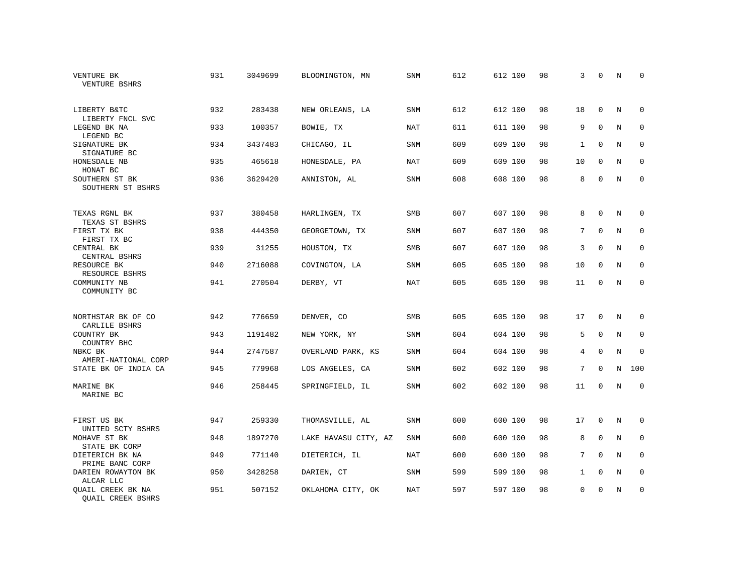| | | | | | | | | | | | | |
|---|---|---|---|---|---|---|---|---|---|---|---|---|
| VENTURE BK<br>VENTURE BSHRS | 931 | 3049699 | BLOOMINGTON, MN | SNM | 612 | 612 | 100 | 98 | 3 | 0 | N | 0 |
| LIBERTY B&TC<br>LIBERTY FNCL SVC | 932 | 283438 | NEW ORLEANS, LA | SNM | 612 | 612 | 100 | 98 | 18 | 0 | N | 0 |
| LEGEND BK NA<br>LEGEND BC | 933 | 100357 | BOWIE, TX | NAT | 611 | 611 | 100 | 98 | 9 | 0 | N | 0 |
| SIGNATURE BK<br>SIGNATURE BC | 934 | 3437483 | CHICAGO, IL | SNM | 609 | 609 | 100 | 98 | 1 | 0 | N | 0 |
| HONESDALE NB<br>HONAT BC | 935 | 465618 | HONESDALE, PA | NAT | 609 | 609 | 100 | 98 | 10 | 0 | N | 0 |
| SOUTHERN ST BK<br>SOUTHERN ST BSHRS | 936 | 3629420 | ANNISTON, AL | SNM | 608 | 608 | 100 | 98 | 8 | 0 | N | 0 |
| TEXAS RGNL BK<br>TEXAS ST BSHRS | 937 | 380458 | HARLINGEN, TX | SMB | 607 | 607 | 100 | 98 | 8 | 0 | N | 0 |
| FIRST TX BK<br>FIRST TX BC | 938 | 444350 | GEORGETOWN, TX | SNM | 607 | 607 | 100 | 98 | 7 | 0 | N | 0 |
| CENTRAL BK<br>CENTRAL BSHRS | 939 | 31255 | HOUSTON, TX | SMB | 607 | 607 | 100 | 98 | 3 | 0 | N | 0 |
| RESOURCE BK<br>RESOURCE BSHRS | 940 | 2716088 | COVINGTON, LA | SNM | 605 | 605 | 100 | 98 | 10 | 0 | N | 0 |
| COMMUNITY NB<br>COMMUNITY BC | 941 | 270504 | DERBY, VT | NAT | 605 | 605 | 100 | 98 | 11 | 0 | N | 0 |
| NORTHSTAR BK OF CO<br>CARLILE BSHRS | 942 | 776659 | DENVER, CO | SMB | 605 | 605 | 100 | 98 | 17 | 0 | N | 0 |
| COUNTRY BK<br>COUNTRY BHC | 943 | 1191482 | NEW YORK, NY | SNM | 604 | 604 | 100 | 98 | 5 | 0 | N | 0 |
| NBKC BK<br>AMERI-NATIONAL CORP | 944 | 2747587 | OVERLAND PARK, KS | SNM | 604 | 604 | 100 | 98 | 4 | 0 | N | 0 |
| STATE BK OF INDIA CA | 945 | 779968 | LOS ANGELES, CA | SNM | 602 | 602 | 100 | 98 | 7 | 0 | N | 100 |
| MARINE BK<br>MARINE BC | 946 | 258445 | SPRINGFIELD, IL | SNM | 602 | 602 | 100 | 98 | 11 | 0 | N | 0 |
| FIRST US BK<br>UNITED SCTY BSHRS | 947 | 259330 | THOMASVILLE, AL | SNM | 600 | 600 | 100 | 98 | 17 | 0 | N | 0 |
| MOHAVE ST BK<br>STATE BK CORP | 948 | 1897270 | LAKE HAVASU CITY, AZ | SNM | 600 | 600 | 100 | 98 | 8 | 0 | N | 0 |
| DIETERICH BK NA<br>PRIME BANC CORP | 949 | 771140 | DIETERICH, IL | NAT | 600 | 600 | 100 | 98 | 7 | 0 | N | 0 |
| DARIEN ROWAYTON BK<br>ALCAR LLC | 950 | 3428258 | DARIEN, CT | SNM | 599 | 599 | 100 | 98 | 1 | 0 | N | 0 |
| QUAIL CREEK BK NA<br>QUAIL CREEK BSHRS | 951 | 507152 | OKLAHOMA CITY, OK | NAT | 597 | 597 | 100 | 98 | 0 | 0 | N | 0 |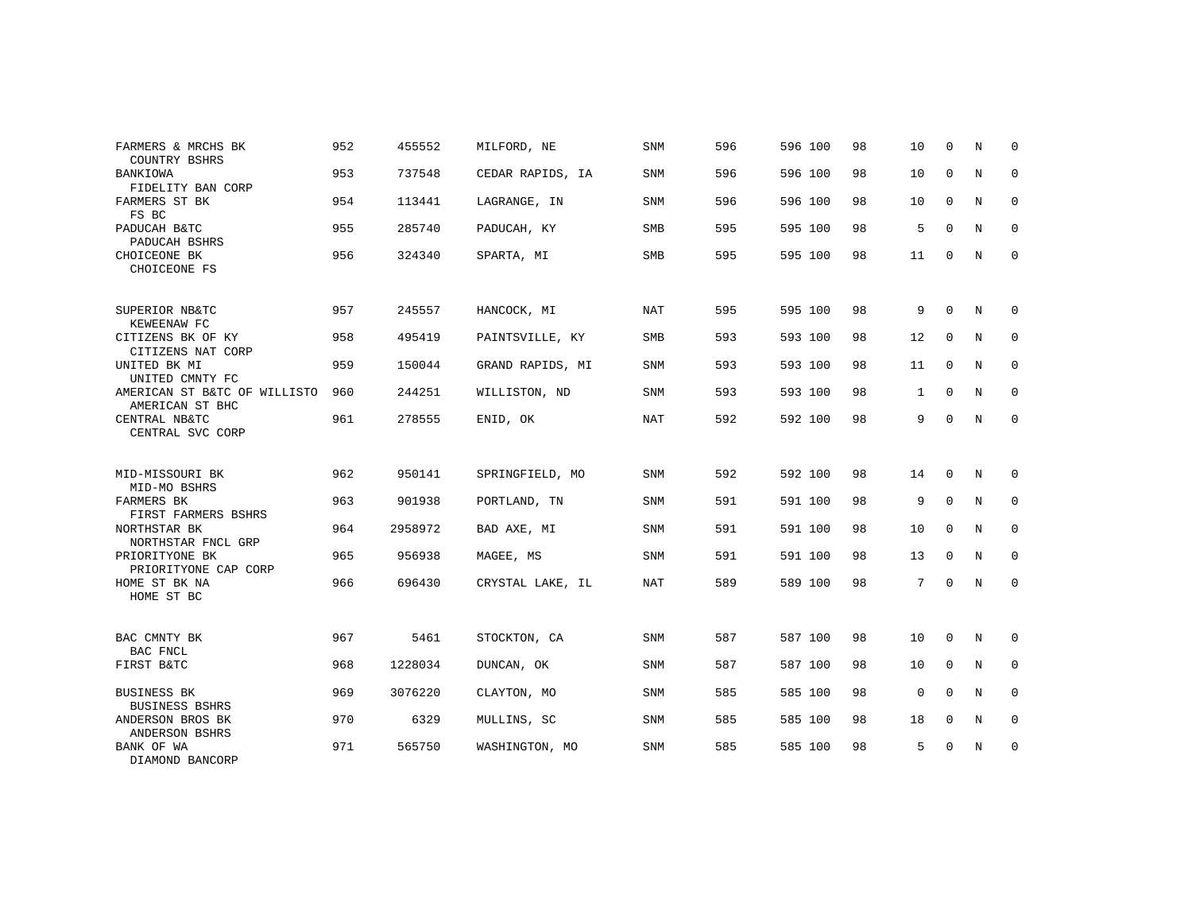| | | | | | | | | | | | | |
|---|---|---|---|---|---|---|---|---|---|---|---|---|
| FARMERS & MRCHS BK<br>COUNTRY BSHRS | 952 | 455552 | MILFORD, NE | SNM | 596 | 596 | 100 | 98 | 10 | 0 | N | 0 |
| BANKIOWA<br>FIDELITY BAN CORP | 953 | 737548 | CEDAR RAPIDS, IA | SNM | 596 | 596 | 100 | 98 | 10 | 0 | N | 0 |
| FARMERS ST BK<br>FS BC | 954 | 113441 | LAGRANGE, IN | SNM | 596 | 596 | 100 | 98 | 10 | 0 | N | 0 |
| PADUCAH B&TC<br>PADUCAH BSHRS | 955 | 285740 | PADUCAH, KY | SMB | 595 | 595 | 100 | 98 | 5 | 0 | N | 0 |
| CHOICEONE BK<br>CHOICEONE FS | 956 | 324340 | SPARTA, MI | SMB | 595 | 595 | 100 | 98 | 11 | 0 | N | 0 |
| SUPERIOR NB&TC<br>KEWEENAW FC | 957 | 245557 | HANCOCK, MI | NAT | 595 | 595 | 100 | 98 | 9 | 0 | N | 0 |
| CITIZENS BK OF KY<br>CITIZENS NAT CORP | 958 | 495419 | PAINTSVILLE, KY | SMB | 593 | 593 | 100 | 98 | 12 | 0 | N | 0 |
| UNITED BK MI<br>UNITED CMNTY FC | 959 | 150044 | GRAND RAPIDS, MI | SNM | 593 | 593 | 100 | 98 | 11 | 0 | N | 0 |
| AMERICAN ST B&TC OF WILLISTO<br>AMERICAN ST BHC | 960 | 244251 | WILLISTON, ND | SNM | 593 | 593 | 100 | 98 | 1 | 0 | N | 0 |
| CENTRAL NB&TC<br>CENTRAL SVC CORP | 961 | 278555 | ENID, OK | NAT | 592 | 592 | 100 | 98 | 9 | 0 | N | 0 |
| MID-MISSOURI BK<br>MID-MO BSHRS | 962 | 950141 | SPRINGFIELD, MO | SNM | 592 | 592 | 100 | 98 | 14 | 0 | N | 0 |
| FARMERS BK<br>FIRST FARMERS BSHRS | 963 | 901938 | PORTLAND, TN | SNM | 591 | 591 | 100 | 98 | 9 | 0 | N | 0 |
| NORTHSTAR BK<br>NORTHSTAR FNCL GRP | 964 | 2958972 | BAD AXE, MI | SNM | 591 | 591 | 100 | 98 | 10 | 0 | N | 0 |
| PRIORITYONE BK<br>PRIORITYONE CAP CORP | 965 | 956938 | MAGEE, MS | SNM | 591 | 591 | 100 | 98 | 13 | 0 | N | 0 |
| HOME ST BK NA<br>HOME ST BC | 966 | 696430 | CRYSTAL LAKE, IL | NAT | 589 | 589 | 100 | 98 | 7 | 0 | N | 0 |
| BAC CMNTY BK<br>BAC FNCL | 967 | 5461 | STOCKTON, CA | SNM | 587 | 587 | 100 | 98 | 10 | 0 | N | 0 |
| FIRST B&TC | 968 | 1228034 | DUNCAN, OK | SNM | 587 | 587 | 100 | 98 | 10 | 0 | N | 0 |
| BUSINESS BK<br>BUSINESS BSHRS | 969 | 3076220 | CLAYTON, MO | SNM | 585 | 585 | 100 | 98 | 0 | 0 | N | 0 |
| ANDERSON BROS BK<br>ANDERSON BSHRS | 970 | 6329 | MULLINS, SC | SNM | 585 | 585 | 100 | 98 | 18 | 0 | N | 0 |
| BANK OF WA<br>DIAMOND BANCORP | 971 | 565750 | WASHINGTON, MO | SNM | 585 | 585 | 100 | 98 | 5 | 0 | N | 0 |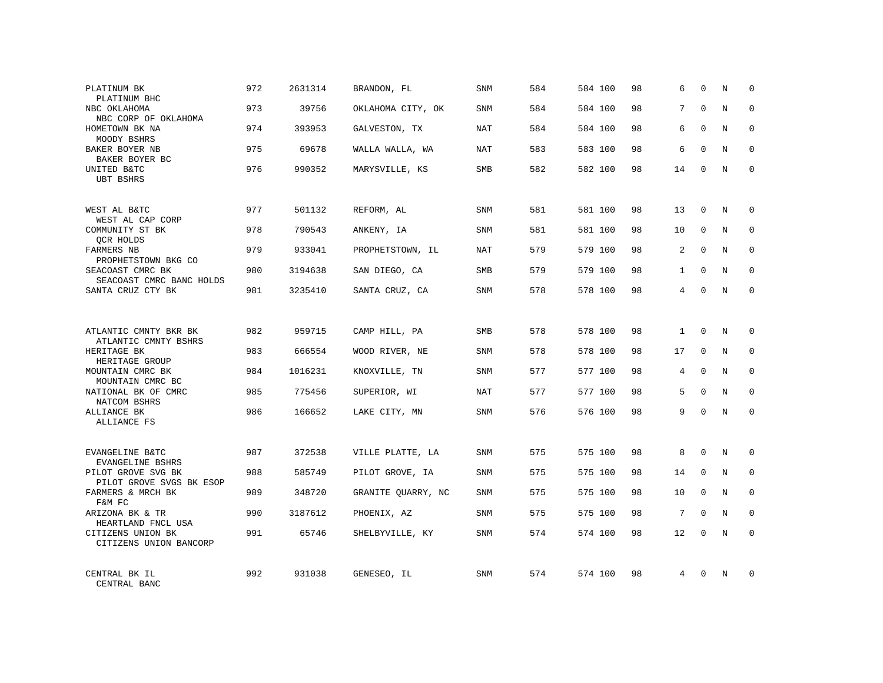| | | | | | | | | | | | | |
|---|---|---|---|---|---|---|---|---|---|---|---|---|
| PLATINUM BK<br>PLATINUM BHC | 972 | 2631314 | BRANDON, FL | SNM | 584 | 584 | 100 | 98 | 6 | 0 | N | 0 |
| NBC OKLAHOMA<br>NBC CORP OF OKLAHOMA | 973 | 39756 | OKLAHOMA CITY, OK | SNM | 584 | 584 | 100 | 98 | 7 | 0 | N | 0 |
| HOMETOWN BK NA<br>MOODY BSHRS | 974 | 393953 | GALVESTON, TX | NAT | 584 | 584 | 100 | 98 | 6 | 0 | N | 0 |
| BAKER BOYER NB<br>BAKER BOYER BC | 975 | 69678 | WALLA WALLA, WA | NAT | 583 | 583 | 100 | 98 | 6 | 0 | N | 0 |
| UNITED B&TC<br>UBT BSHRS | 976 | 990352 | MARYSVILLE, KS | SMB | 582 | 582 | 100 | 98 | 14 | 0 | N | 0 |
| WEST AL B&TC<br>WEST AL CAP CORP | 977 | 501132 | REFORM, AL | SNM | 581 | 581 | 100 | 98 | 13 | 0 | N | 0 |
| COMMUNITY ST BK<br>QCR HOLDS | 978 | 790543 | ANKENY, IA | SNM | 581 | 581 | 100 | 98 | 10 | 0 | N | 0 |
| FARMERS NB<br>PROPHETSTOWN BKG CO | 979 | 933041 | PROPHETSTOWN, IL | NAT | 579 | 579 | 100 | 98 | 2 | 0 | N | 0 |
| SEACOAST CMRC BK<br>SEACOAST CMRC BANC HOLDS | 980 | 3194638 | SAN DIEGO, CA | SMB | 579 | 579 | 100 | 98 | 1 | 0 | N | 0 |
| SANTA CRUZ CTY BK | 981 | 3235410 | SANTA CRUZ, CA | SNM | 578 | 578 | 100 | 98 | 4 | 0 | N | 0 |
| ATLANTIC CMNTY BKR BK<br>ATLANTIC CMNTY BSHRS | 982 | 959715 | CAMP HILL, PA | SMB | 578 | 578 | 100 | 98 | 1 | 0 | N | 0 |
| HERITAGE BK<br>HERITAGE GROUP | 983 | 666554 | WOOD RIVER, NE | SNM | 578 | 578 | 100 | 98 | 17 | 0 | N | 0 |
| MOUNTAIN CMRC BK<br>MOUNTAIN CMRC BC | 984 | 1016231 | KNOXVILLE, TN | SNM | 577 | 577 | 100 | 98 | 4 | 0 | N | 0 |
| NATIONAL BK OF CMRC<br>NATCOM BSHRS | 985 | 775456 | SUPERIOR, WI | NAT | 577 | 577 | 100 | 98 | 5 | 0 | N | 0 |
| ALLIANCE BK<br>ALLIANCE FS | 986 | 166652 | LAKE CITY, MN | SNM | 576 | 576 | 100 | 98 | 9 | 0 | N | 0 |
| EVANGELINE B&TC<br>EVANGELINE BSHRS | 987 | 372538 | VILLE PLATTE, LA | SNM | 575 | 575 | 100 | 98 | 8 | 0 | N | 0 |
| PILOT GROVE SVG BK<br>PILOT GROVE SVGS BK ESOP | 988 | 585749 | PILOT GROVE, IA | SNM | 575 | 575 | 100 | 98 | 14 | 0 | N | 0 |
| FARMERS & MRCH BK<br>F&M FC | 989 | 348720 | GRANITE QUARRY, NC | SNM | 575 | 575 | 100 | 98 | 10 | 0 | N | 0 |
| ARIZONA BK & TR<br>HEARTLAND FNCL USA | 990 | 3187612 | PHOENIX, AZ | SNM | 575 | 575 | 100 | 98 | 7 | 0 | N | 0 |
| CITIZENS UNION BK<br>CITIZENS UNION BANCORP | 991 | 65746 | SHELBYVILLE, KY | SNM | 574 | 574 | 100 | 98 | 12 | 0 | N | 0 |
| CENTRAL BK IL<br>CENTRAL BANC | 992 | 931038 | GENESEO, IL | SNM | 574 | 574 | 100 | 98 | 4 | 0 | N | 0 |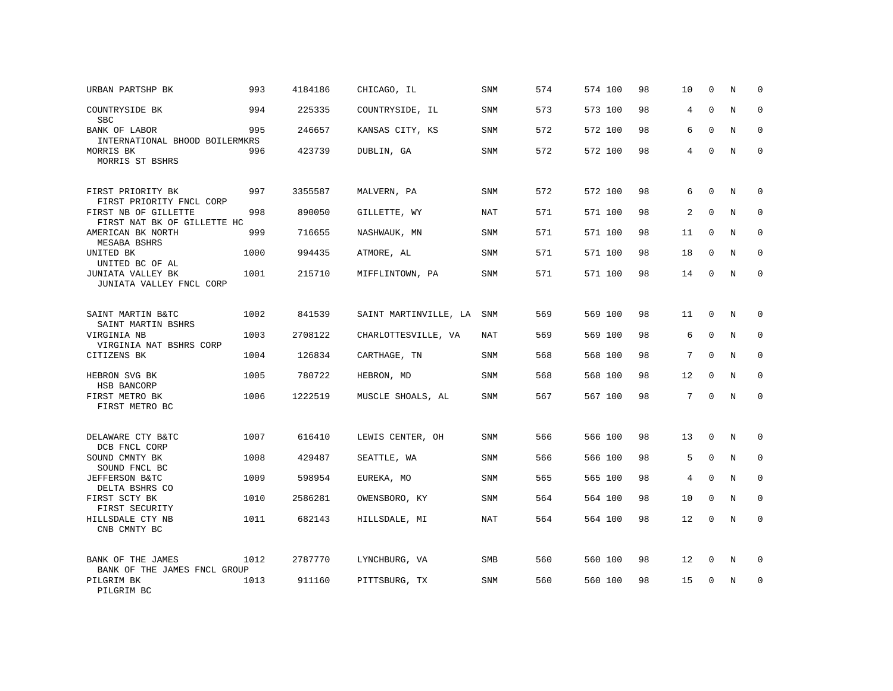| | | | | | | | | | | | | |
|---|---|---|---|---|---|---|---|---|---|---|---|---|
| URBAN PARTSHP BK | 993 | 4184186 | CHICAGO, IL | SNM | 574 | 574 | 100 | 98 | 10 | 0 | N | 0 |
| COUNTRYSIDE BK<br>SBC | 994 | 225335 | COUNTRYSIDE, IL | SNM | 573 | 573 | 100 | 98 | 4 | 0 | N | 0 |
| BANK OF LABOR<br>INTERNATIONAL BHOOD BOILERMKRS | 995 | 246657 | KANSAS CITY, KS | SNM | 572 | 572 | 100 | 98 | 6 | 0 | N | 0 |
| MORRIS BK<br>MORRIS ST BSHRS | 996 | 423739 | DUBLIN, GA | SNM | 572 | 572 | 100 | 98 | 4 | 0 | N | 0 |
| FIRST PRIORITY BK<br>FIRST PRIORITY FNCL CORP | 997 | 3355587 | MALVERN, PA | SNM | 572 | 572 | 100 | 98 | 6 | 0 | N | 0 |
| FIRST NB OF GILLETTE<br>FIRST NAT BK OF GILLETTE HC | 998 | 890050 | GILLETTE, WY | NAT | 571 | 571 | 100 | 98 | 2 | 0 | N | 0 |
| AMERICAN BK NORTH<br>MESABA BSHRS | 999 | 716655 | NASHWAUK, MN | SNM | 571 | 571 | 100 | 98 | 11 | 0 | N | 0 |
| UNITED BK<br>UNITED BC OF AL | 1000 | 994435 | ATMORE, AL | SNM | 571 | 571 | 100 | 98 | 18 | 0 | N | 0 |
| JUNIATA VALLEY BK<br>JUNIATA VALLEY FNCL CORP | 1001 | 215710 | MIFFLINTOWN, PA | SNM | 571 | 571 | 100 | 98 | 14 | 0 | N | 0 |
| SAINT MARTIN B&TC<br>SAINT MARTIN BSHRS | 1002 | 841539 | SAINT MARTINVILLE, LA | SNM | 569 | 569 | 100 | 98 | 11 | 0 | N | 0 |
| VIRGINIA NB<br>VIRGINIA NAT BSHRS CORP | 1003 | 2708122 | CHARLOTTESVILLE, VA | NAT | 569 | 569 | 100 | 98 | 6 | 0 | N | 0 |
| CITIZENS BK | 1004 | 126834 | CARTHAGE, TN | SNM | 568 | 568 | 100 | 98 | 7 | 0 | N | 0 |
| HEBRON SVG BK<br>HSB BANCORP | 1005 | 780722 | HEBRON, MD | SNM | 568 | 568 | 100 | 98 | 12 | 0 | N | 0 |
| FIRST METRO BK<br>FIRST METRO BC | 1006 | 1222519 | MUSCLE SHOALS, AL | SNM | 567 | 567 | 100 | 98 | 7 | 0 | N | 0 |
| DELAWARE CTY B&TC<br>DCB FNCL CORP | 1007 | 616410 | LEWIS CENTER, OH | SNM | 566 | 566 | 100 | 98 | 13 | 0 | N | 0 |
| SOUND CMNTY BK<br>SOUND FNCL BC | 1008 | 429487 | SEATTLE, WA | SNM | 566 | 566 | 100 | 98 | 5 | 0 | N | 0 |
| JEFFERSON B&TC<br>DELTA BSHRS CO | 1009 | 598954 | EUREKA, MO | SNM | 565 | 565 | 100 | 98 | 4 | 0 | N | 0 |
| FIRST SCTY BK<br>FIRST SECURITY | 1010 | 2586281 | OWENSBORO, KY | SNM | 564 | 564 | 100 | 98 | 10 | 0 | N | 0 |
| HILLSDALE CTY NB<br>CNB CMNTY BC | 1011 | 682143 | HILLSDALE, MI | NAT | 564 | 564 | 100 | 98 | 12 | 0 | N | 0 |
| BANK OF THE JAMES<br>BANK OF THE JAMES FNCL GROUP | 1012 | 2787770 | LYNCHBURG, VA | SMB | 560 | 560 | 100 | 98 | 12 | 0 | N | 0 |
| PILGRIM BK<br>PILGRIM BC | 1013 | 911160 | PITTSBURG, TX | SNM | 560 | 560 | 100 | 98 | 15 | 0 | N | 0 |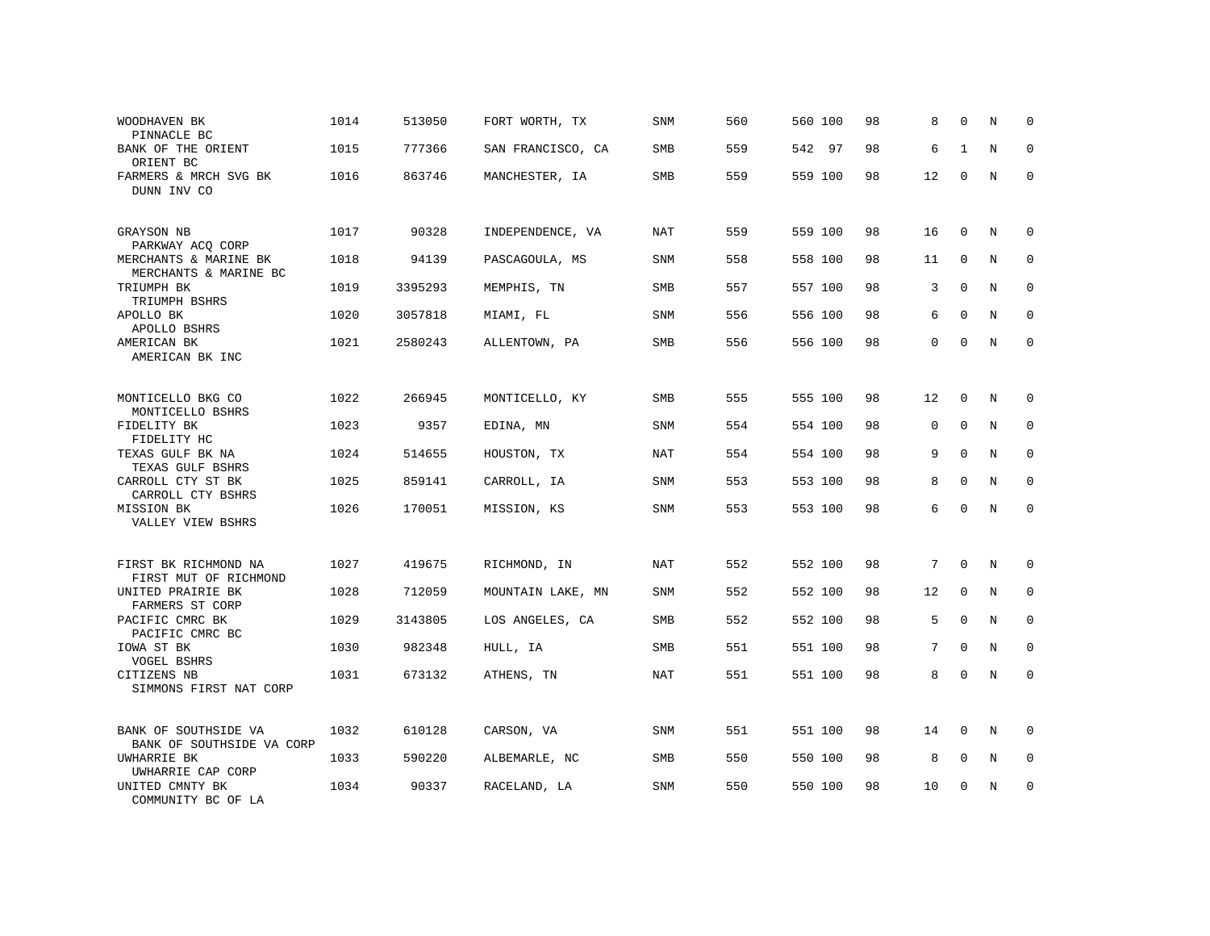| | | | | | | | | | | | | |
|---|---|---|---|---|---|---|---|---|---|---|---|---|
| WOODHAVEN BK<br>PINNACLE BC | 1014 | 513050 | FORT WORTH, TX | SNM | 560 | 560 | 100 | 98 | 8 | 0 | N | 0 |
| BANK OF THE ORIENT<br>ORIENT BC | 1015 | 777366 | SAN FRANCISCO, CA | SMB | 559 | 542 | 97 | 98 | 6 | 1 | N | 0 |
| FARMERS & MRCH SVG BK<br>DUNN INV CO | 1016 | 863746 | MANCHESTER, IA | SMB | 559 | 559 | 100 | 98 | 12 | 0 | N | 0 |
| GRAYSON NB<br>PARKWAY ACQ CORP | 1017 | 90328 | INDEPENDENCE, VA | NAT | 559 | 559 | 100 | 98 | 16 | 0 | N | 0 |
| MERCHANTS & MARINE BK<br>MERCHANTS & MARINE BC | 1018 | 94139 | PASCAGOULA, MS | SNM | 558 | 558 | 100 | 98 | 11 | 0 | N | 0 |
| TRIUMPH BK<br>TRIUMPH BSHRS | 1019 | 3395293 | MEMPHIS, TN | SMB | 557 | 557 | 100 | 98 | 3 | 0 | N | 0 |
| APOLLO BK<br>APOLLO BSHRS | 1020 | 3057818 | MIAMI, FL | SNM | 556 | 556 | 100 | 98 | 6 | 0 | N | 0 |
| AMERICAN BK<br>AMERICAN BK INC | 1021 | 2580243 | ALLENTOWN, PA | SMB | 556 | 556 | 100 | 98 | 0 | 0 | N | 0 |
| MONTICELLO BKG CO<br>MONTICELLO BSHRS | 1022 | 266945 | MONTICELLO, KY | SMB | 555 | 555 | 100 | 98 | 12 | 0 | N | 0 |
| FIDELITY BK<br>FIDELITY HC | 1023 | 9357 | EDINA, MN | SNM | 554 | 554 | 100 | 98 | 0 | 0 | N | 0 |
| TEXAS GULF BK NA<br>TEXAS GULF BSHRS | 1024 | 514655 | HOUSTON, TX | NAT | 554 | 554 | 100 | 98 | 9 | 0 | N | 0 |
| CARROLL CTY ST BK<br>CARROLL CTY BSHRS | 1025 | 859141 | CARROLL, IA | SNM | 553 | 553 | 100 | 98 | 8 | 0 | N | 0 |
| MISSION BK<br>VALLEY VIEW BSHRS | 1026 | 170051 | MISSION, KS | SNM | 553 | 553 | 100 | 98 | 6 | 0 | N | 0 |
| FIRST BK RICHMOND NA<br>FIRST MUT OF RICHMOND | 1027 | 419675 | RICHMOND, IN | NAT | 552 | 552 | 100 | 98 | 7 | 0 | N | 0 |
| UNITED PRAIRIE BK<br>FARMERS ST CORP | 1028 | 712059 | MOUNTAIN LAKE, MN | SNM | 552 | 552 | 100 | 98 | 12 | 0 | N | 0 |
| PACIFIC CMRC BK<br>PACIFIC CMRC BC | 1029 | 3143805 | LOS ANGELES, CA | SMB | 552 | 552 | 100 | 98 | 5 | 0 | N | 0 |
| IOWA ST BK<br>VOGEL BSHRS | 1030 | 982348 | HULL, IA | SMB | 551 | 551 | 100 | 98 | 7 | 0 | N | 0 |
| CITIZENS NB<br>SIMMONS FIRST NAT CORP | 1031 | 673132 | ATHENS, TN | NAT | 551 | 551 | 100 | 98 | 8 | 0 | N | 0 |
| BANK OF SOUTHSIDE VA<br>BANK OF SOUTHSIDE VA CORP | 1032 | 610128 | CARSON, VA | SNM | 551 | 551 | 100 | 98 | 14 | 0 | N | 0 |
| UWHARRIE BK<br>UWHARRIE CAP CORP | 1033 | 590220 | ALBEMARLE, NC | SMB | 550 | 550 | 100 | 98 | 8 | 0 | N | 0 |
| UNITED CMNTY BK<br>COMMUNITY BC OF LA | 1034 | 90337 | RACELAND, LA | SNM | 550 | 550 | 100 | 98 | 10 | 0 | N | 0 |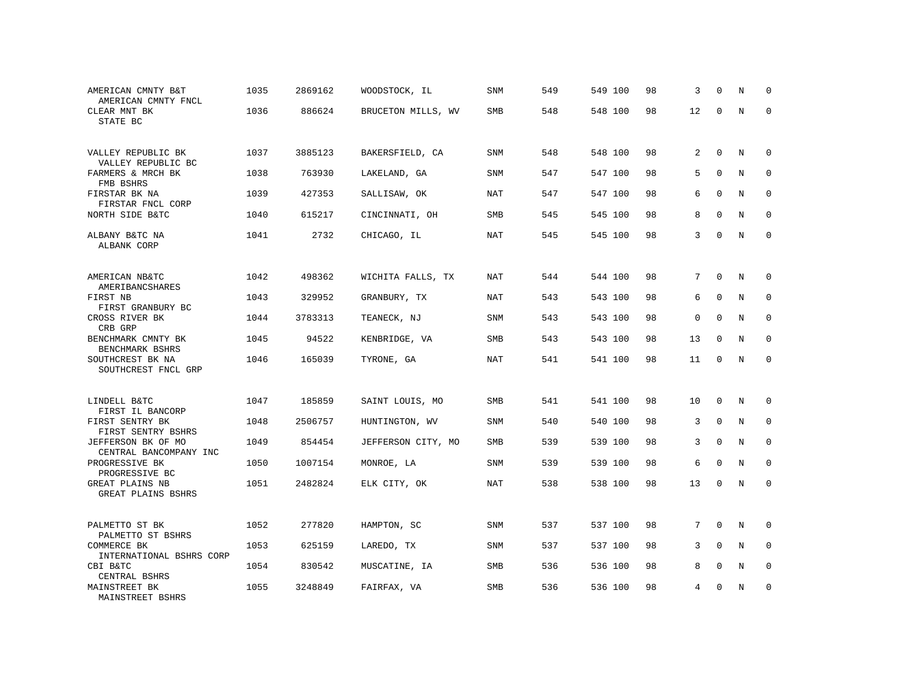| | | | | | | | | | | | |
|---|---|---|---|---|---|---|---|---|---|---|---|
| AMERICAN CMNTY B&T<br>AMERICAN CMNTY FNCL | 1035 | 2869162 | WOODSTOCK, IL | SNM | 549 | 549 100 | 98 | 3 | 0 | N | 0 |
| CLEAR MNT BK<br>STATE BC | 1036 | 886624 | BRUCETON MILLS, WV | SMB | 548 | 548 100 | 98 | 12 | 0 | N | 0 |
| VALLEY REPUBLIC BK<br>VALLEY REPUBLIC BC | 1037 | 3885123 | BAKERSFIELD, CA | SNM | 548 | 548 100 | 98 | 2 | 0 | N | 0 |
| FARMERS & MRCH BK<br>FMB BSHRS | 1038 | 763930 | LAKELAND, GA | SNM | 547 | 547 100 | 98 | 5 | 0 | N | 0 |
| FIRSTAR BK NA<br>FIRSTAR FNCL CORP | 1039 | 427353 | SALLISAW, OK | NAT | 547 | 547 100 | 98 | 6 | 0 | N | 0 |
| NORTH SIDE B&TC | 1040 | 615217 | CINCINNATI, OH | SMB | 545 | 545 100 | 98 | 8 | 0 | N | 0 |
| ALBANY B&TC NA<br>ALBANK CORP | 1041 | 2732 | CHICAGO, IL | NAT | 545 | 545 100 | 98 | 3 | 0 | N | 0 |
| AMERICAN NB&TC<br>AMERIBANCSHARES | 1042 | 498362 | WICHITA FALLS, TX | NAT | 544 | 544 100 | 98 | 7 | 0 | N | 0 |
| FIRST NB<br>FIRST GRANBURY BC | 1043 | 329952 | GRANBURY, TX | NAT | 543 | 543 100 | 98 | 6 | 0 | N | 0 |
| CROSS RIVER BK<br>CRB GRP | 1044 | 3783313 | TEANECK, NJ | SNM | 543 | 543 100 | 98 | 0 | 0 | N | 0 |
| BENCHMARK CMNTY BK<br>BENCHMARK BSHRS | 1045 | 94522 | KENBRIDGE, VA | SMB | 543 | 543 100 | 98 | 13 | 0 | N | 0 |
| SOUTHCREST BK NA<br>SOUTHCREST FNCL GRP | 1046 | 165039 | TYRONE, GA | NAT | 541 | 541 100 | 98 | 11 | 0 | N | 0 |
| LINDELL B&TC<br>FIRST IL BANCORP | 1047 | 185859 | SAINT LOUIS, MO | SMB | 541 | 541 100 | 98 | 10 | 0 | N | 0 |
| FIRST SENTRY BK<br>FIRST SENTRY BSHRS | 1048 | 2506757 | HUNTINGTON, WV | SNM | 540 | 540 100 | 98 | 3 | 0 | N | 0 |
| JEFFERSON BK OF MO<br>CENTRAL BANCOMPANY INC | 1049 | 854454 | JEFFERSON CITY, MO | SMB | 539 | 539 100 | 98 | 3 | 0 | N | 0 |
| PROGRESSIVE BK<br>PROGRESSIVE BC | 1050 | 1007154 | MONROE, LA | SNM | 539 | 539 100 | 98 | 6 | 0 | N | 0 |
| GREAT PLAINS NB<br>GREAT PLAINS BSHRS | 1051 | 2482824 | ELK CITY, OK | NAT | 538 | 538 100 | 98 | 13 | 0 | N | 0 |
| PALMETTO ST BK<br>PALMETTO ST BSHRS | 1052 | 277820 | HAMPTON, SC | SNM | 537 | 537 100 | 98 | 7 | 0 | N | 0 |
| COMMERCE BK<br>INTERNATIONAL BSHRS CORP | 1053 | 625159 | LAREDO, TX | SNM | 537 | 537 100 | 98 | 3 | 0 | N | 0 |
| CBI B&TC<br>CENTRAL BSHRS | 1054 | 830542 | MUSCATINE, IA | SMB | 536 | 536 100 | 98 | 8 | 0 | N | 0 |
| MAINSTREET BK<br>MAINSTREET BSHRS | 1055 | 3248849 | FAIRFAX, VA | SMB | 536 | 536 100 | 98 | 4 | 0 | N | 0 |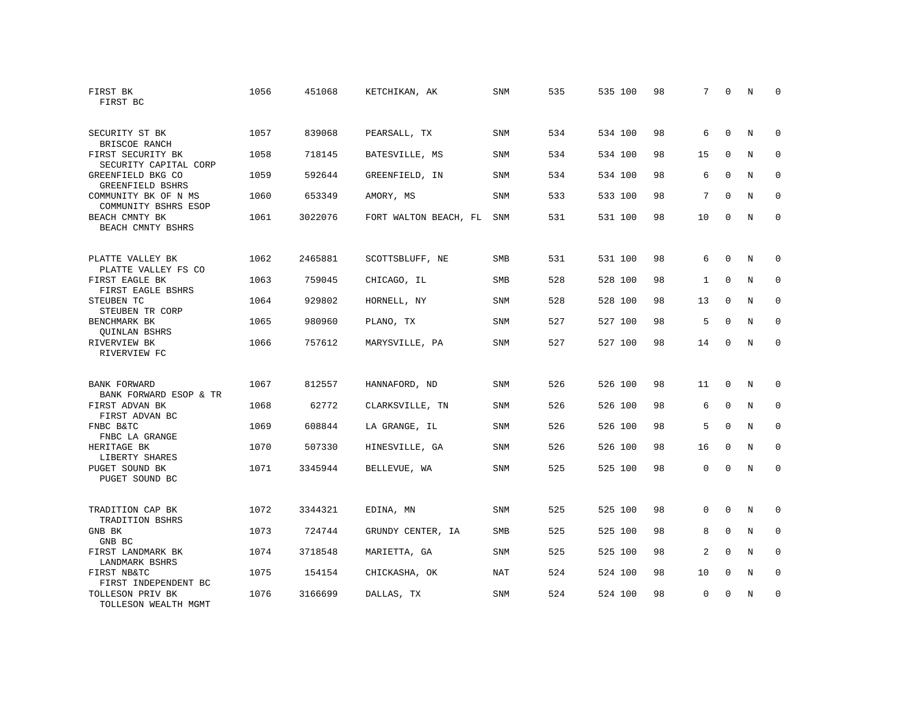| | | | | | | | | | | | |
|---|---|---|---|---|---|---|---|---|---|---|---|
| FIRST BK<br>FIRST BC | 1056 | 451068 | KETCHIKAN, AK | SNM | 535 | 535 100 | 98 | 7 | 0 | N | 0 |
| SECURITY ST BK<br>BRISCOE RANCH | 1057 | 839068 | PEARSALL, TX | SNM | 534 | 534 100 | 98 | 6 | 0 | N | 0 |
| FIRST SECURITY BK<br>SECURITY CAPITAL CORP | 1058 | 718145 | BATESVILLE, MS | SNM | 534 | 534 100 | 98 | 15 | 0 | N | 0 |
| GREENFIELD BKG CO<br>GREENFIELD BSHRS | 1059 | 592644 | GREENFIELD, IN | SNM | 534 | 534 100 | 98 | 6 | 0 | N | 0 |
| COMMUNITY BK OF N MS<br>COMMUNITY BSHRS ESOP | 1060 | 653349 | AMORY, MS | SNM | 533 | 533 100 | 98 | 7 | 0 | N | 0 |
| BEACH CMNTY BK<br>BEACH CMNTY BSHRS | 1061 | 3022076 | FORT WALTON BEACH, FL | SNM | 531 | 531 100 | 98 | 10 | 0 | N | 0 |
| PLATTE VALLEY BK<br>PLATTE VALLEY FS CO | 1062 | 2465881 | SCOTTSBLUFF, NE | SMB | 531 | 531 100 | 98 | 6 | 0 | N | 0 |
| FIRST EAGLE BK<br>FIRST EAGLE BSHRS | 1063 | 759045 | CHICAGO, IL | SMB | 528 | 528 100 | 98 | 1 | 0 | N | 0 |
| STEUBEN TC<br>STEUBEN TR CORP | 1064 | 929802 | HORNELL, NY | SNM | 528 | 528 100 | 98 | 13 | 0 | N | 0 |
| BENCHMARK BK<br>QUINLAN BSHRS | 1065 | 980960 | PLANO, TX | SNM | 527 | 527 100 | 98 | 5 | 0 | N | 0 |
| RIVERVIEW BK<br>RIVERVIEW FC | 1066 | 757612 | MARYSVILLE, PA | SNM | 527 | 527 100 | 98 | 14 | 0 | N | 0 |
| BANK FORWARD<br>BANK FORWARD ESOP & TR | 1067 | 812557 | HANNAFORD, ND | SNM | 526 | 526 100 | 98 | 11 | 0 | N | 0 |
| FIRST ADVAN BK<br>FIRST ADVAN BC | 1068 | 62772 | CLARKSVILLE, TN | SNM | 526 | 526 100 | 98 | 6 | 0 | N | 0 |
| FNBC B&TC<br>FNBC LA GRANGE | 1069 | 608844 | LA GRANGE, IL | SNM | 526 | 526 100 | 98 | 5 | 0 | N | 0 |
| HERITAGE BK<br>LIBERTY SHARES | 1070 | 507330 | HINESVILLE, GA | SNM | 526 | 526 100 | 98 | 16 | 0 | N | 0 |
| PUGET SOUND BK<br>PUGET SOUND BC | 1071 | 3345944 | BELLEVUE, WA | SNM | 525 | 525 100 | 98 | 0 | 0 | N | 0 |
| TRADITION CAP BK<br>TRADITION BSHRS | 1072 | 3344321 | EDINA, MN | SNM | 525 | 525 100 | 98 | 0 | 0 | N | 0 |
| GNB BK<br>GNB BC | 1073 | 724744 | GRUNDY CENTER, IA | SMB | 525 | 525 100 | 98 | 8 | 0 | N | 0 |
| FIRST LANDMARK BK<br>LANDMARK BSHRS | 1074 | 3718548 | MARIETTA, GA | SNM | 525 | 525 100 | 98 | 2 | 0 | N | 0 |
| FIRST NB&TC<br>FIRST INDEPENDENT BC | 1075 | 154154 | CHICKASHA, OK | NAT | 524 | 524 100 | 98 | 10 | 0 | N | 0 |
| TOLLESON PRIV BK<br>TOLLESON WEALTH MGMT | 1076 | 3166699 | DALLAS, TX | SNM | 524 | 524 100 | 98 | 0 | 0 | N | 0 |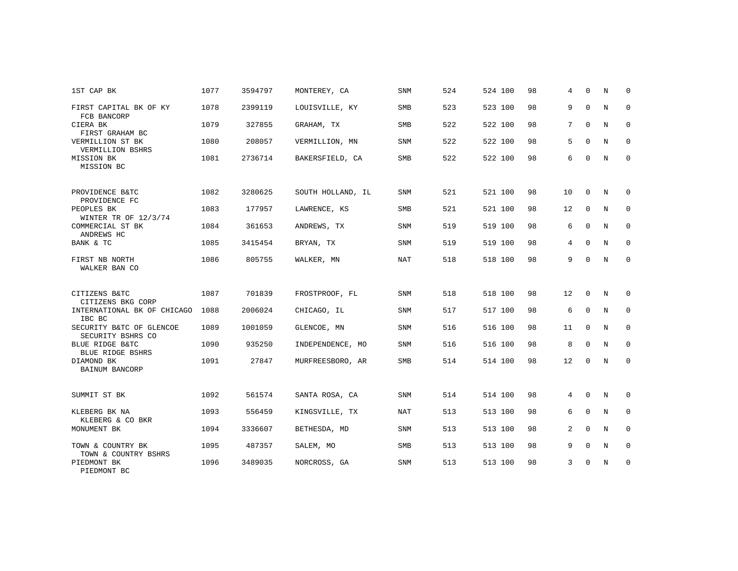| | | | | | | | | | | | | |
|---|---|---|---|---|---|---|---|---|---|---|---|---|
| 1ST CAP BK | 1077 | 3594797 | MONTEREY, CA | SNM | 524 | 524 | 100 | 98 | 4 | 0 | N | 0 |
| FIRST CAPITAL BK OF KY<br>FCB BANCORP | 1078 | 2399119 | LOUISVILLE, KY | SMB | 523 | 523 | 100 | 98 | 9 | 0 | N | 0 |
| CIERA BK<br>FIRST GRAHAM BC | 1079 | 327855 | GRAHAM, TX | SMB | 522 | 522 | 100 | 98 | 7 | 0 | N | 0 |
| VERMILLION ST BK<br>VERMILLION BSHRS | 1080 | 208057 | VERMILLION, MN | SNM | 522 | 522 | 100 | 98 | 5 | 0 | N | 0 |
| MISSION BK<br>MISSION BC | 1081 | 2736714 | BAKERSFIELD, CA | SMB | 522 | 522 | 100 | 98 | 6 | 0 | N | 0 |
| PROVIDENCE B&TC<br>PROVIDENCE FC | 1082 | 3280625 | SOUTH HOLLAND, IL | SNM | 521 | 521 | 100 | 98 | 10 | 0 | N | 0 |
| PEOPLES BK<br>WINTER TR OF 12/3/74 | 1083 | 177957 | LAWRENCE, KS | SMB | 521 | 521 | 100 | 98 | 12 | 0 | N | 0 |
| COMMERCIAL ST BK<br>ANDREWS HC | 1084 | 361653 | ANDREWS, TX | SNM | 519 | 519 | 100 | 98 | 6 | 0 | N | 0 |
| BANK & TC | 1085 | 3415454 | BRYAN, TX | SNM | 519 | 519 | 100 | 98 | 4 | 0 | N | 0 |
| FIRST NB NORTH<br>WALKER BAN CO | 1086 | 805755 | WALKER, MN | NAT | 518 | 518 | 100 | 98 | 9 | 0 | N | 0 |
| CITIZENS B&TC<br>CITIZENS BKG CORP | 1087 | 701839 | FROSTPROOF, FL | SNM | 518 | 518 | 100 | 98 | 12 | 0 | N | 0 |
| INTERNATIONAL BK OF CHICAGO<br>IBC BC | 1088 | 2006024 | CHICAGO, IL | SNM | 517 | 517 | 100 | 98 | 6 | 0 | N | 0 |
| SECURITY B&TC OF GLENCOE<br>SECURITY BSHRS CO | 1089 | 1001059 | GLENCOE, MN | SNM | 516 | 516 | 100 | 98 | 11 | 0 | N | 0 |
| BLUE RIDGE B&TC<br>BLUE RIDGE BSHRS | 1090 | 935250 | INDEPENDENCE, MO | SNM | 516 | 516 | 100 | 98 | 8 | 0 | N | 0 |
| DIAMOND BK<br>BAINUM BANCORP | 1091 | 27847 | MURFREESBORO, AR | SMB | 514 | 514 | 100 | 98 | 12 | 0 | N | 0 |
| SUMMIT ST BK | 1092 | 561574 | SANTA ROSA, CA | SNM | 514 | 514 | 100 | 98 | 4 | 0 | N | 0 |
| KLEBERG BK NA<br>KLEBERG & CO BKR | 1093 | 556459 | KINGSVILLE, TX | NAT | 513 | 513 | 100 | 98 | 6 | 0 | N | 0 |
| MONUMENT BK | 1094 | 3336607 | BETHESDA, MD | SNM | 513 | 513 | 100 | 98 | 2 | 0 | N | 0 |
| TOWN & COUNTRY BK<br>TOWN & COUNTRY BSHRS | 1095 | 487357 | SALEM, MO | SMB | 513 | 513 | 100 | 98 | 9 | 0 | N | 0 |
| PIEDMONT BK<br>PIEDMONT BC | 1096 | 3489035 | NORCROSS, GA | SNM | 513 | 513 | 100 | 98 | 3 | 0 | N | 0 |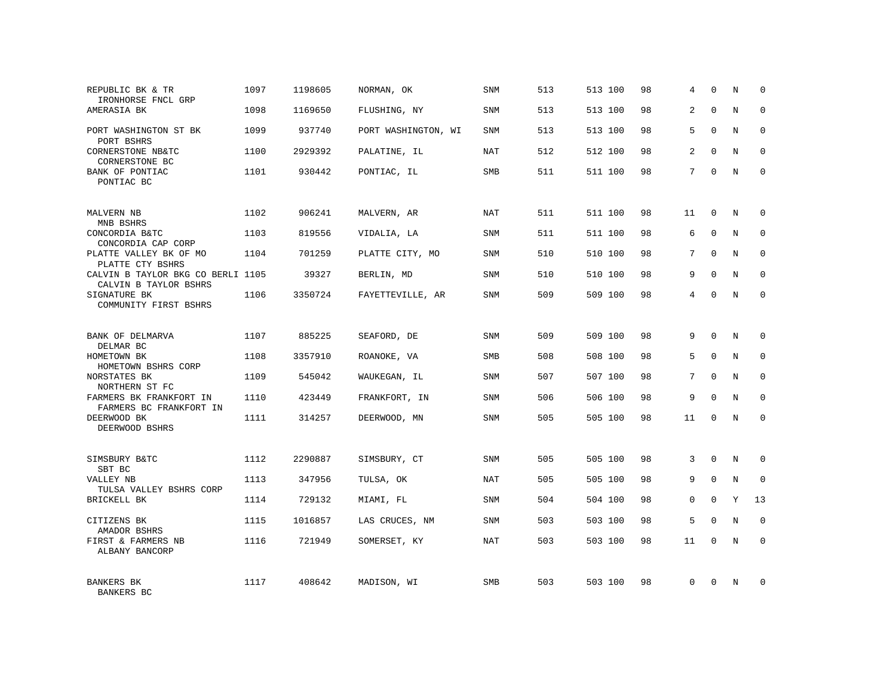| | | | | | | | | | | | | |
|---|---|---|---|---|---|---|---|---|---|---|---|---|
| REPUBLIC BK & TR<br>IRONHORSE FNCL GRP | 1097 | 1198605 | NORMAN, OK | SNM | 513 | 513 | 100 | 98 | 4 | 0 | N | 0 |
| AMERASIA BK | 1098 | 1169650 | FLUSHING, NY | SNM | 513 | 513 | 100 | 98 | 2 | 0 | N | 0 |
| PORT WASHINGTON ST BK<br>PORT BSHRS | 1099 | 937740 | PORT WASHINGTON, WI | SNM | 513 | 513 | 100 | 98 | 5 | 0 | N | 0 |
| CORNERSTONE NB&TC<br>CORNERSTONE BC | 1100 | 2929392 | PALATINE, IL | NAT | 512 | 512 | 100 | 98 | 2 | 0 | N | 0 |
| BANK OF PONTIAC<br>PONTIAC BC | 1101 | 930442 | PONTIAC, IL | SMB | 511 | 511 | 100 | 98 | 7 | 0 | N | 0 |
| MALVERN NB<br>MNB BSHRS | 1102 | 906241 | MALVERN, AR | NAT | 511 | 511 | 100 | 98 | 11 | 0 | N | 0 |
| CONCORDIA B&TC<br>CONCORDIA CAP CORP | 1103 | 819556 | VIDALIA, LA | SNM | 511 | 511 | 100 | 98 | 6 | 0 | N | 0 |
| PLATTE VALLEY BK OF MO<br>PLATTE CTY BSHRS | 1104 | 701259 | PLATTE CITY, MO | SNM | 510 | 510 | 100 | 98 | 7 | 0 | N | 0 |
| CALVIN B TAYLOR BKG CO BERLI<br>CALVIN B TAYLOR BSHRS | 1105 | 39327 | BERLIN, MD | SNM | 510 | 510 | 100 | 98 | 9 | 0 | N | 0 |
| SIGNATURE BK<br>COMMUNITY FIRST BSHRS | 1106 | 3350724 | FAYETTEVILLE, AR | SNM | 509 | 509 | 100 | 98 | 4 | 0 | N | 0 |
| BANK OF DELMARVA<br>DELMAR BC | 1107 | 885225 | SEAFORD, DE | SNM | 509 | 509 | 100 | 98 | 9 | 0 | N | 0 |
| HOMETOWN BK<br>HOMETOWN BSHRS CORP | 1108 | 3357910 | ROANOKE, VA | SMB | 508 | 508 | 100 | 98 | 5 | 0 | N | 0 |
| NORSTATES BK<br>NORTHERN ST FC | 1109 | 545042 | WAUKEGAN, IL | SNM | 507 | 507 | 100 | 98 | 7 | 0 | N | 0 |
| FARMERS BK FRANKFORT IN<br>FARMERS BC FRANKFORT IN | 1110 | 423449 | FRANKFORT, IN | SNM | 506 | 506 | 100 | 98 | 9 | 0 | N | 0 |
| DEERWOOD BK<br>DEERWOOD BSHRS | 1111 | 314257 | DEERWOOD, MN | SNM | 505 | 505 | 100 | 98 | 11 | 0 | N | 0 |
| SIMSBURY B&TC<br>SBT BC | 1112 | 2290887 | SIMSBURY, CT | SNM | 505 | 505 | 100 | 98 | 3 | 0 | N | 0 |
| VALLEY NB<br>TULSA VALLEY BSHRS CORP | 1113 | 347956 | TULSA, OK | NAT | 505 | 505 | 100 | 98 | 9 | 0 | N | 0 |
| BRICKELL BK | 1114 | 729132 | MIAMI, FL | SNM | 504 | 504 | 100 | 98 | 0 | 0 | Y | 13 |
| CITIZENS BK<br>AMADOR BSHRS | 1115 | 1016857 | LAS CRUCES, NM | SNM | 503 | 503 | 100 | 98 | 5 | 0 | N | 0 |
| FIRST & FARMERS NB<br>ALBANY BANCORP | 1116 | 721949 | SOMERSET, KY | NAT | 503 | 503 | 100 | 98 | 11 | 0 | N | 0 |
| BANKERS BK<br>BANKERS BC | 1117 | 408642 | MADISON, WI | SMB | 503 | 503 | 100 | 98 | 0 | 0 | N | 0 |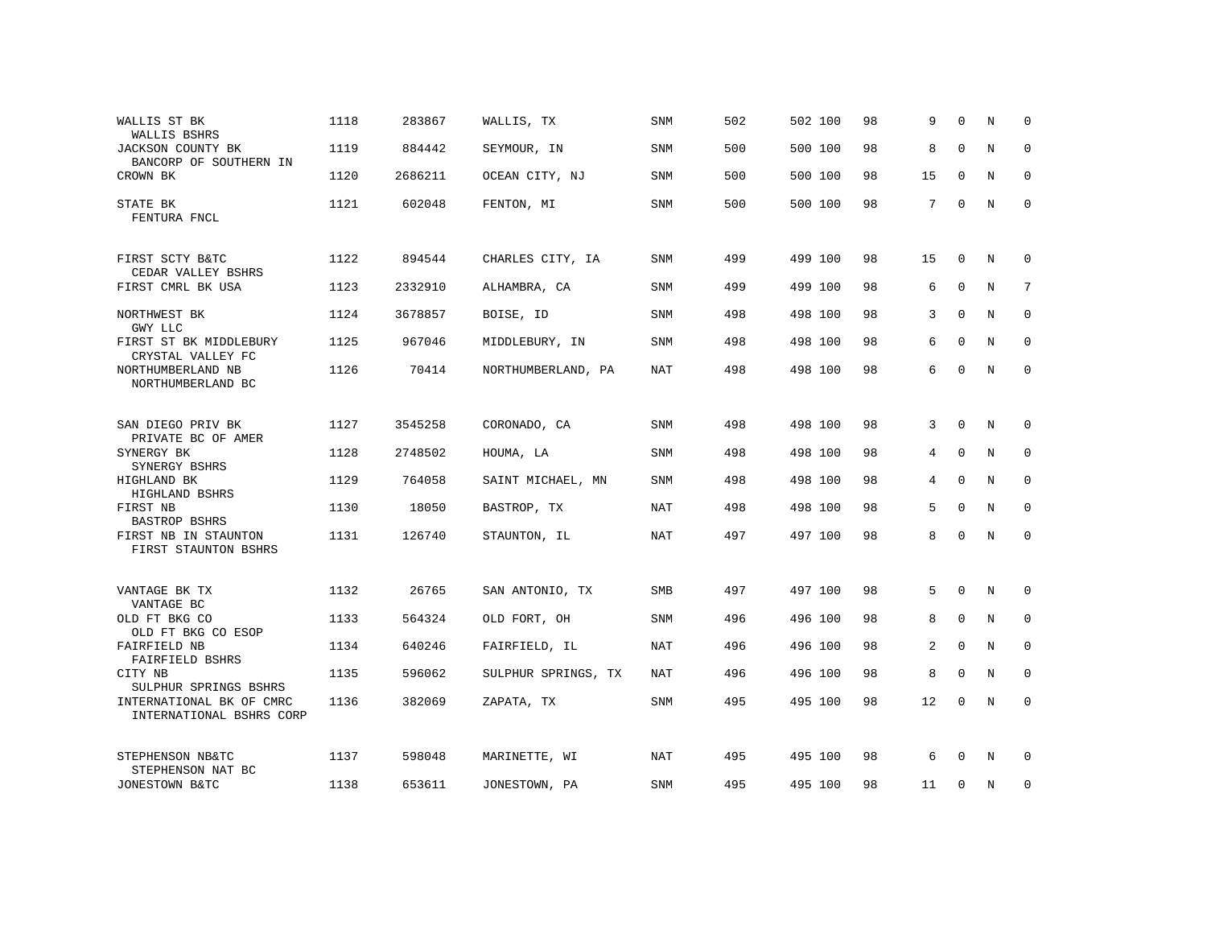| | | | | | | | | | | | | |
|---|---|---|---|---|---|---|---|---|---|---|---|---|
| WALLIS ST BK<br>WALLIS BSHRS | 1118 | 283867 | WALLIS, TX | SNM | 502 | 502 | 100 | 98 | 9 | 0 | N | 0 |
| JACKSON COUNTY BK<br>BANCORP OF SOUTHERN IN | 1119 | 884442 | SEYMOUR, IN | SNM | 500 | 500 | 100 | 98 | 8 | 0 | N | 0 |
| CROWN BK | 1120 | 2686211 | OCEAN CITY, NJ | SNM | 500 | 500 | 100 | 98 | 15 | 0 | N | 0 |
| STATE BK<br>FENTURA FNCL | 1121 | 602048 | FENTON, MI | SNM | 500 | 500 | 100 | 98 | 7 | 0 | N | 0 |
| FIRST SCTY B&TC<br>CEDAR VALLEY BSHRS | 1122 | 894544 | CHARLES CITY, IA | SNM | 499 | 499 | 100 | 98 | 15 | 0 | N | 0 |
| FIRST CMRL BK USA | 1123 | 2332910 | ALHAMBRA, CA | SNM | 499 | 499 | 100 | 98 | 6 | 0 | N | 7 |
| NORTHWEST BK<br>GWY LLC | 1124 | 3678857 | BOISE, ID | SNM | 498 | 498 | 100 | 98 | 3 | 0 | N | 0 |
| FIRST ST BK MIDDLEBURY<br>CRYSTAL VALLEY FC | 1125 | 967046 | MIDDLEBURY, IN | SNM | 498 | 498 | 100 | 98 | 6 | 0 | N | 0 |
| NORTHUMBERLAND NB<br>NORTHUMBERLAND BC | 1126 | 70414 | NORTHUMBERLAND, PA | NAT | 498 | 498 | 100 | 98 | 6 | 0 | N | 0 |
| SAN DIEGO PRIV BK<br>PRIVATE BC OF AMER | 1127 | 3545258 | CORONADO, CA | SNM | 498 | 498 | 100 | 98 | 3 | 0 | N | 0 |
| SYNERGY BK<br>SYNERGY BSHRS | 1128 | 2748502 | HOUMA, LA | SNM | 498 | 498 | 100 | 98 | 4 | 0 | N | 0 |
| HIGHLAND BK<br>HIGHLAND BSHRS | 1129 | 764058 | SAINT MICHAEL, MN | SNM | 498 | 498 | 100 | 98 | 4 | 0 | N | 0 |
| FIRST NB<br>BASTROP BSHRS | 1130 | 18050 | BASTROP, TX | NAT | 498 | 498 | 100 | 98 | 5 | 0 | N | 0 |
| FIRST NB IN STAUNTON<br>FIRST STAUNTON BSHRS | 1131 | 126740 | STAUNTON, IL | NAT | 497 | 497 | 100 | 98 | 8 | 0 | N | 0 |
| VANTAGE BK TX<br>VANTAGE BC | 1132 | 26765 | SAN ANTONIO, TX | SMB | 497 | 497 | 100 | 98 | 5 | 0 | N | 0 |
| OLD FT BKG CO<br>OLD FT BKG CO ESOP | 1133 | 564324 | OLD FORT, OH | SNM | 496 | 496 | 100 | 98 | 8 | 0 | N | 0 |
| FAIRFIELD NB<br>FAIRFIELD BSHRS | 1134 | 640246 | FAIRFIELD, IL | NAT | 496 | 496 | 100 | 98 | 2 | 0 | N | 0 |
| CITY NB<br>SULPHUR SPRINGS BSHRS | 1135 | 596062 | SULPHUR SPRINGS, TX | NAT | 496 | 496 | 100 | 98 | 8 | 0 | N | 0 |
| INTERNATIONAL BK OF CMRC<br>INTERNATIONAL BSHRS CORP | 1136 | 382069 | ZAPATA, TX | SNM | 495 | 495 | 100 | 98 | 12 | 0 | N | 0 |
| STEPHENSON NB&TC<br>STEPHENSON NAT BC | 1137 | 598048 | MARINETTE, WI | NAT | 495 | 495 | 100 | 98 | 6 | 0 | N | 0 |
| JONESTOWN B&TC | 1138 | 653611 | JONESTOWN, PA | SNM | 495 | 495 | 100 | 98 | 11 | 0 | N | 0 |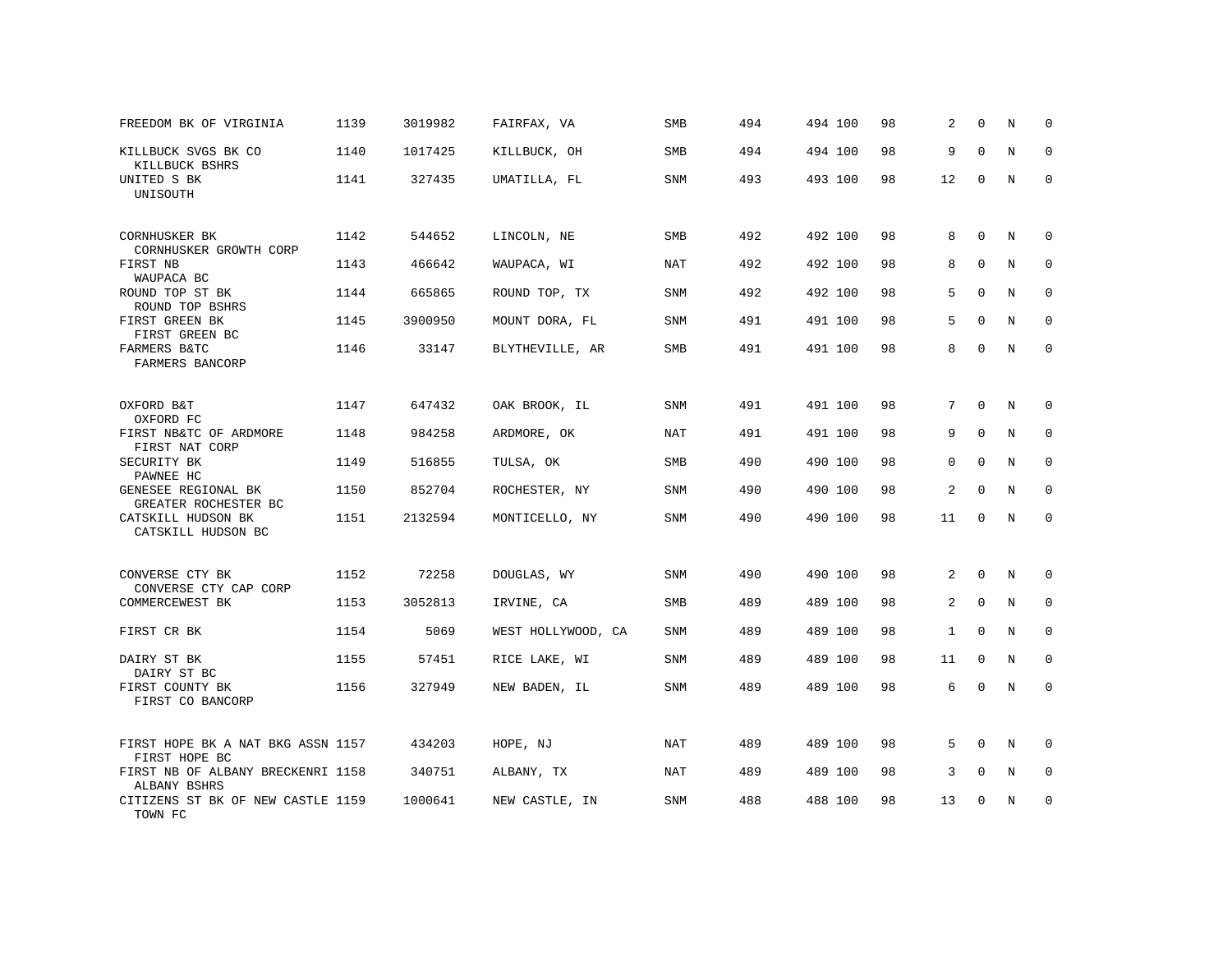| | | | | | | | | | | | | |
|---|---|---|---|---|---|---|---|---|---|---|---|---|
| FREEDOM BK OF VIRGINIA | 1139 | 3019982 | FAIRFAX, VA | SMB | 494 | 494 | 100 | 98 | 2 | 0 | N | 0 |
| KILLBUCK SVGS BK CO<br>KILLBUCK BSHRS | 1140 | 1017425 | KILLBUCK, OH | SMB | 494 | 494 | 100 | 98 | 9 | 0 | N | 0 |
| UNITED S BK<br>UNISOUTH | 1141 | 327435 | UMATILLA, FL | SNM | 493 | 493 | 100 | 98 | 12 | 0 | N | 0 |
| CORNHUSKER BK<br>CORNHUSKER GROWTH CORP | 1142 | 544652 | LINCOLN, NE | SMB | 492 | 492 | 100 | 98 | 8 | 0 | N | 0 |
| FIRST NB<br>WAUPACA BC | 1143 | 466642 | WAUPACA, WI | NAT | 492 | 492 | 100 | 98 | 8 | 0 | N | 0 |
| ROUND TOP ST BK<br>ROUND TOP BSHRS | 1144 | 665865 | ROUND TOP, TX | SNM | 492 | 492 | 100 | 98 | 5 | 0 | N | 0 |
| FIRST GREEN BK<br>FIRST GREEN BC | 1145 | 3900950 | MOUNT DORA, FL | SNM | 491 | 491 | 100 | 98 | 5 | 0 | N | 0 |
| FARMERS B&TC<br>FARMERS BANCORP | 1146 | 33147 | BLYTHEVILLE, AR | SMB | 491 | 491 | 100 | 98 | 8 | 0 | N | 0 |
| OXFORD B&T<br>OXFORD FC | 1147 | 647432 | OAK BROOK, IL | SNM | 491 | 491 | 100 | 98 | 7 | 0 | N | 0 |
| FIRST NB&TC OF ARDMORE<br>FIRST NAT CORP | 1148 | 984258 | ARDMORE, OK | NAT | 491 | 491 | 100 | 98 | 9 | 0 | N | 0 |
| SECURITY BK<br>PAWNEE HC | 1149 | 516855 | TULSA, OK | SMB | 490 | 490 | 100 | 98 | 0 | 0 | N | 0 |
| GENESEE REGIONAL BK<br>GREATER ROCHESTER BC | 1150 | 852704 | ROCHESTER, NY | SNM | 490 | 490 | 100 | 98 | 2 | 0 | N | 0 |
| CATSKILL HUDSON BK<br>CATSKILL HUDSON BC | 1151 | 2132594 | MONTICELLO, NY | SNM | 490 | 490 | 100 | 98 | 11 | 0 | N | 0 |
| CONVERSE CTY BK<br>CONVERSE CTY CAP CORP | 1152 | 72258 | DOUGLAS, WY | SNM | 490 | 490 | 100 | 98 | 2 | 0 | N | 0 |
| COMMERCEWEST BK | 1153 | 3052813 | IRVINE, CA | SMB | 489 | 489 | 100 | 98 | 2 | 0 | N | 0 |
| FIRST CR BK | 1154 | 5069 | WEST HOLLYWOOD, CA | SNM | 489 | 489 | 100 | 98 | 1 | 0 | N | 0 |
| DAIRY ST BK<br>DAIRY ST BC | 1155 | 57451 | RICE LAKE, WI | SNM | 489 | 489 | 100 | 98 | 11 | 0 | N | 0 |
| FIRST COUNTY BK<br>FIRST CO BANCORP | 1156 | 327949 | NEW BADEN, IL | SNM | 489 | 489 | 100 | 98 | 6 | 0 | N | 0 |
| FIRST HOPE BK A NAT BKG ASSN<br>FIRST HOPE BC | 1157 | 434203 | HOPE, NJ | NAT | 489 | 489 | 100 | 98 | 5 | 0 | N | 0 |
| FIRST NB OF ALBANY BRECKENRI<br>ALBANY BSHRS | 1158 | 340751 | ALBANY, TX | NAT | 489 | 489 | 100 | 98 | 3 | 0 | N | 0 |
| CITIZENS ST BK OF NEW CASTLE<br>TOWN FC | 1159 | 1000641 | NEW CASTLE, IN | SNM | 488 | 488 | 100 | 98 | 13 | 0 | N | 0 |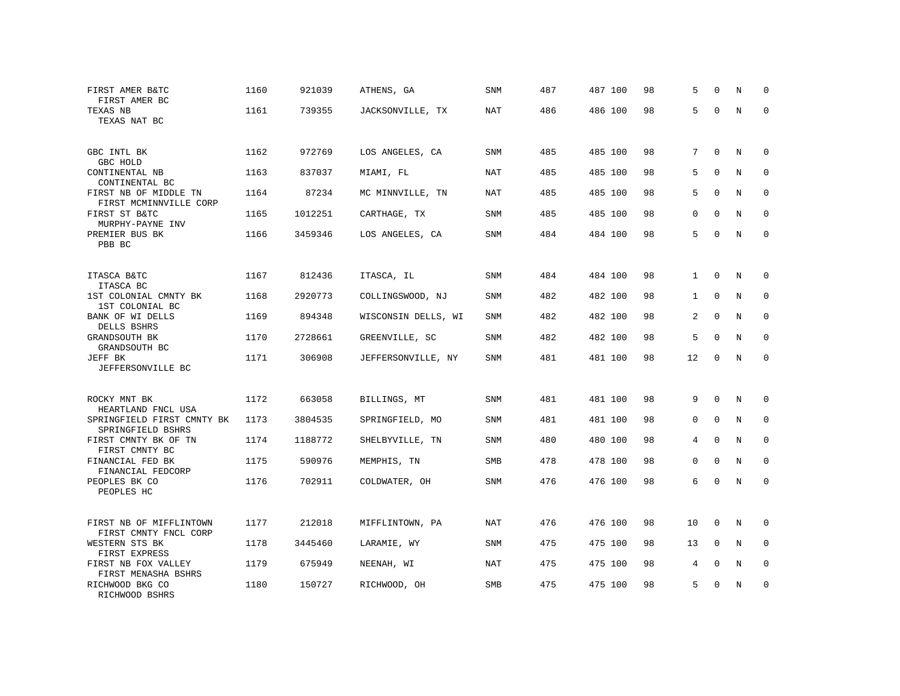| | | | | | | | | | | | | |
|---|---|---|---|---|---|---|---|---|---|---|---|---|
| FIRST AMER B&TC<br>FIRST AMER BC | 1160 | 921039 | ATHENS, GA | SNM | 487 | 487 | 100 | 98 | 5 | 0 | N | 0 |
| TEXAS NB<br>TEXAS NAT BC | 1161 | 739355 | JACKSONVILLE, TX | NAT | 486 | 486 | 100 | 98 | 5 | 0 | N | 0 |
| GBC INTL BK<br>GBC HOLD | 1162 | 972769 | LOS ANGELES, CA | SNM | 485 | 485 | 100 | 98 | 7 | 0 | N | 0 |
| CONTINENTAL NB<br>CONTINENTAL BC | 1163 | 837037 | MIAMI, FL | NAT | 485 | 485 | 100 | 98 | 5 | 0 | N | 0 |
| FIRST NB OF MIDDLE TN<br>FIRST MCMINNVILLE CORP | 1164 | 87234 | MC MINNVILLE, TN | NAT | 485 | 485 | 100 | 98 | 5 | 0 | N | 0 |
| FIRST ST B&TC<br>MURPHY-PAYNE INV | 1165 | 1012251 | CARTHAGE, TX | SNM | 485 | 485 | 100 | 98 | 0 | 0 | N | 0 |
| PREMIER BUS BK<br>PBB BC | 1166 | 3459346 | LOS ANGELES, CA | SNM | 484 | 484 | 100 | 98 | 5 | 0 | N | 0 |
| ITASCA B&TC<br>ITASCA BC | 1167 | 812436 | ITASCA, IL | SNM | 484 | 484 | 100 | 98 | 1 | 0 | N | 0 |
| 1ST COLONIAL CMNTY BK<br>1ST COLONIAL BC | 1168 | 2920773 | COLLINGSWOOD, NJ | SNM | 482 | 482 | 100 | 98 | 1 | 0 | N | 0 |
| BANK OF WI DELLS<br>DELLS BSHRS | 1169 | 894348 | WISCONSIN DELLS, WI | SNM | 482 | 482 | 100 | 98 | 2 | 0 | N | 0 |
| GRANDSOUTH BK<br>GRANDSOUTH BC | 1170 | 2728661 | GREENVILLE, SC | SNM | 482 | 482 | 100 | 98 | 5 | 0 | N | 0 |
| JEFF BK<br>JEFFERSONVILLE BC | 1171 | 306908 | JEFFERSONVILLE, NY | SNM | 481 | 481 | 100 | 98 | 12 | 0 | N | 0 |
| ROCKY MNT BK<br>HEARTLAND FNCL USA | 1172 | 663058 | BILLINGS, MT | SNM | 481 | 481 | 100 | 98 | 9 | 0 | N | 0 |
| SPRINGFIELD FIRST CMNTY BK<br>SPRINGFIELD BSHRS | 1173 | 3804535 | SPRINGFIELD, MO | SNM | 481 | 481 | 100 | 98 | 0 | 0 | N | 0 |
| FIRST CMNTY BK OF TN<br>FIRST CMNTY BC | 1174 | 1188772 | SHELBYVILLE, TN | SNM | 480 | 480 | 100 | 98 | 4 | 0 | N | 0 |
| FINANCIAL FED BK<br>FINANCIAL FEDCORP | 1175 | 590976 | MEMPHIS, TN | SMB | 478 | 478 | 100 | 98 | 0 | 0 | N | 0 |
| PEOPLES BK CO<br>PEOPLES HC | 1176 | 702911 | COLDWATER, OH | SNM | 476 | 476 | 100 | 98 | 6 | 0 | N | 0 |
| FIRST NB OF MIFFLINTOWN<br>FIRST CMNTY FNCL CORP | 1177 | 212018 | MIFFLINTOWN, PA | NAT | 476 | 476 | 100 | 98 | 10 | 0 | N | 0 |
| WESTERN STS BK<br>FIRST EXPRESS | 1178 | 3445460 | LARAMIE, WY | SNM | 475 | 475 | 100 | 98 | 13 | 0 | N | 0 |
| FIRST NB FOX VALLEY<br>FIRST MENASHA BSHRS | 1179 | 675949 | NEENAH, WI | NAT | 475 | 475 | 100 | 98 | 4 | 0 | N | 0 |
| RICHWOOD BKG CO<br>RICHWOOD BSHRS | 1180 | 150727 | RICHWOOD, OH | SMB | 475 | 475 | 100 | 98 | 5 | 0 | N | 0 |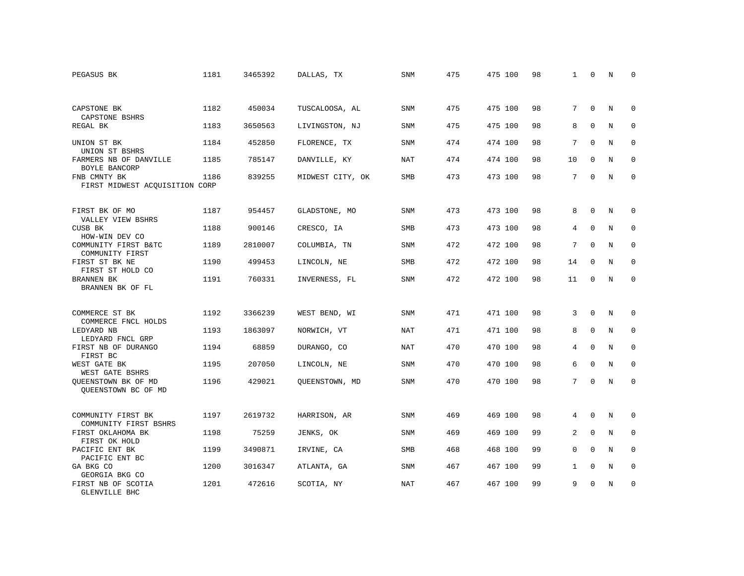| | | | | | | | | | | | | |
|---|---|---|---|---|---|---|---|---|---|---|---|---|
| PEGASUS BK | 1181 | 3465392 | DALLAS, TX | SNM | 475 | 475 | 100 | 98 | 1 | 0 | N | 0 |
| CAPSTONE BK<br>CAPSTONE BSHRS | 1182 | 450034 | TUSCALOOSA, AL | SNM | 475 | 475 | 100 | 98 | 7 | 0 | N | 0 |
| REGAL BK | 1183 | 3650563 | LIVINGSTON, NJ | SNM | 475 | 475 | 100 | 98 | 8 | 0 | N | 0 |
| UNION ST BK<br>UNION ST BSHRS | 1184 | 452850 | FLORENCE, TX | SNM | 474 | 474 | 100 | 98 | 7 | 0 | N | 0 |
| FARMERS NB OF DANVILLE<br>BOYLE BANCORP | 1185 | 785147 | DANVILLE, KY | NAT | 474 | 474 | 100 | 98 | 10 | 0 | N | 0 |
| FNB CMNTY BK<br>FIRST MIDWEST ACQUISITION CORP | 1186 | 839255 | MIDWEST CITY, OK | SMB | 473 | 473 | 100 | 98 | 7 | 0 | N | 0 |
| FIRST BK OF MO<br>VALLEY VIEW BSHRS | 1187 | 954457 | GLADSTONE, MO | SNM | 473 | 473 | 100 | 98 | 8 | 0 | N | 0 |
| CUSB BK<br>HOW-WIN DEV CO | 1188 | 900146 | CRESCO, IA | SMB | 473 | 473 | 100 | 98 | 4 | 0 | N | 0 |
| COMMUNITY FIRST B&TC<br>COMMUNITY FIRST | 1189 | 2810007 | COLUMBIA, TN | SNM | 472 | 472 | 100 | 98 | 7 | 0 | N | 0 |
| FIRST ST BK NE<br>FIRST ST HOLD CO | 1190 | 499453 | LINCOLN, NE | SMB | 472 | 472 | 100 | 98 | 14 | 0 | N | 0 |
| BRANNEN BK<br>BRANNEN BK OF FL | 1191 | 760331 | INVERNESS, FL | SNM | 472 | 472 | 100 | 98 | 11 | 0 | N | 0 |
| COMMERCE ST BK<br>COMMERCE FNCL HOLDS | 1192 | 3366239 | WEST BEND, WI | SNM | 471 | 471 | 100 | 98 | 3 | 0 | N | 0 |
| LEDYARD NB<br>LEDYARD FNCL GRP | 1193 | 1863097 | NORWICH, VT | NAT | 471 | 471 | 100 | 98 | 8 | 0 | N | 0 |
| FIRST NB OF DURANGO<br>FIRST BC | 1194 | 68859 | DURANGO, CO | NAT | 470 | 470 | 100 | 98 | 4 | 0 | N | 0 |
| WEST GATE BK<br>WEST GATE BSHRS | 1195 | 207050 | LINCOLN, NE | SNM | 470 | 470 | 100 | 98 | 6 | 0 | N | 0 |
| QUEENSTOWN BK OF MD<br>QUEENSTOWN BC OF MD | 1196 | 429021 | QUEENSTOWN, MD | SNM | 470 | 470 | 100 | 98 | 7 | 0 | N | 0 |
| COMMUNITY FIRST BK<br>COMMUNITY FIRST BSHRS | 1197 | 2619732 | HARRISON, AR | SNM | 469 | 469 | 100 | 98 | 4 | 0 | N | 0 |
| FIRST OKLAHOMA BK<br>FIRST OK HOLD | 1198 | 75259 | JENKS, OK | SNM | 469 | 469 | 100 | 99 | 2 | 0 | N | 0 |
| PACIFIC ENT BK<br>PACIFIC ENT BC | 1199 | 3490871 | IRVINE, CA | SMB | 468 | 468 | 100 | 99 | 0 | 0 | N | 0 |
| GA BKG CO<br>GEORGIA BKG CO | 1200 | 3016347 | ATLANTA, GA | SNM | 467 | 467 | 100 | 99 | 1 | 0 | N | 0 |
| FIRST NB OF SCOTIA<br>GLENVILLE BHC | 1201 | 472616 | SCOTIA, NY | NAT | 467 | 467 | 100 | 99 | 9 | 0 | N | 0 |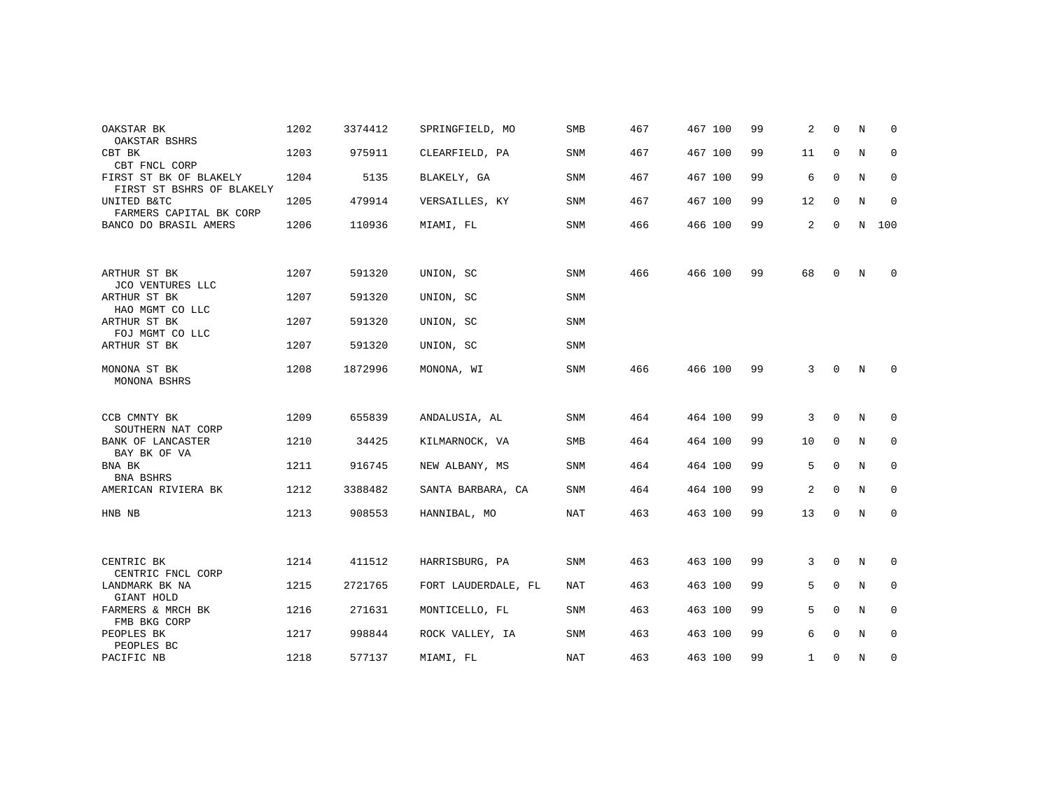| | | | | | | | | | | | | |
|---|---|---|---|---|---|---|---|---|---|---|---|---|
| OAKSTAR BK<br>OAKSTAR BSHRS | 1202 | 3374412 | SPRINGFIELD, MO | SMB | 467 | 467 | 100 | 99 | 2 | 0 | N | 0 |
| CBT BK<br>CBT FNCL CORP | 1203 | 975911 | CLEARFIELD, PA | SNM | 467 | 467 | 100 | 99 | 11 | 0 | N | 0 |
| FIRST ST BK OF BLAKELY<br>FIRST ST BSHRS OF BLAKELY | 1204 | 5135 | BLAKELY, GA | SNM | 467 | 467 | 100 | 99 | 6 | 0 | N | 0 |
| UNITED B&TC<br>FARMERS CAPITAL BK CORP | 1205 | 479914 | VERSAILLES, KY | SNM | 467 | 467 | 100 | 99 | 12 | 0 | N | 0 |
| BANCO DO BRASIL AMERS | 1206 | 110936 | MIAMI, FL | SNM | 466 | 466 | 100 | 99 | 2 | 0 | N | 100 |
| ARTHUR ST BK<br>JCO VENTURES LLC | 1207 | 591320 | UNION, SC | SNM | 466 | 466 | 100 | 99 | 68 | 0 | N | 0 |
| ARTHUR ST BK<br>HAO MGMT CO LLC | 1207 | 591320 | UNION, SC | SNM | | | | | | | | |
| ARTHUR ST BK<br>FOJ MGMT CO LLC | 1207 | 591320 | UNION, SC | SNM | | | | | | | | |
| ARTHUR ST BK | 1207 | 591320 | UNION, SC | SNM | | | | | | | | |
| MONONA ST BK<br>MONONA BSHRS | 1208 | 1872996 | MONONA, WI | SNM | 466 | 466 | 100 | 99 | 3 | 0 | N | 0 |
| CCB CMNTY BK<br>SOUTHERN NAT CORP | 1209 | 655839 | ANDALUSIA, AL | SNM | 464 | 464 | 100 | 99 | 3 | 0 | N | 0 |
| BANK OF LANCASTER<br>BAY BK OF VA | 1210 | 34425 | KILMARNOCK, VA | SMB | 464 | 464 | 100 | 99 | 10 | 0 | N | 0 |
| BNA BK<br>BNA BSHRS | 1211 | 916745 | NEW ALBANY, MS | SNM | 464 | 464 | 100 | 99 | 5 | 0 | N | 0 |
| AMERICAN RIVIERA BK | 1212 | 3388482 | SANTA BARBARA, CA | SNM | 464 | 464 | 100 | 99 | 2 | 0 | N | 0 |
| HNB NB | 1213 | 908553 | HANNIBAL, MO | NAT | 463 | 463 | 100 | 99 | 13 | 0 | N | 0 |
| CENTRIC BK<br>CENTRIC FNCL CORP | 1214 | 411512 | HARRISBURG, PA | SNM | 463 | 463 | 100 | 99 | 3 | 0 | N | 0 |
| LANDMARK BK NA<br>GIANT HOLD | 1215 | 2721765 | FORT LAUDERDALE, FL | NAT | 463 | 463 | 100 | 99 | 5 | 0 | N | 0 |
| FARMERS & MRCH BK<br>FMB BKG CORP | 1216 | 271631 | MONTICELLO, FL | SNM | 463 | 463 | 100 | 99 | 5 | 0 | N | 0 |
| PEOPLES BK<br>PEOPLES BC | 1217 | 998844 | ROCK VALLEY, IA | SNM | 463 | 463 | 100 | 99 | 6 | 0 | N | 0 |
| PACIFIC NB | 1218 | 577137 | MIAMI, FL | NAT | 463 | 463 | 100 | 99 | 1 | 0 | N | 0 |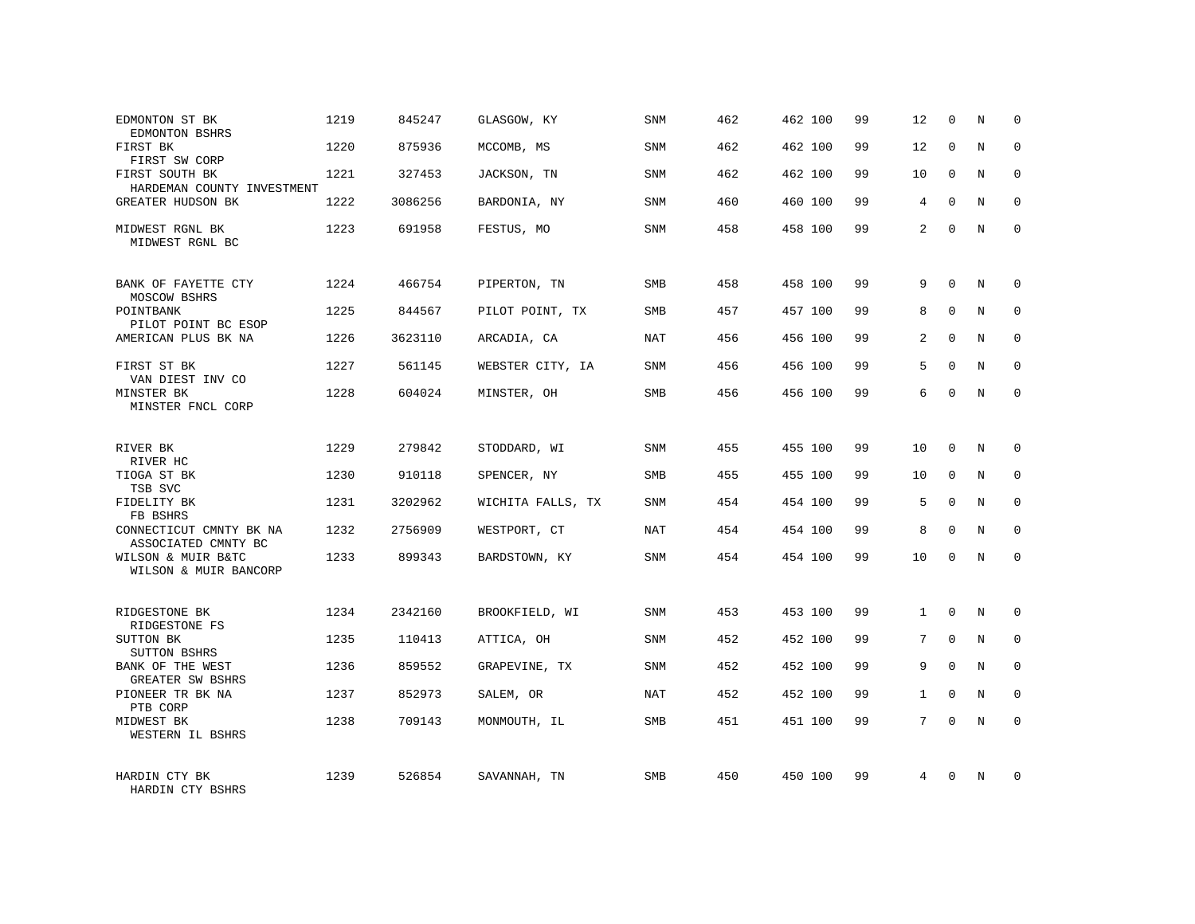| Bank / Holding Company | Rank | ID | Location | Type | | | | | | | | |
|---|---|---|---|---|---|---|---|---|---|---|---|---|
| EDMONTON ST BK<br>EDMONTON BSHRS | 1219 | 845247 | GLASGOW, KY | SNM | 462 | 462 100 | 99 | 12 | 0 | N | 0 |
| FIRST BK<br>FIRST SW CORP | 1220 | 875936 | MCCOMB, MS | SNM | 462 | 462 100 | 99 | 12 | 0 | N | 0 |
| FIRST SOUTH BK<br>HARDEMAN COUNTY INVESTMENT | 1221 | 327453 | JACKSON, TN | SNM | 462 | 462 100 | 99 | 10 | 0 | N | 0 |
| GREATER HUDSON BK | 1222 | 3086256 | BARDONIA, NY | SNM | 460 | 460 100 | 99 | 4 | 0 | N | 0 |
| MIDWEST RGNL BK<br>MIDWEST RGNL BC | 1223 | 691958 | FESTUS, MO | SNM | 458 | 458 100 | 99 | 2 | 0 | N | 0 |
| BANK OF FAYETTE CTY<br>MOSCOW BSHRS | 1224 | 466754 | PIPERTON, TN | SMB | 458 | 458 100 | 99 | 9 | 0 | N | 0 |
| POINTBANK<br>PILOT POINT BC ESOP | 1225 | 844567 | PILOT POINT, TX | SMB | 457 | 457 100 | 99 | 8 | 0 | N | 0 |
| AMERICAN PLUS BK NA | 1226 | 3623110 | ARCADIA, CA | NAT | 456 | 456 100 | 99 | 2 | 0 | N | 0 |
| FIRST ST BK<br>VAN DIEST INV CO | 1227 | 561145 | WEBSTER CITY, IA | SNM | 456 | 456 100 | 99 | 5 | 0 | N | 0 |
| MINSTER BK<br>MINSTER FNCL CORP | 1228 | 604024 | MINSTER, OH | SMB | 456 | 456 100 | 99 | 6 | 0 | N | 0 |
| RIVER BK<br>RIVER HC | 1229 | 279842 | STODDARD, WI | SNM | 455 | 455 100 | 99 | 10 | 0 | N | 0 |
| TIOGA ST BK<br>TSB SVC | 1230 | 910118 | SPENCER, NY | SMB | 455 | 455 100 | 99 | 10 | 0 | N | 0 |
| FIDELITY BK<br>FB BSHRS | 1231 | 3202962 | WICHITA FALLS, TX | SNM | 454 | 454 100 | 99 | 5 | 0 | N | 0 |
| CONNECTICUT CMNTY BK NA<br>ASSOCIATED CMNTY BC | 1232 | 2756909 | WESTPORT, CT | NAT | 454 | 454 100 | 99 | 8 | 0 | N | 0 |
| WILSON & MUIR B&TC<br>WILSON & MUIR BANCORP | 1233 | 899343 | BARDSTOWN, KY | SNM | 454 | 454 100 | 99 | 10 | 0 | N | 0 |
| RIDGESTONE BK<br>RIDGESTONE FS | 1234 | 2342160 | BROOKFIELD, WI | SNM | 453 | 453 100 | 99 | 1 | 0 | N | 0 |
| SUTTON BK<br>SUTTON BSHRS | 1235 | 110413 | ATTICA, OH | SNM | 452 | 452 100 | 99 | 7 | 0 | N | 0 |
| BANK OF THE WEST<br>GREATER SW BSHRS | 1236 | 859552 | GRAPEVINE, TX | SNM | 452 | 452 100 | 99 | 9 | 0 | N | 0 |
| PIONEER TR BK NA<br>PTB CORP | 1237 | 852973 | SALEM, OR | NAT | 452 | 452 100 | 99 | 1 | 0 | N | 0 |
| MIDWEST BK<br>WESTERN IL BSHRS | 1238 | 709143 | MONMOUTH, IL | SMB | 451 | 451 100 | 99 | 7 | 0 | N | 0 |
| HARDIN CTY BK<br>HARDIN CTY BSHRS | 1239 | 526854 | SAVANNAH, TN | SMB | 450 | 450 100 | 99 | 4 | 0 | N | 0 |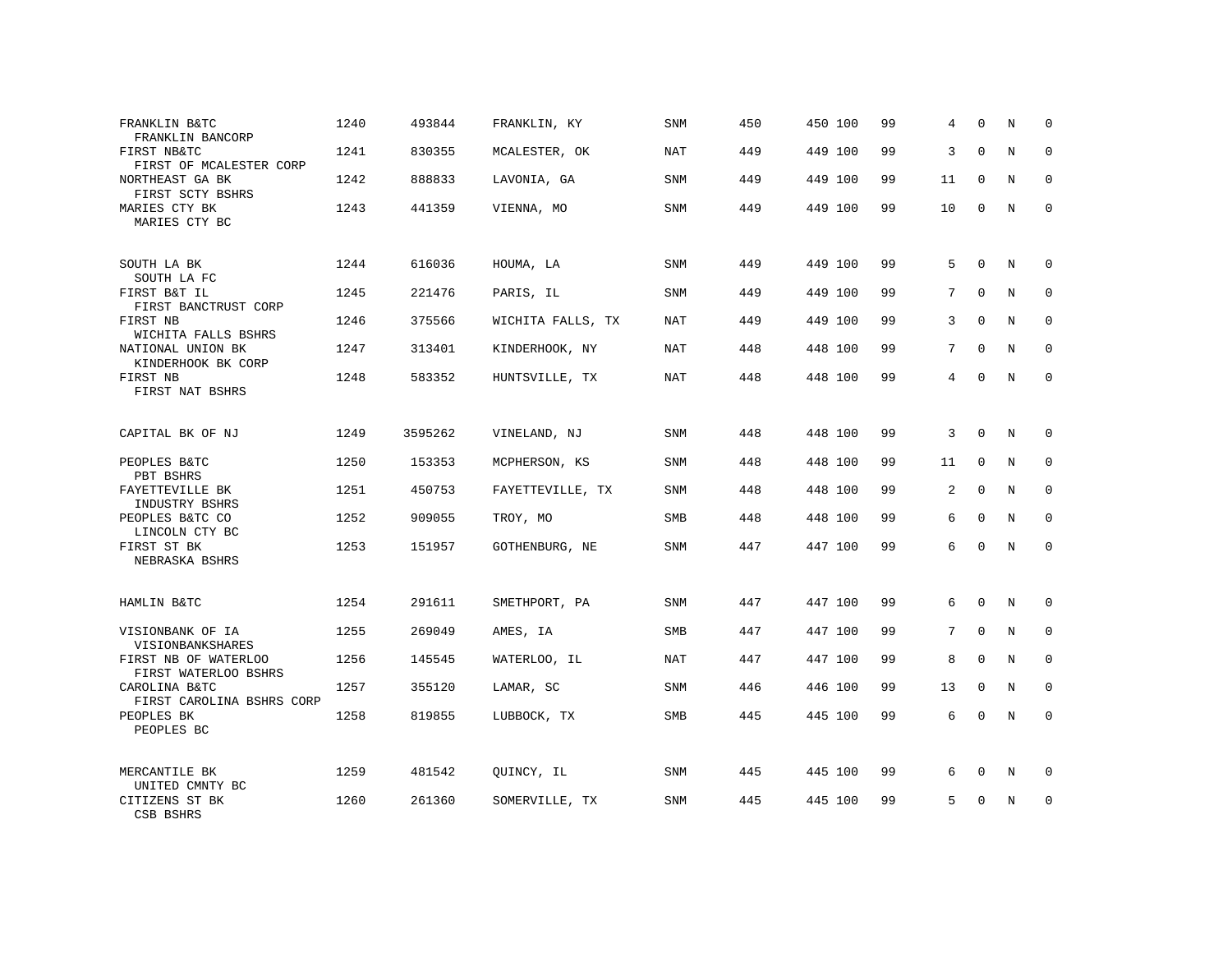| | | | | | | | | | | | | |
|---|---|---|---|---|---|---|---|---|---|---|---|---|
| FRANKLIN B&TC<br>FRANKLIN BANCORP | 1240 | 493844 | FRANKLIN, KY | SNM | 450 | 450 | 100 | 99 | 4 | 0 | N | 0 |
| FIRST NB&TC<br>FIRST OF MCALESTER CORP | 1241 | 830355 | MCALESTER, OK | NAT | 449 | 449 | 100 | 99 | 3 | 0 | N | 0 |
| NORTHEAST GA BK<br>FIRST SCTY BSHRS | 1242 | 888833 | LAVONIA, GA | SNM | 449 | 449 | 100 | 99 | 11 | 0 | N | 0 |
| MARIES CTY BK<br>MARIES CTY BC | 1243 | 441359 | VIENNA, MO | SNM | 449 | 449 | 100 | 99 | 10 | 0 | N | 0 |
| SOUTH LA BK<br>SOUTH LA FC | 1244 | 616036 | HOUMA, LA | SNM | 449 | 449 | 100 | 99 | 5 | 0 | N | 0 |
| FIRST B&T IL<br>FIRST BANCTRUST CORP | 1245 | 221476 | PARIS, IL | SNM | 449 | 449 | 100 | 99 | 7 | 0 | N | 0 |
| FIRST NB<br>WICHITA FALLS BSHRS | 1246 | 375566 | WICHITA FALLS, TX | NAT | 449 | 449 | 100 | 99 | 3 | 0 | N | 0 |
| NATIONAL UNION BK<br>KINDERHOOK BK CORP | 1247 | 313401 | KINDERHOOK, NY | NAT | 448 | 448 | 100 | 99 | 7 | 0 | N | 0 |
| FIRST NB<br>FIRST NAT BSHRS | 1248 | 583352 | HUNTSVILLE, TX | NAT | 448 | 448 | 100 | 99 | 4 | 0 | N | 0 |
| CAPITAL BK OF NJ | 1249 | 3595262 | VINELAND, NJ | SNM | 448 | 448 | 100 | 99 | 3 | 0 | N | 0 |
| PEOPLES B&TC<br>PBT BSHRS | 1250 | 153353 | MCPHERSON, KS | SNM | 448 | 448 | 100 | 99 | 11 | 0 | N | 0 |
| FAYETTEVILLE BK<br>INDUSTRY BSHRS | 1251 | 450753 | FAYETTEVILLE, TX | SNM | 448 | 448 | 100 | 99 | 2 | 0 | N | 0 |
| PEOPLES B&TC CO<br>LINCOLN CTY BC | 1252 | 909055 | TROY, MO | SMB | 448 | 448 | 100 | 99 | 6 | 0 | N | 0 |
| FIRST ST BK<br>NEBRASKA BSHRS | 1253 | 151957 | GOTHENBURG, NE | SNM | 447 | 447 | 100 | 99 | 6 | 0 | N | 0 |
| HAMLIN B&TC | 1254 | 291611 | SMETHPORT, PA | SNM | 447 | 447 | 100 | 99 | 6 | 0 | N | 0 |
| VISIONBANK OF IA<br>VISIONBANKSHARES | 1255 | 269049 | AMES, IA | SMB | 447 | 447 | 100 | 99 | 7 | 0 | N | 0 |
| FIRST NB OF WATERLOO<br>FIRST WATERLOO BSHRS | 1256 | 145545 | WATERLOO, IL | NAT | 447 | 447 | 100 | 99 | 8 | 0 | N | 0 |
| CAROLINA B&TC<br>FIRST CAROLINA BSHRS CORP | 1257 | 355120 | LAMAR, SC | SNM | 446 | 446 | 100 | 99 | 13 | 0 | N | 0 |
| PEOPLES BK<br>PEOPLES BC | 1258 | 819855 | LUBBOCK, TX | SMB | 445 | 445 | 100 | 99 | 6 | 0 | N | 0 |
| MERCANTILE BK<br>UNITED CMNTY BC | 1259 | 481542 | QUINCY, IL | SNM | 445 | 445 | 100 | 99 | 6 | 0 | N | 0 |
| CITIZENS ST BK<br>CSB BSHRS | 1260 | 261360 | SOMERVILLE, TX | SNM | 445 | 445 | 100 | 99 | 5 | 0 | N | 0 |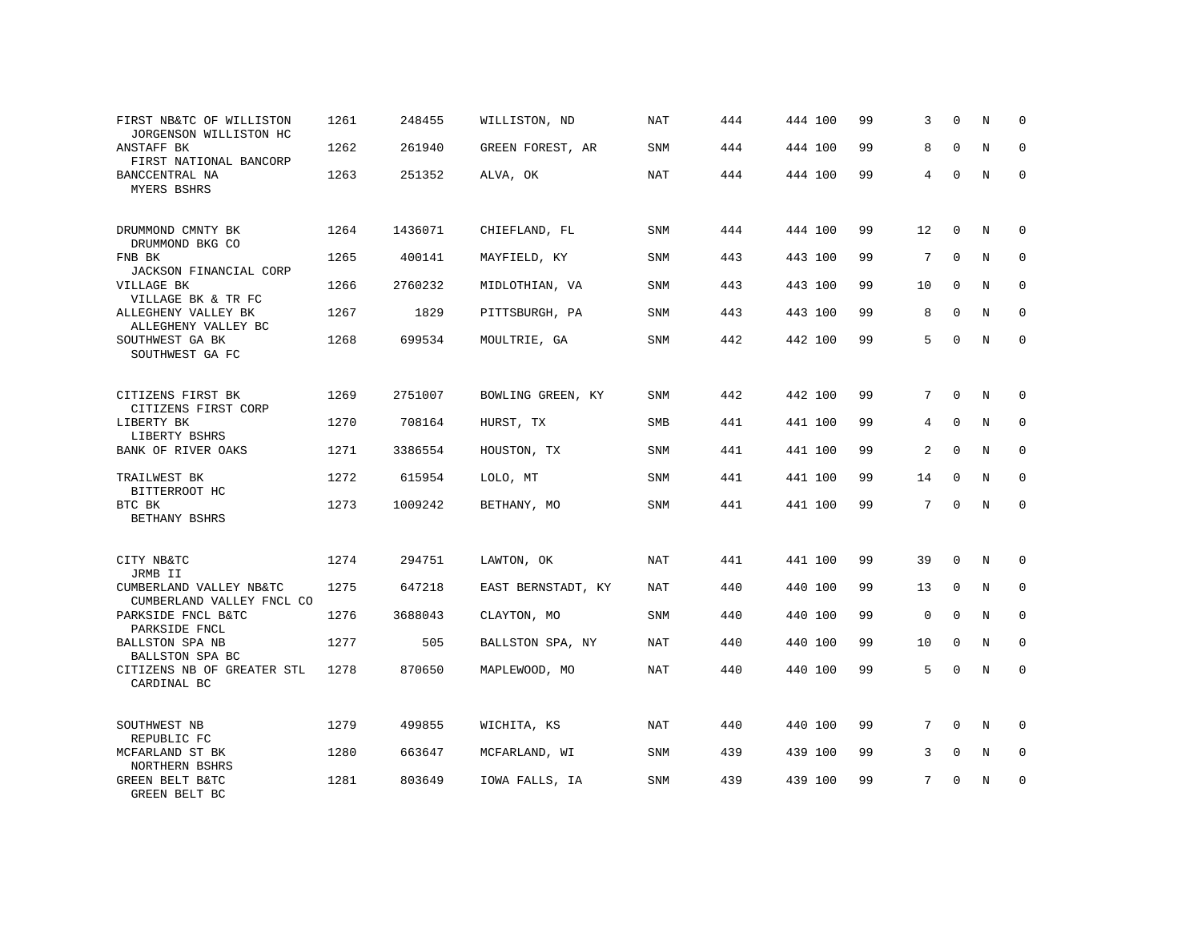| | | | | | | | | | | | |
|---|---|---|---|---|---|---|---|---|---|---|---|
| FIRST NB&TC OF WILLISTON<br>JORGENSON WILLISTON HC | 1261 | 248455 | WILLISTON, ND | NAT | 444 | 444 100 | 99 | 3 | 0 | N | 0 |
| ANSTAFF BK<br>FIRST NATIONAL BANCORP | 1262 | 261940 | GREEN FOREST, AR | SNM | 444 | 444 100 | 99 | 8 | 0 | N | 0 |
| BANCCENTRAL NA<br>MYERS BSHRS | 1263 | 251352 | ALVA, OK | NAT | 444 | 444 100 | 99 | 4 | 0 | N | 0 |
| DRUMMOND CMNTY BK<br>DRUMMOND BKG CO | 1264 | 1436071 | CHIEFLAND, FL | SNM | 444 | 444 100 | 99 | 12 | 0 | N | 0 |
| FNB BK<br>JACKSON FINANCIAL CORP | 1265 | 400141 | MAYFIELD, KY | SNM | 443 | 443 100 | 99 | 7 | 0 | N | 0 |
| VILLAGE BK<br>VILLAGE BK & TR FC | 1266 | 2760232 | MIDLOTHIAN, VA | SNM | 443 | 443 100 | 99 | 10 | 0 | N | 0 |
| ALLEGHENY VALLEY BK<br>ALLEGHENY VALLEY BC | 1267 | 1829 | PITTSBURGH, PA | SNM | 443 | 443 100 | 99 | 8 | 0 | N | 0 |
| SOUTHWEST GA BK<br>SOUTHWEST GA FC | 1268 | 699534 | MOULTRIE, GA | SNM | 442 | 442 100 | 99 | 5 | 0 | N | 0 |
| CITIZENS FIRST BK<br>CITIZENS FIRST CORP | 1269 | 2751007 | BOWLING GREEN, KY | SNM | 442 | 442 100 | 99 | 7 | 0 | N | 0 |
| LIBERTY BK<br>LIBERTY BSHRS | 1270 | 708164 | HURST, TX | SMB | 441 | 441 100 | 99 | 4 | 0 | N | 0 |
| BANK OF RIVER OAKS | 1271 | 3386554 | HOUSTON, TX | SNM | 441 | 441 100 | 99 | 2 | 0 | N | 0 |
| TRAILWEST BK<br>BITTERROOT HC | 1272 | 615954 | LOLO, MT | SNM | 441 | 441 100 | 99 | 14 | 0 | N | 0 |
| BTC BK<br>BETHANY BSHRS | 1273 | 1009242 | BETHANY, MO | SNM | 441 | 441 100 | 99 | 7 | 0 | N | 0 |
| CITY NB&TC<br>JRMB II | 1274 | 294751 | LAWTON, OK | NAT | 441 | 441 100 | 99 | 39 | 0 | N | 0 |
| CUMBERLAND VALLEY NB&TC<br>CUMBERLAND VALLEY FNCL CO | 1275 | 647218 | EAST BERNSTADT, KY | NAT | 440 | 440 100 | 99 | 13 | 0 | N | 0 |
| PARKSIDE FNCL B&TC<br>PARKSIDE FNCL | 1276 | 3688043 | CLAYTON, MO | SNM | 440 | 440 100 | 99 | 0 | 0 | N | 0 |
| BALLSTON SPA NB<br>BALLSTON SPA BC | 1277 | 505 | BALLSTON SPA, NY | NAT | 440 | 440 100 | 99 | 10 | 0 | N | 0 |
| CITIZENS NB OF GREATER STL<br>CARDINAL BC | 1278 | 870650 | MAPLEWOOD, MO | NAT | 440 | 440 100 | 99 | 5 | 0 | N | 0 |
| SOUTHWEST NB<br>REPUBLIC FC | 1279 | 499855 | WICHITA, KS | NAT | 440 | 440 100 | 99 | 7 | 0 | N | 0 |
| MCFARLAND ST BK<br>NORTHERN BSHRS | 1280 | 663647 | MCFARLAND, WI | SNM | 439 | 439 100 | 99 | 3 | 0 | N | 0 |
| GREEN BELT B&TC<br>GREEN BELT BC | 1281 | 803649 | IOWA FALLS, IA | SNM | 439 | 439 100 | 99 | 7 | 0 | N | 0 |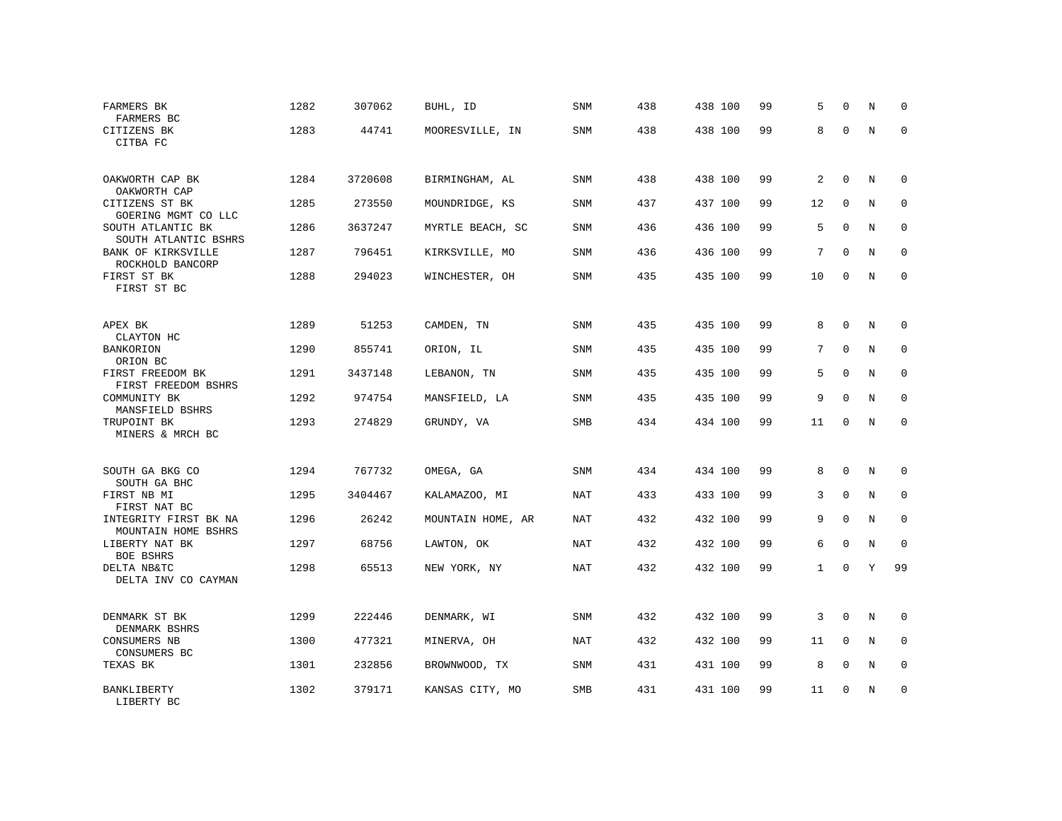| | | | | | | | | | | | | |
|---|---|---|---|---|---|---|---|---|---|---|---|---|
| FARMERS BK<br>FARMERS BC | 1282 | 307062 | BUHL, ID | SNM | 438 | 438 | 100 | 99 | 5 | 0 | N | 0 |
| CITIZENS BK<br>CITBA FC | 1283 | 44741 | MOORESVILLE, IN | SNM | 438 | 438 | 100 | 99 | 8 | 0 | N | 0 |
| OAKWORTH CAP BK<br>OAKWORTH CAP | 1284 | 3720608 | BIRMINGHAM, AL | SNM | 438 | 438 | 100 | 99 | 2 | 0 | N | 0 |
| CITIZENS ST BK<br>GOERING MGMT CO LLC | 1285 | 273550 | MOUNDRIDGE, KS | SNM | 437 | 437 | 100 | 99 | 12 | 0 | N | 0 |
| SOUTH ATLANTIC BK<br>SOUTH ATLANTIC BSHRS | 1286 | 3637247 | MYRTLE BEACH, SC | SNM | 436 | 436 | 100 | 99 | 5 | 0 | N | 0 |
| BANK OF KIRKSVILLE<br>ROCKHOLD BANCORP | 1287 | 796451 | KIRKSVILLE, MO | SNM | 436 | 436 | 100 | 99 | 7 | 0 | N | 0 |
| FIRST ST BK<br>FIRST ST BC | 1288 | 294023 | WINCHESTER, OH | SNM | 435 | 435 | 100 | 99 | 10 | 0 | N | 0 |
| APEX BK<br>CLAYTON HC | 1289 | 51253 | CAMDEN, TN | SNM | 435 | 435 | 100 | 99 | 8 | 0 | N | 0 |
| BANKORION<br>ORION BC | 1290 | 855741 | ORION, IL | SNM | 435 | 435 | 100 | 99 | 7 | 0 | N | 0 |
| FIRST FREEDOM BK<br>FIRST FREEDOM BSHRS | 1291 | 3437148 | LEBANON, TN | SNM | 435 | 435 | 100 | 99 | 5 | 0 | N | 0 |
| COMMUNITY BK<br>MANSFIELD BSHRS | 1292 | 974754 | MANSFIELD, LA | SNM | 435 | 435 | 100 | 99 | 9 | 0 | N | 0 |
| TRUPOINT BK<br>MINERS & MRCH BC | 1293 | 274829 | GRUNDY, VA | SMB | 434 | 434 | 100 | 99 | 11 | 0 | N | 0 |
| SOUTH GA BKG CO<br>SOUTH GA BHC | 1294 | 767732 | OMEGA, GA | SNM | 434 | 434 | 100 | 99 | 8 | 0 | N | 0 |
| FIRST NB MI<br>FIRST NAT BC | 1295 | 3404467 | KALAMAZOO, MI | NAT | 433 | 433 | 100 | 99 | 3 | 0 | N | 0 |
| INTEGRITY FIRST BK NA<br>MOUNTAIN HOME BSHRS | 1296 | 26242 | MOUNTAIN HOME, AR | NAT | 432 | 432 | 100 | 99 | 9 | 0 | N | 0 |
| LIBERTY NAT BK<br>BOE BSHRS | 1297 | 68756 | LAWTON, OK | NAT | 432 | 432 | 100 | 99 | 6 | 0 | N | 0 |
| DELTA NB&TC<br>DELTA INV CO CAYMAN | 1298 | 65513 | NEW YORK, NY | NAT | 432 | 432 | 100 | 99 | 1 | 0 | Y | 99 |
| DENMARK ST BK<br>DENMARK BSHRS | 1299 | 222446 | DENMARK, WI | SNM | 432 | 432 | 100 | 99 | 3 | 0 | N | 0 |
| CONSUMERS NB<br>CONSUMERS BC | 1300 | 477321 | MINERVA, OH | NAT | 432 | 432 | 100 | 99 | 11 | 0 | N | 0 |
| TEXAS BK | 1301 | 232856 | BROWNWOOD, TX | SNM | 431 | 431 | 100 | 99 | 8 | 0 | N | 0 |
| BANKLIBERTY<br>LIBERTY BC | 1302 | 379171 | KANSAS CITY, MO | SMB | 431 | 431 | 100 | 99 | 11 | 0 | N | 0 |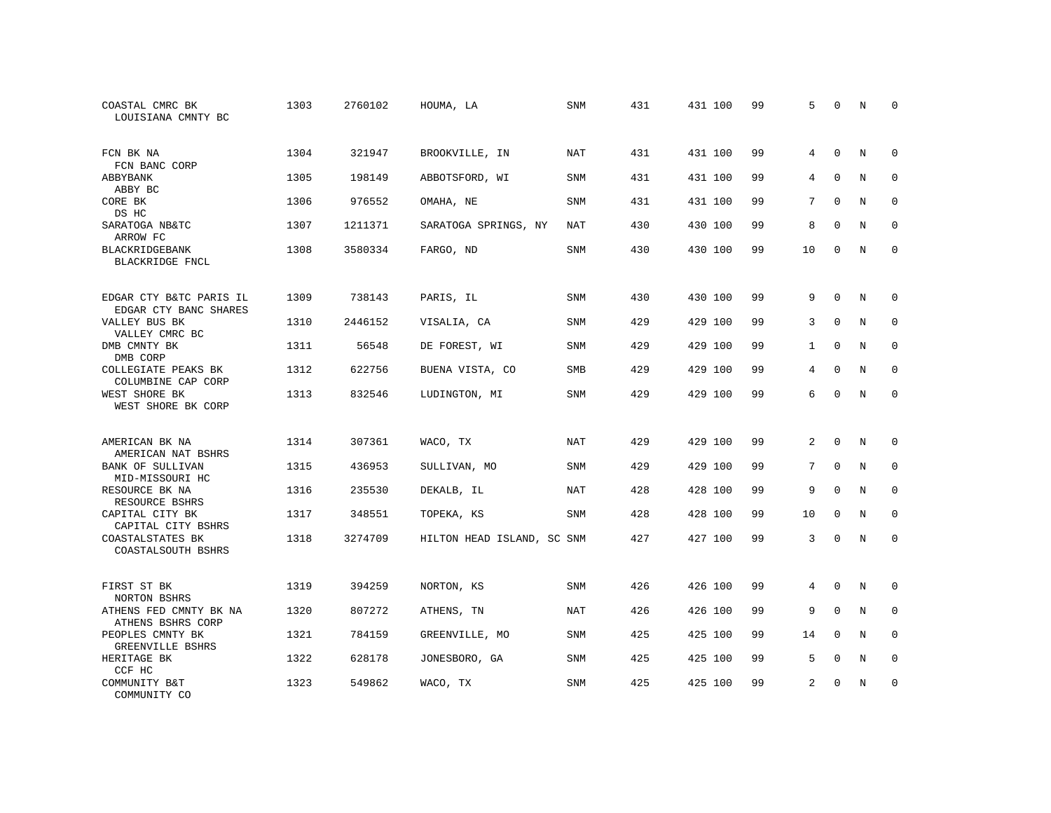| | | | | | | | | | | | |
|---|---|---|---|---|---|---|---|---|---|---|---|
| COASTAL CMRC BK<br>LOUISIANA CMNTY BC | 1303 | 2760102 | HOUMA, LA | SNM | 431 | 431 100 | 99 | 5 | 0 | N | 0 |
| FCN BK NA<br>FCN BANC CORP | 1304 | 321947 | BROOKVILLE, IN | NAT | 431 | 431 100 | 99 | 4 | 0 | N | 0 |
| ABBYBANK<br>ABBY BC | 1305 | 198149 | ABBOTSFORD, WI | SNM | 431 | 431 100 | 99 | 4 | 0 | N | 0 |
| CORE BK<br>DS HC | 1306 | 976552 | OMAHA, NE | SNM | 431 | 431 100 | 99 | 7 | 0 | N | 0 |
| SARATOGA NB&TC<br>ARROW FC | 1307 | 1211371 | SARATOGA SPRINGS, NY | NAT | 430 | 430 100 | 99 | 8 | 0 | N | 0 |
| BLACKRIDGEBANK<br>BLACKRIDGE FNCL | 1308 | 3580334 | FARGO, ND | SNM | 430 | 430 100 | 99 | 10 | 0 | N | 0 |
| EDGAR CTY B&TC PARIS IL<br>EDGAR CTY BANC SHARES | 1309 | 738143 | PARIS, IL | SNM | 430 | 430 100 | 99 | 9 | 0 | N | 0 |
| VALLEY BUS BK<br>VALLEY CMRC BC | 1310 | 2446152 | VISALIA, CA | SNM | 429 | 429 100 | 99 | 3 | 0 | N | 0 |
| DMB CMNTY BK<br>DMB CORP | 1311 | 56548 | DE FOREST, WI | SNM | 429 | 429 100 | 99 | 1 | 0 | N | 0 |
| COLLEGIATE PEAKS BK<br>COLUMBINE CAP CORP | 1312 | 622756 | BUENA VISTA, CO | SMB | 429 | 429 100 | 99 | 4 | 0 | N | 0 |
| WEST SHORE BK<br>WEST SHORE BK CORP | 1313 | 832546 | LUDINGTON, MI | SNM | 429 | 429 100 | 99 | 6 | 0 | N | 0 |
| AMERICAN BK NA<br>AMERICAN NAT BSHRS | 1314 | 307361 | WACO, TX | NAT | 429 | 429 100 | 99 | 2 | 0 | N | 0 |
| BANK OF SULLIVAN<br>MID-MISSOURI HC | 1315 | 436953 | SULLIVAN, MO | SNM | 429 | 429 100 | 99 | 7 | 0 | N | 0 |
| RESOURCE BK NA<br>RESOURCE BSHRS | 1316 | 235530 | DEKALB, IL | NAT | 428 | 428 100 | 99 | 9 | 0 | N | 0 |
| CAPITAL CITY BK<br>CAPITAL CITY BSHRS | 1317 | 348551 | TOPEKA, KS | SNM | 428 | 428 100 | 99 | 10 | 0 | N | 0 |
| COASTALSTATES BK<br>COASTALSOUTH BSHRS | 1318 | 3274709 | HILTON HEAD ISLAND, SC | SNM | 427 | 427 100 | 99 | 3 | 0 | N | 0 |
| FIRST ST BK<br>NORTON BSHRS | 1319 | 394259 | NORTON, KS | SNM | 426 | 426 100 | 99 | 4 | 0 | N | 0 |
| ATHENS FED CMNTY BK NA<br>ATHENS BSHRS CORP | 1320 | 807272 | ATHENS, TN | NAT | 426 | 426 100 | 99 | 9 | 0 | N | 0 |
| PEOPLES CMNTY BK<br>GREENVILLE BSHRS | 1321 | 784159 | GREENVILLE, MO | SNM | 425 | 425 100 | 99 | 14 | 0 | N | 0 |
| HERITAGE BK<br>CCF HC | 1322 | 628178 | JONESBORO, GA | SNM | 425 | 425 100 | 99 | 5 | 0 | N | 0 |
| COMMUNITY B&T<br>COMMUNITY CO | 1323 | 549862 | WACO, TX | SNM | 425 | 425 100 | 99 | 2 | 0 | N | 0 |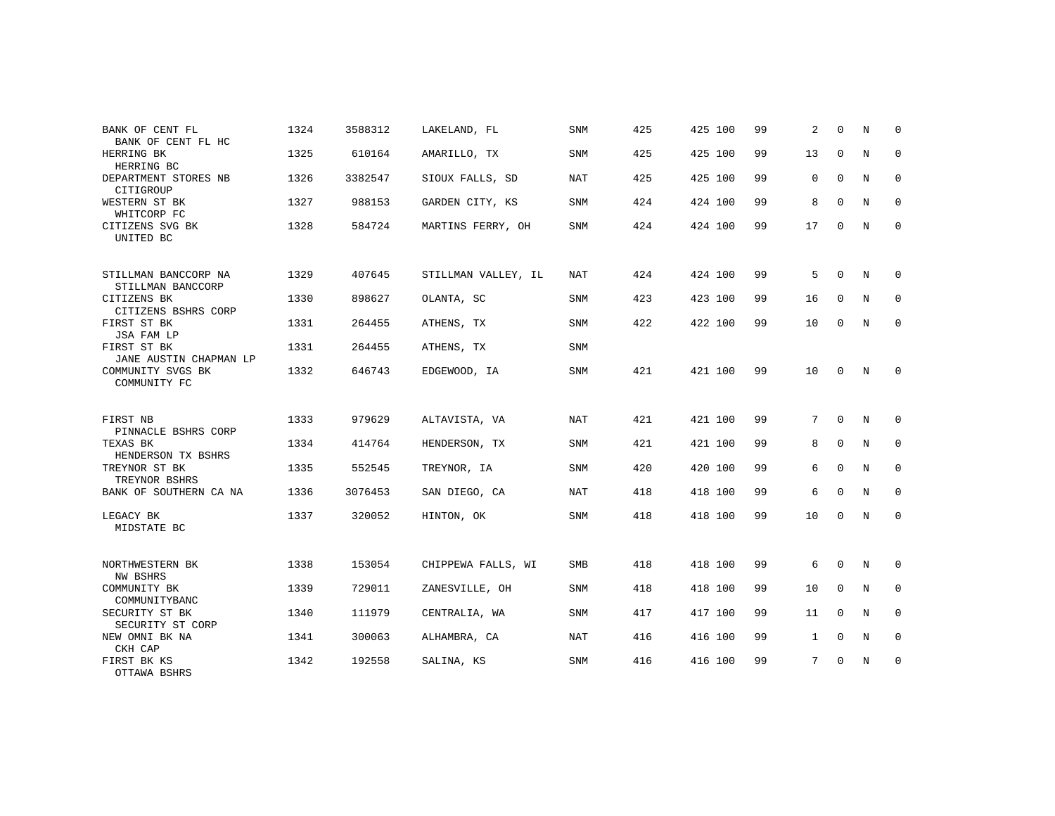| | | | | | | | | | | | | |
|---|---|---|---|---|---|---|---|---|---|---|---|---|
| BANK OF CENT FL<br>BANK OF CENT FL HC | 1324 | 3588312 | LAKELAND, FL | SNM | 425 | 425 | 100 | 99 | 2 | 0 | N | 0 |
| HERRING BK<br>HERRING BC | 1325 | 610164 | AMARILLO, TX | SNM | 425 | 425 | 100 | 99 | 13 | 0 | N | 0 |
| DEPARTMENT STORES NB<br>CITIGROUP | 1326 | 3382547 | SIOUX FALLS, SD | NAT | 425 | 425 | 100 | 99 | 0 | 0 | N | 0 |
| WESTERN ST BK<br>WHITCORP FC | 1327 | 988153 | GARDEN CITY, KS | SNM | 424 | 424 | 100 | 99 | 8 | 0 | N | 0 |
| CITIZENS SVG BK<br>UNITED BC | 1328 | 584724 | MARTINS FERRY, OH | SNM | 424 | 424 | 100 | 99 | 17 | 0 | N | 0 |
| STILLMAN BANCCORP NA<br>STILLMAN BANCCORP | 1329 | 407645 | STILLMAN VALLEY, IL | NAT | 424 | 424 | 100 | 99 | 5 | 0 | N | 0 |
| CITIZENS BK<br>CITIZENS BSHRS CORP | 1330 | 898627 | OLANTA, SC | SNM | 423 | 423 | 100 | 99 | 16 | 0 | N | 0 |
| FIRST ST BK<br>JSA FAM LP | 1331 | 264455 | ATHENS, TX | SNM | 422 | 422 | 100 | 99 | 10 | 0 | N | 0 |
| FIRST ST BK<br>JANE AUSTIN CHAPMAN LP | 1331 | 264455 | ATHENS, TX | SNM | | | | | | | | |
| COMMUNITY SVGS BK<br>COMMUNITY FC | 1332 | 646743 | EDGEWOOD, IA | SNM | 421 | 421 | 100 | 99 | 10 | 0 | N | 0 |
| FIRST NB<br>PINNACLE BSHRS CORP | 1333 | 979629 | ALTAVISTA, VA | NAT | 421 | 421 | 100 | 99 | 7 | 0 | N | 0 |
| TEXAS BK<br>HENDERSON TX BSHRS | 1334 | 414764 | HENDERSON, TX | SNM | 421 | 421 | 100 | 99 | 8 | 0 | N | 0 |
| TREYNOR ST BK<br>TREYNOR BSHRS | 1335 | 552545 | TREYNOR, IA | SNM | 420 | 420 | 100 | 99 | 6 | 0 | N | 0 |
| BANK OF SOUTHERN CA NA | 1336 | 3076453 | SAN DIEGO, CA | NAT | 418 | 418 | 100 | 99 | 6 | 0 | N | 0 |
| LEGACY BK<br>MIDSTATE BC | 1337 | 320052 | HINTON, OK | SNM | 418 | 418 | 100 | 99 | 10 | 0 | N | 0 |
| NORTHWESTERN BK<br>NW BSHRS | 1338 | 153054 | CHIPPEWA FALLS, WI | SMB | 418 | 418 | 100 | 99 | 6 | 0 | N | 0 |
| COMMUNITY BK<br>COMMUNITYBANC | 1339 | 729011 | ZANESVILLE, OH | SNM | 418 | 418 | 100 | 99 | 10 | 0 | N | 0 |
| SECURITY ST BK<br>SECURITY ST CORP | 1340 | 111979 | CENTRALIA, WA | SNM | 417 | 417 | 100 | 99 | 11 | 0 | N | 0 |
| NEW OMNI BK NA<br>CKH CAP | 1341 | 300063 | ALHAMBRA, CA | NAT | 416 | 416 | 100 | 99 | 1 | 0 | N | 0 |
| FIRST BK KS<br>OTTAWA BSHRS | 1342 | 192558 | SALINA, KS | SNM | 416 | 416 | 100 | 99 | 7 | 0 | N | 0 |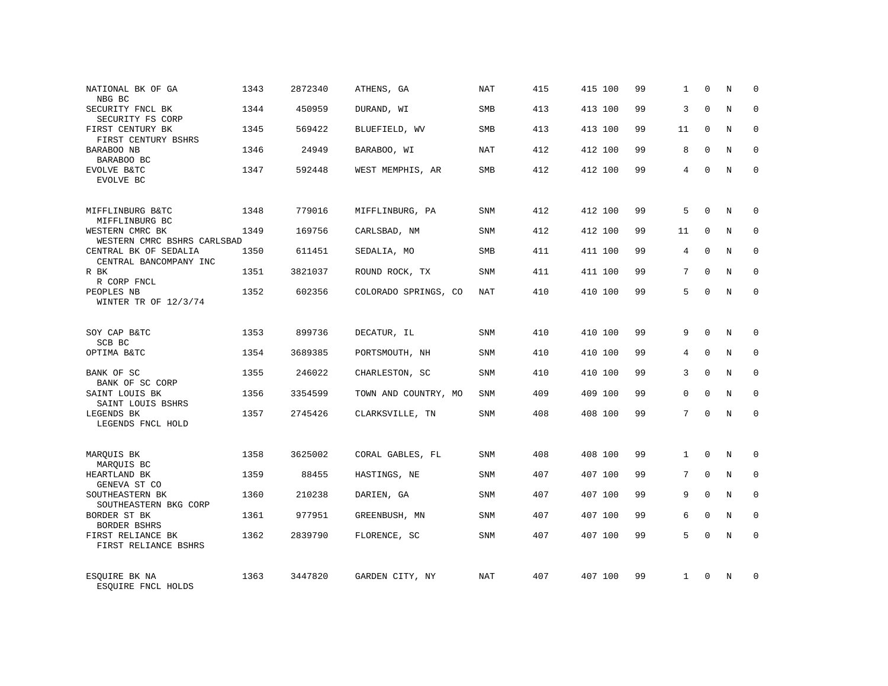| | | | | | | | | | | | | |
|---|---|---|---|---|---|---|---|---|---|---|---|---|
| NATIONAL BK OF GA<br>NBG BC | 1343 | 2872340 | ATHENS, GA | NAT | 415 | 415 | 100 | 99 | 1 | 0 | N | 0 |
| SECURITY FNCL BK<br>SECURITY FS CORP | 1344 | 450959 | DURAND, WI | SMB | 413 | 413 | 100 | 99 | 3 | 0 | N | 0 |
| FIRST CENTURY BK<br>FIRST CENTURY BSHRS | 1345 | 569422 | BLUEFIELD, WV | SMB | 413 | 413 | 100 | 99 | 11 | 0 | N | 0 |
| BARABOO NB<br>BARABOO BC | 1346 | 24949 | BARABOO, WI | NAT | 412 | 412 | 100 | 99 | 8 | 0 | N | 0 |
| EVOLVE B&TC<br>EVOLVE BC | 1347 | 592448 | WEST MEMPHIS, AR | SMB | 412 | 412 | 100 | 99 | 4 | 0 | N | 0 |
| MIFFLINBURG B&TC<br>MIFFLINBURG BC | 1348 | 779016 | MIFFLINBURG, PA | SNM | 412 | 412 | 100 | 99 | 5 | 0 | N | 0 |
| WESTERN CMRC BK<br>WESTERN CMRC BSHRS CARLSBAD | 1349 | 169756 | CARLSBAD, NM | SNM | 412 | 412 | 100 | 99 | 11 | 0 | N | 0 |
| CENTRAL BK OF SEDALIA<br>CENTRAL BANCOMPANY INC | 1350 | 611451 | SEDALIA, MO | SMB | 411 | 411 | 100 | 99 | 4 | 0 | N | 0 |
| R BK<br>R CORP FNCL | 1351 | 3821037 | ROUND ROCK, TX | SNM | 411 | 411 | 100 | 99 | 7 | 0 | N | 0 |
| PEOPLES NB<br>WINTER TR OF 12/3/74 | 1352 | 602356 | COLORADO SPRINGS, CO | NAT | 410 | 410 | 100 | 99 | 5 | 0 | N | 0 |
| SOY CAP B&TC<br>SCB BC | 1353 | 899736 | DECATUR, IL | SNM | 410 | 410 | 100 | 99 | 9 | 0 | N | 0 |
| OPTIMA B&TC | 1354 | 3689385 | PORTSMOUTH, NH | SNM | 410 | 410 | 100 | 99 | 4 | 0 | N | 0 |
| BANK OF SC<br>BANK OF SC CORP | 1355 | 246022 | CHARLESTON, SC | SNM | 410 | 410 | 100 | 99 | 3 | 0 | N | 0 |
| SAINT LOUIS BK<br>SAINT LOUIS BSHRS | 1356 | 3354599 | TOWN AND COUNTRY, MO | SNM | 409 | 409 | 100 | 99 | 0 | 0 | N | 0 |
| LEGENDS BK<br>LEGENDS FNCL HOLD | 1357 | 2745426 | CLARKSVILLE, TN | SNM | 408 | 408 | 100 | 99 | 7 | 0 | N | 0 |
| MARQUIS BK<br>MARQUIS BC | 1358 | 3625002 | CORAL GABLES, FL | SNM | 408 | 408 | 100 | 99 | 1 | 0 | N | 0 |
| HEARTLAND BK<br>GENEVA ST CO | 1359 | 88455 | HASTINGS, NE | SNM | 407 | 407 | 100 | 99 | 7 | 0 | N | 0 |
| SOUTHEASTERN BK<br>SOUTHEASTERN BKG CORP | 1360 | 210238 | DARIEN, GA | SNM | 407 | 407 | 100 | 99 | 9 | 0 | N | 0 |
| BORDER ST BK<br>BORDER BSHRS | 1361 | 977951 | GREENBUSH, MN | SNM | 407 | 407 | 100 | 99 | 6 | 0 | N | 0 |
| FIRST RELIANCE BK<br>FIRST RELIANCE BSHRS | 1362 | 2839790 | FLORENCE, SC | SNM | 407 | 407 | 100 | 99 | 5 | 0 | N | 0 |
| ESQUIRE BK NA<br>ESQUIRE FNCL HOLDS | 1363 | 3447820 | GARDEN CITY, NY | NAT | 407 | 407 | 100 | 99 | 1 | 0 | N | 0 |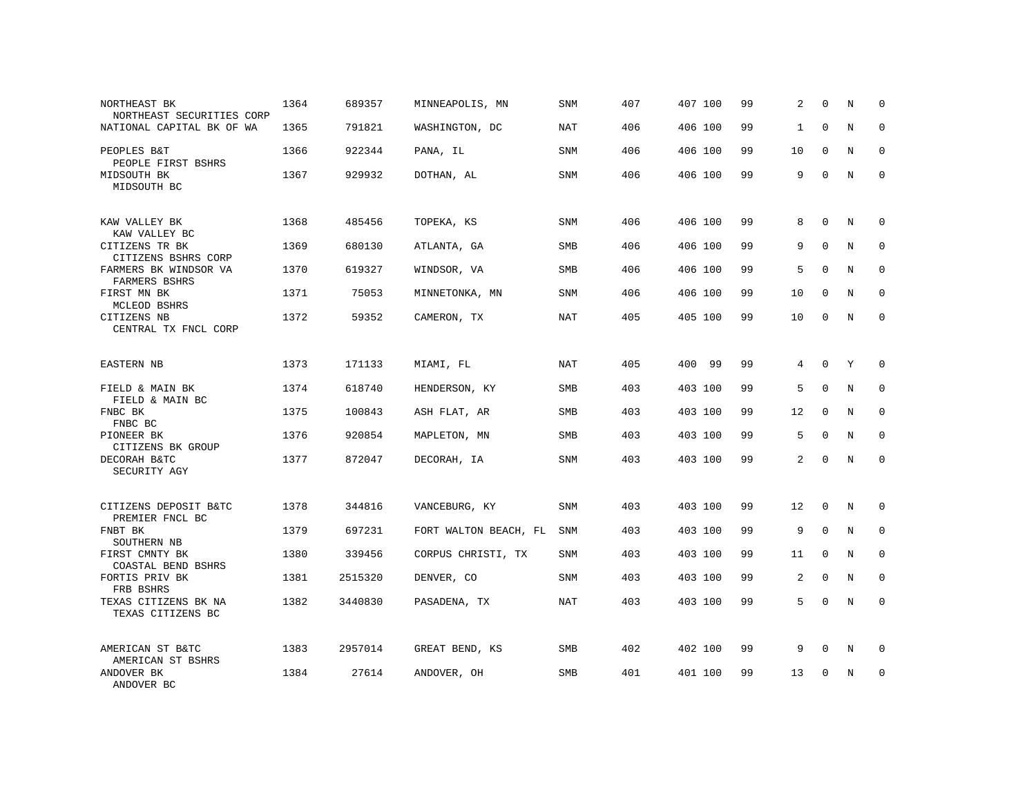| | | | | | | | | | | | | |
|---|---|---|---|---|---|---|---|---|---|---|---|---|
| NORTHEAST BK<br>NORTHEAST SECURITIES CORP | 1364 | 689357 | MINNEAPOLIS, MN | SNM | 407 | 407 | 100 | 99 | 2 | 0 | N | 0 |
| NATIONAL CAPITAL BK OF WA | 1365 | 791821 | WASHINGTON, DC | NAT | 406 | 406 | 100 | 99 | 1 | 0 | N | 0 |
| PEOPLES B&T<br>PEOPLE FIRST BSHRS | 1366 | 922344 | PANA, IL | SNM | 406 | 406 | 100 | 99 | 10 | 0 | N | 0 |
| MIDSOUTH BK<br>MIDSOUTH BC | 1367 | 929932 | DOTHAN, AL | SNM | 406 | 406 | 100 | 99 | 9 | 0 | N | 0 |
| KAW VALLEY BK<br>KAW VALLEY BC | 1368 | 485456 | TOPEKA, KS | SNM | 406 | 406 | 100 | 99 | 8 | 0 | N | 0 |
| CITIZENS TR BK<br>CITIZENS BSHRS CORP | 1369 | 680130 | ATLANTA, GA | SMB | 406 | 406 | 100 | 99 | 9 | 0 | N | 0 |
| FARMERS BK WINDSOR VA<br>FARMERS BSHRS | 1370 | 619327 | WINDSOR, VA | SMB | 406 | 406 | 100 | 99 | 5 | 0 | N | 0 |
| FIRST MN BK<br>MCLEOD BSHRS | 1371 | 75053 | MINNETONKA, MN | SNM | 406 | 406 | 100 | 99 | 10 | 0 | N | 0 |
| CITIZENS NB<br>CENTRAL TX FNCL CORP | 1372 | 59352 | CAMERON, TX | NAT | 405 | 405 | 100 | 99 | 10 | 0 | N | 0 |
| EASTERN NB | 1373 | 171133 | MIAMI, FL | NAT | 405 | 400 | 99 | 99 | 4 | 0 | Y | 0 |
| FIELD & MAIN BK<br>FIELD & MAIN BC | 1374 | 618740 | HENDERSON, KY | SMB | 403 | 403 | 100 | 99 | 5 | 0 | N | 0 |
| FNBC BK<br>FNBC BC | 1375 | 100843 | ASH FLAT, AR | SMB | 403 | 403 | 100 | 99 | 12 | 0 | N | 0 |
| PIONEER BK<br>CITIZENS BK GROUP | 1376 | 920854 | MAPLETON, MN | SMB | 403 | 403 | 100 | 99 | 5 | 0 | N | 0 |
| DECORAH B&TC<br>SECURITY AGY | 1377 | 872047 | DECORAH, IA | SNM | 403 | 403 | 100 | 99 | 2 | 0 | N | 0 |
| CITIZENS DEPOSIT B&TC<br>PREMIER FNCL BC | 1378 | 344816 | VANCEBURG, KY | SNM | 403 | 403 | 100 | 99 | 12 | 0 | N | 0 |
| FNBT BK<br>SOUTHERN NB | 1379 | 697231 | FORT WALTON BEACH, FL | SNM | 403 | 403 | 100 | 99 | 9 | 0 | N | 0 |
| FIRST CMNTY BK<br>COASTAL BEND BSHRS | 1380 | 339456 | CORPUS CHRISTI, TX | SNM | 403 | 403 | 100 | 99 | 11 | 0 | N | 0 |
| FORTIS PRIV BK<br>FRB BSHRS | 1381 | 2515320 | DENVER, CO | SNM | 403 | 403 | 100 | 99 | 2 | 0 | N | 0 |
| TEXAS CITIZENS BK NA<br>TEXAS CITIZENS BC | 1382 | 3440830 | PASADENA, TX | NAT | 403 | 403 | 100 | 99 | 5 | 0 | N | 0 |
| AMERICAN ST B&TC<br>AMERICAN ST BSHRS | 1383 | 2957014 | GREAT BEND, KS | SMB | 402 | 402 | 100 | 99 | 9 | 0 | N | 0 |
| ANDOVER BK<br>ANDOVER BC | 1384 | 27614 | ANDOVER, OH | SMB | 401 | 401 | 100 | 99 | 13 | 0 | N | 0 |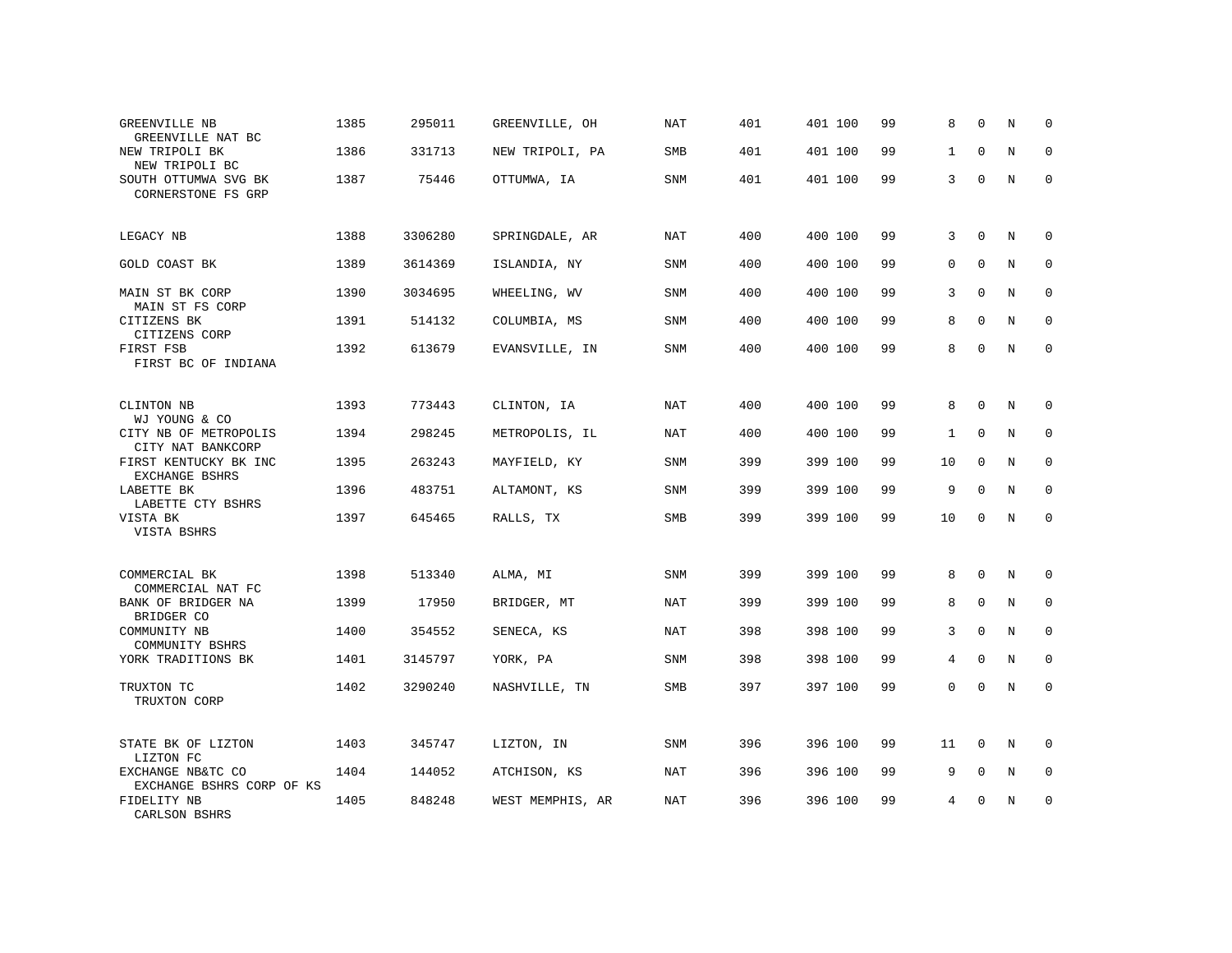| | | | | | | | | | | | |
|---|---|---|---|---|---|---|---|---|---|---|---|
| GREENVILLE NB<br>GREENVILLE NAT BC | 1385 | 295011 | GREENVILLE, OH | NAT | 401 | 401 100 | 99 | 8 | 0 | N | 0 |
| NEW TRIPOLI BK<br>NEW TRIPOLI BC | 1386 | 331713 | NEW TRIPOLI, PA | SMB | 401 | 401 100 | 99 | 1 | 0 | N | 0 |
| SOUTH OTTUMWA SVG BK<br>CORNERSTONE FS GRP | 1387 | 75446 | OTTUMWA, IA | SNM | 401 | 401 100 | 99 | 3 | 0 | N | 0 |
| LEGACY NB | 1388 | 3306280 | SPRINGDALE, AR | NAT | 400 | 400 100 | 99 | 3 | 0 | N | 0 |
| GOLD COAST BK | 1389 | 3614369 | ISLANDIA, NY | SNM | 400 | 400 100 | 99 | 0 | 0 | N | 0 |
| MAIN ST BK CORP<br>MAIN ST FS CORP | 1390 | 3034695 | WHEELING, WV | SNM | 400 | 400 100 | 99 | 3 | 0 | N | 0 |
| CITIZENS BK<br>CITIZENS CORP | 1391 | 514132 | COLUMBIA, MS | SNM | 400 | 400 100 | 99 | 8 | 0 | N | 0 |
| FIRST FSB<br>FIRST BC OF INDIANA | 1392 | 613679 | EVANSVILLE, IN | SNM | 400 | 400 100 | 99 | 8 | 0 | N | 0 |
| CLINTON NB<br>WJ YOUNG & CO | 1393 | 773443 | CLINTON, IA | NAT | 400 | 400 100 | 99 | 8 | 0 | N | 0 |
| CITY NB OF METROPOLIS<br>CITY NAT BANKCORP | 1394 | 298245 | METROPOLIS, IL | NAT | 400 | 400 100 | 99 | 1 | 0 | N | 0 |
| FIRST KENTUCKY BK INC<br>EXCHANGE BSHRS | 1395 | 263243 | MAYFIELD, KY | SNM | 399 | 399 100 | 99 | 10 | 0 | N | 0 |
| LABETTE BK<br>LABETTE CTY BSHRS | 1396 | 483751 | ALTAMONT, KS | SNM | 399 | 399 100 | 99 | 9 | 0 | N | 0 |
| VISTA BK<br>VISTA BSHRS | 1397 | 645465 | RALLS, TX | SMB | 399 | 399 100 | 99 | 10 | 0 | N | 0 |
| COMMERCIAL BK<br>COMMERCIAL NAT FC | 1398 | 513340 | ALMA, MI | SNM | 399 | 399 100 | 99 | 8 | 0 | N | 0 |
| BANK OF BRIDGER NA<br>BRIDGER CO | 1399 | 17950 | BRIDGER, MT | NAT | 399 | 399 100 | 99 | 8 | 0 | N | 0 |
| COMMUNITY NB<br>COMMUNITY BSHRS | 1400 | 354552 | SENECA, KS | NAT | 398 | 398 100 | 99 | 3 | 0 | N | 0 |
| YORK TRADITIONS BK | 1401 | 3145797 | YORK, PA | SNM | 398 | 398 100 | 99 | 4 | 0 | N | 0 |
| TRUXTON TC<br>TRUXTON CORP | 1402 | 3290240 | NASHVILLE, TN | SMB | 397 | 397 100 | 99 | 0 | 0 | N | 0 |
| STATE BK OF LIZTON<br>LIZTON FC | 1403 | 345747 | LIZTON, IN | SNM | 396 | 396 100 | 99 | 11 | 0 | N | 0 |
| EXCHANGE NB&TC CO<br>EXCHANGE BSHRS CORP OF KS | 1404 | 144052 | ATCHISON, KS | NAT | 396 | 396 100 | 99 | 9 | 0 | N | 0 |
| FIDELITY NB<br>CARLSON BSHRS | 1405 | 848248 | WEST MEMPHIS, AR | NAT | 396 | 396 100 | 99 | 4 | 0 | N | 0 |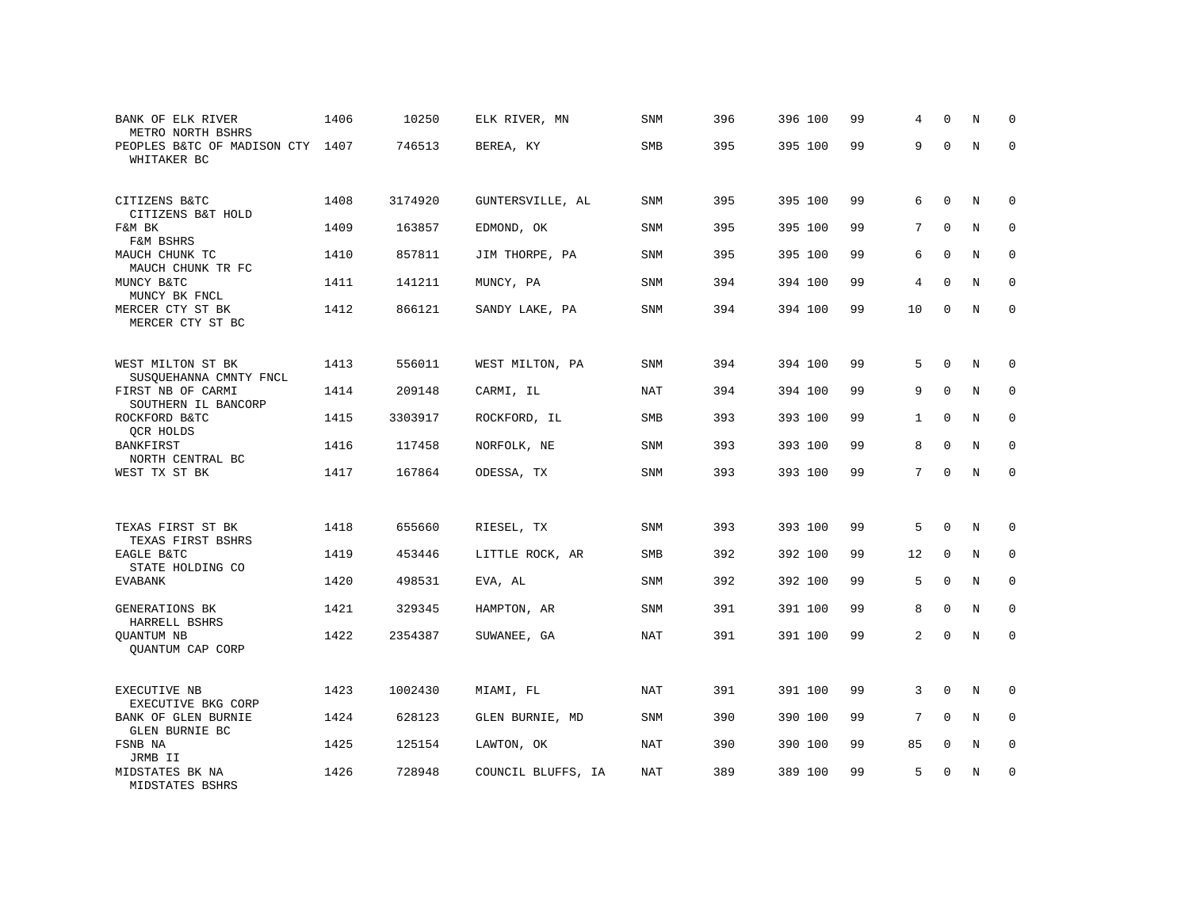| | | | | | | | | | | | | |
|---|---|---|---|---|---|---|---|---|---|---|---|---|
| BANK OF ELK RIVER<br>METRO NORTH BSHRS | 1406 | 10250 | ELK RIVER, MN | SNM | 396 | 396 | 100 | 99 | 4 | 0 | N | 0 |
| PEOPLES B&TC OF MADISON CTY<br>WHITAKER BC | 1407 | 746513 | BEREA, KY | SMB | 395 | 395 | 100 | 99 | 9 | 0 | N | 0 |
| CITIZENS B&TC<br>CITIZENS B&T HOLD | 1408 | 3174920 | GUNTERSVILLE, AL | SNM | 395 | 395 | 100 | 99 | 6 | 0 | N | 0 |
| F&M BK<br>F&M BSHRS | 1409 | 163857 | EDMOND, OK | SNM | 395 | 395 | 100 | 99 | 7 | 0 | N | 0 |
| MAUCH CHUNK TC<br>MAUCH CHUNK TR FC | 1410 | 857811 | JIM THORPE, PA | SNM | 395 | 395 | 100 | 99 | 6 | 0 | N | 0 |
| MUNCY B&TC<br>MUNCY BK FNCL | 1411 | 141211 | MUNCY, PA | SNM | 394 | 394 | 100 | 99 | 4 | 0 | N | 0 |
| MERCER CTY ST BK<br>MERCER CTY ST BC | 1412 | 866121 | SANDY LAKE, PA | SNM | 394 | 394 | 100 | 99 | 10 | 0 | N | 0 |
| WEST MILTON ST BK<br>SUSQUEHANNA CMNTY FNCL | 1413 | 556011 | WEST MILTON, PA | SNM | 394 | 394 | 100 | 99 | 5 | 0 | N | 0 |
| FIRST NB OF CARMI<br>SOUTHERN IL BANCORP | 1414 | 209148 | CARMI, IL | NAT | 394 | 394 | 100 | 99 | 9 | 0 | N | 0 |
| ROCKFORD B&TC<br>QCR HOLDS | 1415 | 3303917 | ROCKFORD, IL | SMB | 393 | 393 | 100 | 99 | 1 | 0 | N | 0 |
| BANKFIRST<br>NORTH CENTRAL BC | 1416 | 117458 | NORFOLK, NE | SNM | 393 | 393 | 100 | 99 | 8 | 0 | N | 0 |
| WEST TX ST BK | 1417 | 167864 | ODESSA, TX | SNM | 393 | 393 | 100 | 99 | 7 | 0 | N | 0 |
| TEXAS FIRST ST BK<br>TEXAS FIRST BSHRS | 1418 | 655660 | RIESEL, TX | SNM | 393 | 393 | 100 | 99 | 5 | 0 | N | 0 |
| EAGLE B&TC<br>STATE HOLDING CO | 1419 | 453446 | LITTLE ROCK, AR | SMB | 392 | 392 | 100 | 99 | 12 | 0 | N | 0 |
| EVABANK | 1420 | 498531 | EVA, AL | SNM | 392 | 392 | 100 | 99 | 5 | 0 | N | 0 |
| GENERATIONS BK<br>HARRELL BSHRS | 1421 | 329345 | HAMPTON, AR | SNM | 391 | 391 | 100 | 99 | 8 | 0 | N | 0 |
| QUANTUM NB<br>QUANTUM CAP CORP | 1422 | 2354387 | SUWANEE, GA | NAT | 391 | 391 | 100 | 99 | 2 | 0 | N | 0 |
| EXECUTIVE NB<br>EXECUTIVE BKG CORP | 1423 | 1002430 | MIAMI, FL | NAT | 391 | 391 | 100 | 99 | 3 | 0 | N | 0 |
| BANK OF GLEN BURNIE<br>GLEN BURNIE BC | 1424 | 628123 | GLEN BURNIE, MD | SNM | 390 | 390 | 100 | 99 | 7 | 0 | N | 0 |
| FSNB NA<br>JRMB II | 1425 | 125154 | LAWTON, OK | NAT | 390 | 390 | 100 | 99 | 85 | 0 | N | 0 |
| MIDSTATES BK NA<br>MIDSTATES BSHRS | 1426 | 728948 | COUNCIL BLUFFS, IA | NAT | 389 | 389 | 100 | 99 | 5 | 0 | N | 0 |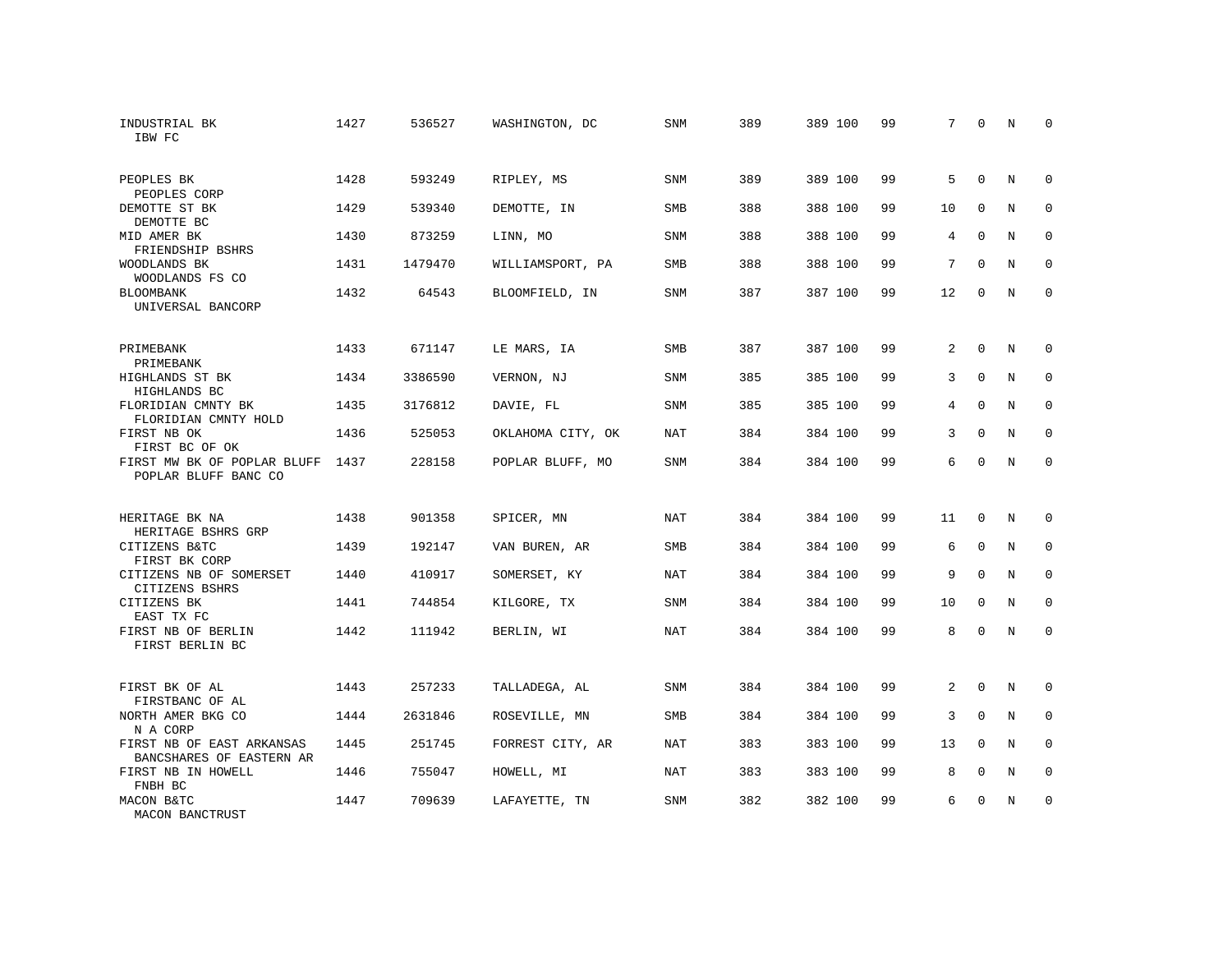| | | | | | | | | | | | | |
|---|---|---|---|---|---|---|---|---|---|---|---|---|
| INDUSTRIAL BK<br>IBW FC | 1427 | 536527 | WASHINGTON, DC | SNM | 389 | 389 | 100 | 99 | 7 | 0 | N | 0 |
| PEOPLES BK<br>PEOPLES CORP | 1428 | 593249 | RIPLEY, MS | SNM | 389 | 389 | 100 | 99 | 5 | 0 | N | 0 |
| DEMOTTE ST BK<br>DEMOTTE BC | 1429 | 539340 | DEMOTTE, IN | SMB | 388 | 388 | 100 | 99 | 10 | 0 | N | 0 |
| MID AMER BK<br>FRIENDSHIP BSHRS | 1430 | 873259 | LINN, MO | SNM | 388 | 388 | 100 | 99 | 4 | 0 | N | 0 |
| WOODLANDS BK<br>WOODLANDS FS CO | 1431 | 1479470 | WILLIAMSPORT, PA | SMB | 388 | 388 | 100 | 99 | 7 | 0 | N | 0 |
| BLOOMBANK<br>UNIVERSAL BANCORP | 1432 | 64543 | BLOOMFIELD, IN | SNM | 387 | 387 | 100 | 99 | 12 | 0 | N | 0 |
| PRIMEBANK<br>PRIMEBANK | 1433 | 671147 | LE MARS, IA | SMB | 387 | 387 | 100 | 99 | 2 | 0 | N | 0 |
| HIGHLANDS ST BK<br>HIGHLANDS BC | 1434 | 3386590 | VERNON, NJ | SNM | 385 | 385 | 100 | 99 | 3 | 0 | N | 0 |
| FLORIDIAN CMNTY BK<br>FLORIDIAN CMNTY HOLD | 1435 | 3176812 | DAVIE, FL | SNM | 385 | 385 | 100 | 99 | 4 | 0 | N | 0 |
| FIRST NB OK<br>FIRST BC OF OK | 1436 | 525053 | OKLAHOMA CITY, OK | NAT | 384 | 384 | 100 | 99 | 3 | 0 | N | 0 |
| FIRST MW BK OF POPLAR BLUFF<br>POPLAR BLUFF BANC CO | 1437 | 228158 | POPLAR BLUFF, MO | SNM | 384 | 384 | 100 | 99 | 6 | 0 | N | 0 |
| HERITAGE BK NA<br>HERITAGE BSHRS GRP | 1438 | 901358 | SPICER, MN | NAT | 384 | 384 | 100 | 99 | 11 | 0 | N | 0 |
| CITIZENS B&TC<br>FIRST BK CORP | 1439 | 192147 | VAN BUREN, AR | SMB | 384 | 384 | 100 | 99 | 6 | 0 | N | 0 |
| CITIZENS NB OF SOMERSET<br>CITIZENS BSHRS | 1440 | 410917 | SOMERSET, KY | NAT | 384 | 384 | 100 | 99 | 9 | 0 | N | 0 |
| CITIZENS BK<br>EAST TX FC | 1441 | 744854 | KILGORE, TX | SNM | 384 | 384 | 100 | 99 | 10 | 0 | N | 0 |
| FIRST NB OF BERLIN<br>FIRST BERLIN BC | 1442 | 111942 | BERLIN, WI | NAT | 384 | 384 | 100 | 99 | 8 | 0 | N | 0 |
| FIRST BK OF AL<br>FIRSTBANC OF AL | 1443 | 257233 | TALLADEGA, AL | SNM | 384 | 384 | 100 | 99 | 2 | 0 | N | 0 |
| NORTH AMER BKG CO<br>N A CORP | 1444 | 2631846 | ROSEVILLE, MN | SMB | 384 | 384 | 100 | 99 | 3 | 0 | N | 0 |
| FIRST NB OF EAST ARKANSAS<br>BANCSHARES OF EASTERN AR | 1445 | 251745 | FORREST CITY, AR | NAT | 383 | 383 | 100 | 99 | 13 | 0 | N | 0 |
| FIRST NB IN HOWELL<br>FNBH BC | 1446 | 755047 | HOWELL, MI | NAT | 383 | 383 | 100 | 99 | 8 | 0 | N | 0 |
| MACON B&TC<br>MACON BANCTRUST | 1447 | 709639 | LAFAYETTE, TN | SNM | 382 | 382 | 100 | 99 | 6 | 0 | N | 0 |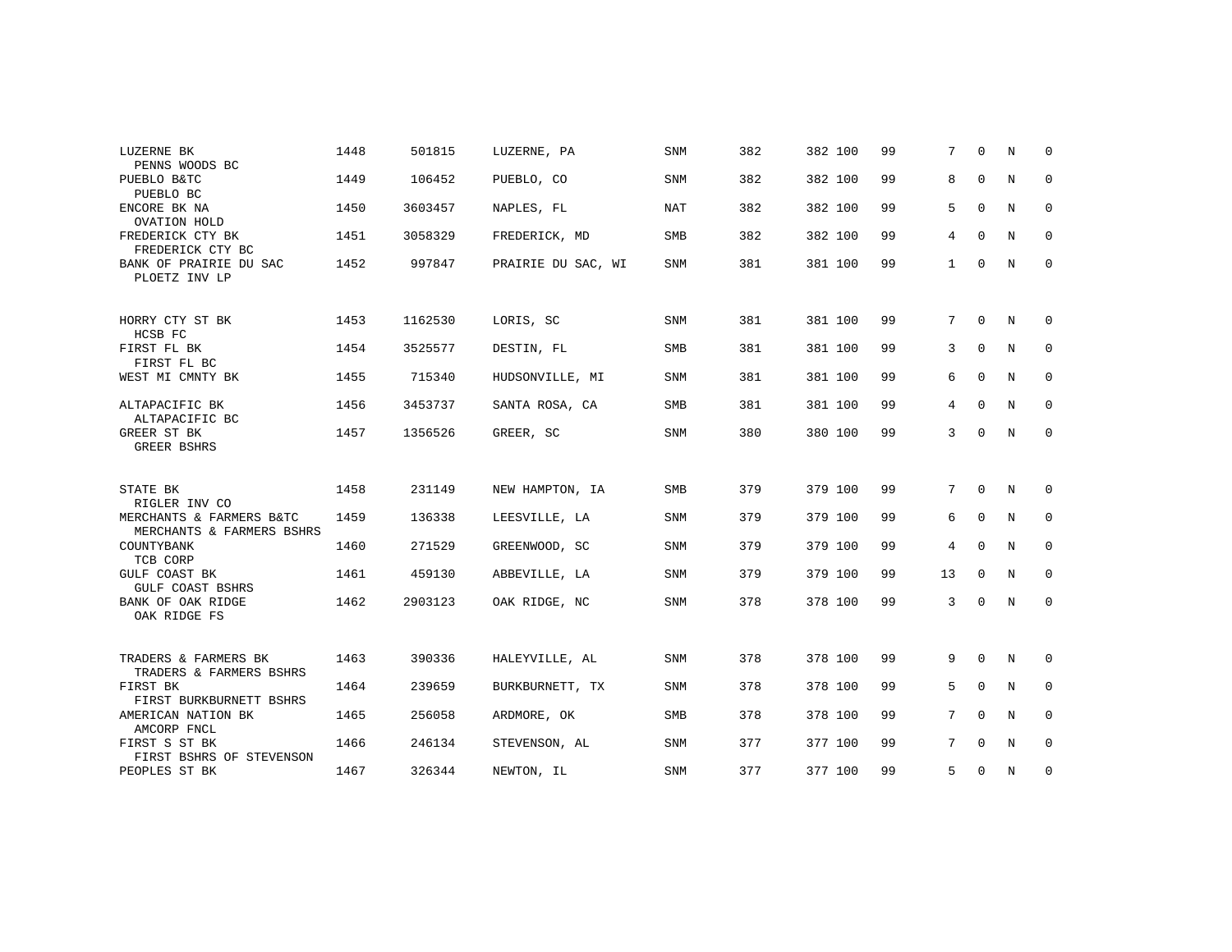| | | | | | | | | | | | |
|---|---|---|---|---|---|---|---|---|---|---|---|
| LUZERNE BK<br>PENNS WOODS BC | 1448 | 501815 | LUZERNE, PA | SNM | 382 | 382 100 | 99 | 7 | 0 | N | 0 |
| PUEBLO B&TC<br>PUEBLO BC | 1449 | 106452 | PUEBLO, CO | SNM | 382 | 382 100 | 99 | 8 | 0 | N | 0 |
| ENCORE BK NA<br>OVATION HOLD | 1450 | 3603457 | NAPLES, FL | NAT | 382 | 382 100 | 99 | 5 | 0 | N | 0 |
| FREDERICK CTY BK<br>FREDERICK CTY BC | 1451 | 3058329 | FREDERICK, MD | SMB | 382 | 382 100 | 99 | 4 | 0 | N | 0 |
| BANK OF PRAIRIE DU SAC<br>PLOETZ INV LP | 1452 | 997847 | PRAIRIE DU SAC, WI | SNM | 381 | 381 100 | 99 | 1 | 0 | N | 0 |
| HORRY CTY ST BK<br>HCSB FC | 1453 | 1162530 | LORIS, SC | SNM | 381 | 381 100 | 99 | 7 | 0 | N | 0 |
| FIRST FL BK<br>FIRST FL BC | 1454 | 3525577 | DESTIN, FL | SMB | 381 | 381 100 | 99 | 3 | 0 | N | 0 |
| WEST MI CMNTY BK | 1455 | 715340 | HUDSONVILLE, MI | SNM | 381 | 381 100 | 99 | 6 | 0 | N | 0 |
| ALTAPACIFIC BK<br>ALTAPACIFIC BC | 1456 | 3453737 | SANTA ROSA, CA | SMB | 381 | 381 100 | 99 | 4 | 0 | N | 0 |
| GREER ST BK<br>GREER BSHRS | 1457 | 1356526 | GREER, SC | SNM | 380 | 380 100 | 99 | 3 | 0 | N | 0 |
| STATE BK<br>RIGLER INV CO | 1458 | 231149 | NEW HAMPTON, IA | SMB | 379 | 379 100 | 99 | 7 | 0 | N | 0 |
| MERCHANTS & FARMERS B&TC<br>MERCHANTS & FARMERS BSHRS | 1459 | 136338 | LEESVILLE, LA | SNM | 379 | 379 100 | 99 | 6 | 0 | N | 0 |
| COUNTYBANK<br>TCB CORP | 1460 | 271529 | GREENWOOD, SC | SNM | 379 | 379 100 | 99 | 4 | 0 | N | 0 |
| GULF COAST BK<br>GULF COAST BSHRS | 1461 | 459130 | ABBEVILLE, LA | SNM | 379 | 379 100 | 99 | 13 | 0 | N | 0 |
| BANK OF OAK RIDGE<br>OAK RIDGE FS | 1462 | 2903123 | OAK RIDGE, NC | SNM | 378 | 378 100 | 99 | 3 | 0 | N | 0 |
| TRADERS & FARMERS BK<br>TRADERS & FARMERS BSHRS | 1463 | 390336 | HALEYVILLE, AL | SNM | 378 | 378 100 | 99 | 9 | 0 | N | 0 |
| FIRST BK<br>FIRST BURKBURNETT BSHRS | 1464 | 239659 | BURKBURNETT, TX | SNM | 378 | 378 100 | 99 | 5 | 0 | N | 0 |
| AMERICAN NATION BK<br>AMCORP FNCL | 1465 | 256058 | ARDMORE, OK | SMB | 378 | 378 100 | 99 | 7 | 0 | N | 0 |
| FIRST S ST BK<br>FIRST BSHRS OF STEVENSON | 1466 | 246134 | STEVENSON, AL | SNM | 377 | 377 100 | 99 | 7 | 0 | N | 0 |
| PEOPLES ST BK | 1467 | 326344 | NEWTON, IL | SNM | 377 | 377 100 | 99 | 5 | 0 | N | 0 |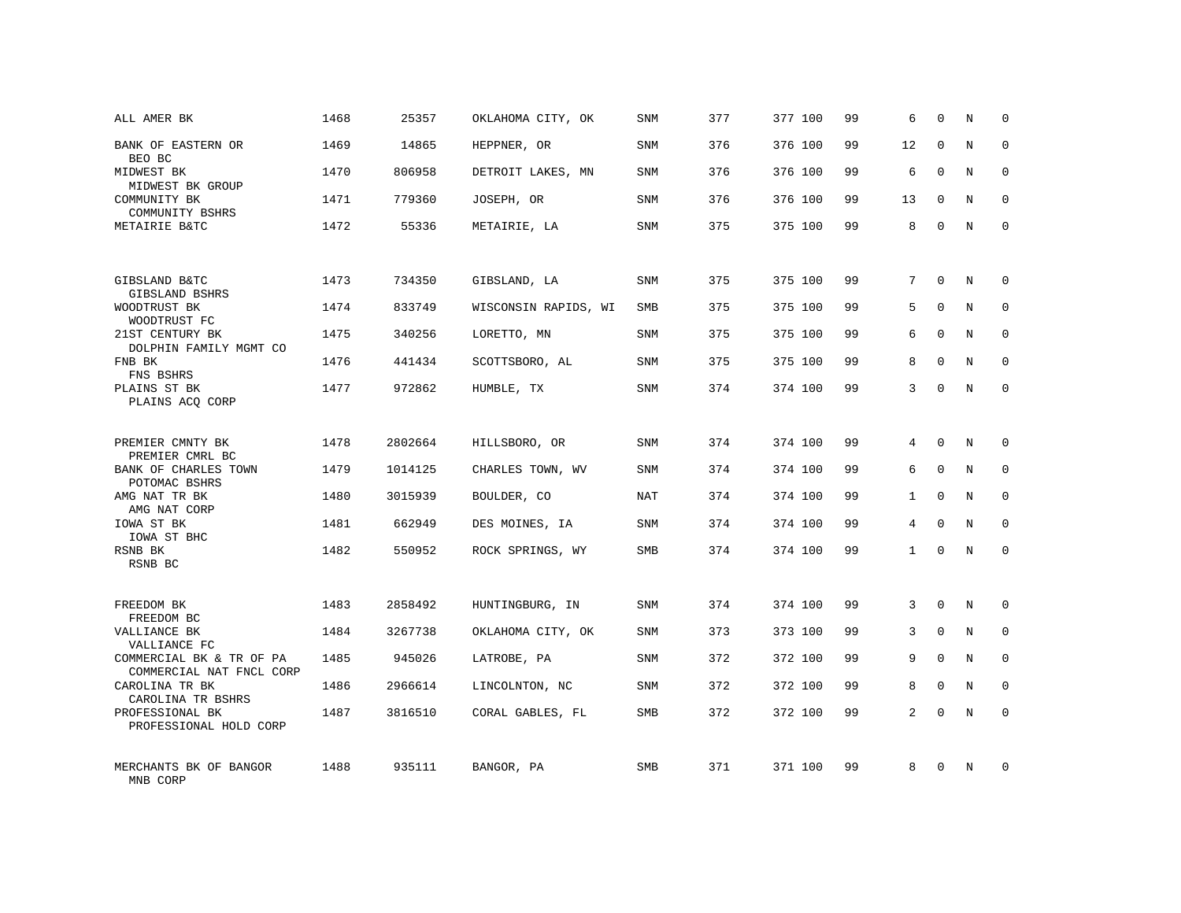| | | | | | | | | | | | | |
|---|---|---|---|---|---|---|---|---|---|---|---|---|
| ALL AMER BK | 1468 | 25357 | OKLAHOMA CITY, OK | SNM | 377 | 377 | 100 | 99 | 6 | 0 | N | 0 |
| BANK OF EASTERN OR<br>BEO BC | 1469 | 14865 | HEPPNER, OR | SNM | 376 | 376 | 100 | 99 | 12 | 0 | N | 0 |
| MIDWEST BK<br>MIDWEST BK GROUP | 1470 | 806958 | DETROIT LAKES, MN | SNM | 376 | 376 | 100 | 99 | 6 | 0 | N | 0 |
| COMMUNITY BK<br>COMMUNITY BSHRS | 1471 | 779360 | JOSEPH, OR | SNM | 376 | 376 | 100 | 99 | 13 | 0 | N | 0 |
| METAIRIE B&TC | 1472 | 55336 | METAIRIE, LA | SNM | 375 | 375 | 100 | 99 | 8 | 0 | N | 0 |
| GIBSLAND B&TC<br>GIBSLAND BSHRS | 1473 | 734350 | GIBSLAND, LA | SNM | 375 | 375 | 100 | 99 | 7 | 0 | N | 0 |
| WOODTRUST BK<br>WOODTRUST FC | 1474 | 833749 | WISCONSIN RAPIDS, WI | SMB | 375 | 375 | 100 | 99 | 5 | 0 | N | 0 |
| 21ST CENTURY BK<br>DOLPHIN FAMILY MGMT CO | 1475 | 340256 | LORETTO, MN | SNM | 375 | 375 | 100 | 99 | 6 | 0 | N | 0 |
| FNB BK<br>FNS BSHRS | 1476 | 441434 | SCOTTSBORO, AL | SNM | 375 | 375 | 100 | 99 | 8 | 0 | N | 0 |
| PLAINS ST BK<br>PLAINS ACQ CORP | 1477 | 972862 | HUMBLE, TX | SNM | 374 | 374 | 100 | 99 | 3 | 0 | N | 0 |
| PREMIER CMNTY BK<br>PREMIER CMRL BC | 1478 | 2802664 | HILLSBORO, OR | SNM | 374 | 374 | 100 | 99 | 4 | 0 | N | 0 |
| BANK OF CHARLES TOWN<br>POTOMAC BSHRS | 1479 | 1014125 | CHARLES TOWN, WV | SNM | 374 | 374 | 100 | 99 | 6 | 0 | N | 0 |
| AMG NAT TR BK<br>AMG NAT CORP | 1480 | 3015939 | BOULDER, CO | NAT | 374 | 374 | 100 | 99 | 1 | 0 | N | 0 |
| IOWA ST BK<br>IOWA ST BHC | 1481 | 662949 | DES MOINES, IA | SNM | 374 | 374 | 100 | 99 | 4 | 0 | N | 0 |
| RSNB BK<br>RSNB BC | 1482 | 550952 | ROCK SPRINGS, WY | SMB | 374 | 374 | 100 | 99 | 1 | 0 | N | 0 |
| FREEDOM BK<br>FREEDOM BC | 1483 | 2858492 | HUNTINGBURG, IN | SNM | 374 | 374 | 100 | 99 | 3 | 0 | N | 0 |
| VALLIANCE BK<br>VALLIANCE FC | 1484 | 3267738 | OKLAHOMA CITY, OK | SNM | 373 | 373 | 100 | 99 | 3 | 0 | N | 0 |
| COMMERCIAL BK & TR OF PA<br>COMMERCIAL NAT FNCL CORP | 1485 | 945026 | LATROBE, PA | SNM | 372 | 372 | 100 | 99 | 9 | 0 | N | 0 |
| CAROLINA TR BK<br>CAROLINA TR BSHRS | 1486 | 2966614 | LINCOLNTON, NC | SNM | 372 | 372 | 100 | 99 | 8 | 0 | N | 0 |
| PROFESSIONAL BK<br>PROFESSIONAL HOLD CORP | 1487 | 3816510 | CORAL GABLES, FL | SMB | 372 | 372 | 100 | 99 | 2 | 0 | N | 0 |
| MERCHANTS BK OF BANGOR<br>MNB CORP | 1488 | 935111 | BANGOR, PA | SMB | 371 | 371 | 100 | 99 | 8 | 0 | N | 0 |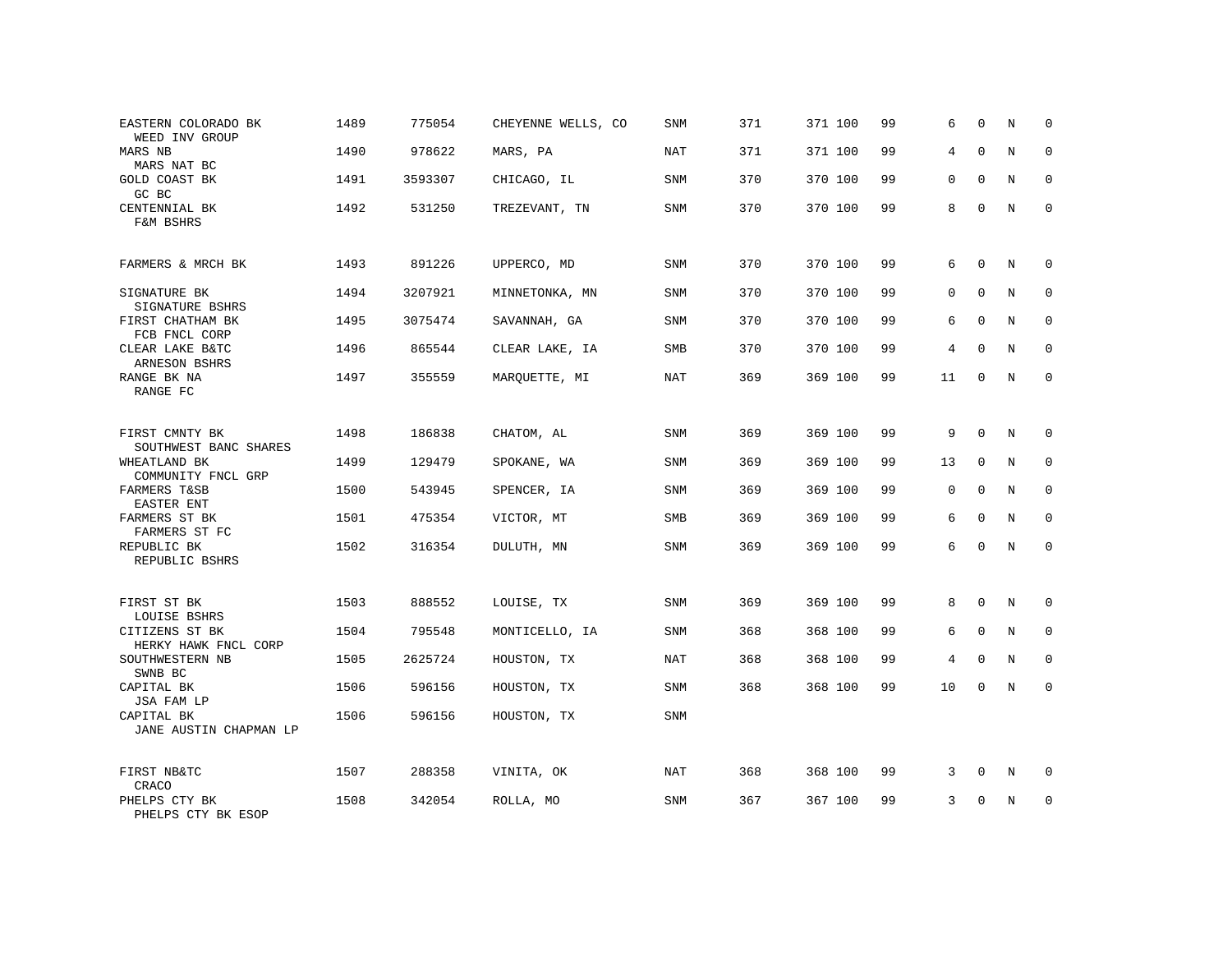| | | | | | | | | | | | | |
|---|---|---|---|---|---|---|---|---|---|---|---|---|
| EASTERN COLORADO BK<br>WEED INV GROUP | 1489 | 775054 | CHEYENNE WELLS, CO | SNM | 371 | 371 | 100 | 99 | 6 | 0 | N | 0 |
| MARS NB<br>MARS NAT BC | 1490 | 978622 | MARS, PA | NAT | 371 | 371 | 100 | 99 | 4 | 0 | N | 0 |
| GOLD COAST BK<br>GC BC | 1491 | 3593307 | CHICAGO, IL | SNM | 370 | 370 | 100 | 99 | 0 | 0 | N | 0 |
| CENTENNIAL BK<br>F&M BSHRS | 1492 | 531250 | TREZEVANT, TN | SNM | 370 | 370 | 100 | 99 | 8 | 0 | N | 0 |
| FARMERS & MRCH BK | 1493 | 891226 | UPPERCO, MD | SNM | 370 | 370 | 100 | 99 | 6 | 0 | N | 0 |
| SIGNATURE BK<br>SIGNATURE BSHRS | 1494 | 3207921 | MINNETONKA, MN | SNM | 370 | 370 | 100 | 99 | 0 | 0 | N | 0 |
| FIRST CHATHAM BK<br>FCB FNCL CORP | 1495 | 3075474 | SAVANNAH, GA | SNM | 370 | 370 | 100 | 99 | 6 | 0 | N | 0 |
| CLEAR LAKE B&TC<br>ARNESON BSHRS | 1496 | 865544 | CLEAR LAKE, IA | SMB | 370 | 370 | 100 | 99 | 4 | 0 | N | 0 |
| RANGE BK NA<br>RANGE FC | 1497 | 355559 | MARQUETTE, MI | NAT | 369 | 369 | 100 | 99 | 11 | 0 | N | 0 |
| FIRST CMNTY BK<br>SOUTHWEST BANC SHARES | 1498 | 186838 | CHATOM, AL | SNM | 369 | 369 | 100 | 99 | 9 | 0 | N | 0 |
| WHEATLAND BK<br>COMMUNITY FNCL GRP | 1499 | 129479 | SPOKANE, WA | SNM | 369 | 369 | 100 | 99 | 13 | 0 | N | 0 |
| FARMERS T&SB<br>EASTER ENT | 1500 | 543945 | SPENCER, IA | SNM | 369 | 369 | 100 | 99 | 0 | 0 | N | 0 |
| FARMERS ST BK<br>FARMERS ST FC | 1501 | 475354 | VICTOR, MT | SMB | 369 | 369 | 100 | 99 | 6 | 0 | N | 0 |
| REPUBLIC BK<br>REPUBLIC BSHRS | 1502 | 316354 | DULUTH, MN | SNM | 369 | 369 | 100 | 99 | 6 | 0 | N | 0 |
| FIRST ST BK<br>LOUISE BSHRS | 1503 | 888552 | LOUISE, TX | SNM | 369 | 369 | 100 | 99 | 8 | 0 | N | 0 |
| CITIZENS ST BK<br>HERKY HAWK FNCL CORP | 1504 | 795548 | MONTICELLO, IA | SNM | 368 | 368 | 100 | 99 | 6 | 0 | N | 0 |
| SOUTHWESTERN NB<br>SWNB BC | 1505 | 2625724 | HOUSTON, TX | NAT | 368 | 368 | 100 | 99 | 4 | 0 | N | 0 |
| CAPITAL BK<br>JSA FAM LP | 1506 | 596156 | HOUSTON, TX | SNM | 368 | 368 | 100 | 99 | 10 | 0 | N | 0 |
| CAPITAL BK<br>JANE AUSTIN CHAPMAN LP | 1506 | 596156 | HOUSTON, TX | SNM | | | | | | | | |
| FIRST NB&TC<br>CRACO | 1507 | 288358 | VINITA, OK | NAT | 368 | 368 | 100 | 99 | 3 | 0 | N | 0 |
| PHELPS CTY BK<br>PHELPS CTY BK ESOP | 1508 | 342054 | ROLLA, MO | SNM | 367 | 367 | 100 | 99 | 3 | 0 | N | 0 |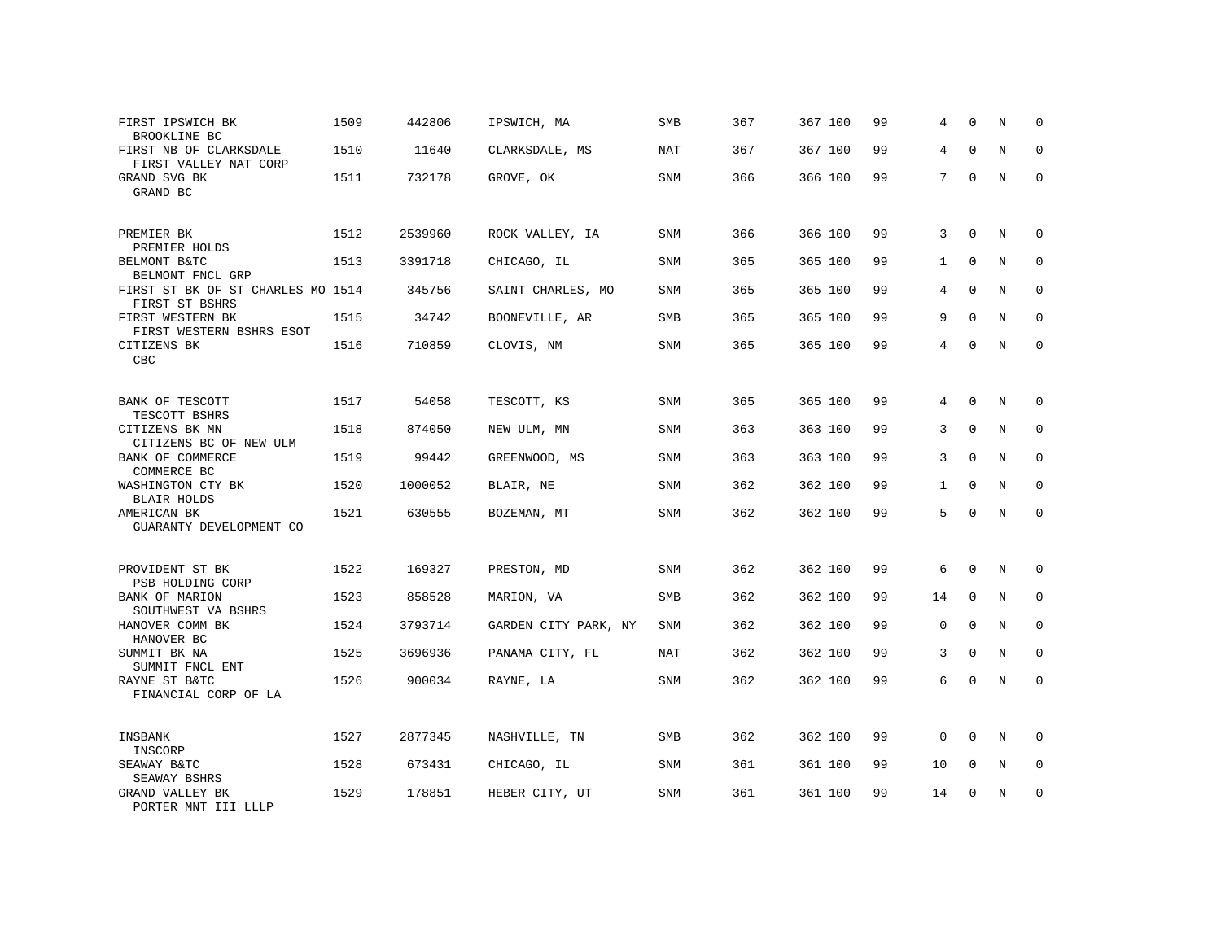| | | | | | | | | | | | | |
|---|---|---|---|---|---|---|---|---|---|---|---|---|
| FIRST IPSWICH BK<br>BROOKLINE BC | 1509 | 442806 | IPSWICH, MA | SMB | 367 | 367 | 100 | 99 | 4 | 0 | N | 0 |
| FIRST NB OF CLARKSDALE<br>FIRST VALLEY NAT CORP | 1510 | 11640 | CLARKSDALE, MS | NAT | 367 | 367 | 100 | 99 | 4 | 0 | N | 0 |
| GRAND SVG BK<br>GRAND BC | 1511 | 732178 | GROVE, OK | SNM | 366 | 366 | 100 | 99 | 7 | 0 | N | 0 |
| PREMIER BK<br>PREMIER HOLDS | 1512 | 2539960 | ROCK VALLEY, IA | SNM | 366 | 366 | 100 | 99 | 3 | 0 | N | 0 |
| BELMONT B&TC<br>BELMONT FNCL GRP | 1513 | 3391718 | CHICAGO, IL | SNM | 365 | 365 | 100 | 99 | 1 | 0 | N | 0 |
| FIRST ST BK OF ST CHARLES MO<br>FIRST ST BSHRS | 1514 | 345756 | SAINT CHARLES, MO | SNM | 365 | 365 | 100 | 99 | 4 | 0 | N | 0 |
| FIRST WESTERN BK<br>FIRST WESTERN BSHRS ESOT | 1515 | 34742 | BOONEVILLE, AR | SMB | 365 | 365 | 100 | 99 | 9 | 0 | N | 0 |
| CITIZENS BK<br>CBC | 1516 | 710859 | CLOVIS, NM | SNM | 365 | 365 | 100 | 99 | 4 | 0 | N | 0 |
| BANK OF TESCOTT<br>TESCOTT BSHRS | 1517 | 54058 | TESCOTT, KS | SNM | 365 | 365 | 100 | 99 | 4 | 0 | N | 0 |
| CITIZENS BK MN<br>CITIZENS BC OF NEW ULM | 1518 | 874050 | NEW ULM, MN | SNM | 363 | 363 | 100 | 99 | 3 | 0 | N | 0 |
| BANK OF COMMERCE<br>COMMERCE BC | 1519 | 99442 | GREENWOOD, MS | SNM | 363 | 363 | 100 | 99 | 3 | 0 | N | 0 |
| WASHINGTON CTY BK<br>BLAIR HOLDS | 1520 | 1000052 | BLAIR, NE | SNM | 362 | 362 | 100 | 99 | 1 | 0 | N | 0 |
| AMERICAN BK<br>GUARANTY DEVELOPMENT CO | 1521 | 630555 | BOZEMAN, MT | SNM | 362 | 362 | 100 | 99 | 5 | 0 | N | 0 |
| PROVIDENT ST BK<br>PSB HOLDING CORP | 1522 | 169327 | PRESTON, MD | SNM | 362 | 362 | 100 | 99 | 6 | 0 | N | 0 |
| BANK OF MARION<br>SOUTHWEST VA BSHRS | 1523 | 858528 | MARION, VA | SMB | 362 | 362 | 100 | 99 | 14 | 0 | N | 0 |
| HANOVER COMM BK<br>HANOVER BC | 1524 | 3793714 | GARDEN CITY PARK, NY | SNM | 362 | 362 | 100 | 99 | 0 | 0 | N | 0 |
| SUMMIT BK NA<br>SUMMIT FNCL ENT | 1525 | 3696936 | PANAMA CITY, FL | NAT | 362 | 362 | 100 | 99 | 3 | 0 | N | 0 |
| RAYNE ST B&TC<br>FINANCIAL CORP OF LA | 1526 | 900034 | RAYNE, LA | SNM | 362 | 362 | 100 | 99 | 6 | 0 | N | 0 |
| INSBANK<br>INSCORP | 1527 | 2877345 | NASHVILLE, TN | SMB | 362 | 362 | 100 | 99 | 0 | 0 | N | 0 |
| SEAWAY B&TC<br>SEAWAY BSHRS | 1528 | 673431 | CHICAGO, IL | SNM | 361 | 361 | 100 | 99 | 10 | 0 | N | 0 |
| GRAND VALLEY BK<br>PORTER MNT III LLLP | 1529 | 178851 | HEBER CITY, UT | SNM | 361 | 361 | 100 | 99 | 14 | 0 | N | 0 |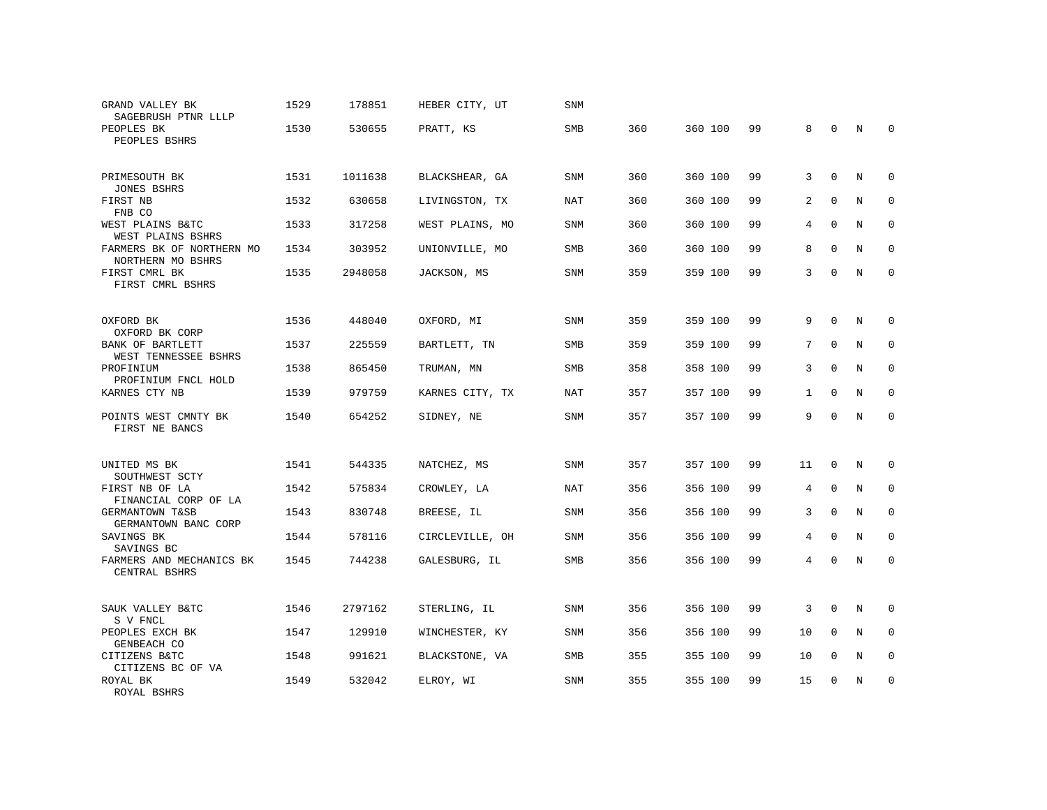| | | | | | | | | | | | | |
|---|---|---|---|---|---|---|---|---|---|---|---|---|
| GRAND VALLEY BK<br>SAGEBRUSH PTNR LLLP | 1529 | 178851 | HEBER CITY, UT | SNM | | | | | | | | |
| PEOPLES BK<br>PEOPLES BSHRS | 1530 | 530655 | PRATT, KS | SMB | 360 | 360 | 100 | 99 | 8 | 0 | N | 0 |
| PRIMESOUTH BK<br>JONES BSHRS | 1531 | 1011638 | BLACKSHEAR, GA | SNM | 360 | 360 | 100 | 99 | 3 | 0 | N | 0 |
| FIRST NB<br>FNB CO | 1532 | 630658 | LIVINGSTON, TX | NAT | 360 | 360 | 100 | 99 | 2 | 0 | N | 0 |
| WEST PLAINS B&TC<br>WEST PLAINS BSHRS | 1533 | 317258 | WEST PLAINS, MO | SNM | 360 | 360 | 100 | 99 | 4 | 0 | N | 0 |
| FARMERS BK OF NORTHERN MO<br>NORTHERN MO BSHRS | 1534 | 303952 | UNIONVILLE, MO | SMB | 360 | 360 | 100 | 99 | 8 | 0 | N | 0 |
| FIRST CMRL BK<br>FIRST CMRL BSHRS | 1535 | 2948058 | JACKSON, MS | SNM | 359 | 359 | 100 | 99 | 3 | 0 | N | 0 |
| OXFORD BK<br>OXFORD BK CORP | 1536 | 448040 | OXFORD, MI | SNM | 359 | 359 | 100 | 99 | 9 | 0 | N | 0 |
| BANK OF BARTLETT<br>WEST TENNESSEE BSHRS | 1537 | 225559 | BARTLETT, TN | SMB | 359 | 359 | 100 | 99 | 7 | 0 | N | 0 |
| PROFINIUM<br>PROFINIUM FNCL HOLD | 1538 | 865450 | TRUMAN, MN | SMB | 358 | 358 | 100 | 99 | 3 | 0 | N | 0 |
| KARNES CTY NB | 1539 | 979759 | KARNES CITY, TX | NAT | 357 | 357 | 100 | 99 | 1 | 0 | N | 0 |
| POINTS WEST CMNTY BK<br>FIRST NE BANCS | 1540 | 654252 | SIDNEY, NE | SNM | 357 | 357 | 100 | 99 | 9 | 0 | N | 0 |
| UNITED MS BK<br>SOUTHWEST SCTY | 1541 | 544335 | NATCHEZ, MS | SNM | 357 | 357 | 100 | 99 | 11 | 0 | N | 0 |
| FIRST NB OF LA<br>FINANCIAL CORP OF LA | 1542 | 575834 | CROWLEY, LA | NAT | 356 | 356 | 100 | 99 | 4 | 0 | N | 0 |
| GERMANTOWN T&SB<br>GERMANTOWN BANC CORP | 1543 | 830748 | BREESE, IL | SNM | 356 | 356 | 100 | 99 | 3 | 0 | N | 0 |
| SAVINGS BK<br>SAVINGS BC | 1544 | 578116 | CIRCLEVILLE, OH | SNM | 356 | 356 | 100 | 99 | 4 | 0 | N | 0 |
| FARMERS AND MECHANICS BK<br>CENTRAL BSHRS | 1545 | 744238 | GALESBURG, IL | SMB | 356 | 356 | 100 | 99 | 4 | 0 | N | 0 |
| SAUK VALLEY B&TC<br>S V FNCL | 1546 | 2797162 | STERLING, IL | SNM | 356 | 356 | 100 | 99 | 3 | 0 | N | 0 |
| PEOPLES EXCH BK<br>GENBEACH CO | 1547 | 129910 | WINCHESTER, KY | SNM | 356 | 356 | 100 | 99 | 10 | 0 | N | 0 |
| CITIZENS B&TC<br>CITIZENS BC OF VA | 1548 | 991621 | BLACKSTONE, VA | SMB | 355 | 355 | 100 | 99 | 10 | 0 | N | 0 |
| ROYAL BK<br>ROYAL BSHRS | 1549 | 532042 | ELROY, WI | SNM | 355 | 355 | 100 | 99 | 15 | 0 | N | 0 |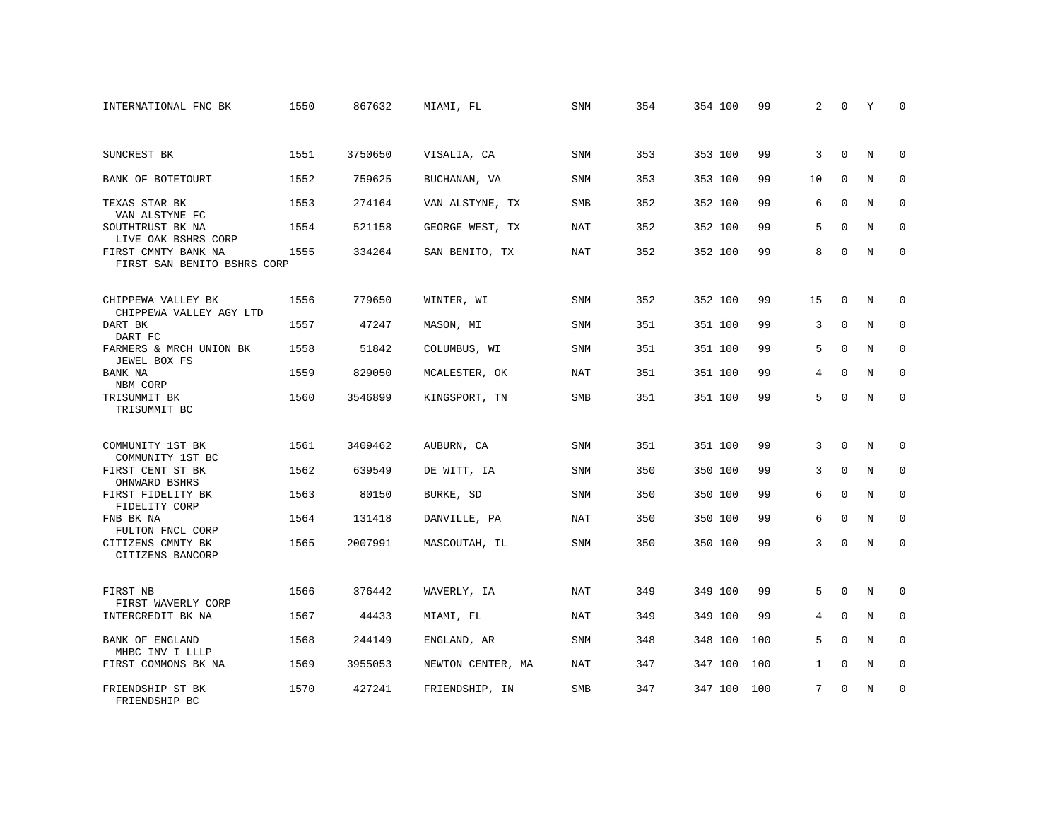| | | | | | | | | | | | | | |
|---|---|---|---|---|---|---|---|---|---|---|---|---|---|
| INTERNATIONAL FNC BK | 1550 | 867632 | MIAMI, FL | SNM | 354 | 354 | 100 | 99 | 2 | 0 | Y | 0 |
| SUNCREST BK | 1551 | 3750650 | VISALIA, CA | SNM | 353 | 353 | 100 | 99 | 3 | 0 | N | 0 |
| BANK OF BOTETOURT | 1552 | 759625 | BUCHANAN, VA | SNM | 353 | 353 | 100 | 99 | 10 | 0 | N | 0 |
| TEXAS STAR BK<br>VAN ALSTYNE FC | 1553 | 274164 | VAN ALSTYNE, TX | SMB | 352 | 352 | 100 | 99 | 6 | 0 | N | 0 |
| SOUTHTRUST BK NA<br>LIVE OAK BSHRS CORP | 1554 | 521158 | GEORGE WEST, TX | NAT | 352 | 352 | 100 | 99 | 5 | 0 | N | 0 |
| FIRST CMNTY BANK NA<br>FIRST SAN BENITO BSHRS CORP | 1555 | 334264 | SAN BENITO, TX | NAT | 352 | 352 | 100 | 99 | 8 | 0 | N | 0 |
| CHIPPEWA VALLEY BK<br>CHIPPEWA VALLEY AGY LTD | 1556 | 779650 | WINTER, WI | SNM | 352 | 352 | 100 | 99 | 15 | 0 | N | 0 |
| DART BK<br>DART FC | 1557 | 47247 | MASON, MI | SNM | 351 | 351 | 100 | 99 | 3 | 0 | N | 0 |
| FARMERS & MRCH UNION BK<br>JEWEL BOX FS | 1558 | 51842 | COLUMBUS, WI | SNM | 351 | 351 | 100 | 99 | 5 | 0 | N | 0 |
| BANK NA<br>NBM CORP | 1559 | 829050 | MCALESTER, OK | NAT | 351 | 351 | 100 | 99 | 4 | 0 | N | 0 |
| TRISUMMIT BK<br>TRISUMMIT BC | 1560 | 3546899 | KINGSPORT, TN | SMB | 351 | 351 | 100 | 99 | 5 | 0 | N | 0 |
| COMMUNITY 1ST BK<br>COMMUNITY 1ST BC | 1561 | 3409462 | AUBURN, CA | SNM | 351 | 351 | 100 | 99 | 3 | 0 | N | 0 |
| FIRST CENT ST BK<br>OHNWARD BSHRS | 1562 | 639549 | DE WITT, IA | SNM | 350 | 350 | 100 | 99 | 3 | 0 | N | 0 |
| FIRST FIDELITY BK<br>FIDELITY CORP | 1563 | 80150 | BURKE, SD | SNM | 350 | 350 | 100 | 99 | 6 | 0 | N | 0 |
| FNB BK NA<br>FULTON FNCL CORP | 1564 | 131418 | DANVILLE, PA | NAT | 350 | 350 | 100 | 99 | 6 | 0 | N | 0 |
| CITIZENS CMNTY BK<br>CITIZENS BANCORP | 1565 | 2007991 | MASCOUTAH, IL | SNM | 350 | 350 | 100 | 99 | 3 | 0 | N | 0 |
| FIRST NB<br>FIRST WAVERLY CORP | 1566 | 376442 | WAVERLY, IA | NAT | 349 | 349 | 100 | 99 | 5 | 0 | N | 0 |
| INTERCREDIT BK NA | 1567 | 44433 | MIAMI, FL | NAT | 349 | 349 | 100 | 99 | 4 | 0 | N | 0 |
| BANK OF ENGLAND<br>MHBC INV I LLLP | 1568 | 244149 | ENGLAND, AR | SNM | 348 | 348 | 100 | 100 | 5 | 0 | N | 0 |
| FIRST COMMONS BK NA | 1569 | 3955053 | NEWTON CENTER, MA | NAT | 347 | 347 | 100 | 100 | 1 | 0 | N | 0 |
| FRIENDSHIP ST BK<br>FRIENDSHIP BC | 1570 | 427241 | FRIENDSHIP, IN | SMB | 347 | 347 | 100 | 100 | 7 | 0 | N | 0 |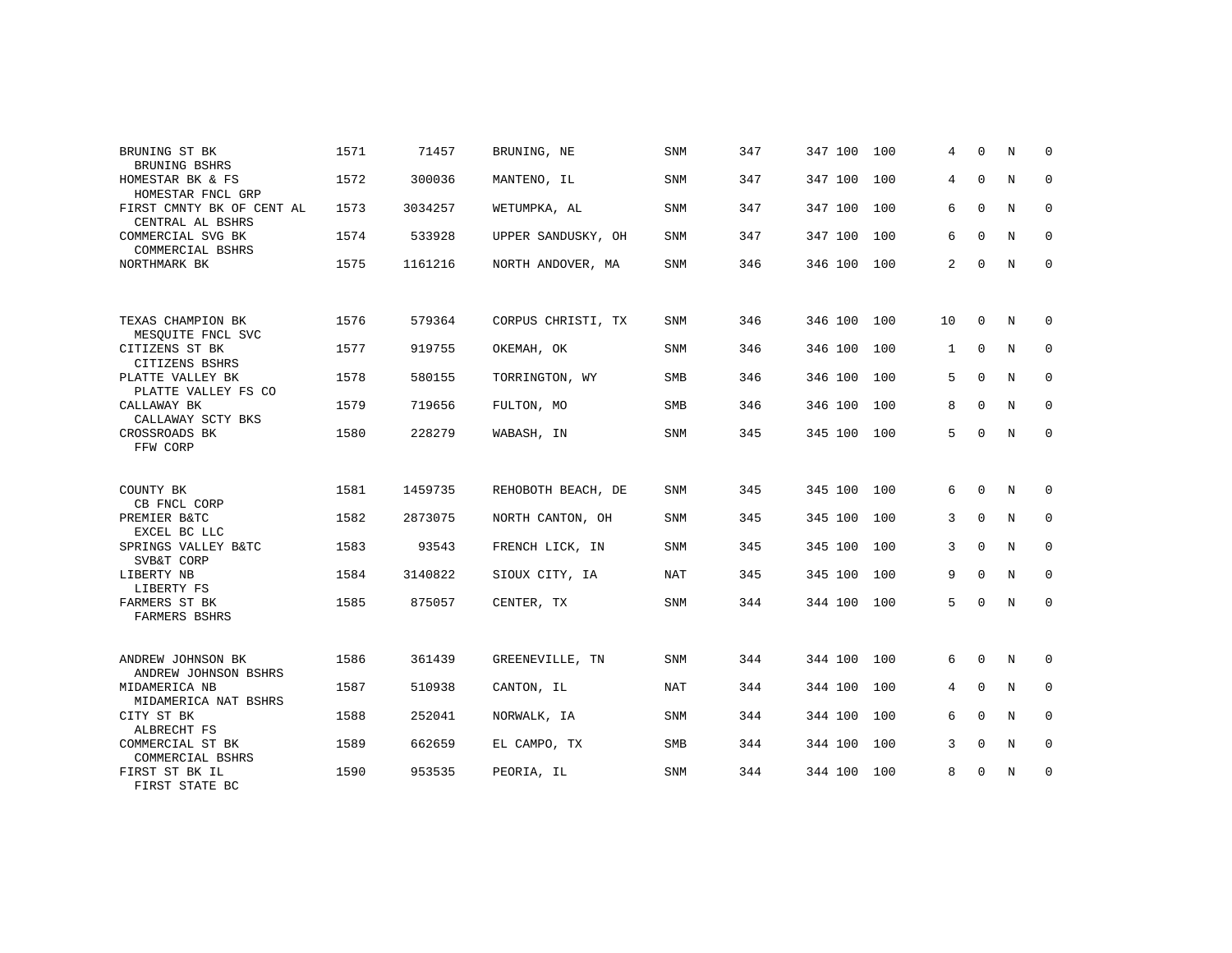| | | | | | | | | | | | | |
|---|---|---|---|---|---|---|---|---|---|---|---|---|
| BRUNING ST BK<br>BRUNING BSHRS | 1571 | 71457 | BRUNING, NE | SNM | 347 | 347 | 100 | 100 | 4 | 0 | N | 0 |
| HOMESTAR BK & FS<br>HOMESTAR FNCL GRP | 1572 | 300036 | MANTENO, IL | SNM | 347 | 347 | 100 | 100 | 4 | 0 | N | 0 |
| FIRST CMNTY BK OF CENT AL<br>CENTRAL AL BSHRS | 1573 | 3034257 | WETUMPKA, AL | SNM | 347 | 347 | 100 | 100 | 6 | 0 | N | 0 |
| COMMERCIAL SVG BK<br>COMMERCIAL BSHRS | 1574 | 533928 | UPPER SANDUSKY, OH | SNM | 347 | 347 | 100 | 100 | 6 | 0 | N | 0 |
| NORTHMARK BK | 1575 | 1161216 | NORTH ANDOVER, MA | SNM | 346 | 346 | 100 | 100 | 2 | 0 | N | 0 |
| TEXAS CHAMPION BK<br>MESQUITE FNCL SVC | 1576 | 579364 | CORPUS CHRISTI, TX | SNM | 346 | 346 | 100 | 100 | 10 | 0 | N | 0 |
| CITIZENS ST BK<br>CITIZENS BSHRS | 1577 | 919755 | OKEMAH, OK | SNM | 346 | 346 | 100 | 100 | 1 | 0 | N | 0 |
| PLATTE VALLEY BK<br>PLATTE VALLEY FS CO | 1578 | 580155 | TORRINGTON, WY | SMB | 346 | 346 | 100 | 100 | 5 | 0 | N | 0 |
| CALLAWAY BK<br>CALLAWAY SCTY BKS | 1579 | 719656 | FULTON, MO | SMB | 346 | 346 | 100 | 100 | 8 | 0 | N | 0 |
| CROSSROADS BK<br>FFW CORP | 1580 | 228279 | WABASH, IN | SNM | 345 | 345 | 100 | 100 | 5 | 0 | N | 0 |
| COUNTY BK<br>CB FNCL CORP | 1581 | 1459735 | REHOBOTH BEACH, DE | SNM | 345 | 345 | 100 | 100 | 6 | 0 | N | 0 |
| PREMIER B&TC<br>EXCEL BC LLC | 1582 | 2873075 | NORTH CANTON, OH | SNM | 345 | 345 | 100 | 100 | 3 | 0 | N | 0 |
| SPRINGS VALLEY B&TC<br>SVB&T CORP | 1583 | 93543 | FRENCH LICK, IN | SNM | 345 | 345 | 100 | 100 | 3 | 0 | N | 0 |
| LIBERTY NB<br>LIBERTY FS | 1584 | 3140822 | SIOUX CITY, IA | NAT | 345 | 345 | 100 | 100 | 9 | 0 | N | 0 |
| FARMERS ST BK<br>FARMERS BSHRS | 1585 | 875057 | CENTER, TX | SNM | 344 | 344 | 100 | 100 | 5 | 0 | N | 0 |
| ANDREW JOHNSON BK<br>ANDREW JOHNSON BSHRS | 1586 | 361439 | GREENEVILLE, TN | SNM | 344 | 344 | 100 | 100 | 6 | 0 | N | 0 |
| MIDAMERICA NB<br>MIDAMERICA NAT BSHRS | 1587 | 510938 | CANTON, IL | NAT | 344 | 344 | 100 | 100 | 4 | 0 | N | 0 |
| CITY ST BK<br>ALBRECHT FS | 1588 | 252041 | NORWALK, IA | SNM | 344 | 344 | 100 | 100 | 6 | 0 | N | 0 |
| COMMERCIAL ST BK<br>COMMERCIAL BSHRS | 1589 | 662659 | EL CAMPO, TX | SMB | 344 | 344 | 100 | 100 | 3 | 0 | N | 0 |
| FIRST ST BK IL<br>FIRST STATE BC | 1590 | 953535 | PEORIA, IL | SNM | 344 | 344 | 100 | 100 | 8 | 0 | N | 0 |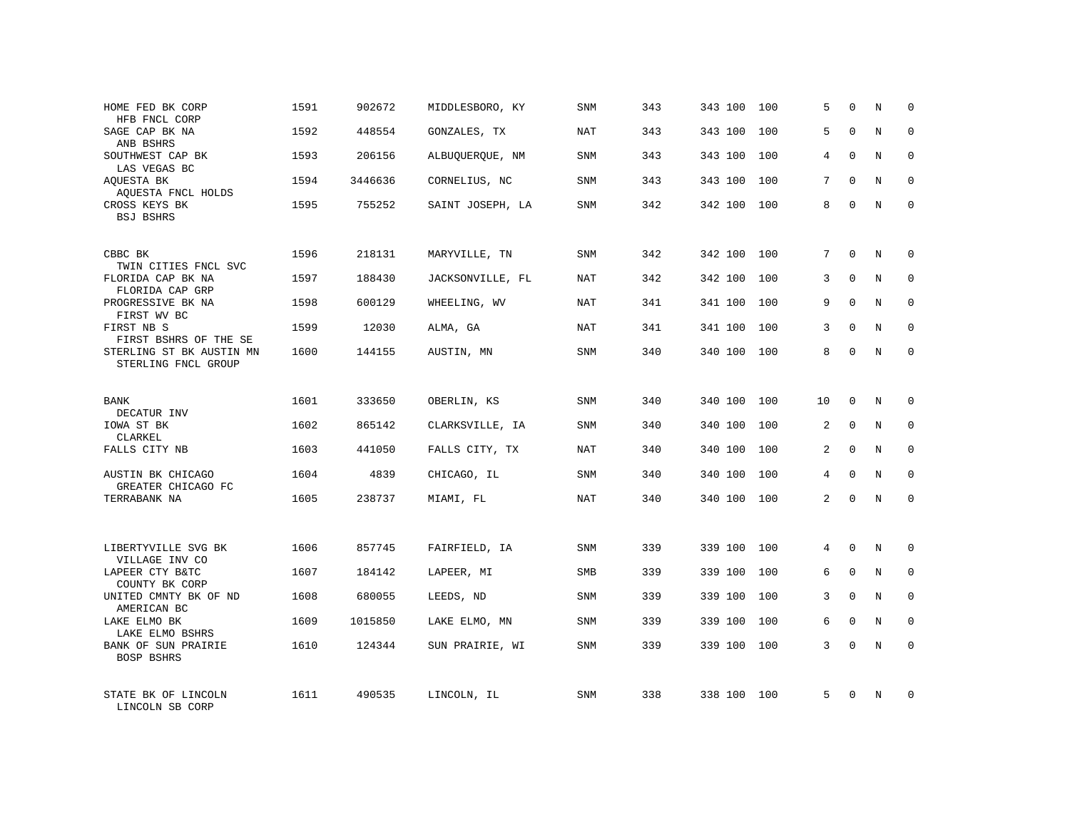| | | | | | | | | | | | | |
|---|---|---|---|---|---|---|---|---|---|---|---|---|
| HOME FED BK CORP<br>HFB FNCL CORP | 1591 | 902672 | MIDDLESBORO, KY | SNM | 343 | 343 | 100 | 100 | 5 | 0 | N | 0 |
| SAGE CAP BK NA<br>ANB BSHRS | 1592 | 448554 | GONZALES, TX | NAT | 343 | 343 | 100 | 100 | 5 | 0 | N | 0 |
| SOUTHWEST CAP BK<br>LAS VEGAS BC | 1593 | 206156 | ALBUQUERQUE, NM | SNM | 343 | 343 | 100 | 100 | 4 | 0 | N | 0 |
| AQUESTA BK<br>AQUESTA FNCL HOLDS | 1594 | 3446636 | CORNELIUS, NC | SNM | 343 | 343 | 100 | 100 | 7 | 0 | N | 0 |
| CROSS KEYS BK<br>BSJ BSHRS | 1595 | 755252 | SAINT JOSEPH, LA | SNM | 342 | 342 | 100 | 100 | 8 | 0 | N | 0 |
| CBBC BK<br>TWIN CITIES FNCL SVC | 1596 | 218131 | MARYVILLE, TN | SNM | 342 | 342 | 100 | 100 | 7 | 0 | N | 0 |
| FLORIDA CAP BK NA<br>FLORIDA CAP GRP | 1597 | 188430 | JACKSONVILLE, FL | NAT | 342 | 342 | 100 | 100 | 3 | 0 | N | 0 |
| PROGRESSIVE BK NA<br>FIRST WV BC | 1598 | 600129 | WHEELING, WV | NAT | 341 | 341 | 100 | 100 | 9 | 0 | N | 0 |
| FIRST NB S<br>FIRST BSHRS OF THE SE | 1599 | 12030 | ALMA, GA | NAT | 341 | 341 | 100 | 100 | 3 | 0 | N | 0 |
| STERLING ST BK AUSTIN MN<br>STERLING FNCL GROUP | 1600 | 144155 | AUSTIN, MN | SNM | 340 | 340 | 100 | 100 | 8 | 0 | N | 0 |
| BANK<br>DECATUR INV | 1601 | 333650 | OBERLIN, KS | SNM | 340 | 340 | 100 | 100 | 10 | 0 | N | 0 |
| IOWA ST BK<br>CLARKEL | 1602 | 865142 | CLARKSVILLE, IA | SNM | 340 | 340 | 100 | 100 | 2 | 0 | N | 0 |
| FALLS CITY NB | 1603 | 441050 | FALLS CITY, TX | NAT | 340 | 340 | 100 | 100 | 2 | 0 | N | 0 |
| AUSTIN BK CHICAGO<br>GREATER CHICAGO FC | 1604 | 4839 | CHICAGO, IL | SNM | 340 | 340 | 100 | 100 | 4 | 0 | N | 0 |
| TERRABANK NA | 1605 | 238737 | MIAMI, FL | NAT | 340 | 340 | 100 | 100 | 2 | 0 | N | 0 |
| LIBERTYVILLE SVG BK<br>VILLAGE INV CO | 1606 | 857745 | FAIRFIELD, IA | SNM | 339 | 339 | 100 | 100 | 4 | 0 | N | 0 |
| LAPEER CTY B&TC<br>COUNTY BK CORP | 1607 | 184142 | LAPEER, MI | SMB | 339 | 339 | 100 | 100 | 6 | 0 | N | 0 |
| UNITED CMNTY BK OF ND<br>AMERICAN BC | 1608 | 680055 | LEEDS, ND | SNM | 339 | 339 | 100 | 100 | 3 | 0 | N | 0 |
| LAKE ELMO BK<br>LAKE ELMO BSHRS | 1609 | 1015850 | LAKE ELMO, MN | SNM | 339 | 339 | 100 | 100 | 6 | 0 | N | 0 |
| BANK OF SUN PRAIRIE<br>BOSP BSHRS | 1610 | 124344 | SUN PRAIRIE, WI | SNM | 339 | 339 | 100 | 100 | 3 | 0 | N | 0 |
| STATE BK OF LINCOLN<br>LINCOLN SB CORP | 1611 | 490535 | LINCOLN, IL | SNM | 338 | 338 | 100 | 100 | 5 | 0 | N | 0 |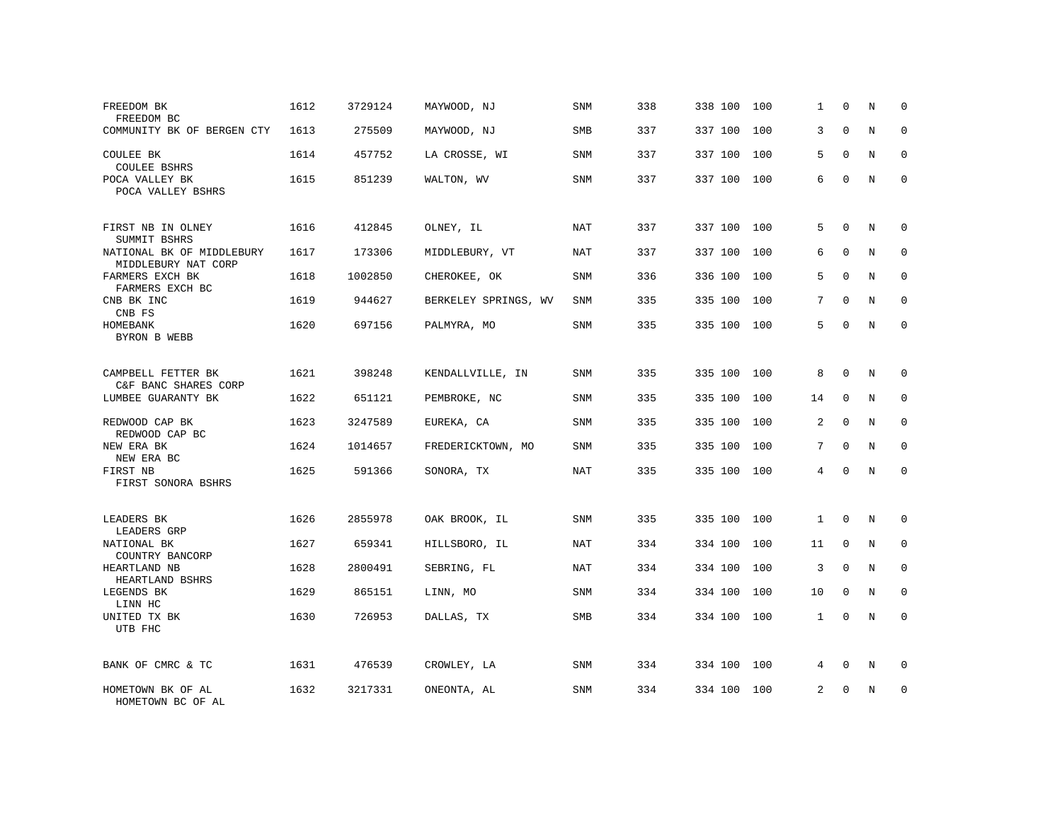| | | | | | | | | | | | | |
|---|---|---|---|---|---|---|---|---|---|---|---|---|
| FREEDOM BK<br>FREEDOM BC | 1612 | 3729124 | MAYWOOD, NJ | SNM | 338 | 338 | 100 | 100 | 1 | 0 | N | 0 |
| COMMUNITY BK OF BERGEN CTY | 1613 | 275509 | MAYWOOD, NJ | SMB | 337 | 337 | 100 | 100 | 3 | 0 | N | 0 |
| COULEE BK<br>COULEE BSHRS | 1614 | 457752 | LA CROSSE, WI | SNM | 337 | 337 | 100 | 100 | 5 | 0 | N | 0 |
| POCA VALLEY BK<br>POCA VALLEY BSHRS | 1615 | 851239 | WALTON, WV | SNM | 337 | 337 | 100 | 100 | 6 | 0 | N | 0 |
| FIRST NB IN OLNEY<br>SUMMIT BSHRS | 1616 | 412845 | OLNEY, IL | NAT | 337 | 337 | 100 | 100 | 5 | 0 | N | 0 |
| NATIONAL BK OF MIDDLEBURY<br>MIDDLEBURY NAT CORP | 1617 | 173306 | MIDDLEBURY, VT | NAT | 337 | 337 | 100 | 100 | 6 | 0 | N | 0 |
| FARMERS EXCH BK<br>FARMERS EXCH BC | 1618 | 1002850 | CHEROKEE, OK | SNM | 336 | 336 | 100 | 100 | 5 | 0 | N | 0 |
| CNB BK INC<br>CNB FS | 1619 | 944627 | BERKELEY SPRINGS, WV | SNM | 335 | 335 | 100 | 100 | 7 | 0 | N | 0 |
| HOMEBANK<br>BYRON B WEBB | 1620 | 697156 | PALMYRA, MO | SNM | 335 | 335 | 100 | 100 | 5 | 0 | N | 0 |
| CAMPBELL FETTER BK<br>C&F BANC SHARES CORP | 1621 | 398248 | KENDALLVILLE, IN | SNM | 335 | 335 | 100 | 100 | 8 | 0 | N | 0 |
| LUMBEE GUARANTY BK | 1622 | 651121 | PEMBROKE, NC | SNM | 335 | 335 | 100 | 100 | 14 | 0 | N | 0 |
| REDWOOD CAP BK<br>REDWOOD CAP BC | 1623 | 3247589 | EUREKA, CA | SNM | 335 | 335 | 100 | 100 | 2 | 0 | N | 0 |
| NEW ERA BK<br>NEW ERA BC | 1624 | 1014657 | FREDERICKTOWN, MO | SNM | 335 | 335 | 100 | 100 | 7 | 0 | N | 0 |
| FIRST NB<br>FIRST SONORA BSHRS | 1625 | 591366 | SONORA, TX | NAT | 335 | 335 | 100 | 100 | 4 | 0 | N | 0 |
| LEADERS BK<br>LEADERS GRP | 1626 | 2855978 | OAK BROOK, IL | SNM | 335 | 335 | 100 | 100 | 1 | 0 | N | 0 |
| NATIONAL BK<br>COUNTRY BANCORP | 1627 | 659341 | HILLSBORO, IL | NAT | 334 | 334 | 100 | 100 | 11 | 0 | N | 0 |
| HEARTLAND NB<br>HEARTLAND BSHRS | 1628 | 2800491 | SEBRING, FL | NAT | 334 | 334 | 100 | 100 | 3 | 0 | N | 0 |
| LEGENDS BK<br>LINN HC | 1629 | 865151 | LINN, MO | SNM | 334 | 334 | 100 | 100 | 10 | 0 | N | 0 |
| UNITED TX BK<br>UTB FHC | 1630 | 726953 | DALLAS, TX | SMB | 334 | 334 | 100 | 100 | 1 | 0 | N | 0 |
| BANK OF CMRC & TC | 1631 | 476539 | CROWLEY, LA | SNM | 334 | 334 | 100 | 100 | 4 | 0 | N | 0 |
| HOMETOWN BK OF AL<br>HOMETOWN BC OF AL | 1632 | 3217331 | ONEONTA, AL | SNM | 334 | 334 | 100 | 100 | 2 | 0 | N | 0 |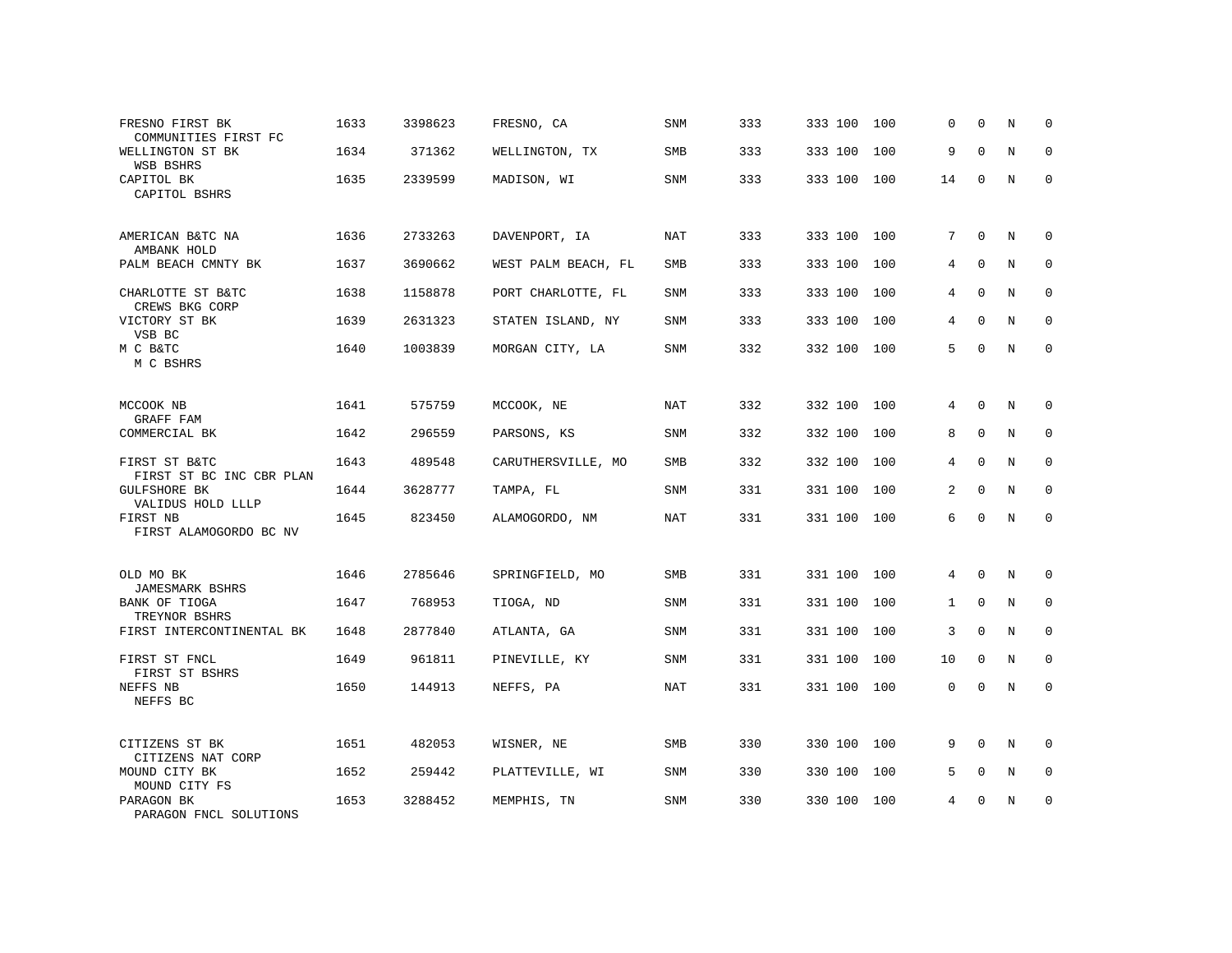| | | | | | | | | | | | |
|---|---|---|---|---|---|---|---|---|---|---|---|
| FRESNO FIRST BK<br>COMMUNITIES FIRST FC | 1633 | 3398623 | FRESNO, CA | SNM | 333 | 333 100 | 100 | 0 | 0 | N | 0 |
| WELLINGTON ST BK<br>WSB BSHRS | 1634 | 371362 | WELLINGTON, TX | SMB | 333 | 333 100 | 100 | 9 | 0 | N | 0 |
| CAPITOL BK<br>CAPITOL BSHRS | 1635 | 2339599 | MADISON, WI | SNM | 333 | 333 100 | 100 | 14 | 0 | N | 0 |
| AMERICAN B&TC NA<br>AMBANK HOLD | 1636 | 2733263 | DAVENPORT, IA | NAT | 333 | 333 100 | 100 | 7 | 0 | N | 0 |
| PALM BEACH CMNTY BK | 1637 | 3690662 | WEST PALM BEACH, FL | SMB | 333 | 333 100 | 100 | 4 | 0 | N | 0 |
| CHARLOTTE ST B&TC<br>CREWS BKG CORP | 1638 | 1158878 | PORT CHARLOTTE, FL | SNM | 333 | 333 100 | 100 | 4 | 0 | N | 0 |
| VICTORY ST BK<br>VSB BC | 1639 | 2631323 | STATEN ISLAND, NY | SNM | 333 | 333 100 | 100 | 4 | 0 | N | 0 |
| M C B&TC<br>M C BSHRS | 1640 | 1003839 | MORGAN CITY, LA | SNM | 332 | 332 100 | 100 | 5 | 0 | N | 0 |
| MCCOOK NB<br>GRAFF FAM | 1641 | 575759 | MCCOOK, NE | NAT | 332 | 332 100 | 100 | 4 | 0 | N | 0 |
| COMMERCIAL BK | 1642 | 296559 | PARSONS, KS | SNM | 332 | 332 100 | 100 | 8 | 0 | N | 0 |
| FIRST ST B&TC<br>FIRST ST BC INC CBR PLAN | 1643 | 489548 | CARUTHERSVILLE, MO | SMB | 332 | 332 100 | 100 | 4 | 0 | N | 0 |
| GULFSHORE BK<br>VALIDUS HOLD LLLP | 1644 | 3628777 | TAMPA, FL | SNM | 331 | 331 100 | 100 | 2 | 0 | N | 0 |
| FIRST NB<br>FIRST ALAMOGORDO BC NV | 1645 | 823450 | ALAMOGORDO, NM | NAT | 331 | 331 100 | 100 | 6 | 0 | N | 0 |
| OLD MO BK<br>JAMESMARK BSHRS | 1646 | 2785646 | SPRINGFIELD, MO | SMB | 331 | 331 100 | 100 | 4 | 0 | N | 0 |
| BANK OF TIOGA<br>TREYNOR BSHRS | 1647 | 768953 | TIOGA, ND | SNM | 331 | 331 100 | 100 | 1 | 0 | N | 0 |
| FIRST INTERCONTINENTAL BK | 1648 | 2877840 | ATLANTA, GA | SNM | 331 | 331 100 | 100 | 3 | 0 | N | 0 |
| FIRST ST FNCL<br>FIRST ST BSHRS | 1649 | 961811 | PINEVILLE, KY | SNM | 331 | 331 100 | 100 | 10 | 0 | N | 0 |
| NEFFS NB<br>NEFFS BC | 1650 | 144913 | NEFFS, PA | NAT | 331 | 331 100 | 100 | 0 | 0 | N | 0 |
| CITIZENS ST BK<br>CITIZENS NAT CORP | 1651 | 482053 | WISNER, NE | SMB | 330 | 330 100 | 100 | 9 | 0 | N | 0 |
| MOUND CITY BK<br>MOUND CITY FS | 1652 | 259442 | PLATTEVILLE, WI | SNM | 330 | 330 100 | 100 | 5 | 0 | N | 0 |
| PARAGON BK<br>PARAGON FNCL SOLUTIONS | 1653 | 3288452 | MEMPHIS, TN | SNM | 330 | 330 100 | 100 | 4 | 0 | N | 0 |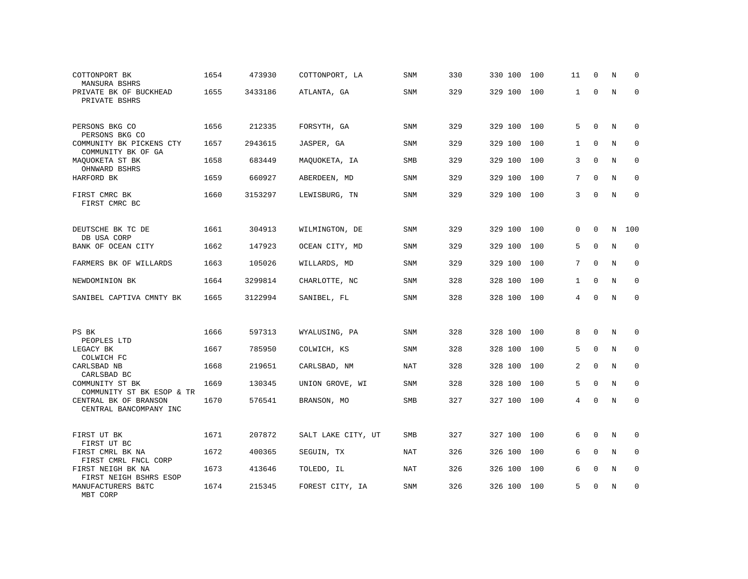| | | | | | | | | | | | | |
|---|---|---|---|---|---|---|---|---|---|---|---|---|
| COTTONPORT BK<br>MANSURA BSHRS | 1654 | 473930 | COTTONPORT, LA | SNM | 330 | 330 | 100 | 100 | 11 | 0 | N | 0 |
| PRIVATE BK OF BUCKHEAD<br>PRIVATE BSHRS | 1655 | 3433186 | ATLANTA, GA | SNM | 329 | 329 | 100 | 100 | 1 | 0 | N | 0 |
| PERSONS BKG CO<br>PERSONS BKG CO | 1656 | 212335 | FORSYTH, GA | SNM | 329 | 329 | 100 | 100 | 5 | 0 | N | 0 |
| COMMUNITY BK PICKENS CTY<br>COMMUNITY BK OF GA | 1657 | 2943615 | JASPER, GA | SNM | 329 | 329 | 100 | 100 | 1 | 0 | N | 0 |
| MAQUOKETA ST BK<br>OHNWARD BSHRS | 1658 | 683449 | MAQUOKETA, IA | SMB | 329 | 329 | 100 | 100 | 3 | 0 | N | 0 |
| HARFORD BK | 1659 | 660927 | ABERDEEN, MD | SNM | 329 | 329 | 100 | 100 | 7 | 0 | N | 0 |
| FIRST CMRC BK<br>FIRST CMRC BC | 1660 | 3153297 | LEWISBURG, TN | SNM | 329 | 329 | 100 | 100 | 3 | 0 | N | 0 |
| DEUTSCHE BK TC DE<br>DB USA CORP | 1661 | 304913 | WILMINGTON, DE | SNM | 329 | 329 | 100 | 100 | 0 | 0 | N | 100 |
| BANK OF OCEAN CITY | 1662 | 147923 | OCEAN CITY, MD | SNM | 329 | 329 | 100 | 100 | 5 | 0 | N | 0 |
| FARMERS BK OF WILLARDS | 1663 | 105026 | WILLARDS, MD | SNM | 329 | 329 | 100 | 100 | 7 | 0 | N | 0 |
| NEWDOMINION BK | 1664 | 3299814 | CHARLOTTE, NC | SNM | 328 | 328 | 100 | 100 | 1 | 0 | N | 0 |
| SANIBEL CAPTIVA CMNTY BK | 1665 | 3122994 | SANIBEL, FL | SNM | 328 | 328 | 100 | 100 | 4 | 0 | N | 0 |
| PS BK<br>PEOPLES LTD | 1666 | 597313 | WYALUSING, PA | SNM | 328 | 328 | 100 | 100 | 8 | 0 | N | 0 |
| LEGACY BK<br>COLWICH FC | 1667 | 785950 | COLWICH, KS | SNM | 328 | 328 | 100 | 100 | 5 | 0 | N | 0 |
| CARLSBAD NB<br>CARLSBAD BC | 1668 | 219651 | CARLSBAD, NM | NAT | 328 | 328 | 100 | 100 | 2 | 0 | N | 0 |
| COMMUNITY ST BK<br>COMMUNITY ST BK ESOP & TR | 1669 | 130345 | UNION GROVE, WI | SNM | 328 | 328 | 100 | 100 | 5 | 0 | N | 0 |
| CENTRAL BK OF BRANSON<br>CENTRAL BANCOMPANY INC | 1670 | 576541 | BRANSON, MO | SMB | 327 | 327 | 100 | 100 | 4 | 0 | N | 0 |
| FIRST UT BK<br>FIRST UT BC | 1671 | 207872 | SALT LAKE CITY, UT | SMB | 327 | 327 | 100 | 100 | 6 | 0 | N | 0 |
| FIRST CMRL BK NA<br>FIRST CMRL FNCL CORP | 1672 | 400365 | SEGUIN, TX | NAT | 326 | 326 | 100 | 100 | 6 | 0 | N | 0 |
| FIRST NEIGH BK NA<br>FIRST NEIGH BSHRS ESOP | 1673 | 413646 | TOLEDO, IL | NAT | 326 | 326 | 100 | 100 | 6 | 0 | N | 0 |
| MANUFACTURERS B&TC<br>MBT CORP | 1674 | 215345 | FOREST CITY, IA | SNM | 326 | 326 | 100 | 100 | 5 | 0 | N | 0 |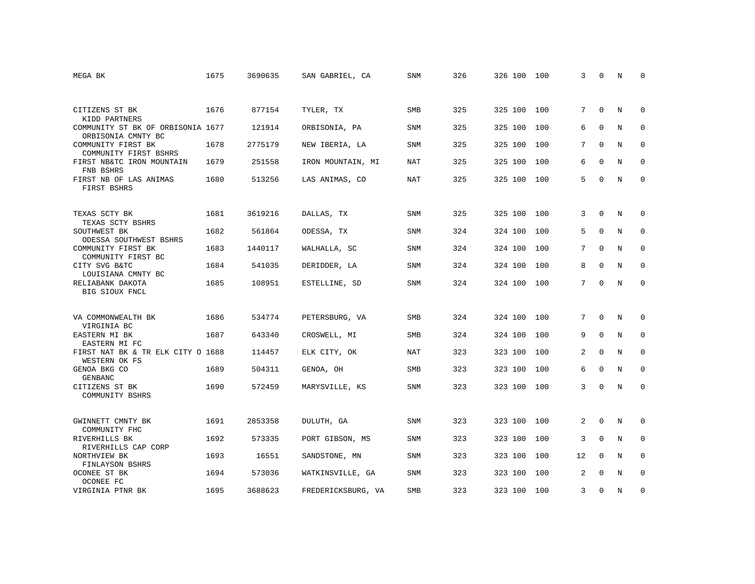| | | | | | | | | | | | | |
|---|---|---|---|---|---|---|---|---|---|---|---|---|
| MEGA BK | 1675 | 3690635 | SAN GABRIEL, CA | SNM | 326 | 326 | 100 | 100 | 3 | 0 | N | 0 |
| CITIZENS ST BK<br>KIDD PARTNERS | 1676 | 877154 | TYLER, TX | SMB | 325 | 325 | 100 | 100 | 7 | 0 | N | 0 |
| COMMUNITY ST BK OF ORBISONIA<br>ORBISONIA CMNTY BC | 1677 | 121914 | ORBISONIA, PA | SNM | 325 | 325 | 100 | 100 | 6 | 0 | N | 0 |
| COMMUNITY FIRST BK<br>COMMUNITY FIRST BSHRS | 1678 | 2775179 | NEW IBERIA, LA | SNM | 325 | 325 | 100 | 100 | 7 | 0 | N | 0 |
| FIRST NB&TC IRON MOUNTAIN<br>FNB BSHRS | 1679 | 251558 | IRON MOUNTAIN, MI | NAT | 325 | 325 | 100 | 100 | 6 | 0 | N | 0 |
| FIRST NB OF LAS ANIMAS<br>FIRST BSHRS | 1680 | 513256 | LAS ANIMAS, CO | NAT | 325 | 325 | 100 | 100 | 5 | 0 | N | 0 |
| TEXAS SCTY BK<br>TEXAS SCTY BSHRS | 1681 | 3619216 | DALLAS, TX | SNM | 325 | 325 | 100 | 100 | 3 | 0 | N | 0 |
| SOUTHWEST BK<br>ODESSA SOUTHWEST BSHRS | 1682 | 561864 | ODESSA, TX | SNM | 324 | 324 | 100 | 100 | 5 | 0 | N | 0 |
| COMMUNITY FIRST BK<br>COMMUNITY FIRST BC | 1683 | 1440117 | WALHALLA, SC | SNM | 324 | 324 | 100 | 100 | 7 | 0 | N | 0 |
| CITY SVG B&TC<br>LOUISIANA CMNTY BC | 1684 | 541035 | DERIDDER, LA | SNM | 324 | 324 | 100 | 100 | 8 | 0 | N | 0 |
| RELIABANK DAKOTA<br>BIG SIOUX FNCL | 1685 | 108951 | ESTELLINE, SD | SNM | 324 | 324 | 100 | 100 | 7 | 0 | N | 0 |
| VA COMMONWEALTH BK<br>VIRGINIA BC | 1686 | 534774 | PETERSBURG, VA | SMB | 324 | 324 | 100 | 100 | 7 | 0 | N | 0 |
| EASTERN MI BK<br>EASTERN MI FC | 1687 | 643340 | CROSWELL, MI | SMB | 324 | 324 | 100 | 100 | 9 | 0 | N | 0 |
| FIRST NAT BK & TR ELK CITY O<br>WESTERN OK FS | 1688 | 114457 | ELK CITY, OK | NAT | 323 | 323 | 100 | 100 | 2 | 0 | N | 0 |
| GENOA BKG CO<br>GENBANC | 1689 | 504311 | GENOA, OH | SMB | 323 | 323 | 100 | 100 | 6 | 0 | N | 0 |
| CITIZENS ST BK<br>COMMUNITY BSHRS | 1690 | 572459 | MARYSVILLE, KS | SNM | 323 | 323 | 100 | 100 | 3 | 0 | N | 0 |
| GWINNETT CMNTY BK<br>COMMUNITY FHC | 1691 | 2853358 | DULUTH, GA | SNM | 323 | 323 | 100 | 100 | 2 | 0 | N | 0 |
| RIVERHILLS BK<br>RIVERHILLS CAP CORP | 1692 | 573335 | PORT GIBSON, MS | SNM | 323 | 323 | 100 | 100 | 3 | 0 | N | 0 |
| NORTHVIEW BK<br>FINLAYSON BSHRS | 1693 | 16551 | SANDSTONE, MN | SNM | 323 | 323 | 100 | 100 | 12 | 0 | N | 0 |
| OCONEE ST BK<br>OCONEE FC | 1694 | 573036 | WATKINSVILLE, GA | SNM | 323 | 323 | 100 | 100 | 2 | 0 | N | 0 |
| VIRGINIA PTNR BK | 1695 | 3688623 | FREDERICKSBURG, VA | SMB | 323 | 323 | 100 | 100 | 3 | 0 | N | 0 |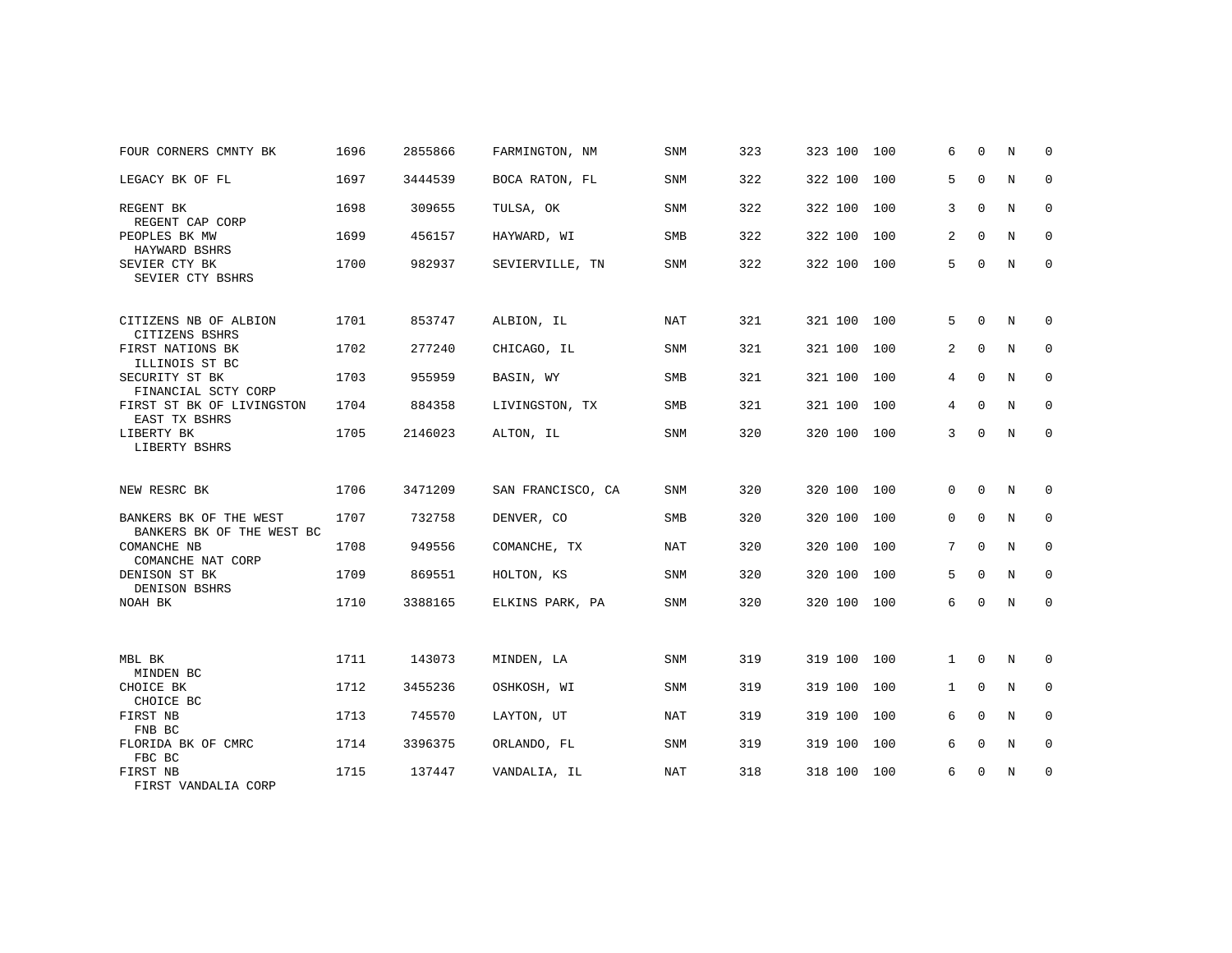| | | | | | | | | | | | | |
|---|---|---|---|---|---|---|---|---|---|---|---|---|
| FOUR CORNERS CMNTY BK | 1696 | 2855866 | FARMINGTON, NM | SNM | 323 | 323 | 100 | 100 | 6 | 0 | N | 0 |
| LEGACY BK OF FL | 1697 | 3444539 | BOCA RATON, FL | SNM | 322 | 322 | 100 | 100 | 5 | 0 | N | 0 |
| REGENT BK<br>REGENT CAP CORP | 1698 | 309655 | TULSA, OK | SNM | 322 | 322 | 100 | 100 | 3 | 0 | N | 0 |
| PEOPLES BK MW<br>HAYWARD BSHRS | 1699 | 456157 | HAYWARD, WI | SMB | 322 | 322 | 100 | 100 | 2 | 0 | N | 0 |
| SEVIER CTY BK<br>SEVIER CTY BSHRS | 1700 | 982937 | SEVIERVILLE, TN | SNM | 322 | 322 | 100 | 100 | 5 | 0 | N | 0 |
| CITIZENS NB OF ALBION<br>CITIZENS BSHRS | 1701 | 853747 | ALBION, IL | NAT | 321 | 321 | 100 | 100 | 5 | 0 | N | 0 |
| FIRST NATIONS BK<br>ILLINOIS ST BC | 1702 | 277240 | CHICAGO, IL | SNM | 321 | 321 | 100 | 100 | 2 | 0 | N | 0 |
| SECURITY ST BK<br>FINANCIAL SCTY CORP | 1703 | 955959 | BASIN, WY | SMB | 321 | 321 | 100 | 100 | 4 | 0 | N | 0 |
| FIRST ST BK OF LIVINGSTON<br>EAST TX BSHRS | 1704 | 884358 | LIVINGSTON, TX | SMB | 321 | 321 | 100 | 100 | 4 | 0 | N | 0 |
| LIBERTY BK<br>LIBERTY BSHRS | 1705 | 2146023 | ALTON, IL | SNM | 320 | 320 | 100 | 100 | 3 | 0 | N | 0 |
| NEW RESRC BK | 1706 | 3471209 | SAN FRANCISCO, CA | SNM | 320 | 320 | 100 | 100 | 0 | 0 | N | 0 |
| BANKERS BK OF THE WEST<br>BANKERS BK OF THE WEST BC | 1707 | 732758 | DENVER, CO | SMB | 320 | 320 | 100 | 100 | 0 | 0 | N | 0 |
| COMANCHE NB<br>COMANCHE NAT CORP | 1708 | 949556 | COMANCHE, TX | NAT | 320 | 320 | 100 | 100 | 7 | 0 | N | 0 |
| DENISON ST BK<br>DENISON BSHRS | 1709 | 869551 | HOLTON, KS | SNM | 320 | 320 | 100 | 100 | 5 | 0 | N | 0 |
| NOAH BK | 1710 | 3388165 | ELKINS PARK, PA | SNM | 320 | 320 | 100 | 100 | 6 | 0 | N | 0 |
| MBL BK<br>MINDEN BC | 1711 | 143073 | MINDEN, LA | SNM | 319 | 319 | 100 | 100 | 1 | 0 | N | 0 |
| CHOICE BK<br>CHOICE BC | 1712 | 3455236 | OSHKOSH, WI | SNM | 319 | 319 | 100 | 100 | 1 | 0 | N | 0 |
| FIRST NB<br>FNB BC | 1713 | 745570 | LAYTON, UT | NAT | 319 | 319 | 100 | 100 | 6 | 0 | N | 0 |
| FLORIDA BK OF CMRC<br>FBC BC | 1714 | 3396375 | ORLANDO, FL | SNM | 319 | 319 | 100 | 100 | 6 | 0 | N | 0 |
| FIRST NB<br>FIRST VANDALIA CORP | 1715 | 137447 | VANDALIA, IL | NAT | 318 | 318 | 100 | 100 | 6 | 0 | N | 0 |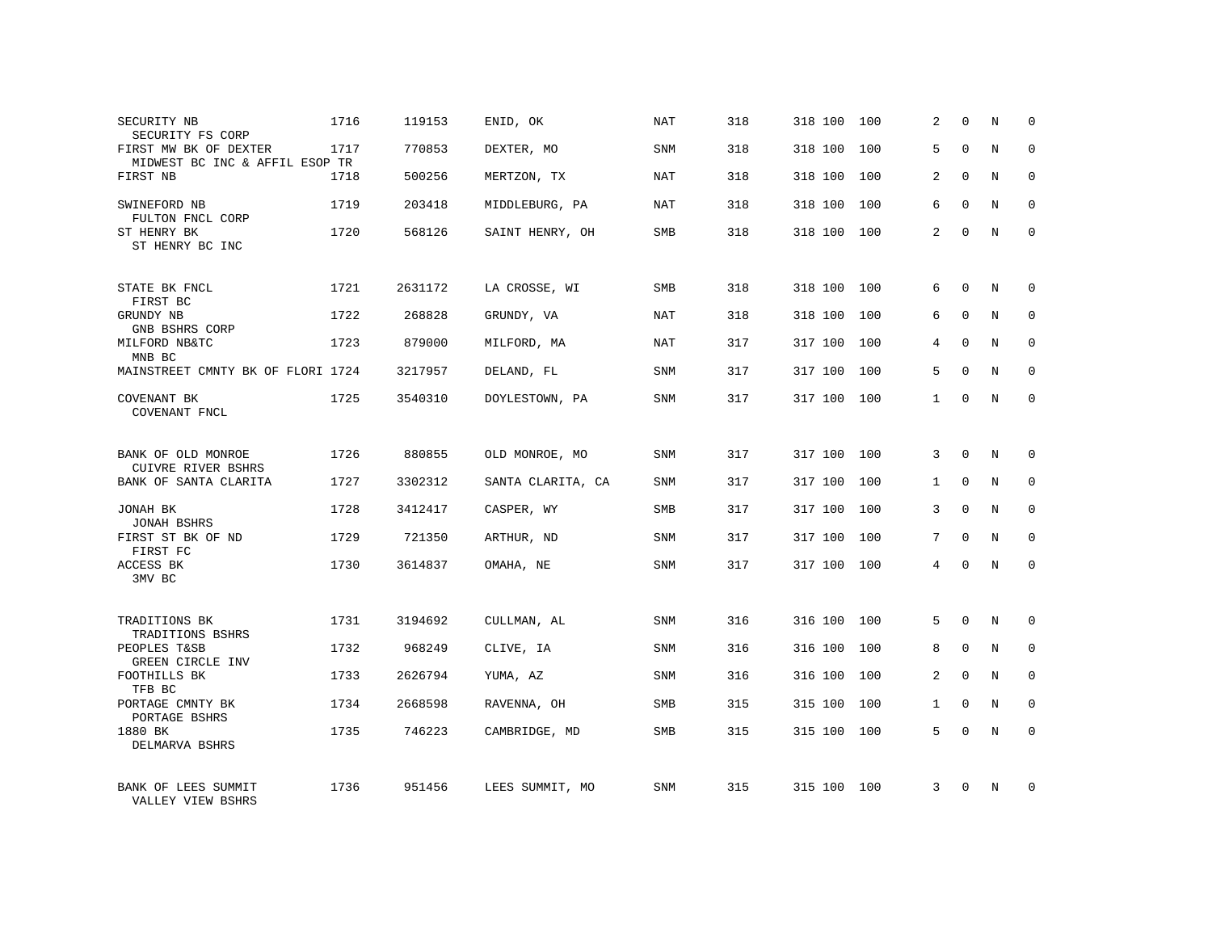| | | | | | | | | | | | | |
|---|---|---|---|---|---|---|---|---|---|---|---|---|
| SECURITY NB<br>SECURITY FS CORP | 1716 | 119153 | ENID, OK | NAT | 318 | 318 | 100 | 100 | 2 | 0 | N | 0 |
| FIRST MW BK OF DEXTER<br>MIDWEST BC INC & AFFIL ESOP TR | 1717 | 770853 | DEXTER, MO | SNM | 318 | 318 | 100 | 100 | 5 | 0 | N | 0 |
| FIRST NB | 1718 | 500256 | MERTZON, TX | NAT | 318 | 318 | 100 | 100 | 2 | 0 | N | 0 |
| SWINEFORD NB<br>FULTON FNCL CORP | 1719 | 203418 | MIDDLEBURG, PA | NAT | 318 | 318 | 100 | 100 | 6 | 0 | N | 0 |
| ST HENRY BK<br>ST HENRY BC INC | 1720 | 568126 | SAINT HENRY, OH | SMB | 318 | 318 | 100 | 100 | 2 | 0 | N | 0 |
| STATE BK FNCL<br>FIRST BC | 1721 | 2631172 | LA CROSSE, WI | SMB | 318 | 318 | 100 | 100 | 6 | 0 | N | 0 |
| GRUNDY NB<br>GNB BSHRS CORP | 1722 | 268828 | GRUNDY, VA | NAT | 318 | 318 | 100 | 100 | 6 | 0 | N | 0 |
| MILFORD NB&TC<br>MNB BC | 1723 | 879000 | MILFORD, MA | NAT | 317 | 317 | 100 | 100 | 4 | 0 | N | 0 |
| MAINSTREET CMNTY BK OF FLORI | 1724 | 3217957 | DELAND, FL | SNM | 317 | 317 | 100 | 100 | 5 | 0 | N | 0 |
| COVENANT BK<br>COVENANT FNCL | 1725 | 3540310 | DOYLESTOWN, PA | SNM | 317 | 317 | 100 | 100 | 1 | 0 | N | 0 |
| BANK OF OLD MONROE<br>CUIVRE RIVER BSHRS | 1726 | 880855 | OLD MONROE, MO | SNM | 317 | 317 | 100 | 100 | 3 | 0 | N | 0 |
| BANK OF SANTA CLARITA | 1727 | 3302312 | SANTA CLARITA, CA | SNM | 317 | 317 | 100 | 100 | 1 | 0 | N | 0 |
| JONAH BK<br>JONAH BSHRS | 1728 | 3412417 | CASPER, WY | SMB | 317 | 317 | 100 | 100 | 3 | 0 | N | 0 |
| FIRST ST BK OF ND<br>FIRST FC | 1729 | 721350 | ARTHUR, ND | SNM | 317 | 317 | 100 | 100 | 7 | 0 | N | 0 |
| ACCESS BK<br>3MV BC | 1730 | 3614837 | OMAHA, NE | SNM | 317 | 317 | 100 | 100 | 4 | 0 | N | 0 |
| TRADITIONS BK<br>TRADITIONS BSHRS | 1731 | 3194692 | CULLMAN, AL | SNM | 316 | 316 | 100 | 100 | 5 | 0 | N | 0 |
| PEOPLES T&SB<br>GREEN CIRCLE INV | 1732 | 968249 | CLIVE, IA | SNM | 316 | 316 | 100 | 100 | 8 | 0 | N | 0 |
| FOOTHILLS BK<br>TFB BC | 1733 | 2626794 | YUMA, AZ | SNM | 316 | 316 | 100 | 100 | 2 | 0 | N | 0 |
| PORTAGE CMNTY BK<br>PORTAGE BSHRS | 1734 | 2668598 | RAVENNA, OH | SMB | 315 | 315 | 100 | 100 | 1 | 0 | N | 0 |
| 1880 BK<br>DELMARVA BSHRS | 1735 | 746223 | CAMBRIDGE, MD | SMB | 315 | 315 | 100 | 100 | 5 | 0 | N | 0 |
| BANK OF LEES SUMMIT<br>VALLEY VIEW BSHRS | 1736 | 951456 | LEES SUMMIT, MO | SNM | 315 | 315 | 100 | 100 | 3 | 0 | N | 0 |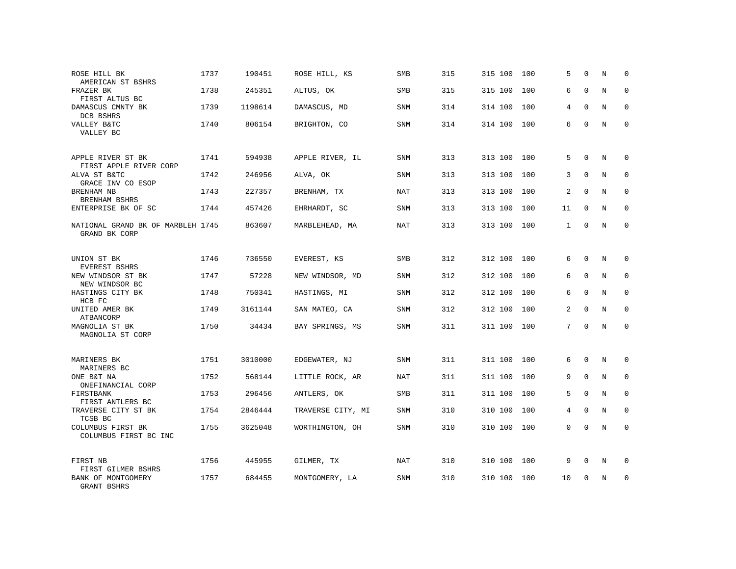| | | | | | | | | | | | | |
|---|---|---|---|---|---|---|---|---|---|---|---|---|
| ROSE HILL BK<br>AMERICAN ST BSHRS | 1737 | 190451 | ROSE HILL, KS | SMB | 315 | 315 | 100 | 100 | 5 | 0 | N | 0 |
| FRAZER BK<br>FIRST ALTUS BC | 1738 | 245351 | ALTUS, OK | SMB | 315 | 315 | 100 | 100 | 6 | 0 | N | 0 |
| DAMASCUS CMNTY BK<br>DCB BSHRS | 1739 | 1198614 | DAMASCUS, MD | SNM | 314 | 314 | 100 | 100 | 4 | 0 | N | 0 |
| VALLEY B&TC<br>VALLEY BC | 1740 | 806154 | BRIGHTON, CO | SNM | 314 | 314 | 100 | 100 | 6 | 0 | N | 0 |
| APPLE RIVER ST BK<br>FIRST APPLE RIVER CORP | 1741 | 594938 | APPLE RIVER, IL | SNM | 313 | 313 | 100 | 100 | 5 | 0 | N | 0 |
| ALVA ST B&TC<br>GRACE INV CO ESOP | 1742 | 246956 | ALVA, OK | SNM | 313 | 313 | 100 | 100 | 3 | 0 | N | 0 |
| BRENHAM NB<br>BRENHAM BSHRS | 1743 | 227357 | BRENHAM, TX | NAT | 313 | 313 | 100 | 100 | 2 | 0 | N | 0 |
| ENTERPRISE BK OF SC | 1744 | 457426 | EHRHARDT, SC | SNM | 313 | 313 | 100 | 100 | 11 | 0 | N | 0 |
| NATIONAL GRAND BK OF MARBLEH<br>GRAND BK CORP | 1745 | 863607 | MARBLEHEAD, MA | NAT | 313 | 313 | 100 | 100 | 1 | 0 | N | 0 |
| UNION ST BK<br>EVEREST BSHRS | 1746 | 736550 | EVEREST, KS | SMB | 312 | 312 | 100 | 100 | 6 | 0 | N | 0 |
| NEW WINDSOR ST BK<br>NEW WINDSOR BC | 1747 | 57228 | NEW WINDSOR, MD | SNM | 312 | 312 | 100 | 100 | 6 | 0 | N | 0 |
| HASTINGS CITY BK<br>HCB FC | 1748 | 750341 | HASTINGS, MI | SNM | 312 | 312 | 100 | 100 | 6 | 0 | N | 0 |
| UNITED AMER BK<br>ATBANCORP | 1749 | 3161144 | SAN MATEO, CA | SNM | 312 | 312 | 100 | 100 | 2 | 0 | N | 0 |
| MAGNOLIA ST BK<br>MAGNOLIA ST CORP | 1750 | 34434 | BAY SPRINGS, MS | SNM | 311 | 311 | 100 | 100 | 7 | 0 | N | 0 |
| MARINERS BK<br>MARINERS BC | 1751 | 3010000 | EDGEWATER, NJ | SNM | 311 | 311 | 100 | 100 | 6 | 0 | N | 0 |
| ONE B&T NA<br>ONEFINANCIAL CORP | 1752 | 568144 | LITTLE ROCK, AR | NAT | 311 | 311 | 100 | 100 | 9 | 0 | N | 0 |
| FIRSTBANK<br>FIRST ANTLERS BC | 1753 | 296456 | ANTLERS, OK | SMB | 311 | 311 | 100 | 100 | 5 | 0 | N | 0 |
| TRAVERSE CITY ST BK<br>TCSB BC | 1754 | 2846444 | TRAVERSE CITY, MI | SNM | 310 | 310 | 100 | 100 | 4 | 0 | N | 0 |
| COLUMBUS FIRST BK<br>COLUMBUS FIRST BC INC | 1755 | 3625048 | WORTHINGTON, OH | SNM | 310 | 310 | 100 | 100 | 0 | 0 | N | 0 |
| FIRST NB<br>FIRST GILMER BSHRS | 1756 | 445955 | GILMER, TX | NAT | 310 | 310 | 100 | 100 | 9 | 0 | N | 0 |
| BANK OF MONTGOMERY<br>GRANT BSHRS | 1757 | 684455 | MONTGOMERY, LA | SNM | 310 | 310 | 100 | 100 | 10 | 0 | N | 0 |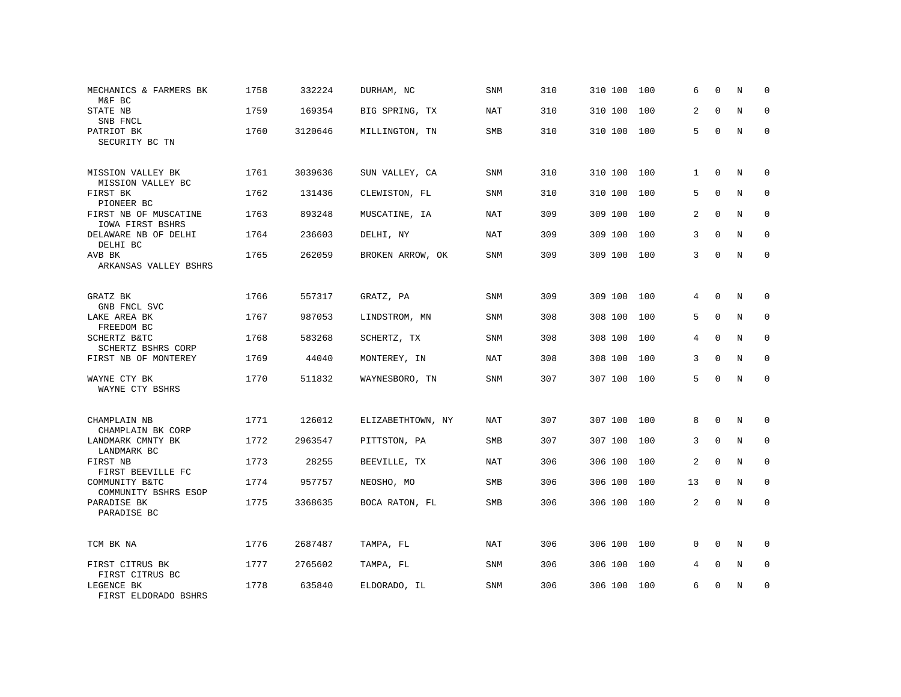| | | | | | | | | | | | | |
|---|---|---|---|---|---|---|---|---|---|---|---|---|
| MECHANICS & FARMERS BK<br>M&F BC | 1758 | 332224 | DURHAM, NC | SNM | 310 | 310 | 100 | 100 | 6 | 0 | N | 0 |
| STATE NB<br>SNB FNCL | 1759 | 169354 | BIG SPRING, TX | NAT | 310 | 310 | 100 | 100 | 2 | 0 | N | 0 |
| PATRIOT BK<br>SECURITY BC TN | 1760 | 3120646 | MILLINGTON, TN | SMB | 310 | 310 | 100 | 100 | 5 | 0 | N | 0 |
| MISSION VALLEY BK<br>MISSION VALLEY BC | 1761 | 3039636 | SUN VALLEY, CA | SNM | 310 | 310 | 100 | 100 | 1 | 0 | N | 0 |
| FIRST BK<br>PIONEER BC | 1762 | 131436 | CLEWISTON, FL | SNM | 310 | 310 | 100 | 100 | 5 | 0 | N | 0 |
| FIRST NB OF MUSCATINE<br>IOWA FIRST BSHRS | 1763 | 893248 | MUSCATINE, IA | NAT | 309 | 309 | 100 | 100 | 2 | 0 | N | 0 |
| DELAWARE NB OF DELHI<br>DELHI BC | 1764 | 236603 | DELHI, NY | NAT | 309 | 309 | 100 | 100 | 3 | 0 | N | 0 |
| AVB BK<br>ARKANSAS VALLEY BSHRS | 1765 | 262059 | BROKEN ARROW, OK | SNM | 309 | 309 | 100 | 100 | 3 | 0 | N | 0 |
| GRATZ BK<br>GNB FNCL SVC | 1766 | 557317 | GRATZ, PA | SNM | 309 | 309 | 100 | 100 | 4 | 0 | N | 0 |
| LAKE AREA BK<br>FREEDOM BC | 1767 | 987053 | LINDSTROM, MN | SNM | 308 | 308 | 100 | 100 | 5 | 0 | N | 0 |
| SCHERTZ B&TC<br>SCHERTZ BSHRS CORP | 1768 | 583268 | SCHERTZ, TX | SNM | 308 | 308 | 100 | 100 | 4 | 0 | N | 0 |
| FIRST NB OF MONTEREY | 1769 | 44040 | MONTEREY, IN | NAT | 308 | 308 | 100 | 100 | 3 | 0 | N | 0 |
| WAYNE CTY BK<br>WAYNE CTY BSHRS | 1770 | 511832 | WAYNESBORO, TN | SNM | 307 | 307 | 100 | 100 | 5 | 0 | N | 0 |
| CHAMPLAIN NB<br>CHAMPLAIN BK CORP | 1771 | 126012 | ELIZABETHTOWN, NY | NAT | 307 | 307 | 100 | 100 | 8 | 0 | N | 0 |
| LANDMARK CMNTY BK<br>LANDMARK BC | 1772 | 2963547 | PITTSTON, PA | SMB | 307 | 307 | 100 | 100 | 3 | 0 | N | 0 |
| FIRST NB<br>FIRST BEEVILLE FC | 1773 | 28255 | BEEVILLE, TX | NAT | 306 | 306 | 100 | 100 | 2 | 0 | N | 0 |
| COMMUNITY B&TC<br>COMMUNITY BSHRS ESOP | 1774 | 957757 | NEOSHO, MO | SMB | 306 | 306 | 100 | 100 | 13 | 0 | N | 0 |
| PARADISE BK<br>PARADISE BC | 1775 | 3368635 | BOCA RATON, FL | SMB | 306 | 306 | 100 | 100 | 2 | 0 | N | 0 |
| TCM BK NA | 1776 | 2687487 | TAMPA, FL | NAT | 306 | 306 | 100 | 100 | 0 | 0 | N | 0 |
| FIRST CITRUS BK<br>FIRST CITRUS BC | 1777 | 2765602 | TAMPA, FL | SNM | 306 | 306 | 100 | 100 | 4 | 0 | N | 0 |
| LEGENCE BK<br>FIRST ELDORADO BSHRS | 1778 | 635840 | ELDORADO, IL | SNM | 306 | 306 | 100 | 100 | 6 | 0 | N | 0 |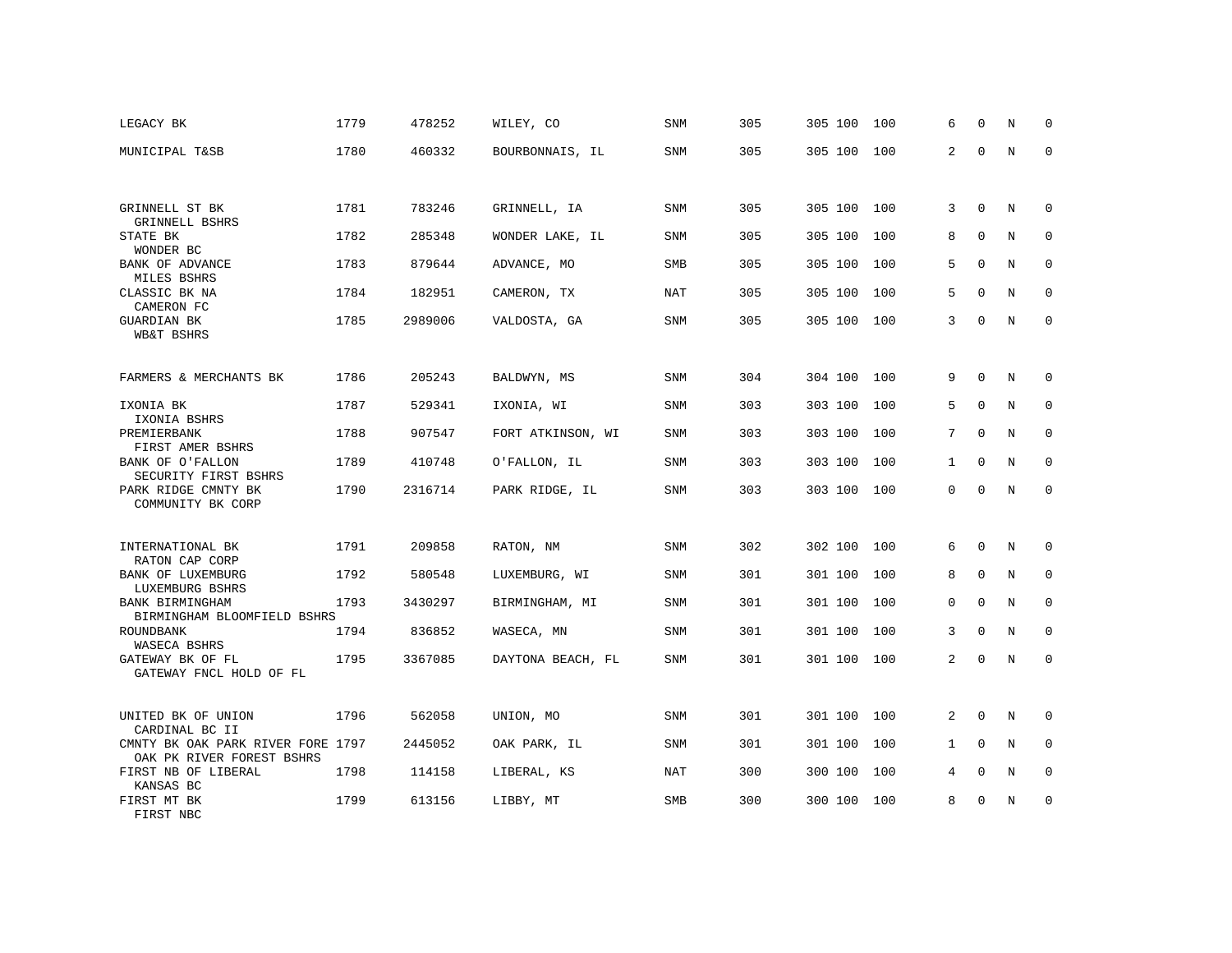| | | | | | | | | | | | | |
|---|---|---|---|---|---|---|---|---|---|---|---|---|
| LEGACY BK | 1779 | 478252 | WILEY, CO | SNM | 305 | 305 | 100 | 100 | 6 | 0 | N | 0 |
| MUNICIPAL T&SB | 1780 | 460332 | BOURBONNAIS, IL | SNM | 305 | 305 | 100 | 100 | 2 | 0 | N | 0 |
| GRINNELL ST BK<br>GRINNELL BSHRS | 1781 | 783246 | GRINNELL, IA | SNM | 305 | 305 | 100 | 100 | 3 | 0 | N | 0 |
| STATE BK<br>WONDER BC | 1782 | 285348 | WONDER LAKE, IL | SNM | 305 | 305 | 100 | 100 | 8 | 0 | N | 0 |
| BANK OF ADVANCE<br>MILES BSHRS | 1783 | 879644 | ADVANCE, MO | SMB | 305 | 305 | 100 | 100 | 5 | 0 | N | 0 |
| CLASSIC BK NA<br>CAMERON FC | 1784 | 182951 | CAMERON, TX | NAT | 305 | 305 | 100 | 100 | 5 | 0 | N | 0 |
| GUARDIAN BK<br>WB&T BSHRS | 1785 | 2989006 | VALDOSTA, GA | SNM | 305 | 305 | 100 | 100 | 3 | 0 | N | 0 |
| FARMERS & MERCHANTS BK | 1786 | 205243 | BALDWYN, MS | SNM | 304 | 304 | 100 | 100 | 9 | 0 | N | 0 |
| IXONIA BK<br>IXONIA BSHRS | 1787 | 529341 | IXONIA, WI | SNM | 303 | 303 | 100 | 100 | 5 | 0 | N | 0 |
| PREMIERBANK<br>FIRST AMER BSHRS | 1788 | 907547 | FORT ATKINSON, WI | SNM | 303 | 303 | 100 | 100 | 7 | 0 | N | 0 |
| BANK OF O'FALLON<br>SECURITY FIRST BSHRS | 1789 | 410748 | O'FALLON, IL | SNM | 303 | 303 | 100 | 100 | 1 | 0 | N | 0 |
| PARK RIDGE CMNTY BK<br>COMMUNITY BK CORP | 1790 | 2316714 | PARK RIDGE, IL | SNM | 303 | 303 | 100 | 100 | 0 | 0 | N | 0 |
| INTERNATIONAL BK<br>RATON CAP CORP | 1791 | 209858 | RATON, NM | SNM | 302 | 302 | 100 | 100 | 6 | 0 | N | 0 |
| BANK OF LUXEMBURG<br>LUXEMBURG BSHRS | 1792 | 580548 | LUXEMBURG, WI | SNM | 301 | 301 | 100 | 100 | 8 | 0 | N | 0 |
| BANK BIRMINGHAM<br>BIRMINGHAM BLOOMFIELD BSHRS | 1793 | 3430297 | BIRMINGHAM, MI | SNM | 301 | 301 | 100 | 100 | 0 | 0 | N | 0 |
| ROUNDBANK<br>WASECA BSHRS | 1794 | 836852 | WASECA, MN | SNM | 301 | 301 | 100 | 100 | 3 | 0 | N | 0 |
| GATEWAY BK OF FL<br>GATEWAY FNCL HOLD OF FL | 1795 | 3367085 | DAYTONA BEACH, FL | SNM | 301 | 301 | 100 | 100 | 2 | 0 | N | 0 |
| UNITED BK OF UNION<br>CARDINAL BC II | 1796 | 562058 | UNION, MO | SNM | 301 | 301 | 100 | 100 | 2 | 0 | N | 0 |
| CMNTY BK OAK PARK RIVER FORE<br>OAK PK RIVER FOREST BSHRS | 1797 | 2445052 | OAK PARK, IL | SNM | 301 | 301 | 100 | 100 | 1 | 0 | N | 0 |
| FIRST NB OF LIBERAL<br>KANSAS BC | 1798 | 114158 | LIBERAL, KS | NAT | 300 | 300 | 100 | 100 | 4 | 0 | N | 0 |
| FIRST MT BK<br>FIRST NBC | 1799 | 613156 | LIBBY, MT | SMB | 300 | 300 | 100 | 100 | 8 | 0 | N | 0 |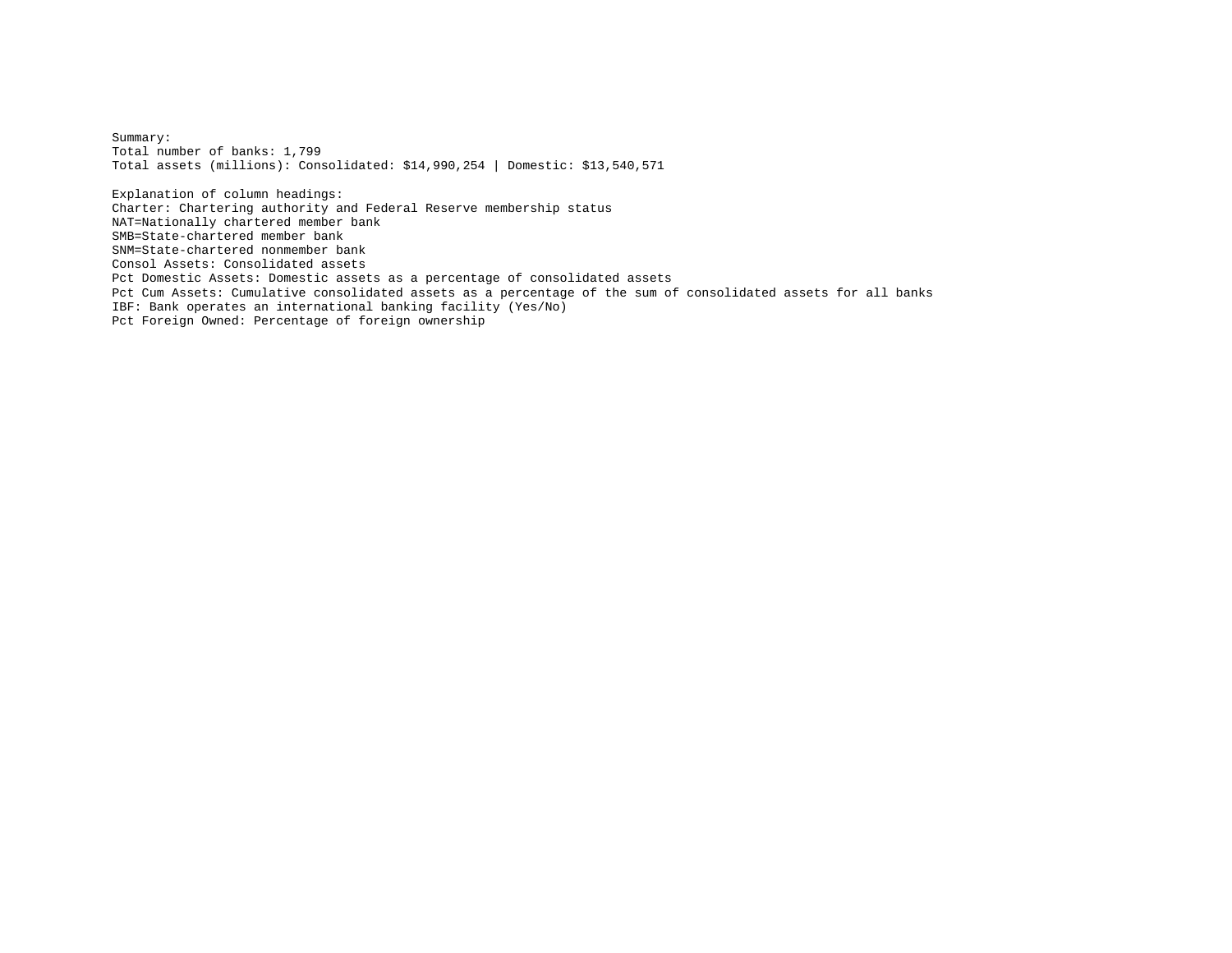Summary:

Total number of banks: 1,799

Total assets (millions): Consolidated: $14,990,254 | Domestic: $13,540,571

Explanation of column headings:

Charter: Chartering authority and Federal Reserve membership status

NAT=Nationally chartered member bank

SMB=State-chartered member bank

SNM=State-chartered nonmember bank

Consol Assets: Consolidated assets

Pct Domestic Assets: Domestic assets as a percentage of consolidated assets

Pct Cum Assets: Cumulative consolidated assets as a percentage of the sum of consolidated assets for all banks

IBF: Bank operates an international banking facility (Yes/No)

Pct Foreign Owned: Percentage of foreign ownership